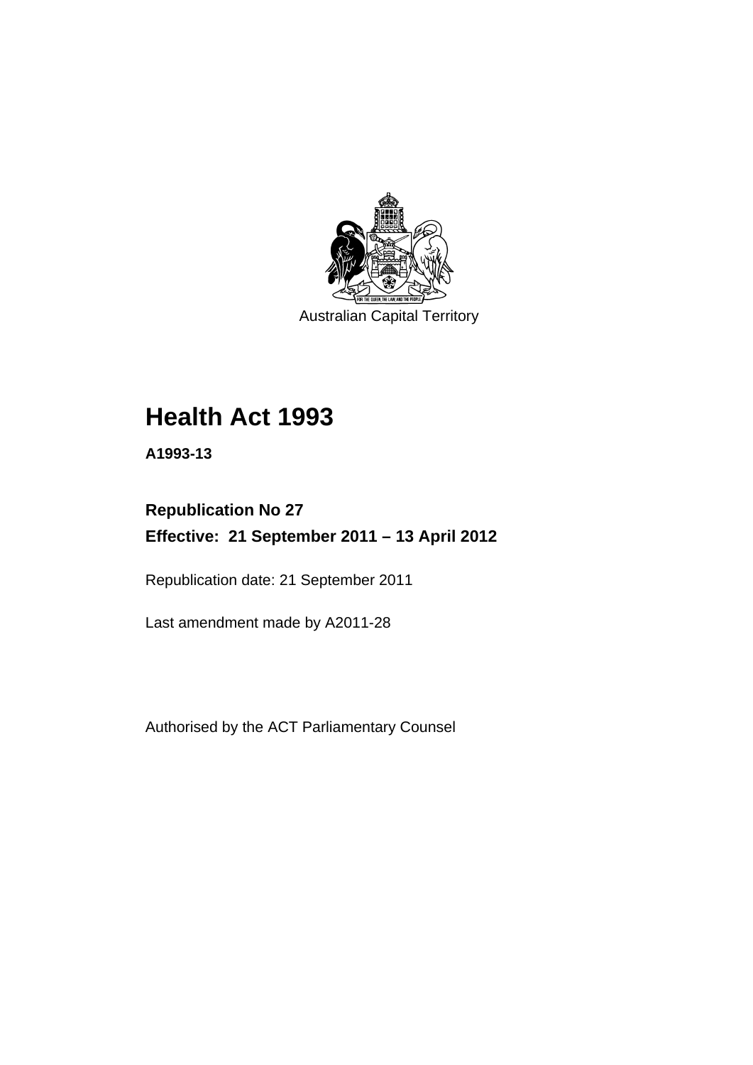Australian Capital Territory

# Health Act 1993

**A1993-13**

## Republication No 27

## Effective: 21 September 2011 – 13 April 2012

Republication date: 21 September 2011

Last amendment made by A2011-28

Authorised by the ACT Parliamentary Counsel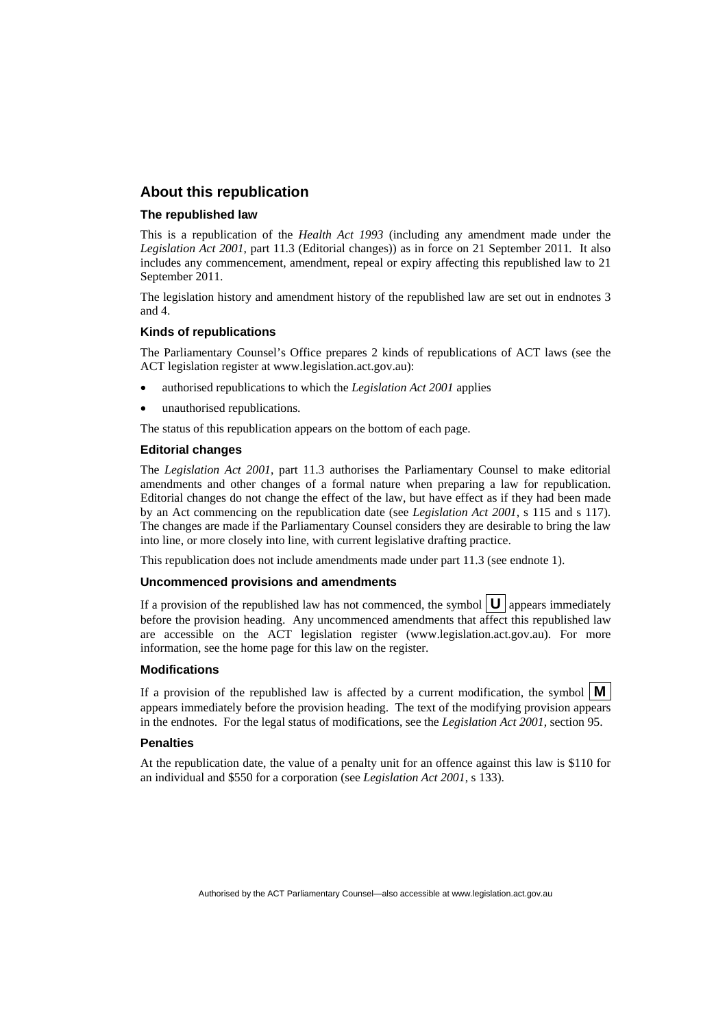## About this republication

### The republished law

This is a republication of the *Health Act 1993* (including any amendment made under the *Legislation Act 2001*, part 11.3 (Editorial changes)) as in force on 21 September 2011. It also includes any commencement, amendment, repeal or expiry affecting this republished law to 21 September 2011.

The legislation history and amendment history of the republished law are set out in endnotes 3 and 4.

### Kinds of republications

The Parliamentary Counsel's Office prepares 2 kinds of republications of ACT laws (see the ACT legislation register at www.legislation.act.gov.au):

- authorised republications to which the *Legislation Act 2001* applies
- unauthorised republications.

The status of this republication appears on the bottom of each page.

### Editorial changes

The *Legislation Act 2001*, part 11.3 authorises the Parliamentary Counsel to make editorial amendments and other changes of a formal nature when preparing a law for republication. Editorial changes do not change the effect of the law, but have effect as if they had been made by an Act commencing on the republication date (see *Legislation Act 2001*, s 115 and s 117). The changes are made if the Parliamentary Counsel considers they are desirable to bring the law into line, or more closely into line, with current legislative drafting practice.

This republication does not include amendments made under part 11.3 (see endnote 1).

### Uncommenced provisions and amendments

If a provision of the republished law has not commenced, the symbol **U** appears immediately before the provision heading. Any uncommenced amendments that affect this republished law are accessible on the ACT legislation register (www.legislation.act.gov.au). For more information, see the home page for this law on the register.

### Modifications

If a provision of the republished law is affected by a current modification, the symbol **M** appears immediately before the provision heading. The text of the modifying provision appears in the endnotes. For the legal status of modifications, see the *Legislation Act 2001*, section 95.

### Penalties

At the republication date, the value of a penalty unit for an offence against this law is $110 for an individual and $550 for a corporation (see *Legislation Act 2001*, s 133).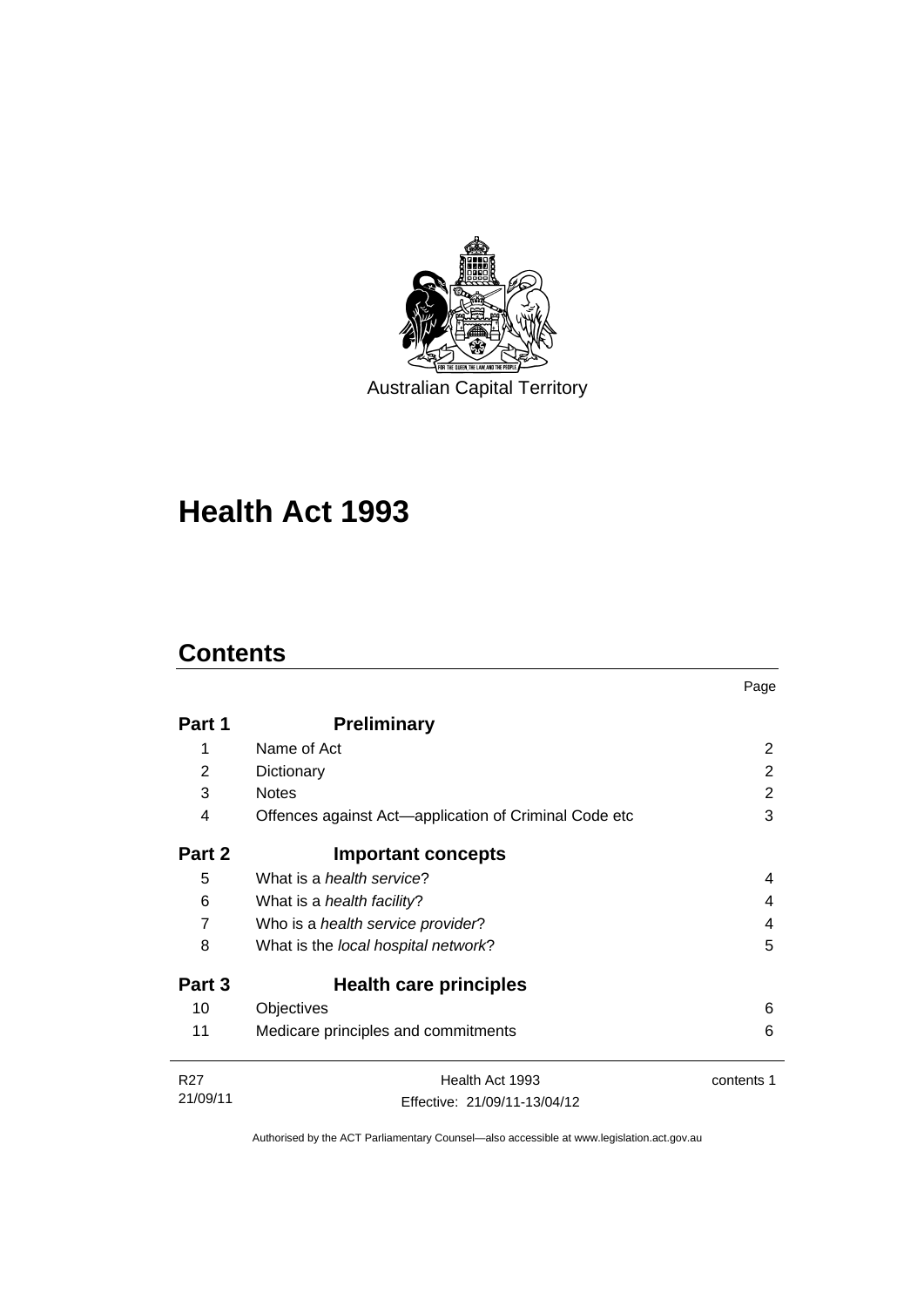Australian Capital Territory

# Health Act 1993

## Contents

| | | Page |
|---|---|---|
| **Part 1** | **Preliminary** | |
| 1 | Name of Act | 2 |
| 2 | Dictionary | 2 |
| 3 | Notes | 2 |
| 4 | Offences against Act—application of Criminal Code etc | 3 |
| **Part 2** | **Important concepts** | |
| 5 | What is a *health service*? | 4 |
| 6 | What is a *health facility*? | 4 |
| 7 | Who is a *health service provider*? | 4 |
| 8 | What is the *local hospital network*? | 5 |
| **Part 3** | **Health care principles** | |
| 10 | Objectives | 6 |
| 11 | Medicare principles and commitments | 6 |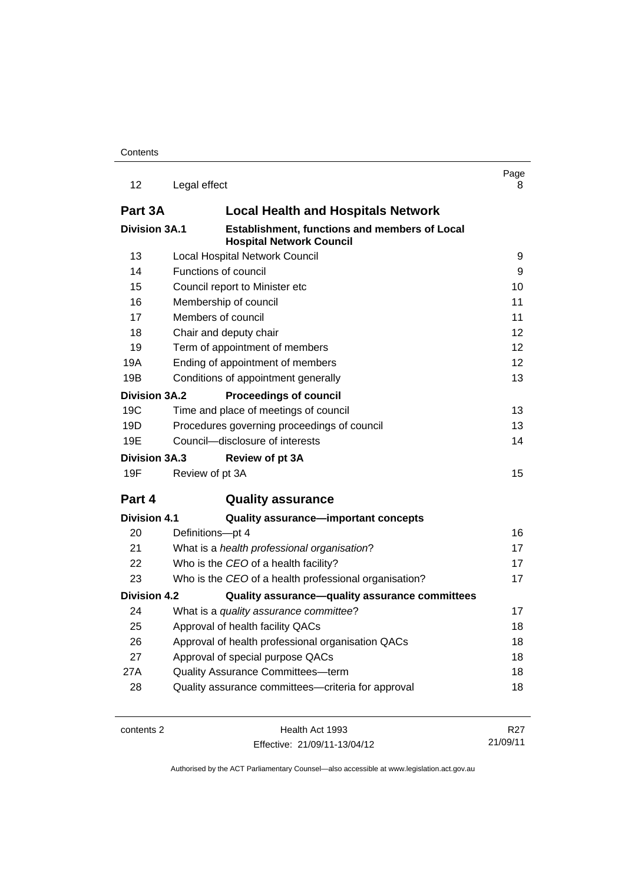| | | Page |
|---|---|---|
| 12 | Legal effect | 8 |
| **Part 3A** | **Local Health and Hospitals Network** | |
| **Division 3A.1** | **Establishment, functions and members of Local Hospital Network Council** | |
| 13 | Local Hospital Network Council | 9 |
| 14 | Functions of council | 9 |
| 15 | Council report to Minister etc | 10 |
| 16 | Membership of council | 11 |
| 17 | Members of council | 11 |
| 18 | Chair and deputy chair | 12 |
| 19 | Term of appointment of members | 12 |
| 19A | Ending of appointment of members | 12 |
| 19B | Conditions of appointment generally | 13 |
| **Division 3A.2** | **Proceedings of council** | |
| 19C | Time and place of meetings of council | 13 |
| 19D | Procedures governing proceedings of council | 13 |
| 19E | Council—disclosure of interests | 14 |
| **Division 3A.3** | **Review of pt 3A** | |
| 19F | Review of pt 3A | 15 |
| **Part 4** | **Quality assurance** | |
| **Division 4.1** | **Quality assurance—important concepts** | |
| 20 | Definitions—pt 4 | 16 |
| 21 | What is a *health professional organisation*? | 17 |
| 22 | Who is the *CEO* of a health facility? | 17 |
| 23 | Who is the *CEO* of a health professional organisation? | 17 |
| **Division 4.2** | **Quality assurance—quality assurance committees** | |
| 24 | What is a *quality assurance committee*? | 17 |
| 25 | Approval of health facility QACs | 18 |
| 26 | Approval of health professional organisation QACs | 18 |
| 27 | Approval of special purpose QACs | 18 |
| 27A | Quality Assurance Committees—term | 18 |
| 28 | Quality assurance committees—criteria for approval | 18 |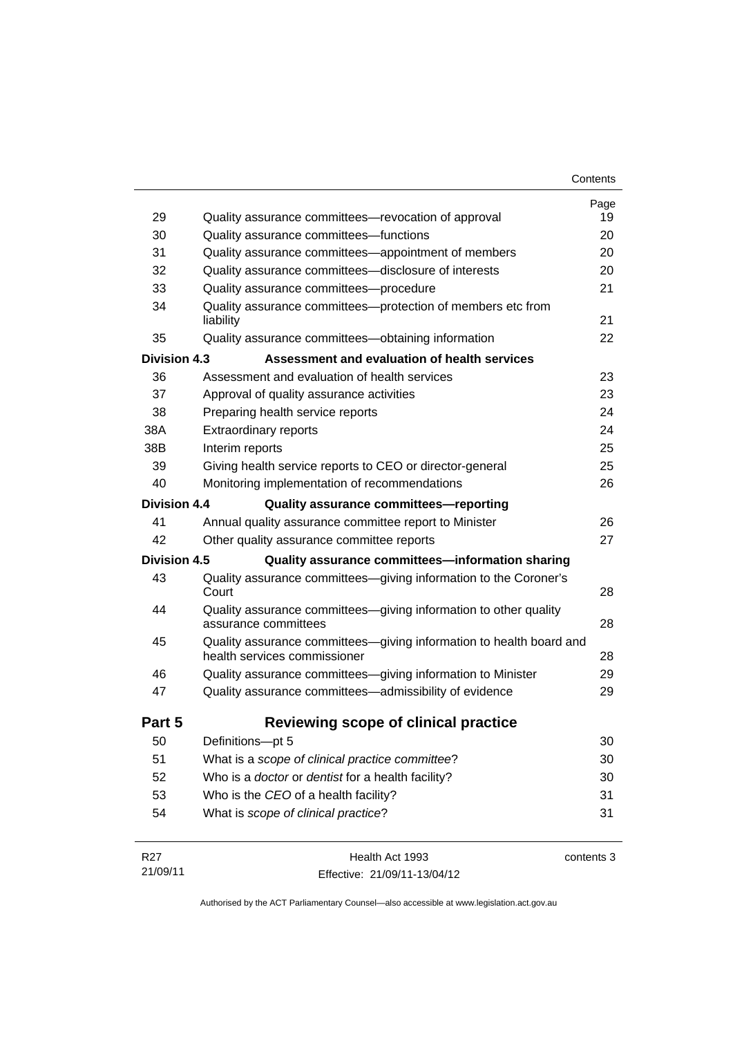| | | Page |
|---|---|---|
| 29 | Quality assurance committees—revocation of approval | 19 |
| 30 | Quality assurance committees—functions | 20 |
| 31 | Quality assurance committees—appointment of members | 20 |
| 32 | Quality assurance committees—disclosure of interests | 20 |
| 33 | Quality assurance committees—procedure | 21 |
| 34 | Quality assurance committees—protection of members etc from liability | 21 |
| 35 | Quality assurance committees—obtaining information | 22 |
| **Division 4.3** | **Assessment and evaluation of health services** | |
| 36 | Assessment and evaluation of health services | 23 |
| 37 | Approval of quality assurance activities | 23 |
| 38 | Preparing health service reports | 24 |
| 38A | Extraordinary reports | 24 |
| 38B | Interim reports | 25 |
| 39 | Giving health service reports to CEO or director-general | 25 |
| 40 | Monitoring implementation of recommendations | 26 |
| **Division 4.4** | **Quality assurance committees—reporting** | |
| 41 | Annual quality assurance committee report to Minister | 26 |
| 42 | Other quality assurance committee reports | 27 |
| **Division 4.5** | **Quality assurance committees—information sharing** | |
| 43 | Quality assurance committees—giving information to the Coroner's Court | 28 |
| 44 | Quality assurance committees—giving information to other quality assurance committees | 28 |
| 45 | Quality assurance committees—giving information to health board and health services commissioner | 28 |
| 46 | Quality assurance committees—giving information to Minister | 29 |
| 47 | Quality assurance committees—admissibility of evidence | 29 |
| **Part 5** | **Reviewing scope of clinical practice** | |
| 50 | Definitions—pt 5 | 30 |
| 51 | What is a *scope of clinical practice committee*? | 30 |
| 52 | Who is a *doctor* or *dentist* for a health facility? | 30 |
| 53 | Who is the *CEO* of a health facility? | 31 |
| 54 | What is *scope of clinical practice*? | 31 |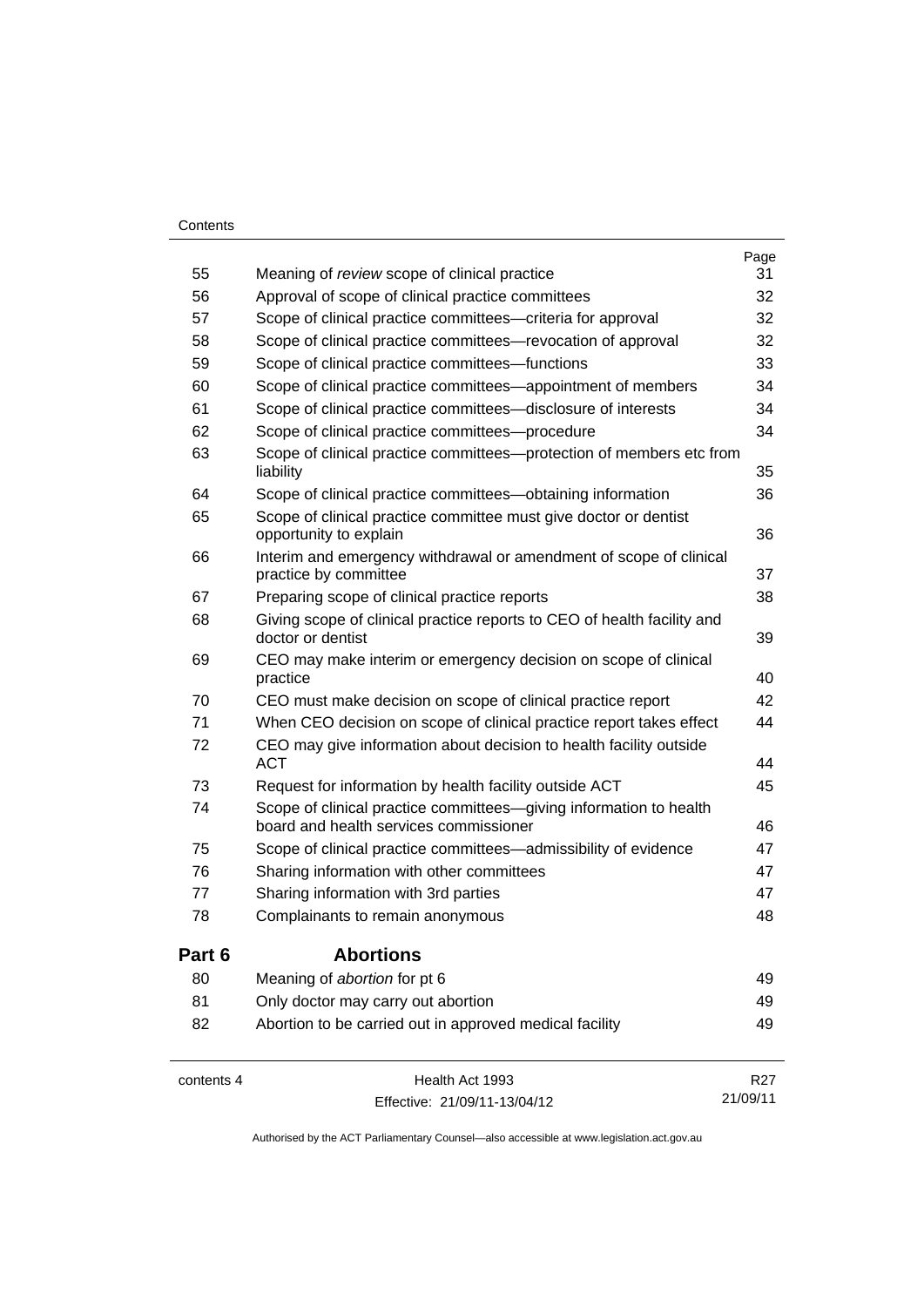| | | Page |
|---|---|---|
| 55 | Meaning of *review* scope of clinical practice | 31 |
| 56 | Approval of scope of clinical practice committees | 32 |
| 57 | Scope of clinical practice committees—criteria for approval | 32 |
| 58 | Scope of clinical practice committees—revocation of approval | 32 |
| 59 | Scope of clinical practice committees—functions | 33 |
| 60 | Scope of clinical practice committees—appointment of members | 34 |
| 61 | Scope of clinical practice committees—disclosure of interests | 34 |
| 62 | Scope of clinical practice committees—procedure | 34 |
| 63 | Scope of clinical practice committees—protection of members etc from liability | 35 |
| 64 | Scope of clinical practice committees—obtaining information | 36 |
| 65 | Scope of clinical practice committee must give doctor or dentist opportunity to explain | 36 |
| 66 | Interim and emergency withdrawal or amendment of scope of clinical practice by committee | 37 |
| 67 | Preparing scope of clinical practice reports | 38 |
| 68 | Giving scope of clinical practice reports to CEO of health facility and doctor or dentist | 39 |
| 69 | CEO may make interim or emergency decision on scope of clinical practice | 40 |
| 70 | CEO must make decision on scope of clinical practice report | 42 |
| 71 | When CEO decision on scope of clinical practice report takes effect | 44 |
| 72 | CEO may give information about decision to health facility outside ACT | 44 |
| 73 | Request for information by health facility outside ACT | 45 |
| 74 | Scope of clinical practice committees—giving information to health board and health services commissioner | 46 |
| 75 | Scope of clinical practice committees—admissibility of evidence | 47 |
| 76 | Sharing information with other committees | 47 |
| 77 | Sharing information with 3rd parties | 47 |
| 78 | Complainants to remain anonymous | 48 |

## Part 6 Abortions

| | | |
|---|---|---|
| 80 | Meaning of *abortion* for pt 6 | 49 |
| 81 | Only doctor may carry out abortion | 49 |
| 82 | Abortion to be carried out in approved medical facility | 49 |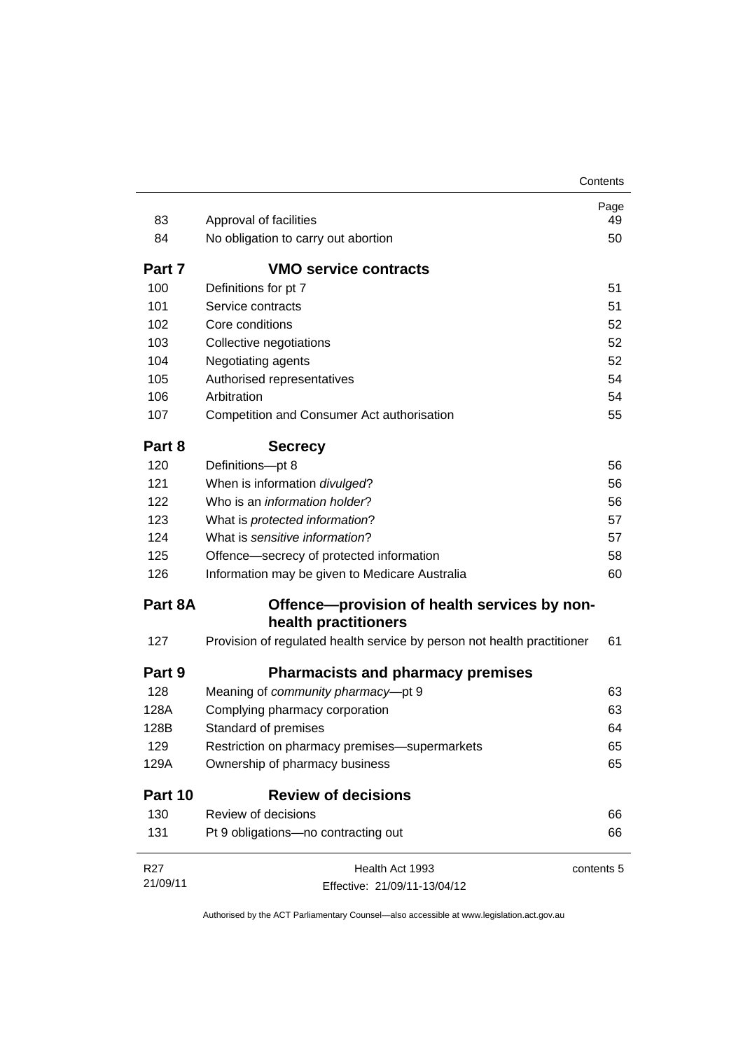| | | Page |
|---|---|---|
| 83 | Approval of facilities | 49 |
| 84 | No obligation to carry out abortion | 50 |
| **Part 7** | **VMO service contracts** | |
| 100 | Definitions for pt 7 | 51 |
| 101 | Service contracts | 51 |
| 102 | Core conditions | 52 |
| 103 | Collective negotiations | 52 |
| 104 | Negotiating agents | 52 |
| 105 | Authorised representatives | 54 |
| 106 | Arbitration | 54 |
| 107 | Competition and Consumer Act authorisation | 55 |
| **Part 8** | **Secrecy** | |
| 120 | Definitions—pt 8 | 56 |
| 121 | When is information *divulged*? | 56 |
| 122 | Who is an *information holder*? | 56 |
| 123 | What is *protected information*? | 57 |
| 124 | What is *sensitive information*? | 57 |
| 125 | Offence—secrecy of protected information | 58 |
| 126 | Information may be given to Medicare Australia | 60 |
| **Part 8A** | **Offence—provision of health services by non-health practitioners** | |
| 127 | Provision of regulated health service by person not health practitioner | 61 |
| **Part 9** | **Pharmacists and pharmacy premises** | |
| 128 | Meaning of *community pharmacy*—pt 9 | 63 |
| 128A | Complying pharmacy corporation | 63 |
| 128B | Standard of premises | 64 |
| 129 | Restriction on pharmacy premises—supermarkets | 65 |
| 129A | Ownership of pharmacy business | 65 |
| **Part 10** | **Review of decisions** | |
| 130 | Review of decisions | 66 |
| 131 | Pt 9 obligations—no contracting out | 66 |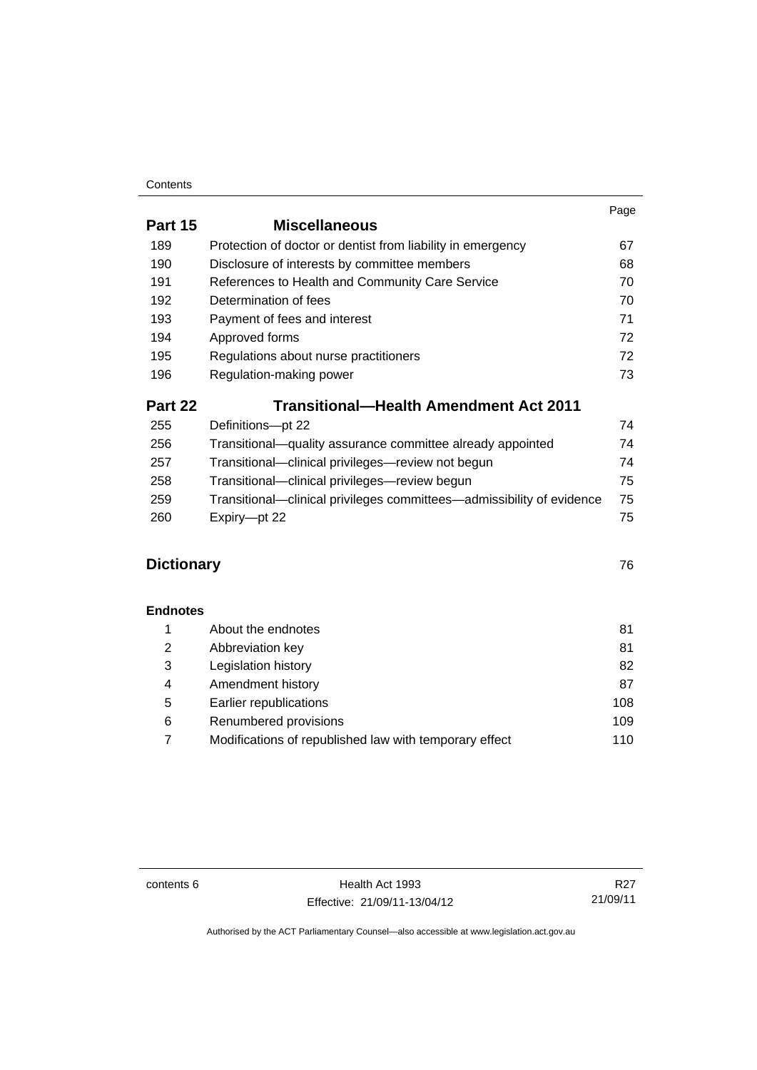| | | Page |
|---|---|---|
| **Part 15** | **Miscellaneous** | |
| 189 | Protection of doctor or dentist from liability in emergency | 67 |
| 190 | Disclosure of interests by committee members | 68 |
| 191 | References to Health and Community Care Service | 70 |
| 192 | Determination of fees | 70 |
| 193 | Payment of fees and interest | 71 |
| 194 | Approved forms | 72 |
| 195 | Regulations about nurse practitioners | 72 |
| 196 | Regulation-making power | 73 |
| **Part 22** | **Transitional—Health Amendment Act 2011** | |
| 255 | Definitions—pt 22 | 74 |
| 256 | Transitional—quality assurance committee already appointed | 74 |
| 257 | Transitional—clinical privileges—review not begun | 74 |
| 258 | Transitional—clinical privileges—review begun | 75 |
| 259 | Transitional—clinical privileges committees—admissibility of evidence | 75 |
| 260 | Expiry—pt 22 | 75 |
| **Dictionary** | | 76 |
| **Endnotes** | | |
| 1 | About the endnotes | 81 |
| 2 | Abbreviation key | 81 |
| 3 | Legislation history | 82 |
| 4 | Amendment history | 87 |
| 5 | Earlier republications | 108 |
| 6 | Renumbered provisions | 109 |
| 7 | Modifications of republished law with temporary effect | 110 |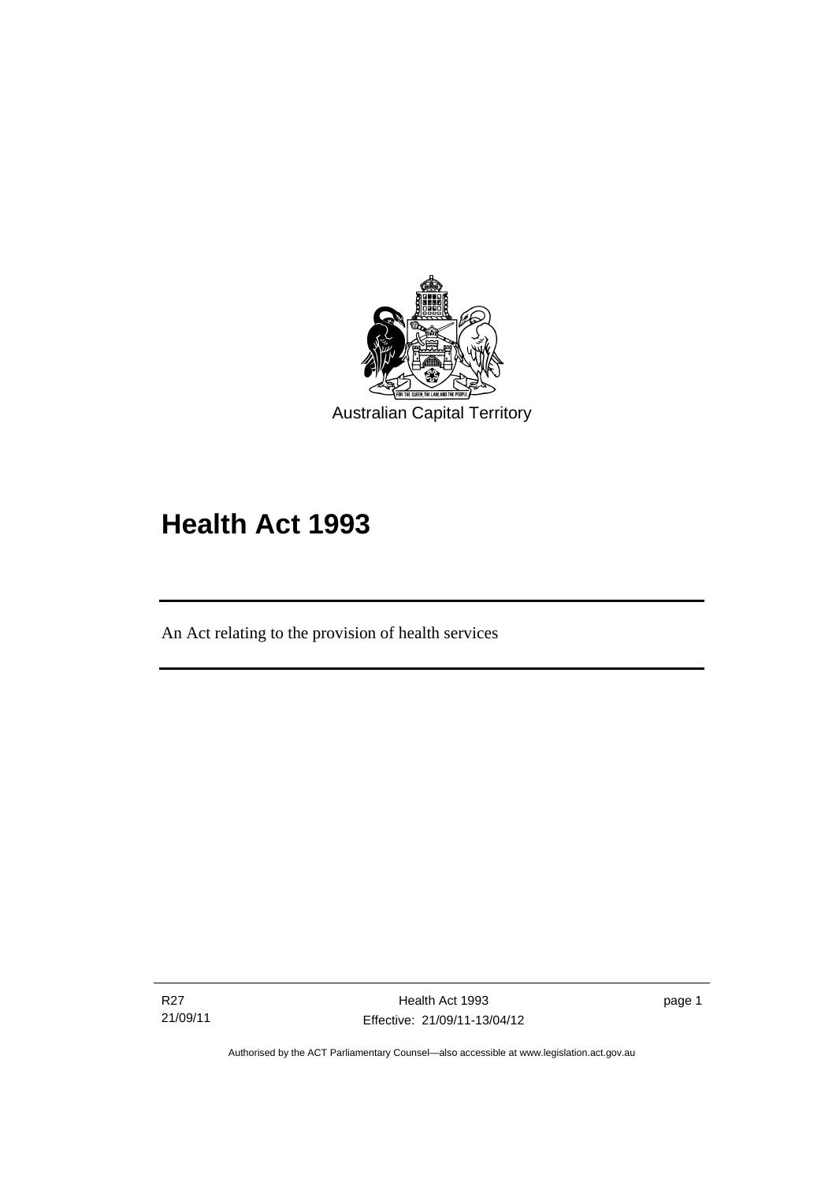Australian Capital Territory

# Health Act 1993

An Act relating to the provision of health services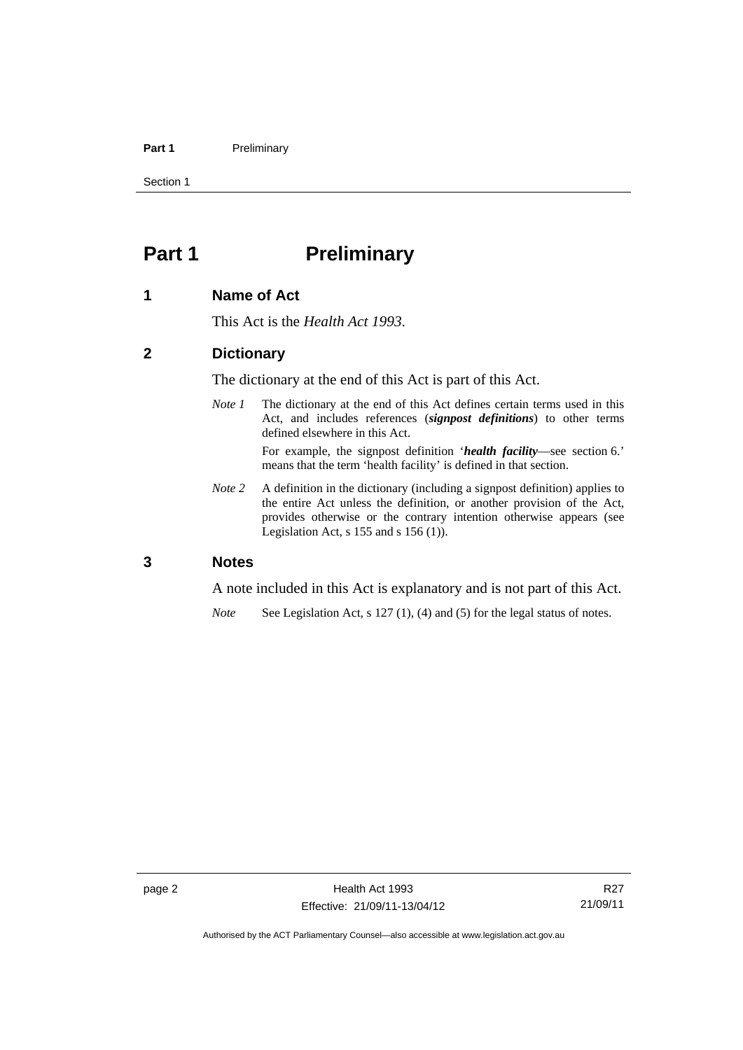# Part 1 Preliminary

## 1 Name of Act

This Act is the *Health Act 1993*.

## 2 Dictionary

The dictionary at the end of this Act is part of this Act.

*Note 1* The dictionary at the end of this Act defines certain terms used in this Act, and includes references (***signpost definitions***) to other terms defined elsewhere in this Act.

For example, the signpost definition '***health facility***—see section 6.' means that the term 'health facility' is defined in that section.

*Note 2* A definition in the dictionary (including a signpost definition) applies to the entire Act unless the definition, or another provision of the Act, provides otherwise or the contrary intention otherwise appears (see Legislation Act, s 155 and s 156 (1)).

## 3 Notes

A note included in this Act is explanatory and is not part of this Act.

*Note* See Legislation Act, s 127 (1), (4) and (5) for the legal status of notes.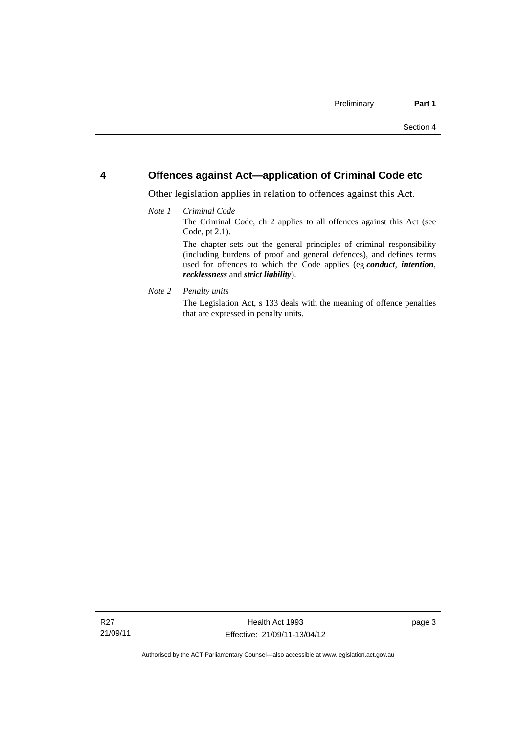## 4 Offences against Act—application of Criminal Code etc

Other legislation applies in relation to offences against this Act.

*Note 1* *Criminal Code*

The Criminal Code, ch 2 applies to all offences against this Act (see Code, pt 2.1).

The chapter sets out the general principles of criminal responsibility (including burdens of proof and general defences), and defines terms used for offences to which the Code applies (eg ***conduct***, ***intention***, ***recklessness*** and ***strict liability***).

*Note 2* *Penalty units*

The Legislation Act, s 133 deals with the meaning of offence penalties that are expressed in penalty units.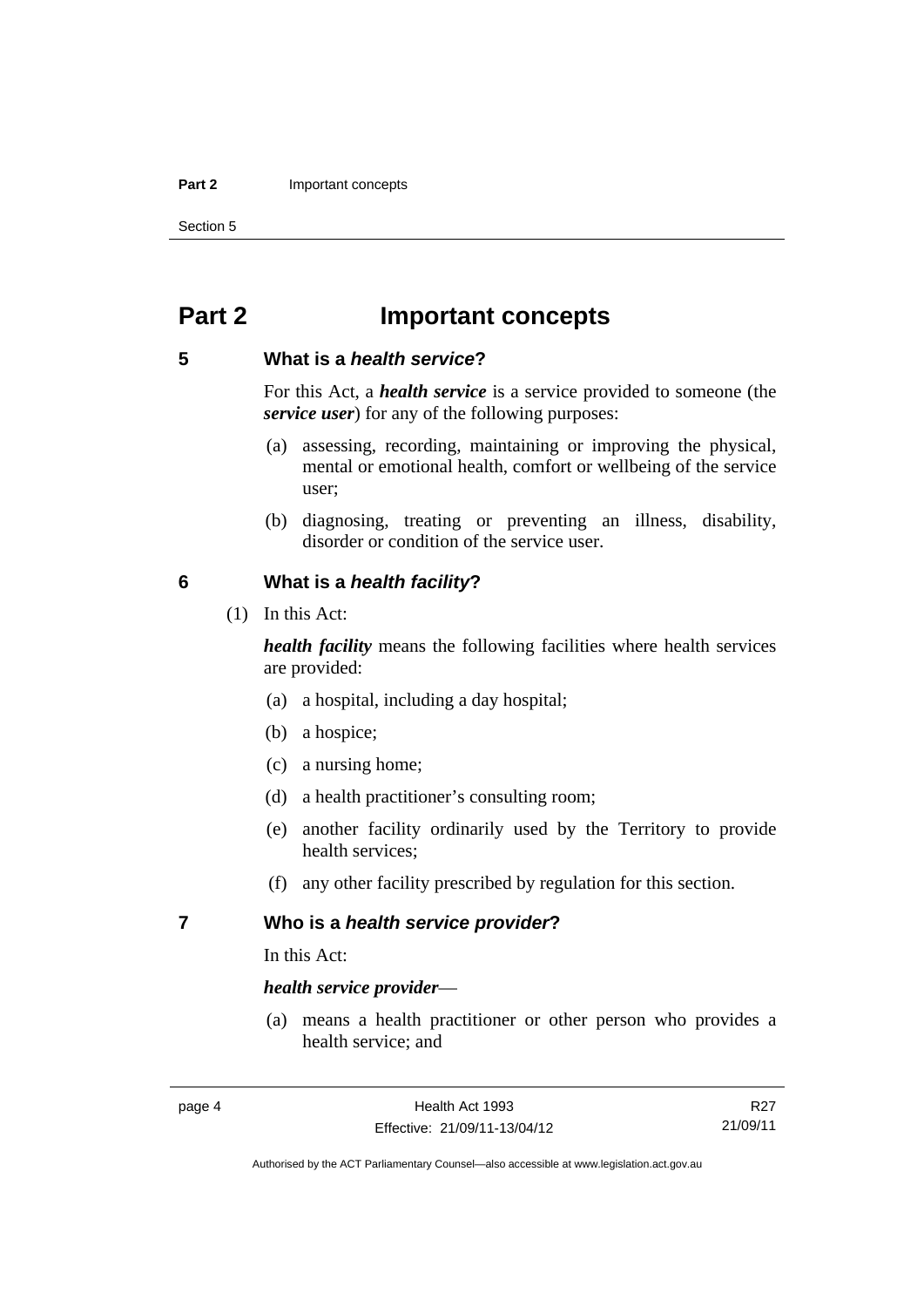# Part 2 Important concepts

## 5 What is a *health service*?

For this Act, a ***health service*** is a service provided to someone (the ***service user***) for any of the following purposes:

(a) assessing, recording, maintaining or improving the physical, mental or emotional health, comfort or wellbeing of the service user;

(b) diagnosing, treating or preventing an illness, disability, disorder or condition of the service user.

## 6 What is a *health facility*?

(1) In this Act:

***health facility*** means the following facilities where health services are provided:

(a) a hospital, including a day hospital;

(b) a hospice;

(c) a nursing home;

(d) a health practitioner's consulting room;

(e) another facility ordinarily used by the Territory to provide health services;

(f) any other facility prescribed by regulation for this section.

## 7 Who is a *health service provider*?

In this Act:

***health service provider***—

(a) means a health practitioner or other person who provides a health service; and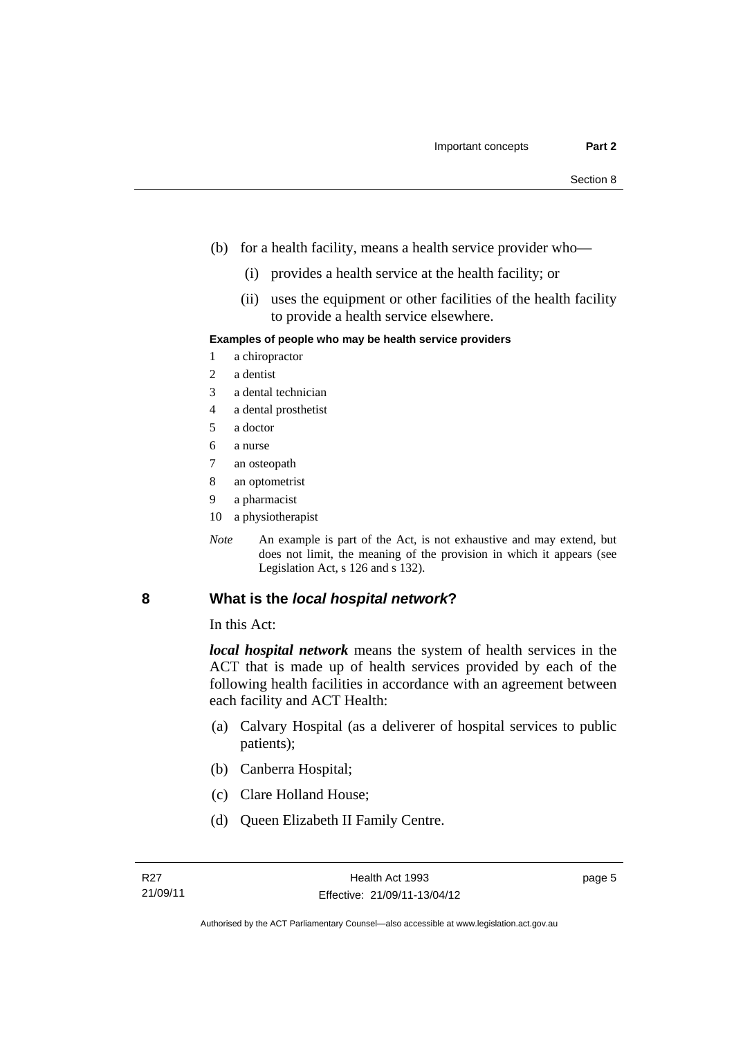(b) for a health facility, means a health service provider who—

    (i) provides a health service at the health facility; or

    (ii) uses the equipment or other facilities of the health facility to provide a health service elsewhere.

**Examples of people who may be health service providers**

1 a chiropractor
2 a dentist
3 a dental technician
4 a dental prosthetist
5 a doctor
6 a nurse
7 an osteopath
8 an optometrist
9 a pharmacist
10 a physiotherapist

*Note* An example is part of the Act, is not exhaustive and may extend, but does not limit, the meaning of the provision in which it appears (see Legislation Act, s 126 and s 132).

## 8 What is the *local hospital network*?

In this Act:

***local hospital network*** means the system of health services in the ACT that is made up of health services provided by each of the following health facilities in accordance with an agreement between each facility and ACT Health:

(a) Calvary Hospital (as a deliverer of hospital services to public patients);

(b) Canberra Hospital;

(c) Clare Holland House;

(d) Queen Elizabeth II Family Centre.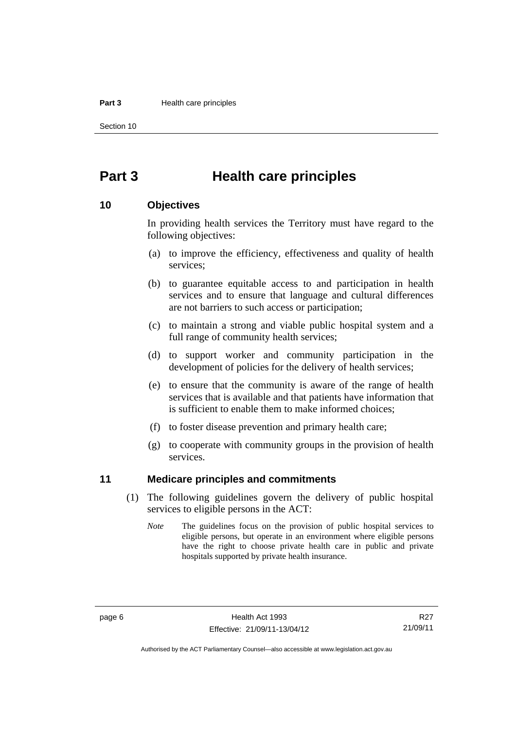# Part 3 Health care principles

## 10 Objectives

In providing health services the Territory must have regard to the following objectives:

(a) to improve the efficiency, effectiveness and quality of health services;

(b) to guarantee equitable access to and participation in health services and to ensure that language and cultural differences are not barriers to such access or participation;

(c) to maintain a strong and viable public hospital system and a full range of community health services;

(d) to support worker and community participation in the development of policies for the delivery of health services;

(e) to ensure that the community is aware of the range of health services that is available and that patients have information that is sufficient to enable them to make informed choices;

(f) to foster disease prevention and primary health care;

(g) to cooperate with community groups in the provision of health services.

## 11 Medicare principles and commitments

(1) The following guidelines govern the delivery of public hospital services to eligible persons in the ACT:

*Note* The guidelines focus on the provision of public hospital services to eligible persons, but operate in an environment where eligible persons have the right to choose private health care in public and private hospitals supported by private health insurance.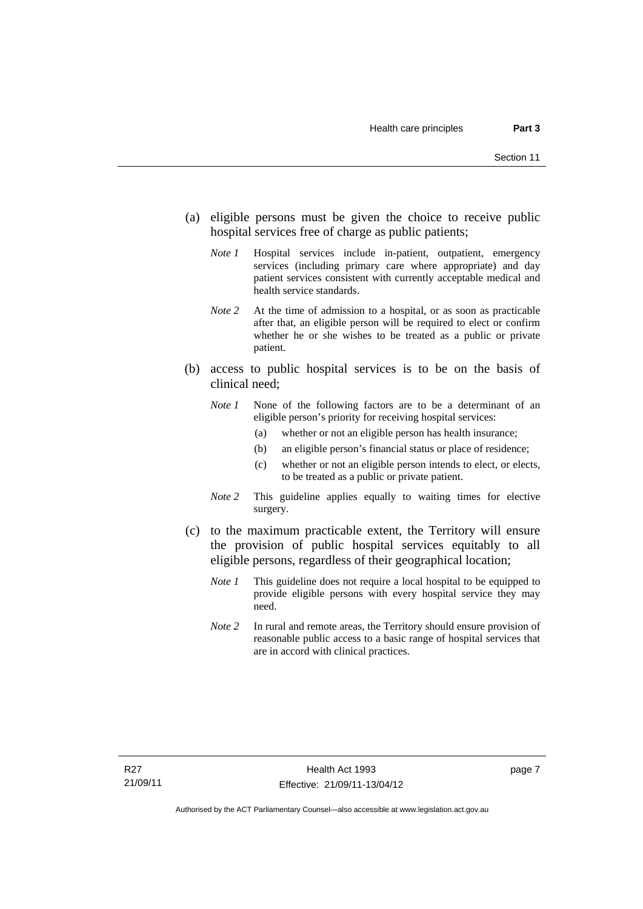(a) eligible persons must be given the choice to receive public hospital services free of charge as public patients;

*Note 1* Hospital services include in-patient, outpatient, emergency services (including primary care where appropriate) and day patient services consistent with currently acceptable medical and health service standards.

*Note 2* At the time of admission to a hospital, or as soon as practicable after that, an eligible person will be required to elect or confirm whether he or she wishes to be treated as a public or private patient.

(b) access to public hospital services is to be on the basis of clinical need;

*Note 1* None of the following factors are to be a determinant of an eligible person's priority for receiving hospital services:

(a) whether or not an eligible person has health insurance;

(b) an eligible person's financial status or place of residence;

(c) whether or not an eligible person intends to elect, or elects, to be treated as a public or private patient.

*Note 2* This guideline applies equally to waiting times for elective surgery.

(c) to the maximum practicable extent, the Territory will ensure the provision of public hospital services equitably to all eligible persons, regardless of their geographical location;

*Note 1* This guideline does not require a local hospital to be equipped to provide eligible persons with every hospital service they may need.

*Note 2* In rural and remote areas, the Territory should ensure provision of reasonable public access to a basic range of hospital services that are in accord with clinical practices.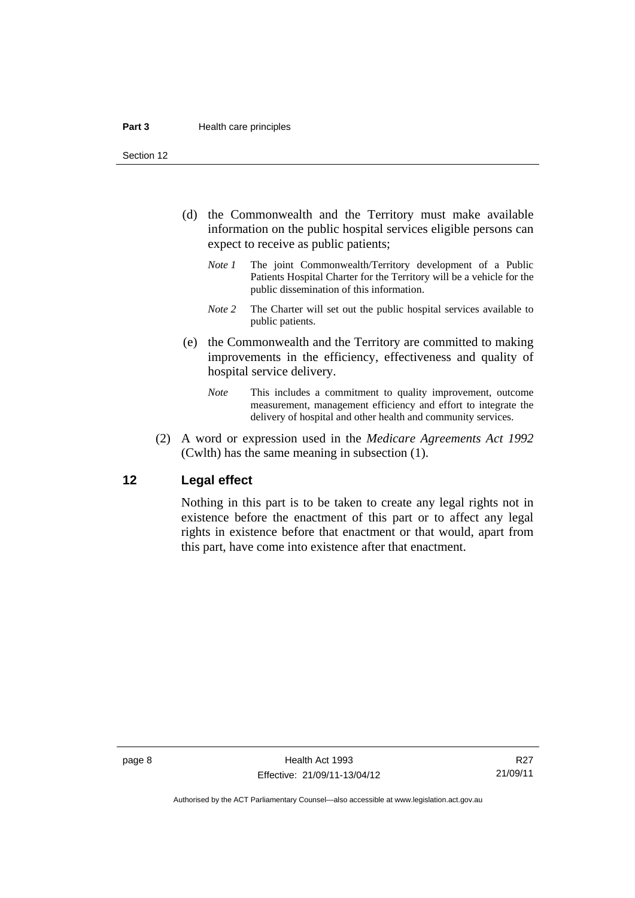(d) the Commonwealth and the Territory must make available information on the public hospital services eligible persons can expect to receive as public patients;

*Note 1* The joint Commonwealth/Territory development of a Public Patients Hospital Charter for the Territory will be a vehicle for the public dissemination of this information.

*Note 2* The Charter will set out the public hospital services available to public patients.

(e) the Commonwealth and the Territory are committed to making improvements in the efficiency, effectiveness and quality of hospital service delivery.

*Note* This includes a commitment to quality improvement, outcome measurement, management efficiency and effort to integrate the delivery of hospital and other health and community services.

(2) A word or expression used in the *Medicare Agreements Act 1992* (Cwlth) has the same meaning in subsection (1).

## 12 Legal effect

Nothing in this part is to be taken to create any legal rights not in existence before the enactment of this part or to affect any legal rights in existence before that enactment or that would, apart from this part, have come into existence after that enactment.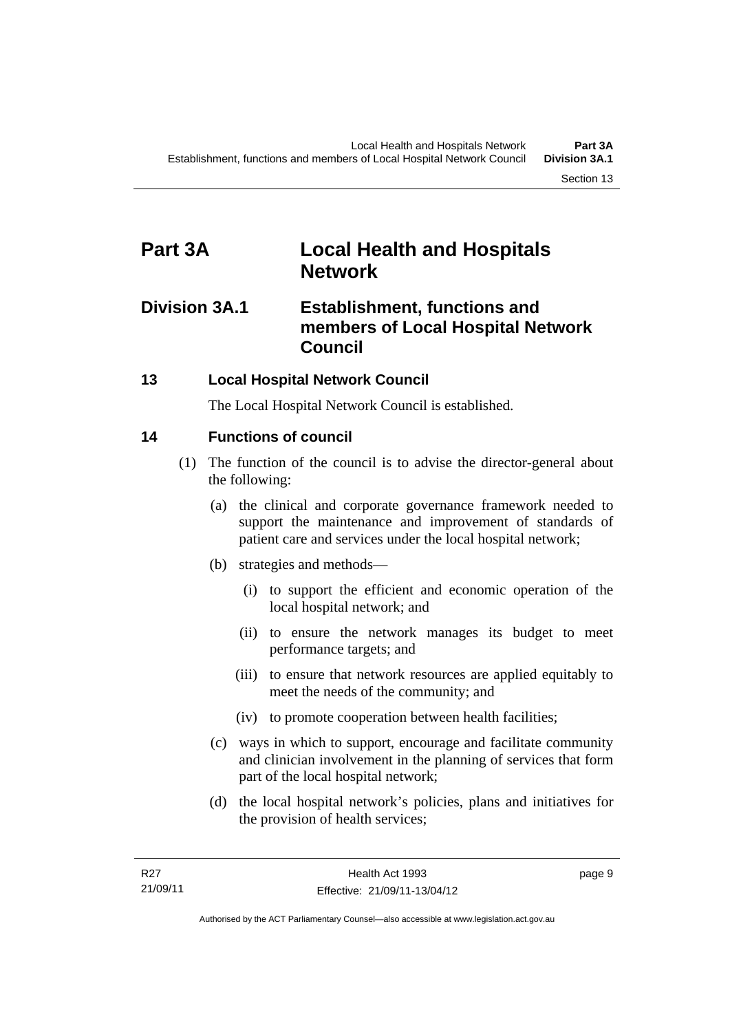# Part 3A Local Health and Hospitals Network

## Division 3A.1 Establishment, functions and members of Local Hospital Network Council

### 13 Local Hospital Network Council

The Local Hospital Network Council is established.

### 14 Functions of council

(1) The function of the council is to advise the director-general about the following:

(a) the clinical and corporate governance framework needed to support the maintenance and improvement of standards of patient care and services under the local hospital network;

(b) strategies and methods—

(i) to support the efficient and economic operation of the local hospital network; and

(ii) to ensure the network manages its budget to meet performance targets; and

(iii) to ensure that network resources are applied equitably to meet the needs of the community; and

(iv) to promote cooperation between health facilities;

(c) ways in which to support, encourage and facilitate community and clinician involvement in the planning of services that form part of the local hospital network;

(d) the local hospital network's policies, plans and initiatives for the provision of health services;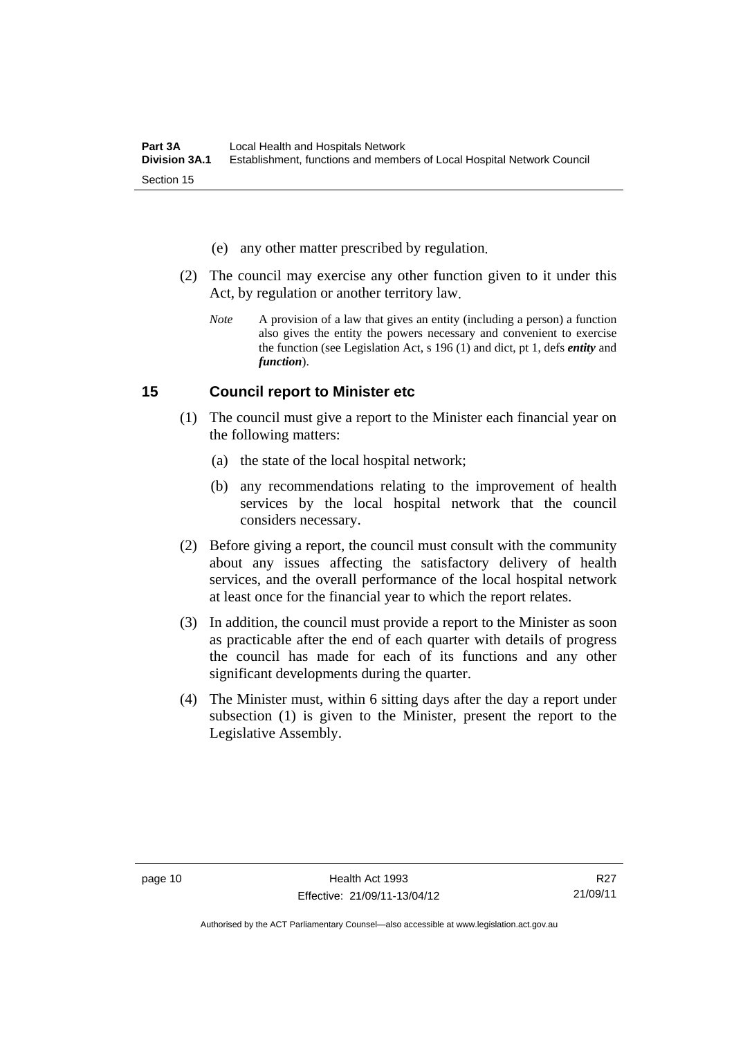(e) any other matter prescribed by regulation.

(2) The council may exercise any other function given to it under this Act, by regulation or another territory law.

*Note* A provision of a law that gives an entity (including a person) a function also gives the entity the powers necessary and convenient to exercise the function (see Legislation Act, s 196 (1) and dict, pt 1, defs ***entity*** and ***function***).

## 15 Council report to Minister etc

(1) The council must give a report to the Minister each financial year on the following matters:

(a) the state of the local hospital network;

(b) any recommendations relating to the improvement of health services by the local hospital network that the council considers necessary.

(2) Before giving a report, the council must consult with the community about any issues affecting the satisfactory delivery of health services, and the overall performance of the local hospital network at least once for the financial year to which the report relates.

(3) In addition, the council must provide a report to the Minister as soon as practicable after the end of each quarter with details of progress the council has made for each of its functions and any other significant developments during the quarter.

(4) The Minister must, within 6 sitting days after the day a report under subsection (1) is given to the Minister, present the report to the Legislative Assembly.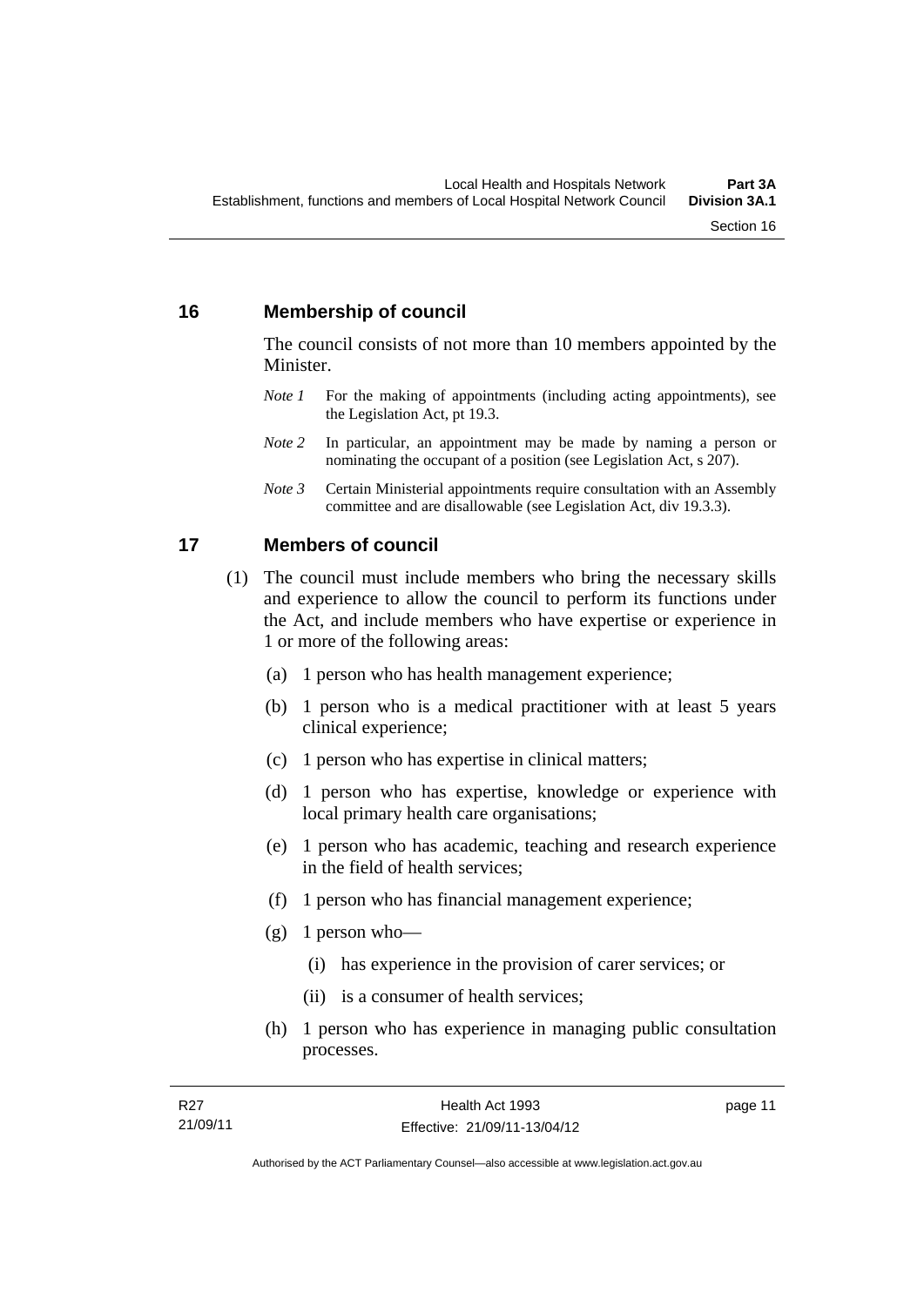## 16 Membership of council

The council consists of not more than 10 members appointed by the Minister.

*Note 1* For the making of appointments (including acting appointments), see the Legislation Act, pt 19.3.

*Note 2* In particular, an appointment may be made by naming a person or nominating the occupant of a position (see Legislation Act, s 207).

*Note 3* Certain Ministerial appointments require consultation with an Assembly committee and are disallowable (see Legislation Act, div 19.3.3).

## 17 Members of council

(1) The council must include members who bring the necessary skills and experience to allow the council to perform its functions under the Act, and include members who have expertise or experience in 1 or more of the following areas:

(a) 1 person who has health management experience;

(b) 1 person who is a medical practitioner with at least 5 years clinical experience;

(c) 1 person who has expertise in clinical matters;

(d) 1 person who has expertise, knowledge or experience with local primary health care organisations;

(e) 1 person who has academic, teaching and research experience in the field of health services;

(f) 1 person who has financial management experience;

(g) 1 person who—

(i) has experience in the provision of carer services; or

(ii) is a consumer of health services;

(h) 1 person who has experience in managing public consultation processes.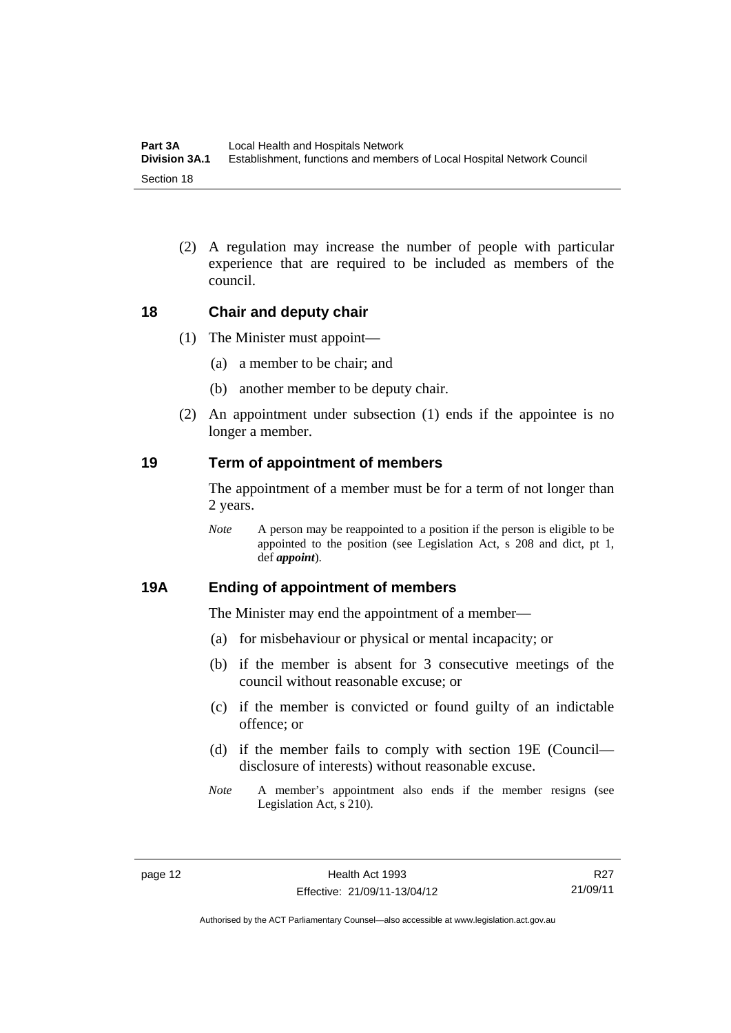(2) A regulation may increase the number of people with particular experience that are required to be included as members of the council.

## 18 Chair and deputy chair

(1) The Minister must appoint—

(a) a member to be chair; and

(b) another member to be deputy chair.

(2) An appointment under subsection (1) ends if the appointee is no longer a member.

## 19 Term of appointment of members

The appointment of a member must be for a term of not longer than 2 years.

*Note* A person may be reappointed to a position if the person is eligible to be appointed to the position (see Legislation Act, s 208 and dict, pt 1, def ***appoint***).

## 19A Ending of appointment of members

The Minister may end the appointment of a member—

(a) for misbehaviour or physical or mental incapacity; or

(b) if the member is absent for 3 consecutive meetings of the council without reasonable excuse; or

(c) if the member is convicted or found guilty of an indictable offence; or

(d) if the member fails to comply with section 19E (Council—disclosure of interests) without reasonable excuse.

*Note* A member's appointment also ends if the member resigns (see Legislation Act, s 210).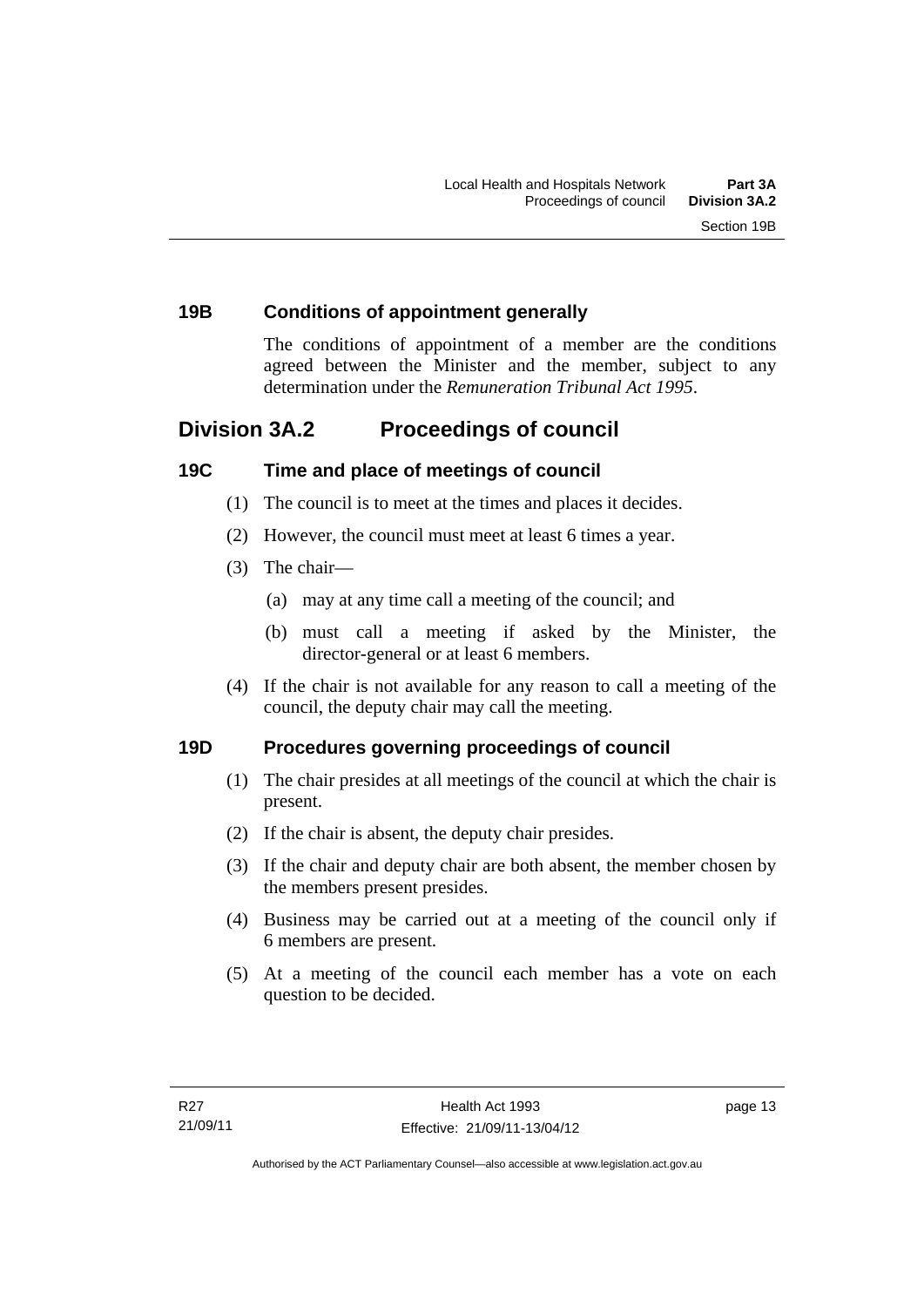### 19B Conditions of appointment generally

The conditions of appointment of a member are the conditions agreed between the Minister and the member, subject to any determination under the *Remuneration Tribunal Act 1995*.

## Division 3A.2 Proceedings of council

### 19C Time and place of meetings of council

(1) The council is to meet at the times and places it decides.

(2) However, the council must meet at least 6 times a year.

(3) The chair—

(a) may at any time call a meeting of the council; and

(b) must call a meeting if asked by the Minister, the director-general or at least 6 members.

(4) If the chair is not available for any reason to call a meeting of the council, the deputy chair may call the meeting.

### 19D Procedures governing proceedings of council

(1) The chair presides at all meetings of the council at which the chair is present.

(2) If the chair is absent, the deputy chair presides.

(3) If the chair and deputy chair are both absent, the member chosen by the members present presides.

(4) Business may be carried out at a meeting of the council only if 6 members are present.

(5) At a meeting of the council each member has a vote on each question to be decided.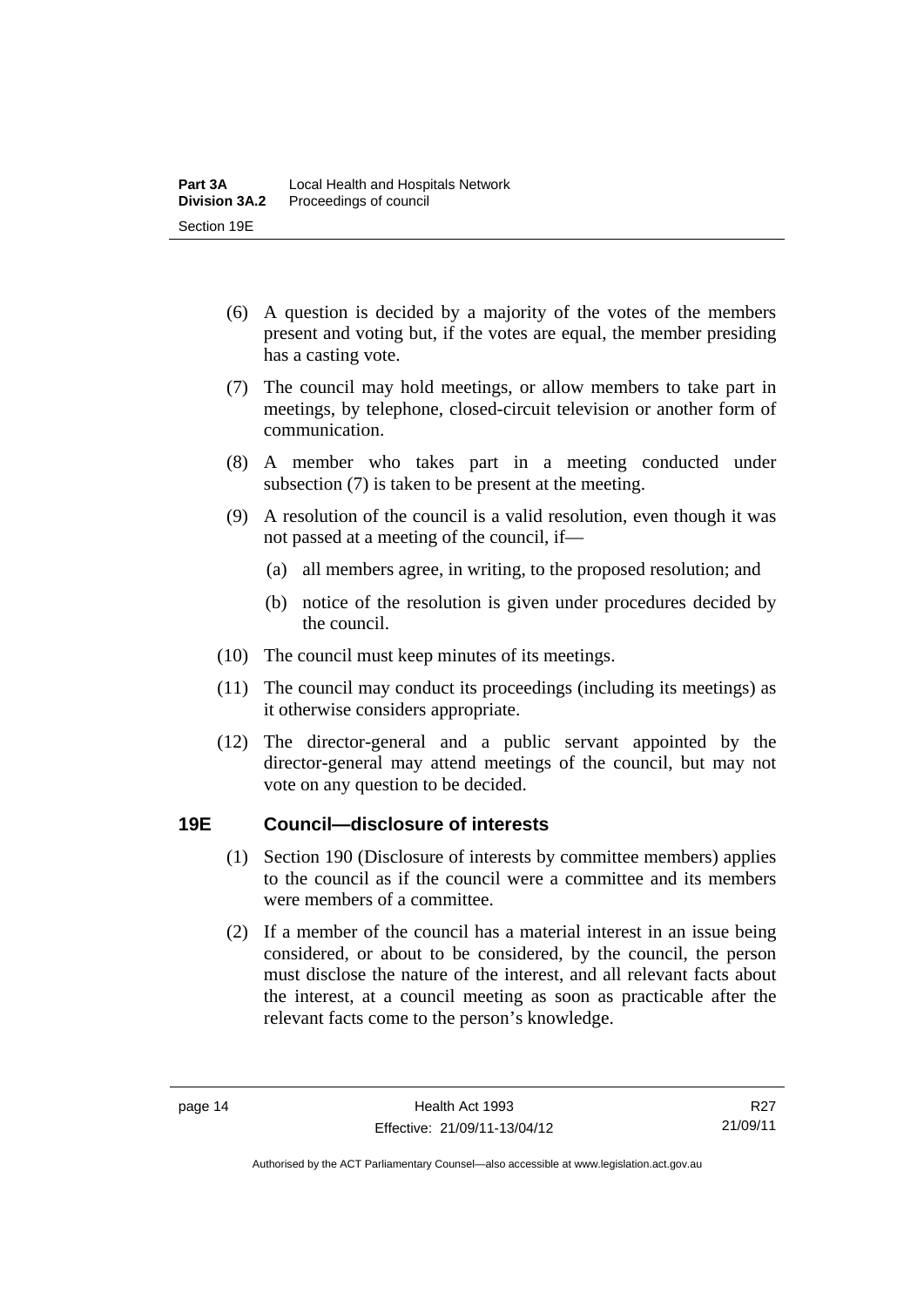(6) A question is decided by a majority of the votes of the members present and voting but, if the votes are equal, the member presiding has a casting vote.

(7) The council may hold meetings, or allow members to take part in meetings, by telephone, closed-circuit television or another form of communication.

(8) A member who takes part in a meeting conducted under subsection (7) is taken to be present at the meeting.

(9) A resolution of the council is a valid resolution, even though it was not passed at a meeting of the council, if—

(a) all members agree, in writing, to the proposed resolution; and

(b) notice of the resolution is given under procedures decided by the council.

(10) The council must keep minutes of its meetings.

(11) The council may conduct its proceedings (including its meetings) as it otherwise considers appropriate.

(12) The director-general and a public servant appointed by the director-general may attend meetings of the council, but may not vote on any question to be decided.

## 19E Council—disclosure of interests

(1) Section 190 (Disclosure of interests by committee members) applies to the council as if the council were a committee and its members were members of a committee.

(2) If a member of the council has a material interest in an issue being considered, or about to be considered, by the council, the person must disclose the nature of the interest, and all relevant facts about the interest, at a council meeting as soon as practicable after the relevant facts come to the person's knowledge.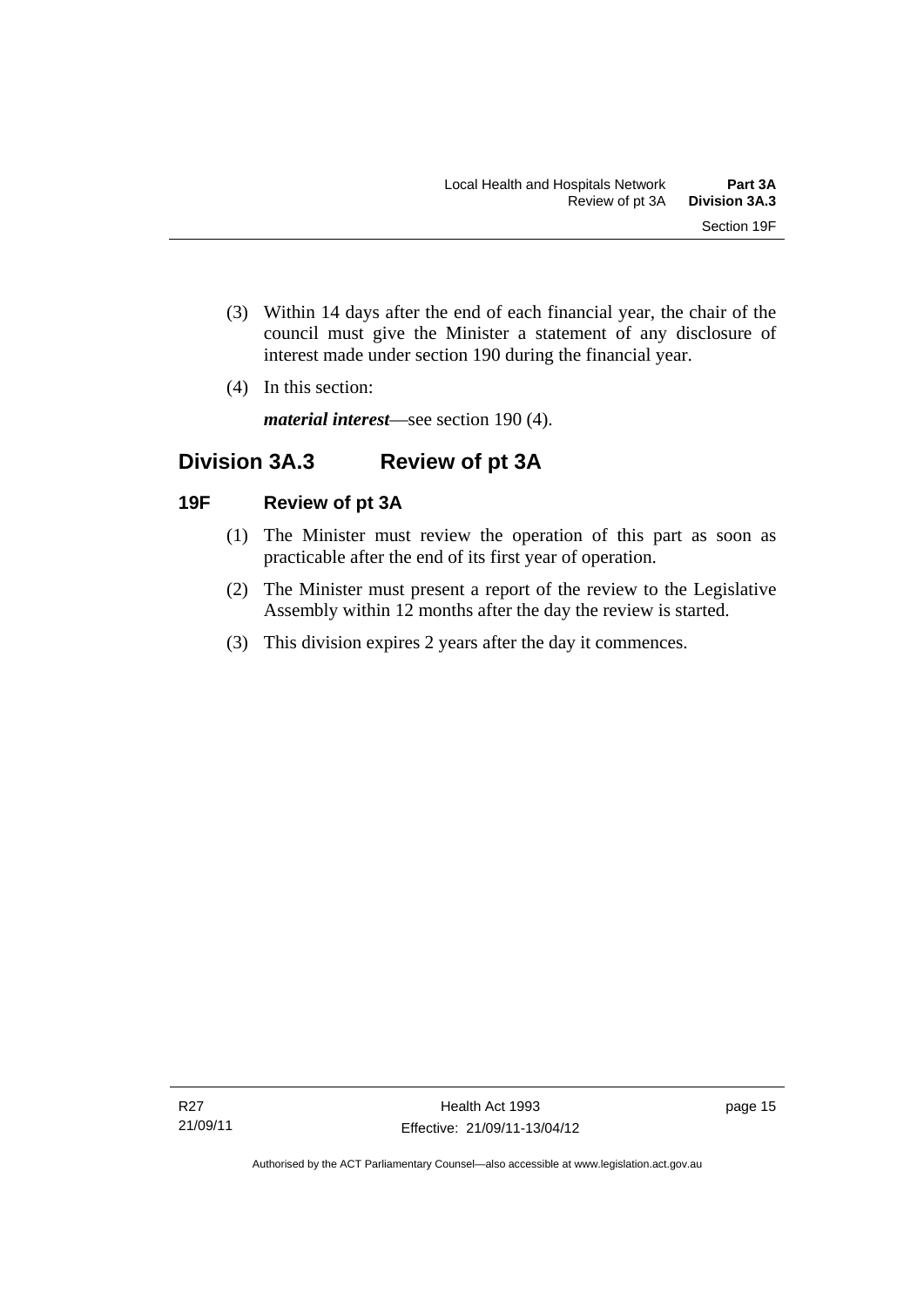(3) Within 14 days after the end of each financial year, the chair of the council must give the Minister a statement of any disclosure of interest made under section 19O during the financial year.

(4) In this section:

***material interest***—see section 19O (4).

## Division 3A.3 Review of pt 3A

### 19F Review of pt 3A

(1) The Minister must review the operation of this part as soon as practicable after the end of its first year of operation.

(2) The Minister must present a report of the review to the Legislative Assembly within 12 months after the day the review is started.

(3) This division expires 2 years after the day it commences.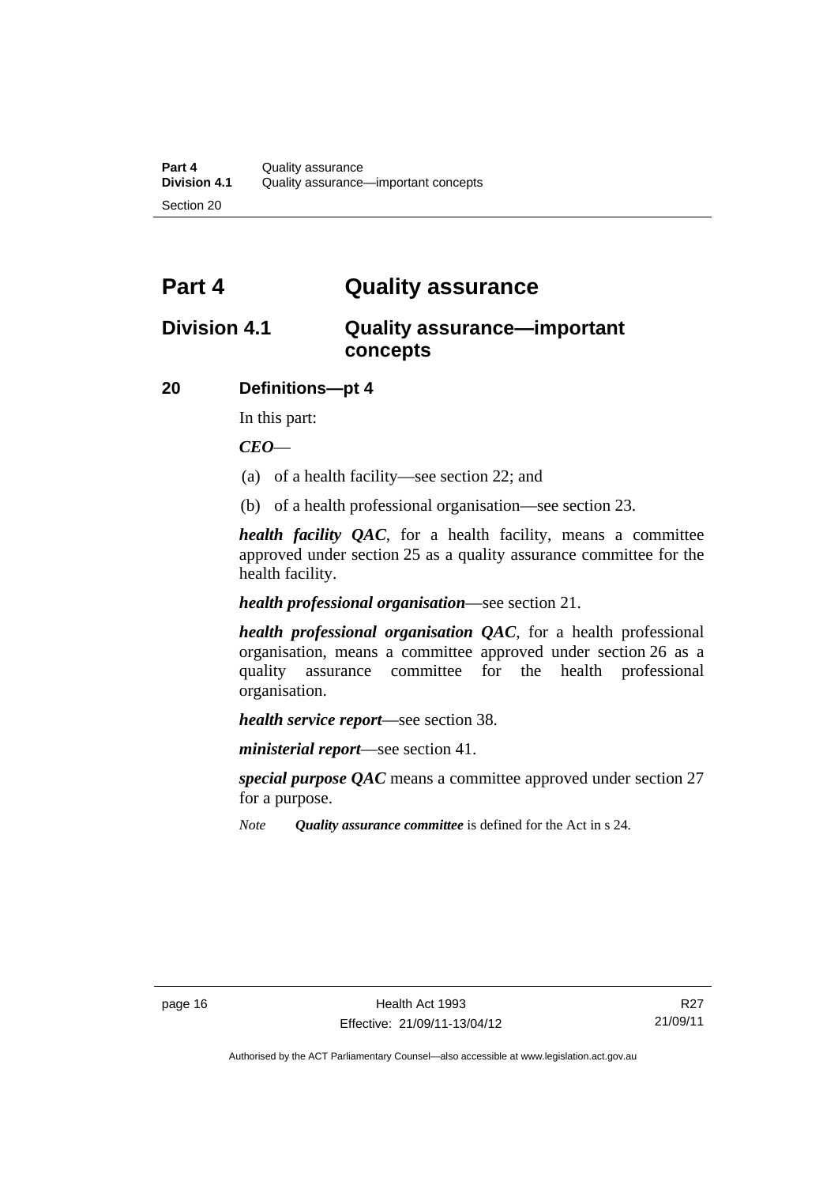# Part 4 Quality assurance

## Division 4.1 Quality assurance—important concepts

### 20 Definitions—pt 4

In this part:

***CEO***—

(a) of a health facility—see section 22; and

(b) of a health professional organisation—see section 23.

***health facility QAC***, for a health facility, means a committee approved under section 25 as a quality assurance committee for the health facility.

***health professional organisation***—see section 21.

***health professional organisation QAC***, for a health professional organisation, means a committee approved under section 26 as a quality assurance committee for the health professional organisation.

***health service report***—see section 38.

***ministerial report***—see section 41.

***special purpose QAC*** means a committee approved under section 27 for a purpose.

*Note* ***Quality assurance committee*** is defined for the Act in s 24.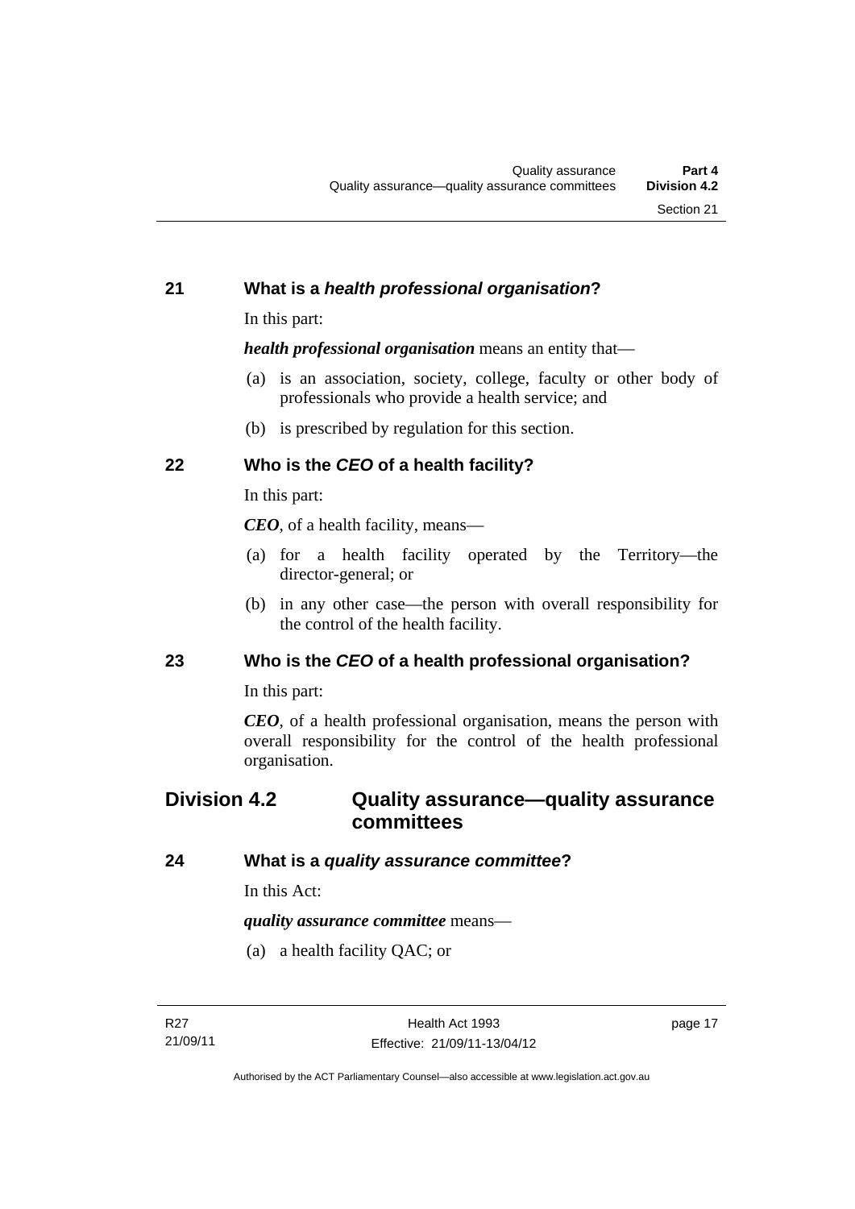## 21 What is a *health professional organisation*?

In this part:

***health professional organisation*** means an entity that—

(a) is an association, society, college, faculty or other body of professionals who provide a health service; and

(b) is prescribed by regulation for this section.

## 22 Who is the *CEO* of a health facility?

In this part:

***CEO***, of a health facility, means—

(a) for a health facility operated by the Territory—the director-general; or

(b) in any other case—the person with overall responsibility for the control of the health facility.

## 23 Who is the *CEO* of a health professional organisation?

In this part:

***CEO***, of a health professional organisation, means the person with overall responsibility for the control of the health professional organisation.

# Division 4.2 Quality assurance—quality assurance committees

## 24 What is a *quality assurance committee*?

In this Act:

***quality assurance committee*** means—

(a) a health facility QAC; or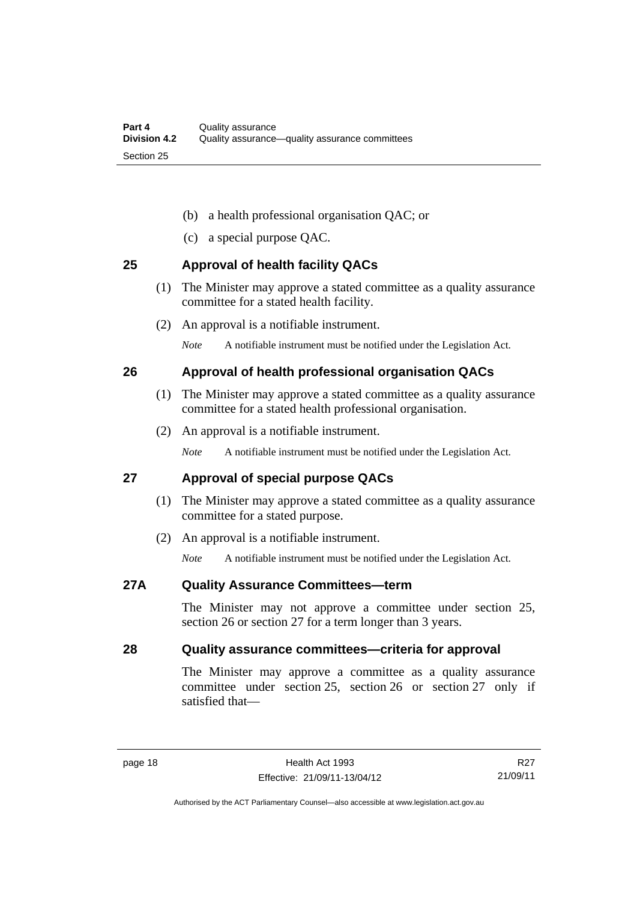(b) a health professional organisation QAC; or

(c) a special purpose QAC.

## 25 Approval of health facility QACs

(1) The Minister may approve a stated committee as a quality assurance committee for a stated health facility.

(2) An approval is a notifiable instrument.

*Note* A notifiable instrument must be notified under the Legislation Act.

## 26 Approval of health professional organisation QACs

(1) The Minister may approve a stated committee as a quality assurance committee for a stated health professional organisation.

(2) An approval is a notifiable instrument.

*Note* A notifiable instrument must be notified under the Legislation Act.

## 27 Approval of special purpose QACs

(1) The Minister may approve a stated committee as a quality assurance committee for a stated purpose.

(2) An approval is a notifiable instrument.

*Note* A notifiable instrument must be notified under the Legislation Act.

## 27A Quality Assurance Committees—term

The Minister may not approve a committee under section 25, section 26 or section 27 for a term longer than 3 years.

## 28 Quality assurance committees—criteria for approval

The Minister may approve a committee as a quality assurance committee under section 25, section 26 or section 27 only if satisfied that—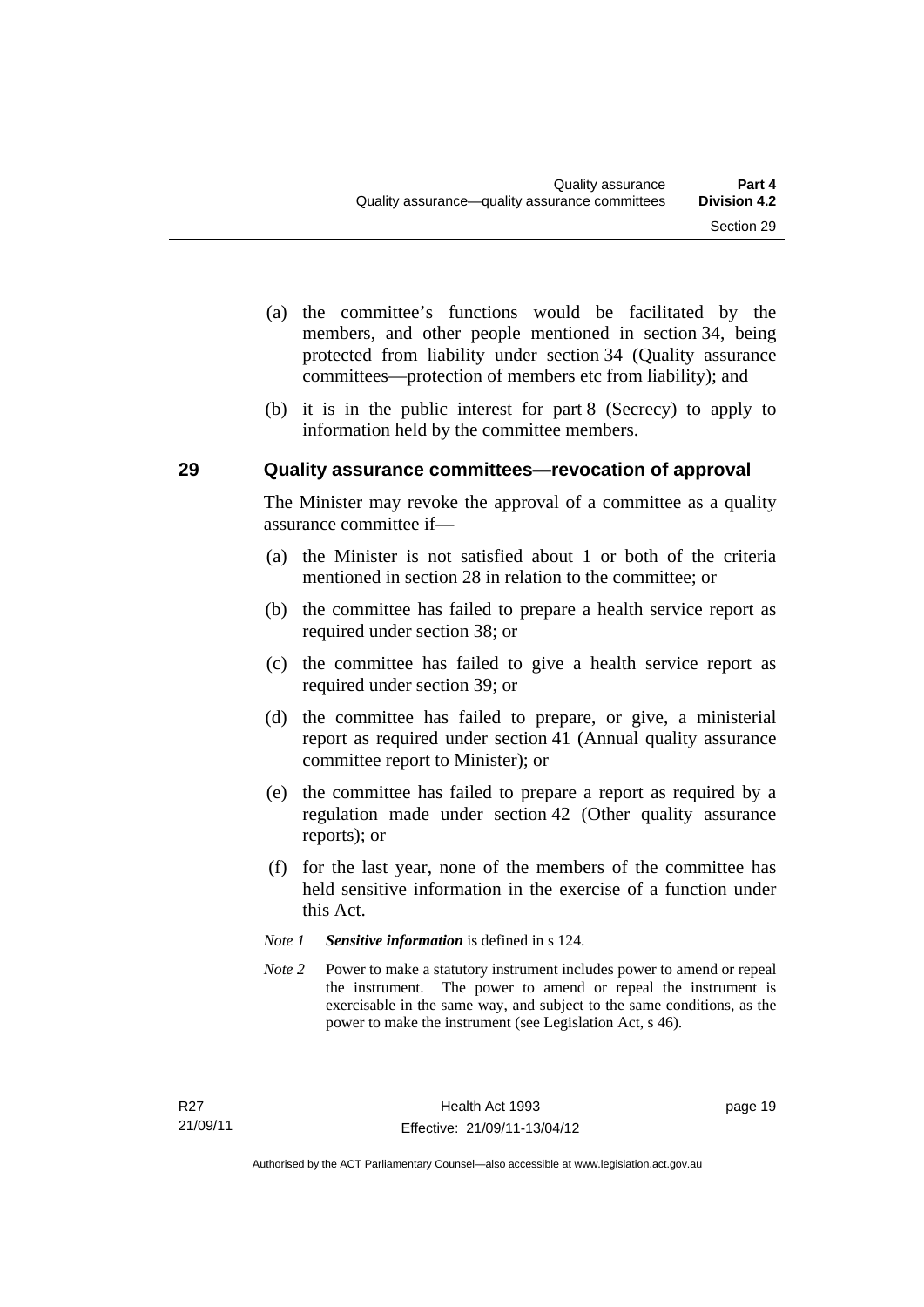(a) the committee's functions would be facilitated by the members, and other people mentioned in section 34, being protected from liability under section 34 (Quality assurance committees—protection of members etc from liability); and

(b) it is in the public interest for part 8 (Secrecy) to apply to information held by the committee members.

## 29 Quality assurance committees—revocation of approval

The Minister may revoke the approval of a committee as a quality assurance committee if—

(a) the Minister is not satisfied about 1 or both of the criteria mentioned in section 28 in relation to the committee; or

(b) the committee has failed to prepare a health service report as required under section 38; or

(c) the committee has failed to give a health service report as required under section 39; or

(d) the committee has failed to prepare, or give, a ministerial report as required under section 41 (Annual quality assurance committee report to Minister); or

(e) the committee has failed to prepare a report as required by a regulation made under section 42 (Other quality assurance reports); or

(f) for the last year, none of the members of the committee has held sensitive information in the exercise of a function under this Act.

*Note 1* ***Sensitive information*** is defined in s 124.

*Note 2* Power to make a statutory instrument includes power to amend or repeal the instrument. The power to amend or repeal the instrument is exercisable in the same way, and subject to the same conditions, as the power to make the instrument (see Legislation Act, s 46).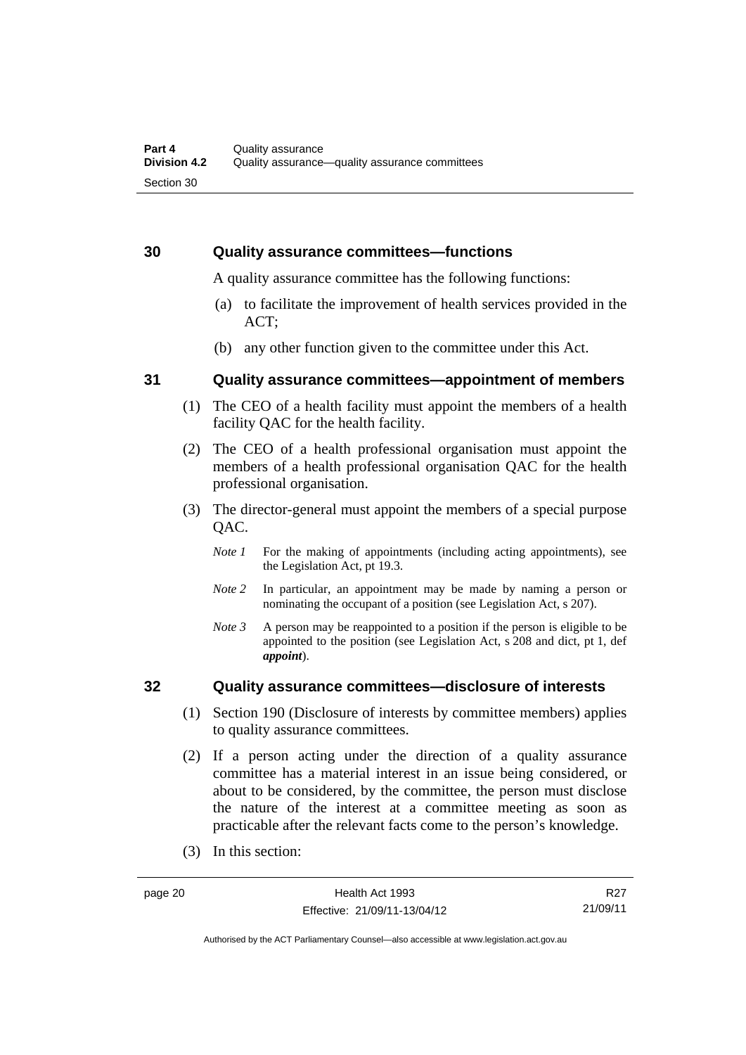## 30 Quality assurance committees—functions

A quality assurance committee has the following functions:

(a) to facilitate the improvement of health services provided in the ACT;

(b) any other function given to the committee under this Act.

## 31 Quality assurance committees—appointment of members

(1) The CEO of a health facility must appoint the members of a health facility QAC for the health facility.

(2) The CEO of a health professional organisation must appoint the members of a health professional organisation QAC for the health professional organisation.

(3) The director-general must appoint the members of a special purpose QAC.

*Note 1* For the making of appointments (including acting appointments), see the Legislation Act, pt 19.3.

*Note 2* In particular, an appointment may be made by naming a person or nominating the occupant of a position (see Legislation Act, s 207).

*Note 3* A person may be reappointed to a position if the person is eligible to be appointed to the position (see Legislation Act, s 208 and dict, pt 1, def ***appoint***).

## 32 Quality assurance committees—disclosure of interests

(1) Section 190 (Disclosure of interests by committee members) applies to quality assurance committees.

(2) If a person acting under the direction of a quality assurance committee has a material interest in an issue being considered, or about to be considered, by the committee, the person must disclose the nature of the interest at a committee meeting as soon as practicable after the relevant facts come to the person's knowledge.

(3) In this section: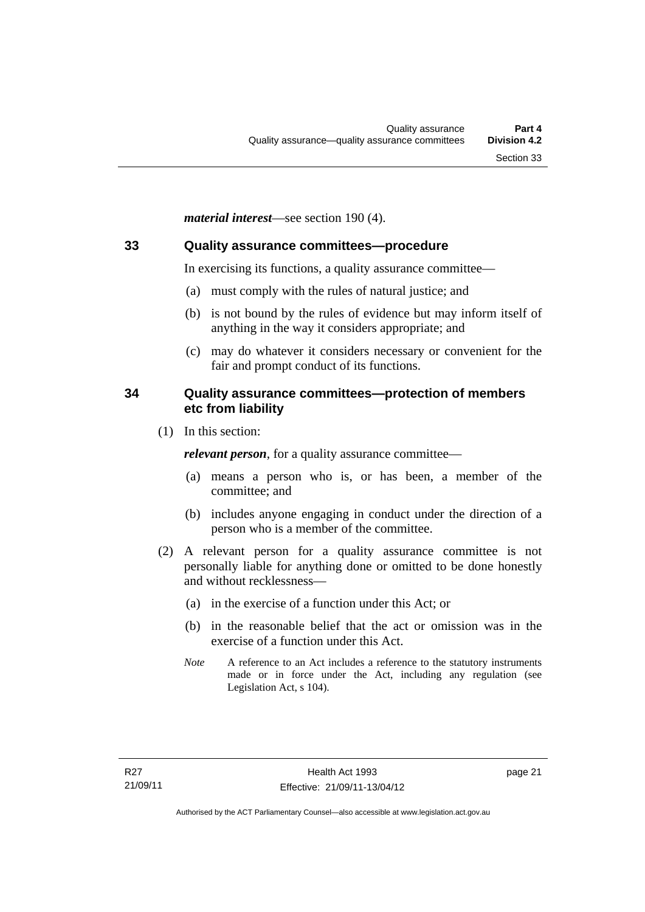***material interest***—see section 190 (4).

## 33 Quality assurance committees—procedure

In exercising its functions, a quality assurance committee—

(a) must comply with the rules of natural justice; and

(b) is not bound by the rules of evidence but may inform itself of anything in the way it considers appropriate; and

(c) may do whatever it considers necessary or convenient for the fair and prompt conduct of its functions.

## 34 Quality assurance committees—protection of members etc from liability

(1) In this section:

***relevant person***, for a quality assurance committee—

(a) means a person who is, or has been, a member of the committee; and

(b) includes anyone engaging in conduct under the direction of a person who is a member of the committee.

(2) A relevant person for a quality assurance committee is not personally liable for anything done or omitted to be done honestly and without recklessness—

(a) in the exercise of a function under this Act; or

(b) in the reasonable belief that the act or omission was in the exercise of a function under this Act.

*Note* A reference to an Act includes a reference to the statutory instruments made or in force under the Act, including any regulation (see Legislation Act, s 104).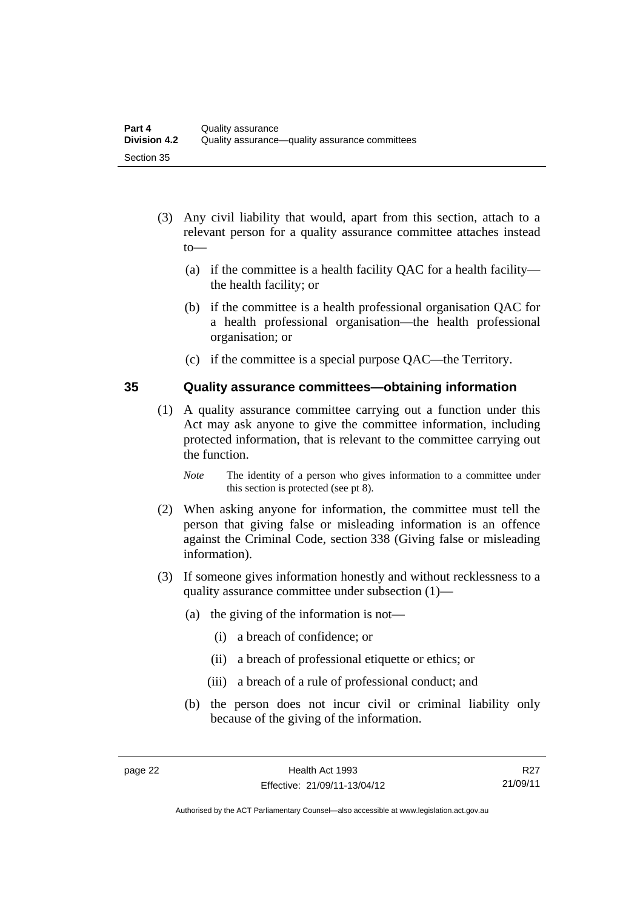(3) Any civil liability that would, apart from this section, attach to a relevant person for a quality assurance committee attaches instead to—

(a) if the committee is a health facility QAC for a health facility—the health facility; or

(b) if the committee is a health professional organisation QAC for a health professional organisation—the health professional organisation; or

(c) if the committee is a special purpose QAC—the Territory.

## 35 Quality assurance committees—obtaining information

(1) A quality assurance committee carrying out a function under this Act may ask anyone to give the committee information, including protected information, that is relevant to the committee carrying out the function.

*Note* The identity of a person who gives information to a committee under this section is protected (see pt 8).

(2) When asking anyone for information, the committee must tell the person that giving false or misleading information is an offence against the Criminal Code, section 338 (Giving false or misleading information).

(3) If someone gives information honestly and without recklessness to a quality assurance committee under subsection (1)—

(a) the giving of the information is not—

(i) a breach of confidence; or

(ii) a breach of professional etiquette or ethics; or

(iii) a breach of a rule of professional conduct; and

(b) the person does not incur civil or criminal liability only because of the giving of the information.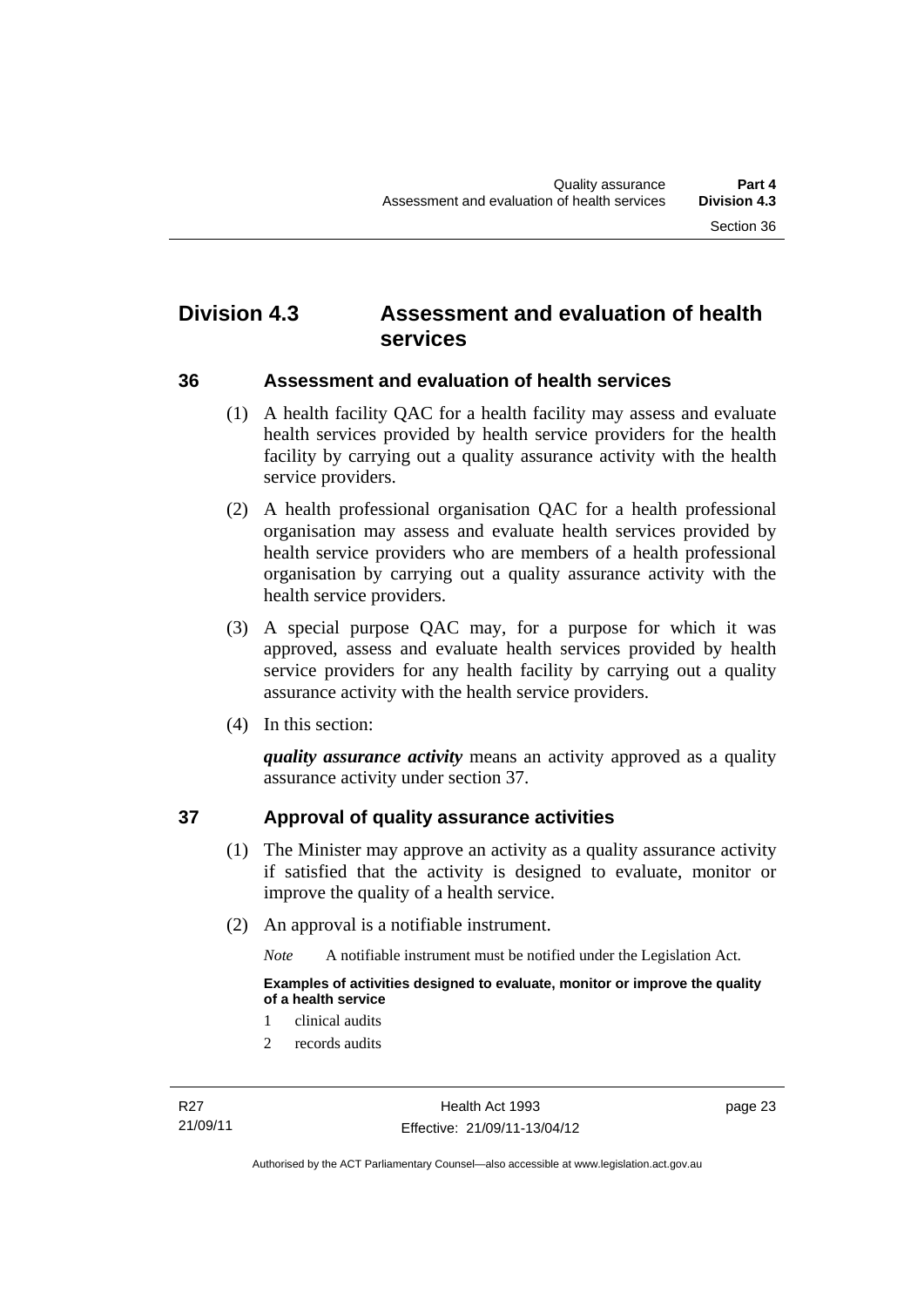## Division 4.3 Assessment and evaluation of health services

### 36 Assessment and evaluation of health services

(1) A health facility QAC for a health facility may assess and evaluate health services provided by health service providers for the health facility by carrying out a quality assurance activity with the health service providers.

(2) A health professional organisation QAC for a health professional organisation may assess and evaluate health services provided by health service providers who are members of a health professional organisation by carrying out a quality assurance activity with the health service providers.

(3) A special purpose QAC may, for a purpose for which it was approved, assess and evaluate health services provided by health service providers for any health facility by carrying out a quality assurance activity with the health service providers.

(4) In this section:

***quality assurance activity*** means an activity approved as a quality assurance activity under section 37.

### 37 Approval of quality assurance activities

(1) The Minister may approve an activity as a quality assurance activity if satisfied that the activity is designed to evaluate, monitor or improve the quality of a health service.

(2) An approval is a notifiable instrument.

*Note* A notifiable instrument must be notified under the Legislation Act.

**Examples of activities designed to evaluate, monitor or improve the quality of a health service**

1 clinical audits

2 records audits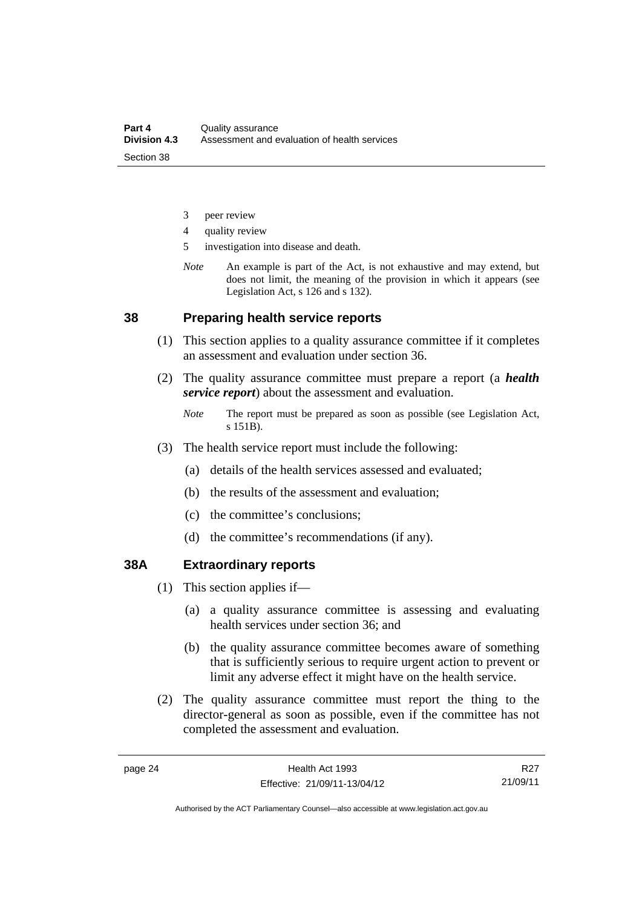3 peer review

4 quality review

5 investigation into disease and death.

*Note* An example is part of the Act, is not exhaustive and may extend, but does not limit, the meaning of the provision in which it appears (see Legislation Act, s 126 and s 132).

## 38 Preparing health service reports

(1) This section applies to a quality assurance committee if it completes an assessment and evaluation under section 36.

(2) The quality assurance committee must prepare a report (a ***health service report***) about the assessment and evaluation.

*Note* The report must be prepared as soon as possible (see Legislation Act, s 151B).

(3) The health service report must include the following:

(a) details of the health services assessed and evaluated;

(b) the results of the assessment and evaluation;

(c) the committee's conclusions;

(d) the committee's recommendations (if any).

## 38A Extraordinary reports

(1) This section applies if—

(a) a quality assurance committee is assessing and evaluating health services under section 36; and

(b) the quality assurance committee becomes aware of something that is sufficiently serious to require urgent action to prevent or limit any adverse effect it might have on the health service.

(2) The quality assurance committee must report the thing to the director-general as soon as possible, even if the committee has not completed the assessment and evaluation.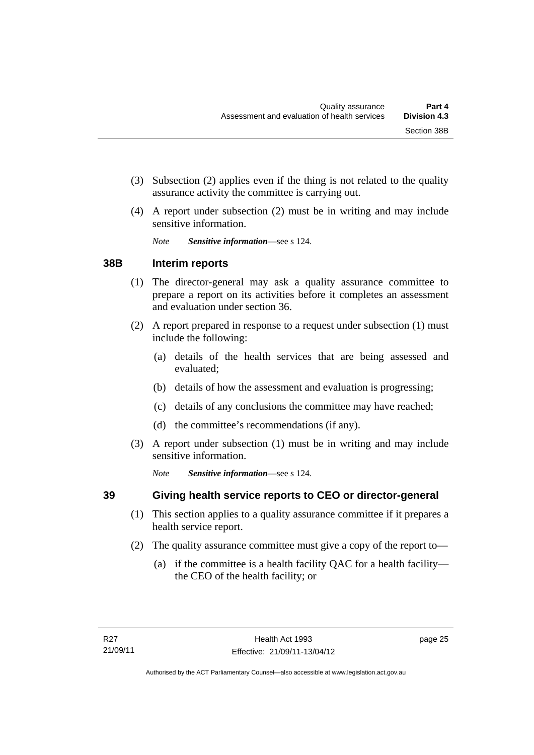(3) Subsection (2) applies even if the thing is not related to the quality assurance activity the committee is carrying out.

(4) A report under subsection (2) must be in writing and may include sensitive information.

*Note* ***Sensitive information***—see s 124.

## 38B Interim reports

(1) The director-general may ask a quality assurance committee to prepare a report on its activities before it completes an assessment and evaluation under section 36.

(2) A report prepared in response to a request under subsection (1) must include the following:

(a) details of the health services that are being assessed and evaluated;

(b) details of how the assessment and evaluation is progressing;

(c) details of any conclusions the committee may have reached;

(d) the committee's recommendations (if any).

(3) A report under subsection (1) must be in writing and may include sensitive information.

*Note* ***Sensitive information***—see s 124.

## 39 Giving health service reports to CEO or director-general

(1) This section applies to a quality assurance committee if it prepares a health service report.

(2) The quality assurance committee must give a copy of the report to—

(a) if the committee is a health facility QAC for a health facility—the CEO of the health facility; or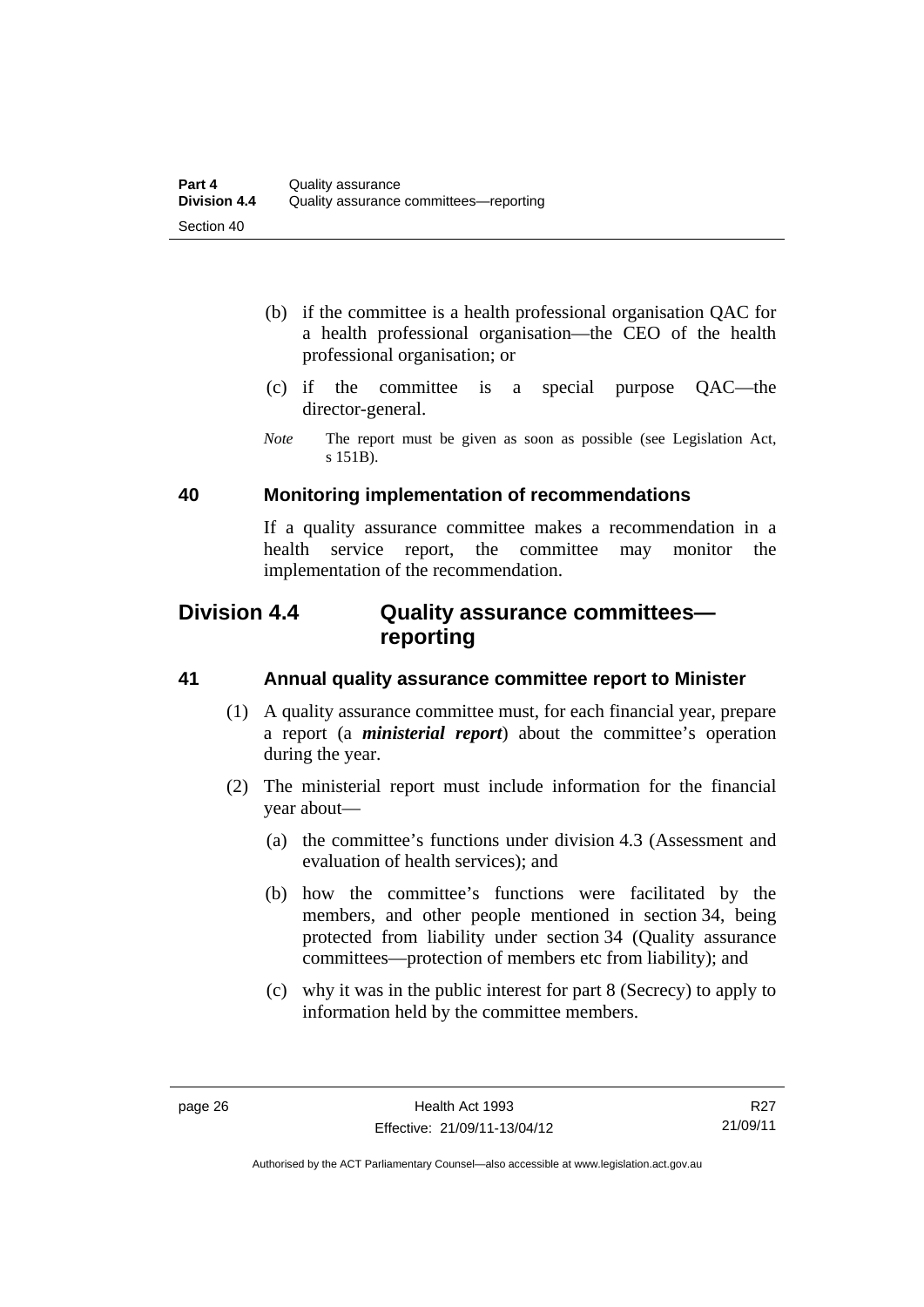(b) if the committee is a health professional organisation QAC for a health professional organisation—the CEO of the health professional organisation; or

(c) if the committee is a special purpose QAC—the director-general.

*Note* The report must be given as soon as possible (see Legislation Act, s 151B).

### 40 Monitoring implementation of recommendations

If a quality assurance committee makes a recommendation in a health service report, the committee may monitor the implementation of the recommendation.

## Division 4.4 Quality assurance committees—reporting

### 41 Annual quality assurance committee report to Minister

(1) A quality assurance committee must, for each financial year, prepare a report (a ***ministerial report***) about the committee's operation during the year.

(2) The ministerial report must include information for the financial year about—

(a) the committee's functions under division 4.3 (Assessment and evaluation of health services); and

(b) how the committee's functions were facilitated by the members, and other people mentioned in section 34, being protected from liability under section 34 (Quality assurance committees—protection of members etc from liability); and

(c) why it was in the public interest for part 8 (Secrecy) to apply to information held by the committee members.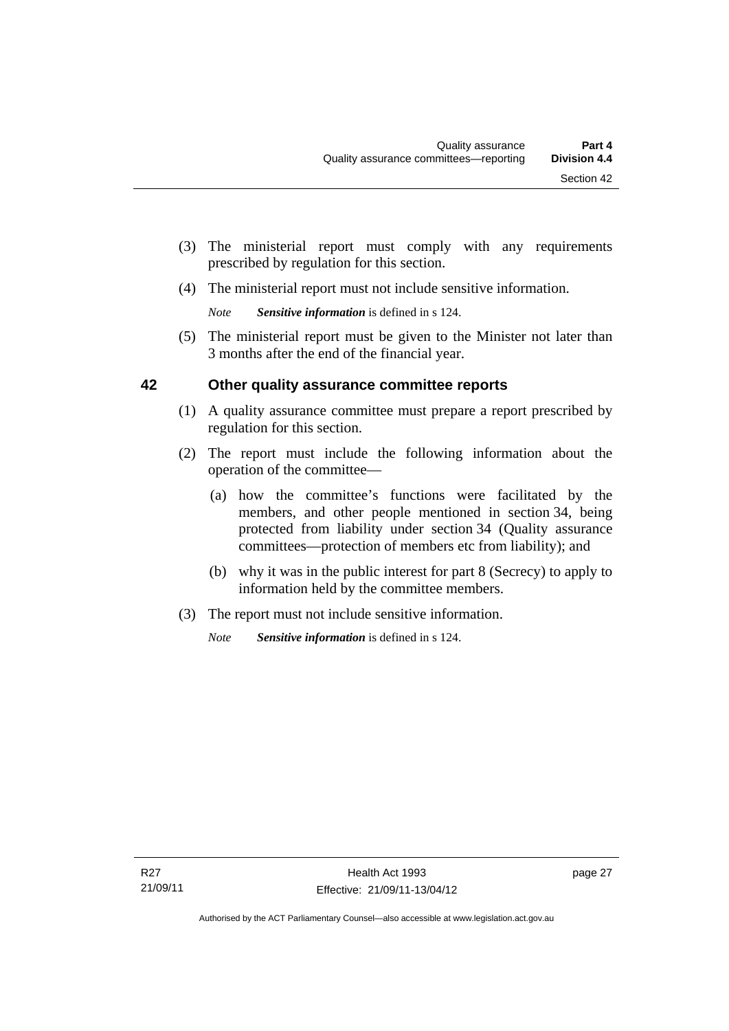(3) The ministerial report must comply with any requirements prescribed by regulation for this section.

(4) The ministerial report must not include sensitive information.

*Note* ***Sensitive information*** is defined in s 124.

(5) The ministerial report must be given to the Minister not later than 3 months after the end of the financial year.

## 42 Other quality assurance committee reports

(1) A quality assurance committee must prepare a report prescribed by regulation for this section.

(2) The report must include the following information about the operation of the committee—

(a) how the committee's functions were facilitated by the members, and other people mentioned in section 34, being protected from liability under section 34 (Quality assurance committees—protection of members etc from liability); and

(b) why it was in the public interest for part 8 (Secrecy) to apply to information held by the committee members.

(3) The report must not include sensitive information.

*Note* ***Sensitive information*** is defined in s 124.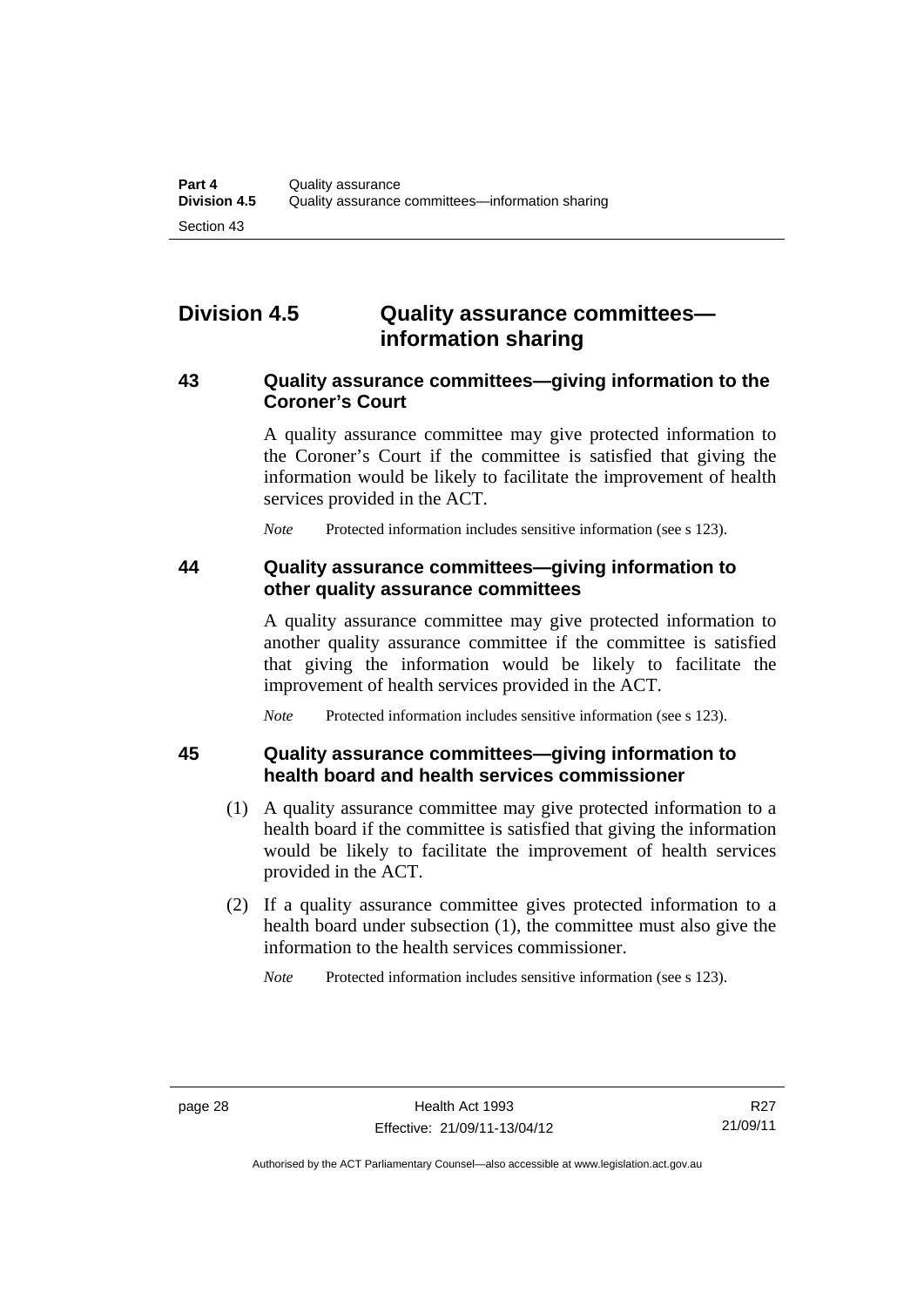## Division 4.5 Quality assurance committees—information sharing

### 43 Quality assurance committees—giving information to the Coroner's Court

A quality assurance committee may give protected information to the Coroner's Court if the committee is satisfied that giving the information would be likely to facilitate the improvement of health services provided in the ACT.

*Note* Protected information includes sensitive information (see s 123).

### 44 Quality assurance committees—giving information to other quality assurance committees

A quality assurance committee may give protected information to another quality assurance committee if the committee is satisfied that giving the information would be likely to facilitate the improvement of health services provided in the ACT.

*Note* Protected information includes sensitive information (see s 123).

### 45 Quality assurance committees—giving information to health board and health services commissioner

(1) A quality assurance committee may give protected information to a health board if the committee is satisfied that giving the information would be likely to facilitate the improvement of health services provided in the ACT.

(2) If a quality assurance committee gives protected information to a health board under subsection (1), the committee must also give the information to the health services commissioner.

*Note* Protected information includes sensitive information (see s 123).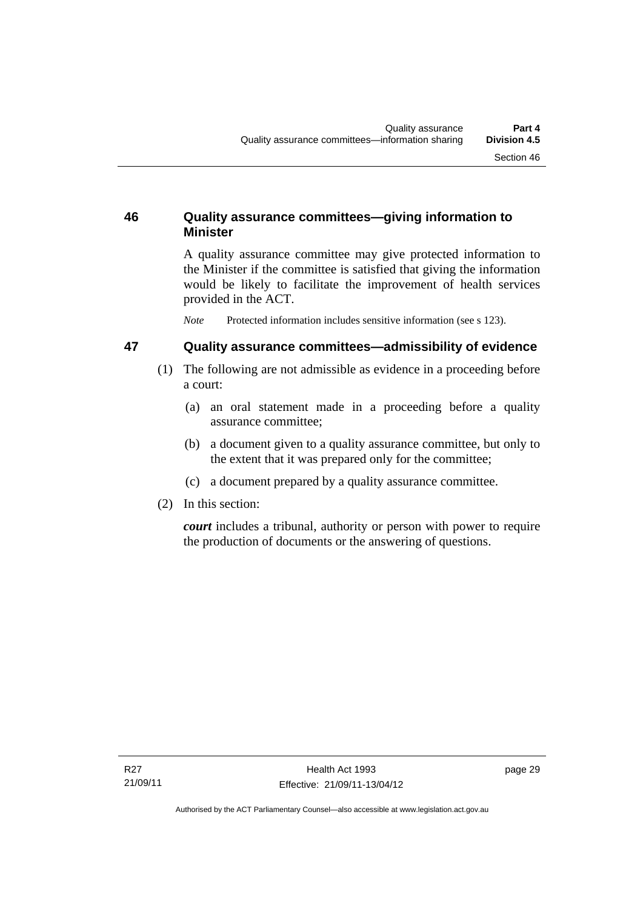### 46 Quality assurance committees—giving information to Minister

A quality assurance committee may give protected information to the Minister if the committee is satisfied that giving the information would be likely to facilitate the improvement of health services provided in the ACT.

*Note* Protected information includes sensitive information (see s 123).

### 47 Quality assurance committees—admissibility of evidence

(1) The following are not admissible as evidence in a proceeding before a court:

(a) an oral statement made in a proceeding before a quality assurance committee;

(b) a document given to a quality assurance committee, but only to the extent that it was prepared only for the committee;

(c) a document prepared by a quality assurance committee.

(2) In this section:

***court*** includes a tribunal, authority or person with power to require the production of documents or the answering of questions.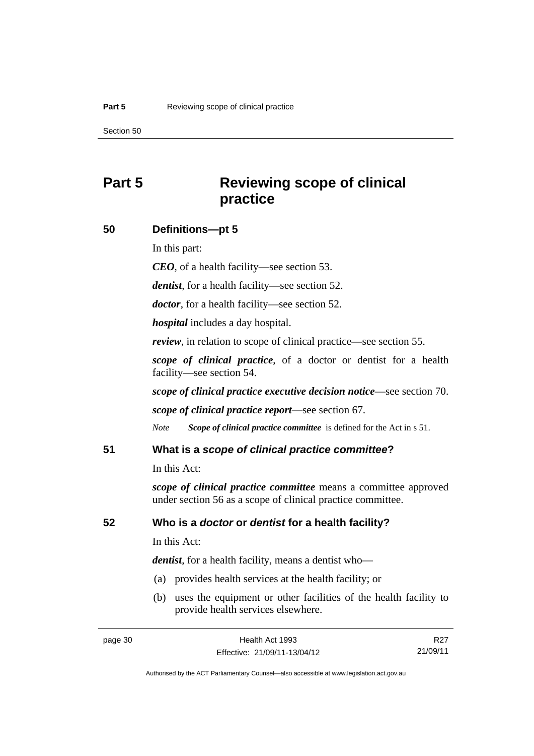# Part 5 Reviewing scope of clinical practice

## 50 Definitions—pt 5

In this part:

***CEO***, of a health facility—see section 53.

***dentist***, for a health facility—see section 52.

***doctor***, for a health facility—see section 52.

***hospital*** includes a day hospital.

***review***, in relation to scope of clinical practice—see section 55.

***scope of clinical practice***, of a doctor or dentist for a health facility—see section 54.

***scope of clinical practice executive decision notice***—see section 70.

***scope of clinical practice report***—see section 67.

*Note* ***Scope of clinical practice committee*** is defined for the Act in s 51.

## 51 What is a *scope of clinical practice committee*?

In this Act:

***scope of clinical practice committee*** means a committee approved under section 56 as a scope of clinical practice committee.

## 52 Who is a *doctor* or *dentist* for a health facility?

In this Act:

***dentist***, for a health facility, means a dentist who—

(a) provides health services at the health facility; or

(b) uses the equipment or other facilities of the health facility to provide health services elsewhere.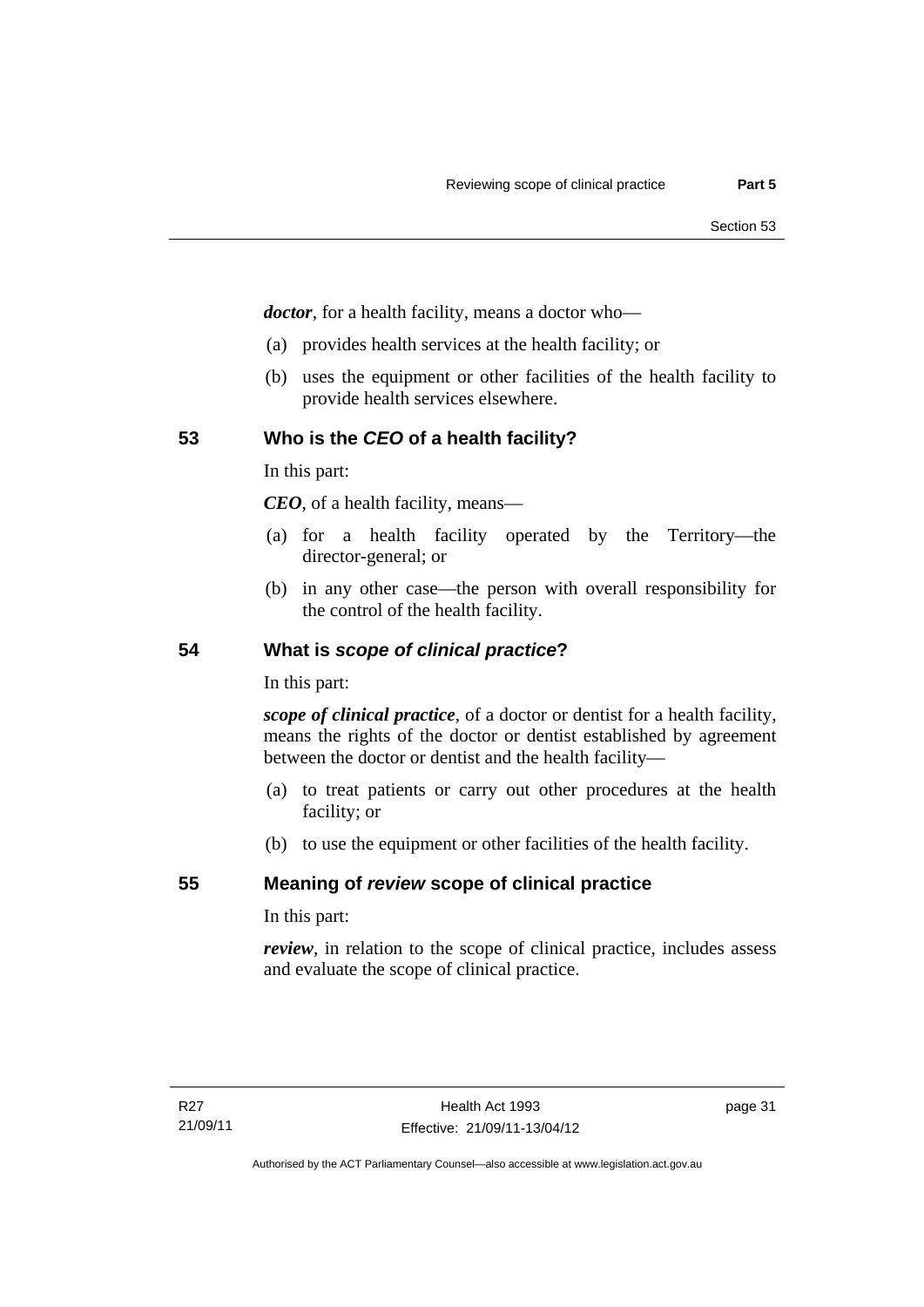***doctor***, for a health facility, means a doctor who—

(a) provides health services at the health facility; or

(b) uses the equipment or other facilities of the health facility to provide health services elsewhere.

## 53 Who is the *CEO* of a health facility?

In this part:

***CEO***, of a health facility, means—

(a) for a health facility operated by the Territory—the director-general; or

(b) in any other case—the person with overall responsibility for the control of the health facility.

## 54 What is *scope of clinical practice*?

In this part:

***scope of clinical practice***, of a doctor or dentist for a health facility, means the rights of the doctor or dentist established by agreement between the doctor or dentist and the health facility—

(a) to treat patients or carry out other procedures at the health facility; or

(b) to use the equipment or other facilities of the health facility.

## 55 Meaning of *review* scope of clinical practice

In this part:

***review***, in relation to the scope of clinical practice, includes assess and evaluate the scope of clinical practice.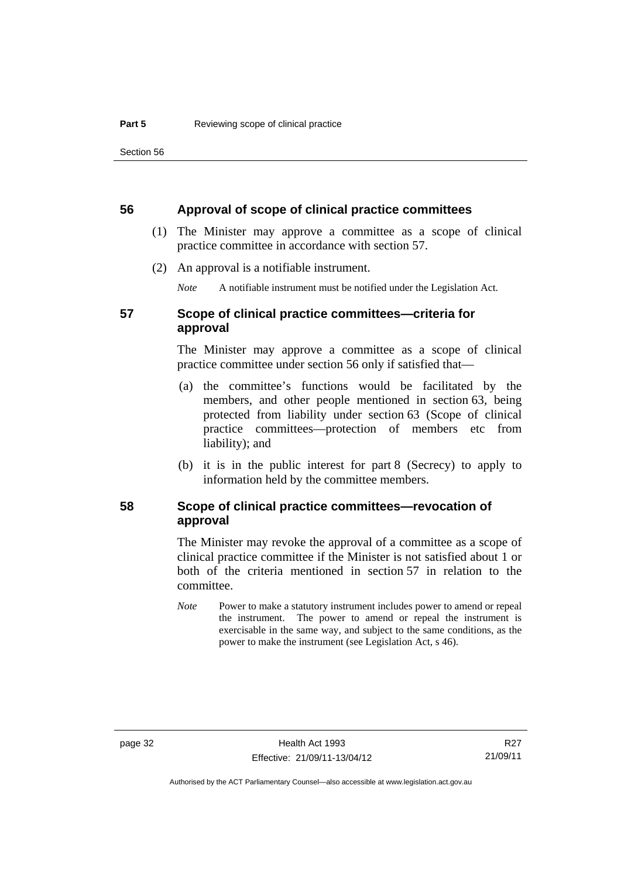## 56 Approval of scope of clinical practice committees

(1) The Minister may approve a committee as a scope of clinical practice committee in accordance with section 57.

(2) An approval is a notifiable instrument.

*Note* A notifiable instrument must be notified under the Legislation Act.

## 57 Scope of clinical practice committees—criteria for approval

The Minister may approve a committee as a scope of clinical practice committee under section 56 only if satisfied that—

(a) the committee's functions would be facilitated by the members, and other people mentioned in section 63, being protected from liability under section 63 (Scope of clinical practice committees—protection of members etc from liability); and

(b) it is in the public interest for part 8 (Secrecy) to apply to information held by the committee members.

## 58 Scope of clinical practice committees—revocation of approval

The Minister may revoke the approval of a committee as a scope of clinical practice committee if the Minister is not satisfied about 1 or both of the criteria mentioned in section 57 in relation to the committee.

*Note* Power to make a statutory instrument includes power to amend or repeal the instrument. The power to amend or repeal the instrument is exercisable in the same way, and subject to the same conditions, as the power to make the instrument (see Legislation Act, s 46).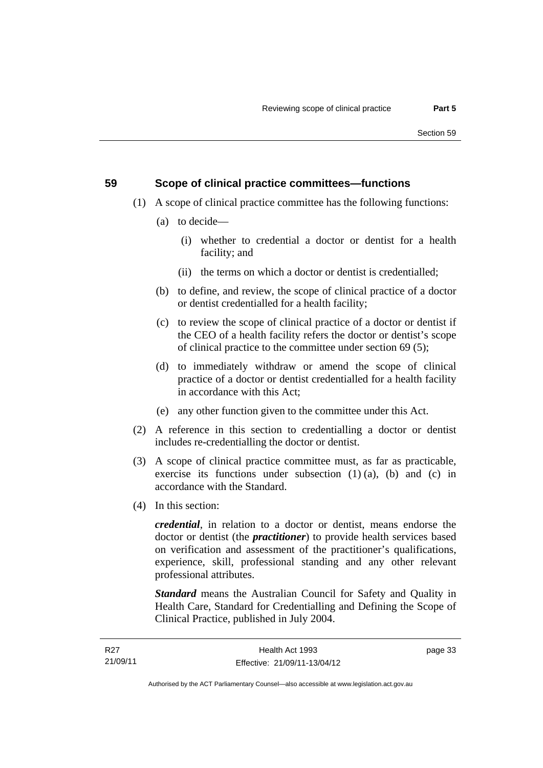## 59 Scope of clinical practice committees—functions

(1) A scope of clinical practice committee has the following functions:

(a) to decide—

(i) whether to credential a doctor or dentist for a health facility; and

(ii) the terms on which a doctor or dentist is credentialled;

(b) to define, and review, the scope of clinical practice of a doctor or dentist credentialled for a health facility;

(c) to review the scope of clinical practice of a doctor or dentist if the CEO of a health facility refers the doctor or dentist's scope of clinical practice to the committee under section 69 (5);

(d) to immediately withdraw or amend the scope of clinical practice of a doctor or dentist credentialled for a health facility in accordance with this Act;

(e) any other function given to the committee under this Act.

(2) A reference in this section to credentialling a doctor or dentist includes re-credentialling the doctor or dentist.

(3) A scope of clinical practice committee must, as far as practicable, exercise its functions under subsection (1) (a), (b) and (c) in accordance with the Standard.

(4) In this section:

***credential***, in relation to a doctor or dentist, means endorse the doctor or dentist (the ***practitioner***) to provide health services based on verification and assessment of the practitioner's qualifications, experience, skill, professional standing and any other relevant professional attributes.

***Standard*** means the Australian Council for Safety and Quality in Health Care, Standard for Credentialling and Defining the Scope of Clinical Practice, published in July 2004.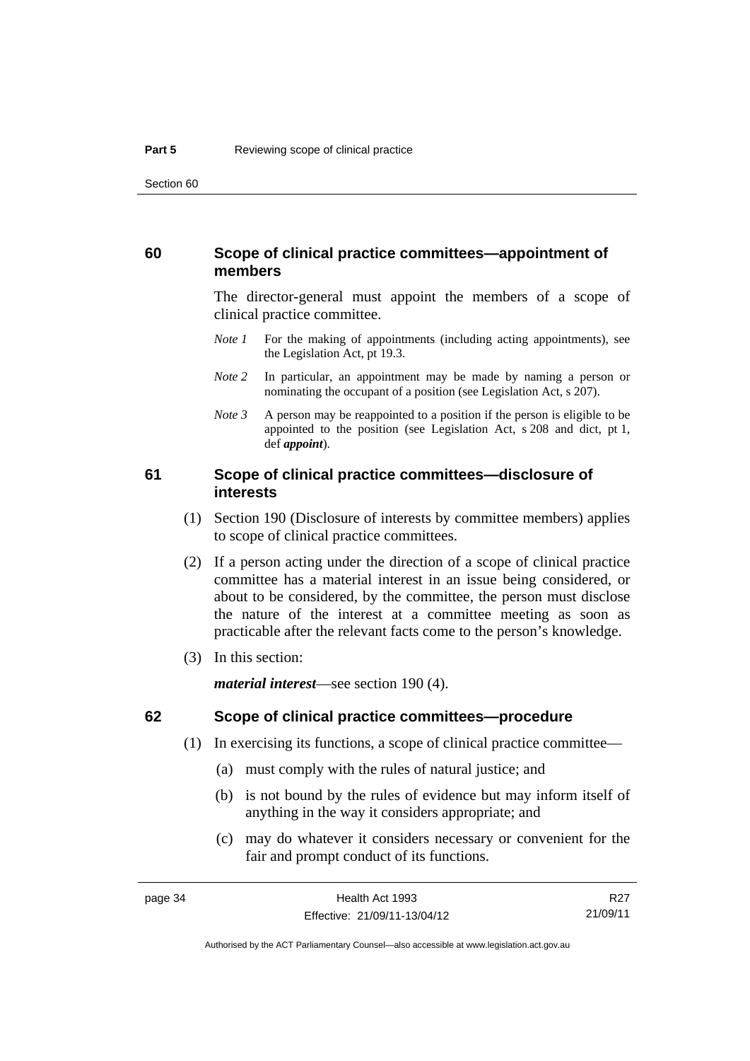## 60 Scope of clinical practice committees—appointment of members

The director-general must appoint the members of a scope of clinical practice committee.

*Note 1* For the making of appointments (including acting appointments), see the Legislation Act, pt 19.3.

*Note 2* In particular, an appointment may be made by naming a person or nominating the occupant of a position (see Legislation Act, s 207).

*Note 3* A person may be reappointed to a position if the person is eligible to be appointed to the position (see Legislation Act, s 208 and dict, pt 1, def ***appoint***).

## 61 Scope of clinical practice committees—disclosure of interests

(1) Section 190 (Disclosure of interests by committee members) applies to scope of clinical practice committees.

(2) If a person acting under the direction of a scope of clinical practice committee has a material interest in an issue being considered, or about to be considered, by the committee, the person must disclose the nature of the interest at a committee meeting as soon as practicable after the relevant facts come to the person's knowledge.

(3) In this section:

***material interest***—see section 190 (4).

## 62 Scope of clinical practice committees—procedure

(1) In exercising its functions, a scope of clinical practice committee—

(a) must comply with the rules of natural justice; and

(b) is not bound by the rules of evidence but may inform itself of anything in the way it considers appropriate; and

(c) may do whatever it considers necessary or convenient for the fair and prompt conduct of its functions.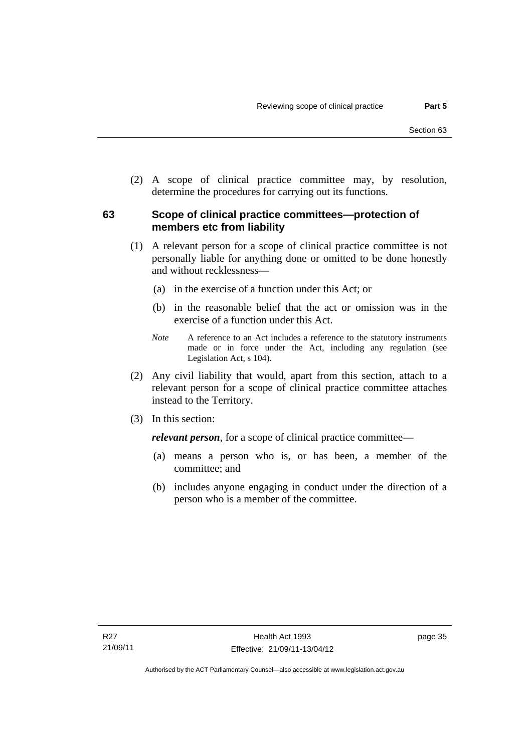(2) A scope of clinical practice committee may, by resolution, determine the procedures for carrying out its functions.

### 63 Scope of clinical practice committees—protection of members etc from liability

(1) A relevant person for a scope of clinical practice committee is not personally liable for anything done or omitted to be done honestly and without recklessness—

(a) in the exercise of a function under this Act; or

(b) in the reasonable belief that the act or omission was in the exercise of a function under this Act.

*Note* A reference to an Act includes a reference to the statutory instruments made or in force under the Act, including any regulation (see Legislation Act, s 104).

(2) Any civil liability that would, apart from this section, attach to a relevant person for a scope of clinical practice committee attaches instead to the Territory.

(3) In this section:

***relevant person***, for a scope of clinical practice committee—

(a) means a person who is, or has been, a member of the committee; and

(b) includes anyone engaging in conduct under the direction of a person who is a member of the committee.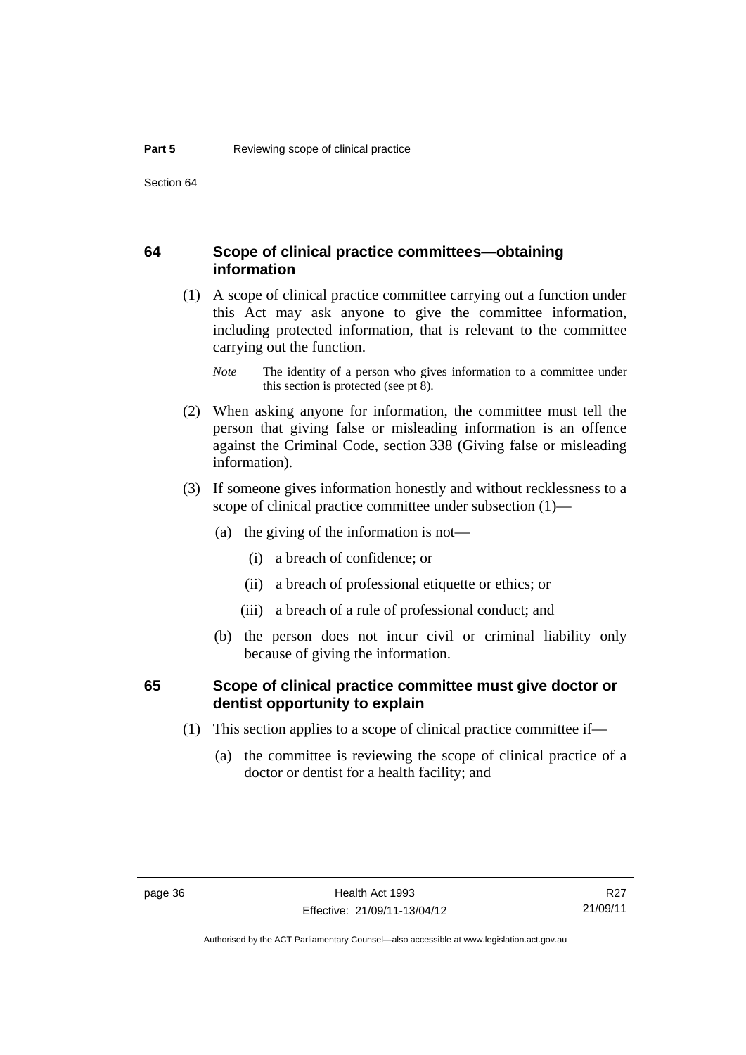## 64 Scope of clinical practice committees—obtaining information

(1) A scope of clinical practice committee carrying out a function under this Act may ask anyone to give the committee information, including protected information, that is relevant to the committee carrying out the function.

*Note* The identity of a person who gives information to a committee under this section is protected (see pt 8).

(2) When asking anyone for information, the committee must tell the person that giving false or misleading information is an offence against the Criminal Code, section 338 (Giving false or misleading information).

(3) If someone gives information honestly and without recklessness to a scope of clinical practice committee under subsection (1)—

(a) the giving of the information is not—

(i) a breach of confidence; or

(ii) a breach of professional etiquette or ethics; or

(iii) a breach of a rule of professional conduct; and

(b) the person does not incur civil or criminal liability only because of giving the information.

## 65 Scope of clinical practice committee must give doctor or dentist opportunity to explain

(1) This section applies to a scope of clinical practice committee if—

(a) the committee is reviewing the scope of clinical practice of a doctor or dentist for a health facility; and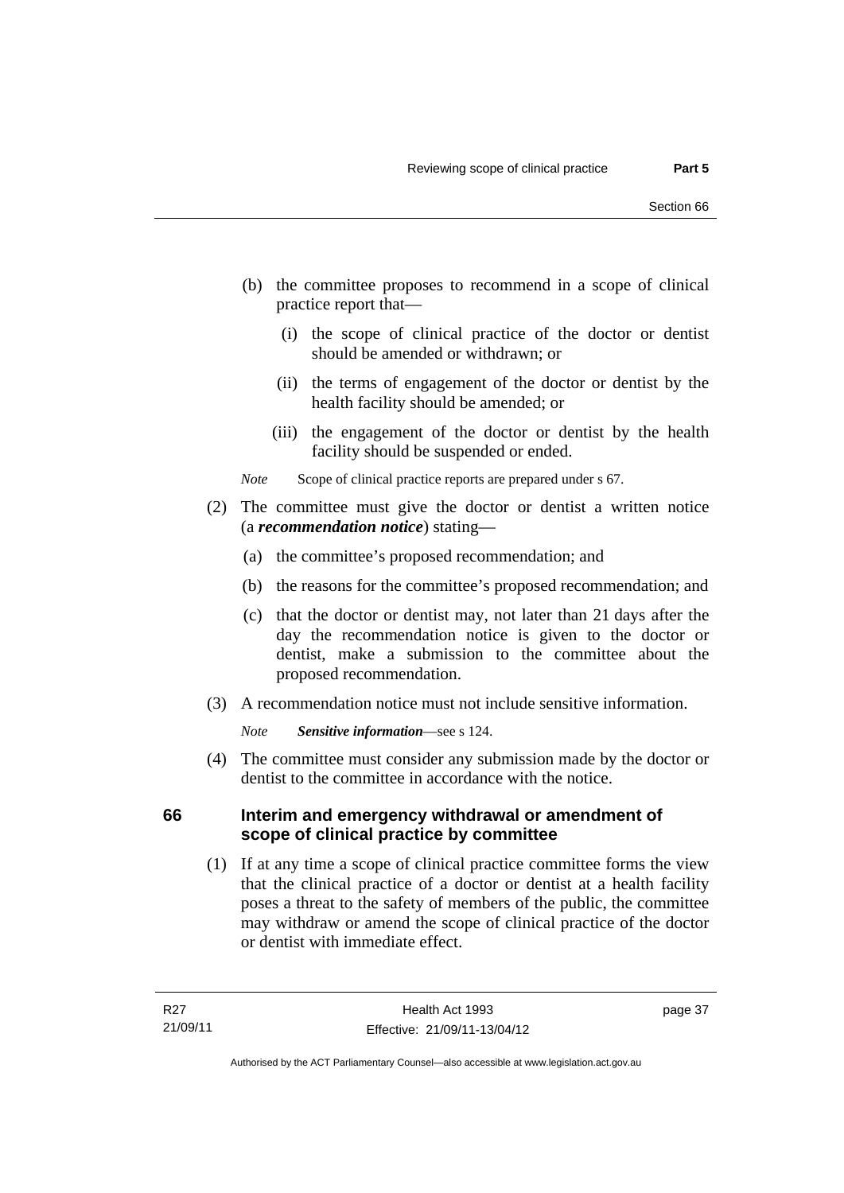(b) the committee proposes to recommend in a scope of clinical practice report that—

   (i) the scope of clinical practice of the doctor or dentist should be amended or withdrawn; or

   (ii) the terms of engagement of the doctor or dentist by the health facility should be amended; or

   (iii) the engagement of the doctor or dentist by the health facility should be suspended or ended.

*Note* Scope of clinical practice reports are prepared under s 67.

(2) The committee must give the doctor or dentist a written notice (a ***recommendation notice***) stating—

   (a) the committee's proposed recommendation; and

   (b) the reasons for the committee's proposed recommendation; and

   (c) that the doctor or dentist may, not later than 21 days after the day the recommendation notice is given to the doctor or dentist, make a submission to the committee about the proposed recommendation.

(3) A recommendation notice must not include sensitive information.

*Note* ***Sensitive information***—see s 124.

(4) The committee must consider any submission made by the doctor or dentist to the committee in accordance with the notice.

## 66 Interim and emergency withdrawal or amendment of scope of clinical practice by committee

(1) If at any time a scope of clinical practice committee forms the view that the clinical practice of a doctor or dentist at a health facility poses a threat to the safety of members of the public, the committee may withdraw or amend the scope of clinical practice of the doctor or dentist with immediate effect.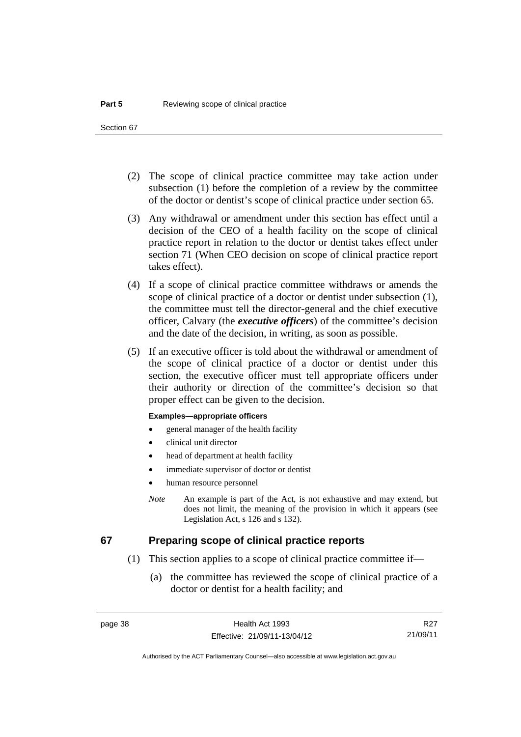(2) The scope of clinical practice committee may take action under subsection (1) before the completion of a review by the committee of the doctor or dentist's scope of clinical practice under section 65.

(3) Any withdrawal or amendment under this section has effect until a decision of the CEO of a health facility on the scope of clinical practice report in relation to the doctor or dentist takes effect under section 71 (When CEO decision on scope of clinical practice report takes effect).

(4) If a scope of clinical practice committee withdraws or amends the scope of clinical practice of a doctor or dentist under subsection (1), the committee must tell the director-general and the chief executive officer, Calvary (the ***executive officers***) of the committee's decision and the date of the decision, in writing, as soon as possible.

(5) If an executive officer is told about the withdrawal or amendment of the scope of clinical practice of a doctor or dentist under this section, the executive officer must tell appropriate officers under their authority or direction of the committee's decision so that proper effect can be given to the decision.

**Examples—appropriate officers**

- general manager of the health facility
- clinical unit director
- head of department at health facility
- immediate supervisor of doctor or dentist
- human resource personnel

*Note* An example is part of the Act, is not exhaustive and may extend, but does not limit, the meaning of the provision in which it appears (see Legislation Act, s 126 and s 132).

## 67 Preparing scope of clinical practice reports

(1) This section applies to a scope of clinical practice committee if—

(a) the committee has reviewed the scope of clinical practice of a doctor or dentist for a health facility; and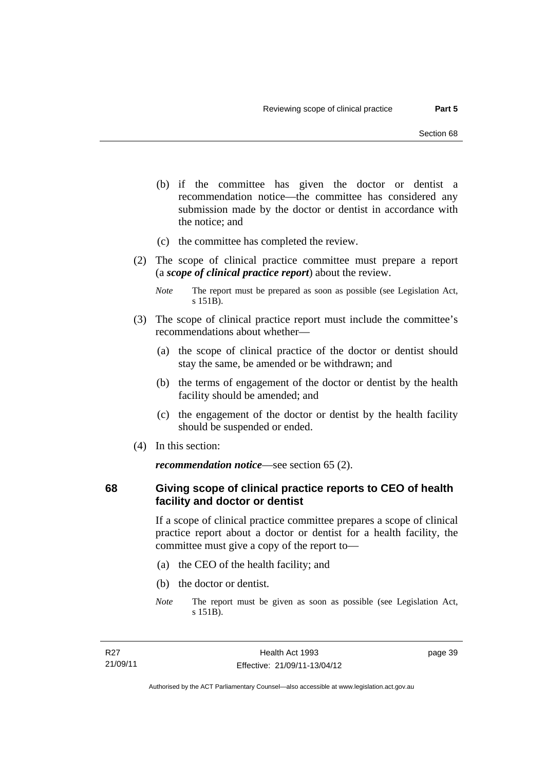(b) if the committee has given the doctor or dentist a recommendation notice—the committee has considered any submission made by the doctor or dentist in accordance with the notice; and

(c) the committee has completed the review.

(2) The scope of clinical practice committee must prepare a report (a ***scope of clinical practice report***) about the review.

*Note* The report must be prepared as soon as possible (see Legislation Act, s 151B).

(3) The scope of clinical practice report must include the committee's recommendations about whether—

(a) the scope of clinical practice of the doctor or dentist should stay the same, be amended or be withdrawn; and

(b) the terms of engagement of the doctor or dentist by the health facility should be amended; and

(c) the engagement of the doctor or dentist by the health facility should be suspended or ended.

(4) In this section:

***recommendation notice***—see section 65 (2).

## 68 Giving scope of clinical practice reports to CEO of health facility and doctor or dentist

If a scope of clinical practice committee prepares a scope of clinical practice report about a doctor or dentist for a health facility, the committee must give a copy of the report to—

(a) the CEO of the health facility; and

(b) the doctor or dentist.

*Note* The report must be given as soon as possible (see Legislation Act, s 151B).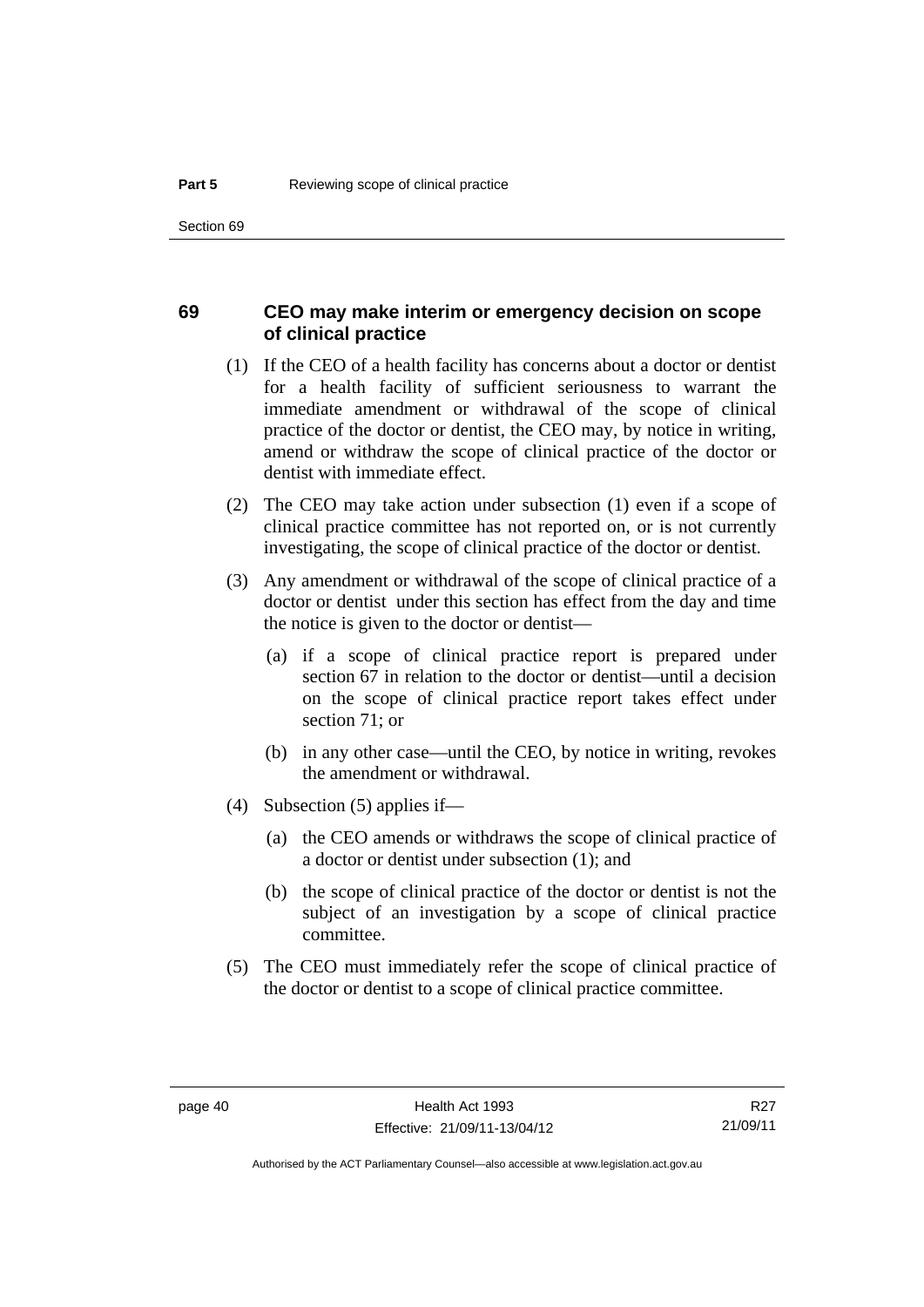## 69 CEO may make interim or emergency decision on scope of clinical practice

(1) If the CEO of a health facility has concerns about a doctor or dentist for a health facility of sufficient seriousness to warrant the immediate amendment or withdrawal of the scope of clinical practice of the doctor or dentist, the CEO may, by notice in writing, amend or withdraw the scope of clinical practice of the doctor or dentist with immediate effect.

(2) The CEO may take action under subsection (1) even if a scope of clinical practice committee has not reported on, or is not currently investigating, the scope of clinical practice of the doctor or dentist.

(3) Any amendment or withdrawal of the scope of clinical practice of a doctor or dentist under this section has effect from the day and time the notice is given to the doctor or dentist—

(a) if a scope of clinical practice report is prepared under section 67 in relation to the doctor or dentist—until a decision on the scope of clinical practice report takes effect under section 71; or

(b) in any other case—until the CEO, by notice in writing, revokes the amendment or withdrawal.

(4) Subsection (5) applies if—

(a) the CEO amends or withdraws the scope of clinical practice of a doctor or dentist under subsection (1); and

(b) the scope of clinical practice of the doctor or dentist is not the subject of an investigation by a scope of clinical practice committee.

(5) The CEO must immediately refer the scope of clinical practice of the doctor or dentist to a scope of clinical practice committee.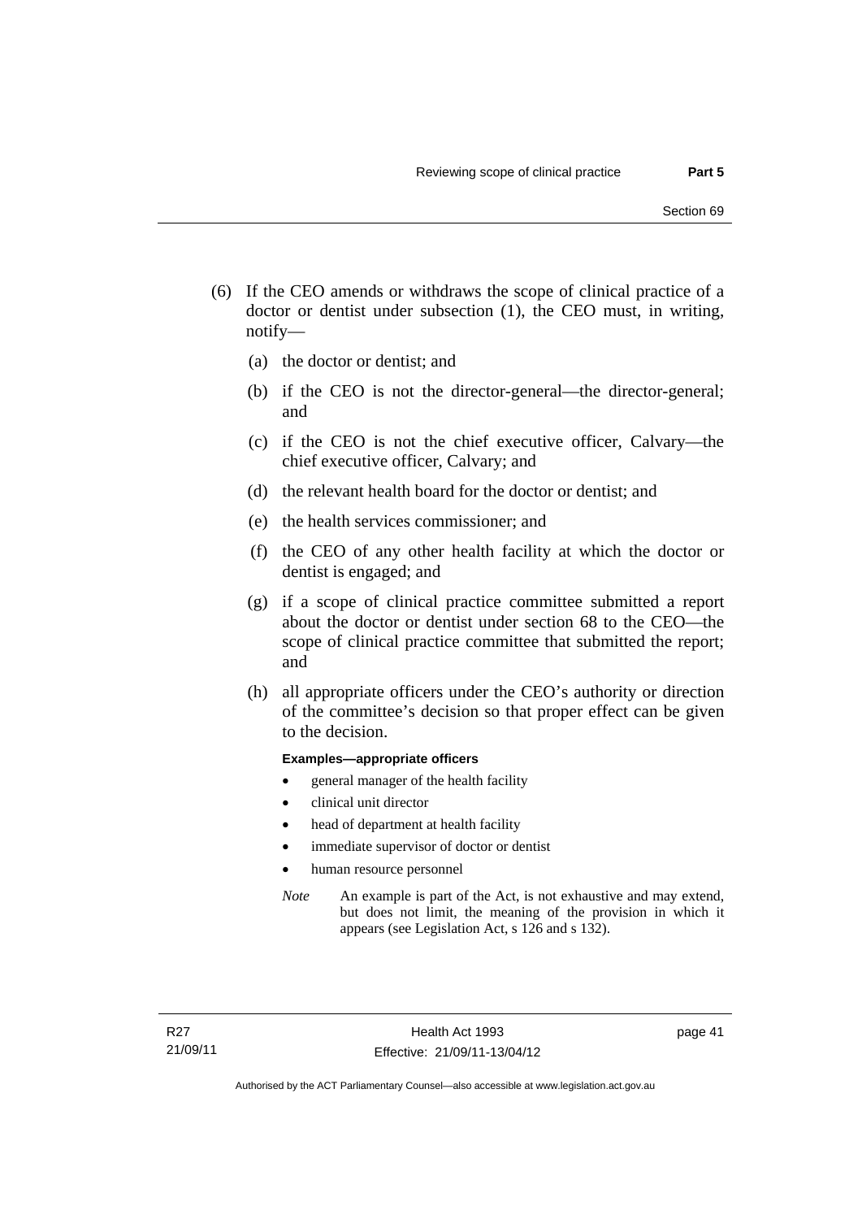(6) If the CEO amends or withdraws the scope of clinical practice of a doctor or dentist under subsection (1), the CEO must, in writing, notify—

(a) the doctor or dentist; and

(b) if the CEO is not the director-general—the director-general; and

(c) if the CEO is not the chief executive officer, Calvary—the chief executive officer, Calvary; and

(d) the relevant health board for the doctor or dentist; and

(e) the health services commissioner; and

(f) the CEO of any other health facility at which the doctor or dentist is engaged; and

(g) if a scope of clinical practice committee submitted a report about the doctor or dentist under section 68 to the CEO—the scope of clinical practice committee that submitted the report; and

(h) all appropriate officers under the CEO's authority or direction of the committee's decision so that proper effect can be given to the decision.

**Examples—appropriate officers**

- general manager of the health facility
- clinical unit director
- head of department at health facility
- immediate supervisor of doctor or dentist
- human resource personnel

*Note* An example is part of the Act, is not exhaustive and may extend, but does not limit, the meaning of the provision in which it appears (see Legislation Act, s 126 and s 132).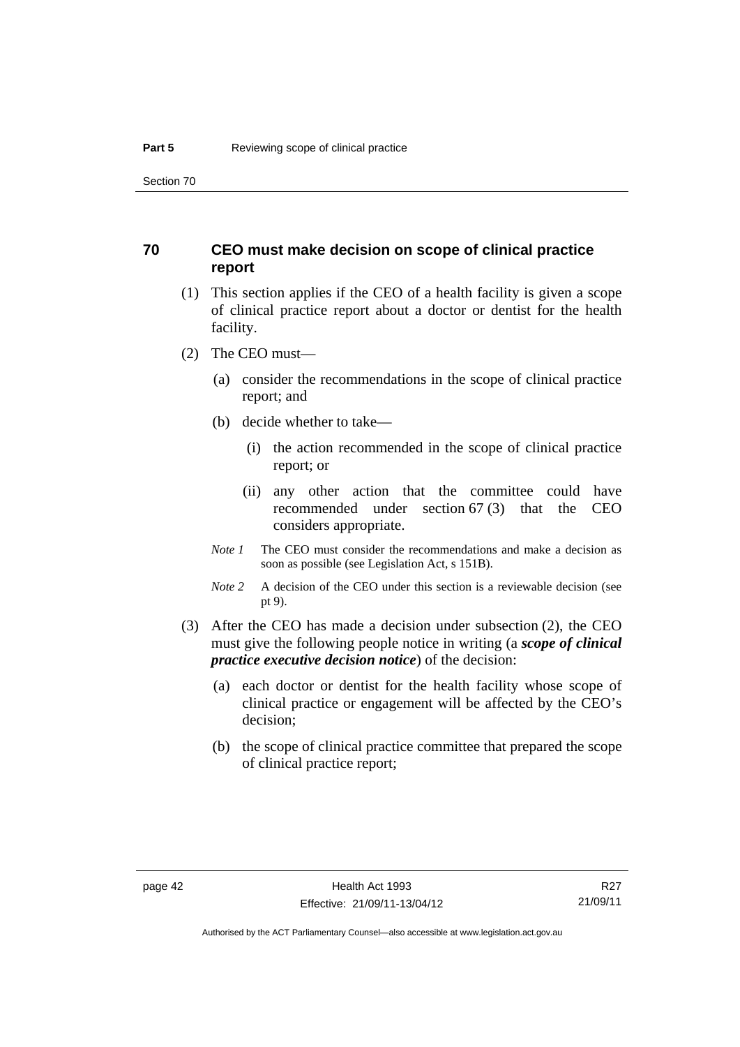## 70 CEO must make decision on scope of clinical practice report

(1) This section applies if the CEO of a health facility is given a scope of clinical practice report about a doctor or dentist for the health facility.

(2) The CEO must—

(a) consider the recommendations in the scope of clinical practice report; and

(b) decide whether to take—

(i) the action recommended in the scope of clinical practice report; or

(ii) any other action that the committee could have recommended under section 67 (3) that the CEO considers appropriate.

*Note 1* The CEO must consider the recommendations and make a decision as soon as possible (see Legislation Act, s 151B).

*Note 2* A decision of the CEO under this section is a reviewable decision (see pt 9).

(3) After the CEO has made a decision under subsection (2), the CEO must give the following people notice in writing (a ***scope of clinical practice executive decision notice***) of the decision:

(a) each doctor or dentist for the health facility whose scope of clinical practice or engagement will be affected by the CEO's decision;

(b) the scope of clinical practice committee that prepared the scope of clinical practice report;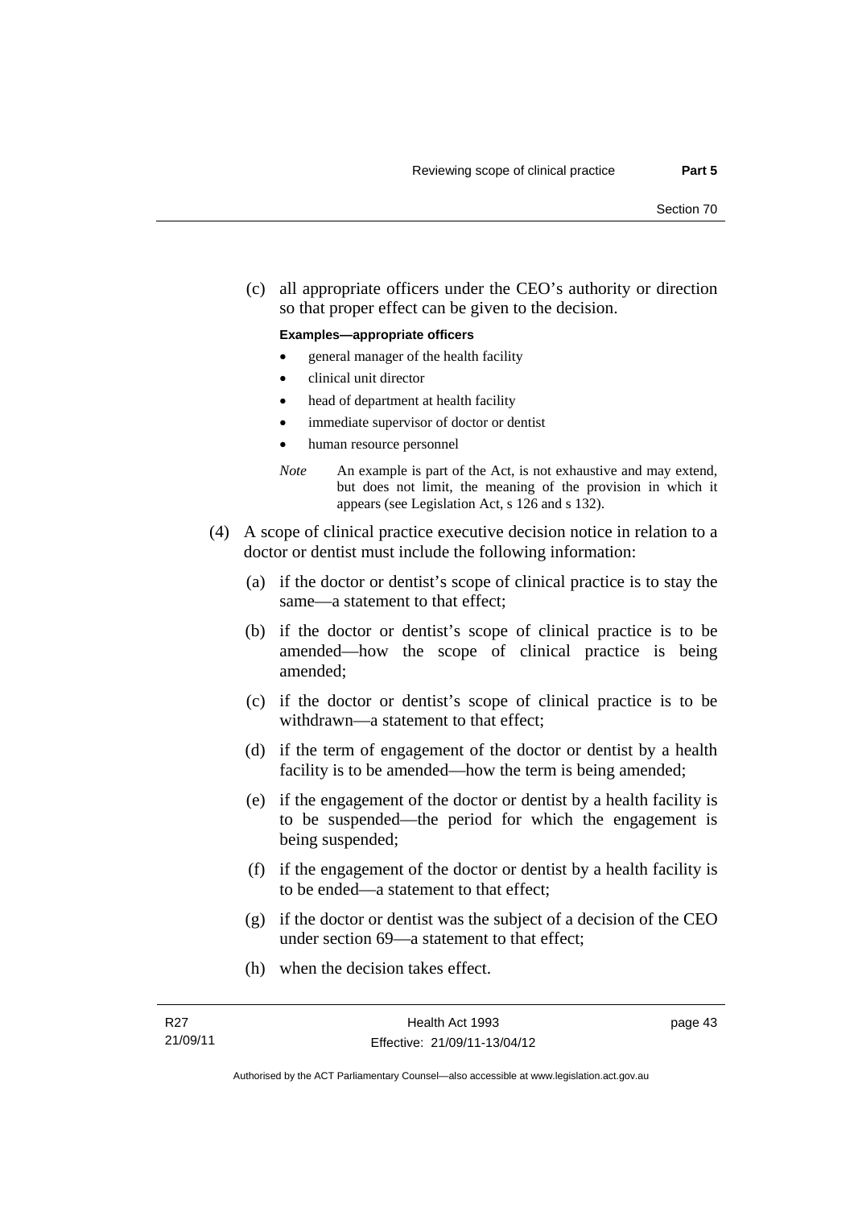(c) all appropriate officers under the CEO's authority or direction so that proper effect can be given to the decision.

**Examples—appropriate officers**

- general manager of the health facility
- clinical unit director
- head of department at health facility
- immediate supervisor of doctor or dentist
- human resource personnel

*Note* An example is part of the Act, is not exhaustive and may extend, but does not limit, the meaning of the provision in which it appears (see Legislation Act, s 126 and s 132).

(4) A scope of clinical practice executive decision notice in relation to a doctor or dentist must include the following information:

(a) if the doctor or dentist's scope of clinical practice is to stay the same—a statement to that effect;

(b) if the doctor or dentist's scope of clinical practice is to be amended—how the scope of clinical practice is being amended;

(c) if the doctor or dentist's scope of clinical practice is to be withdrawn—a statement to that effect;

(d) if the term of engagement of the doctor or dentist by a health facility is to be amended—how the term is being amended;

(e) if the engagement of the doctor or dentist by a health facility is to be suspended—the period for which the engagement is being suspended;

(f) if the engagement of the doctor or dentist by a health facility is to be ended—a statement to that effect;

(g) if the doctor or dentist was the subject of a decision of the CEO under section 69—a statement to that effect;

(h) when the decision takes effect.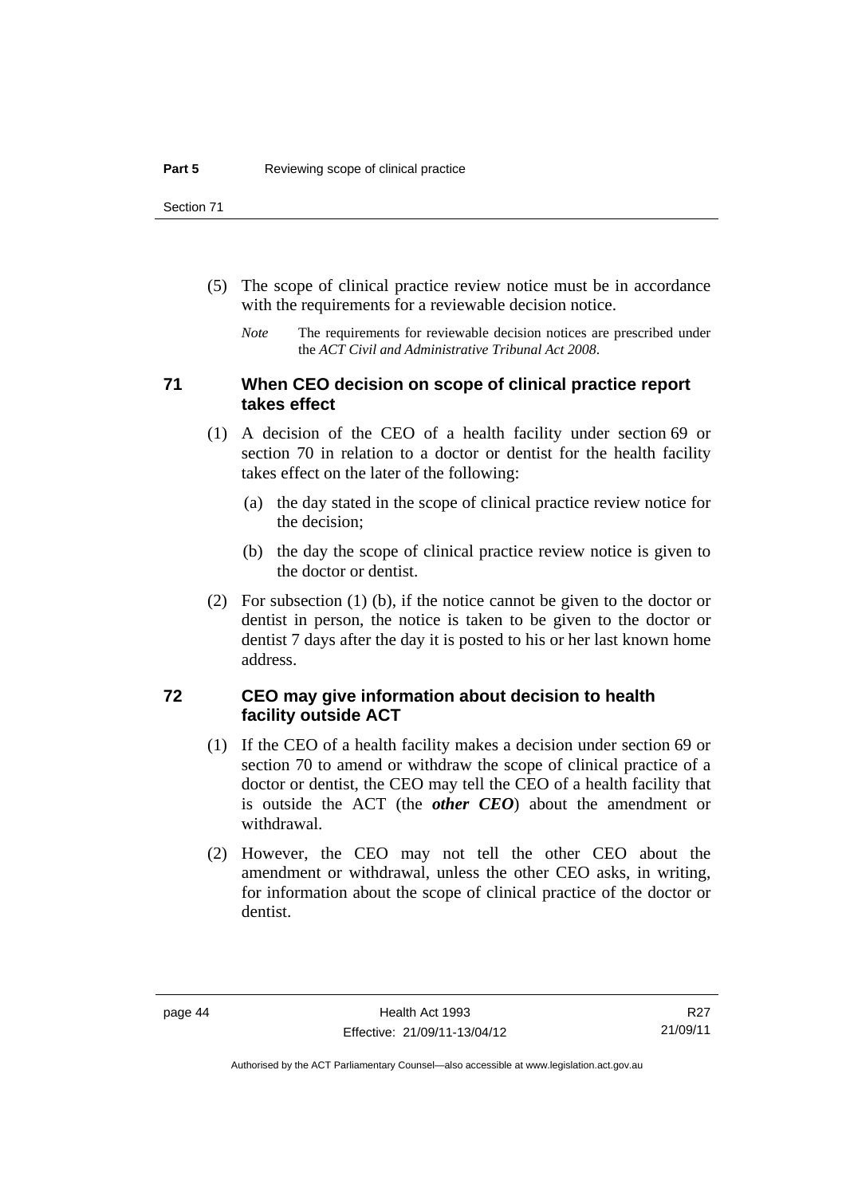(5) The scope of clinical practice review notice must be in accordance with the requirements for a reviewable decision notice.

*Note* The requirements for reviewable decision notices are prescribed under the *ACT Civil and Administrative Tribunal Act 2008*.

## 71 When CEO decision on scope of clinical practice report takes effect

(1) A decision of the CEO of a health facility under section 69 or section 70 in relation to a doctor or dentist for the health facility takes effect on the later of the following:

(a) the day stated in the scope of clinical practice review notice for the decision;

(b) the day the scope of clinical practice review notice is given to the doctor or dentist.

(2) For subsection (1) (b), if the notice cannot be given to the doctor or dentist in person, the notice is taken to be given to the doctor or dentist 7 days after the day it is posted to his or her last known home address.

## 72 CEO may give information about decision to health facility outside ACT

(1) If the CEO of a health facility makes a decision under section 69 or section 70 to amend or withdraw the scope of clinical practice of a doctor or dentist, the CEO may tell the CEO of a health facility that is outside the ACT (the ***other CEO***) about the amendment or withdrawal.

(2) However, the CEO may not tell the other CEO about the amendment or withdrawal, unless the other CEO asks, in writing, for information about the scope of clinical practice of the doctor or dentist.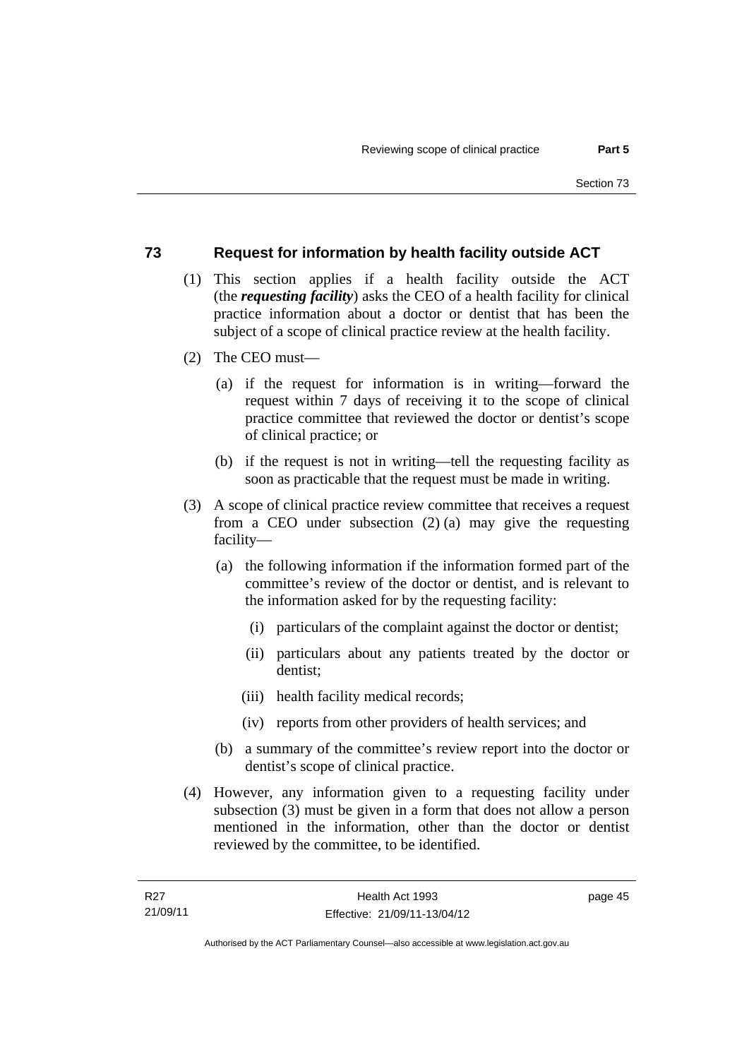## 73 Request for information by health facility outside ACT

(1) This section applies if a health facility outside the ACT (the ***requesting facility***) asks the CEO of a health facility for clinical practice information about a doctor or dentist that has been the subject of a scope of clinical practice review at the health facility.

(2) The CEO must—

(a) if the request for information is in writing—forward the request within 7 days of receiving it to the scope of clinical practice committee that reviewed the doctor or dentist's scope of clinical practice; or

(b) if the request is not in writing—tell the requesting facility as soon as practicable that the request must be made in writing.

(3) A scope of clinical practice review committee that receives a request from a CEO under subsection (2) (a) may give the requesting facility—

(a) the following information if the information formed part of the committee's review of the doctor or dentist, and is relevant to the information asked for by the requesting facility:

(i) particulars of the complaint against the doctor or dentist;

(ii) particulars about any patients treated by the doctor or dentist;

(iii) health facility medical records;

(iv) reports from other providers of health services; and

(b) a summary of the committee's review report into the doctor or dentist's scope of clinical practice.

(4) However, any information given to a requesting facility under subsection (3) must be given in a form that does not allow a person mentioned in the information, other than the doctor or dentist reviewed by the committee, to be identified.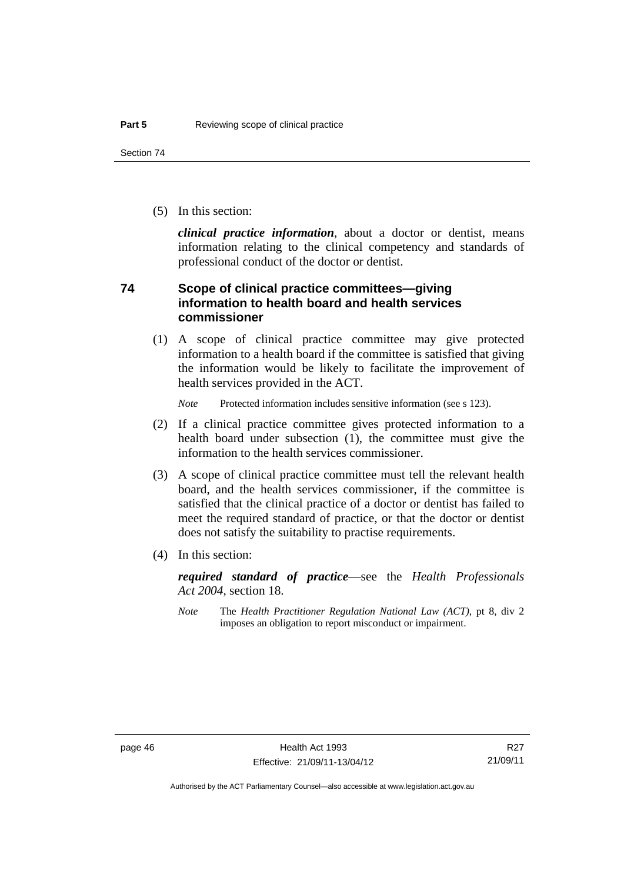(5) In this section:

***clinical practice information***, about a doctor or dentist, means information relating to the clinical competency and standards of professional conduct of the doctor or dentist.

### 74 Scope of clinical practice committees—giving information to health board and health services commissioner

(1) A scope of clinical practice committee may give protected information to a health board if the committee is satisfied that giving the information would be likely to facilitate the improvement of health services provided in the ACT.

*Note* Protected information includes sensitive information (see s 123).

(2) If a clinical practice committee gives protected information to a health board under subsection (1), the committee must give the information to the health services commissioner.

(3) A scope of clinical practice committee must tell the relevant health board, and the health services commissioner, if the committee is satisfied that the clinical practice of a doctor or dentist has failed to meet the required standard of practice, or that the doctor or dentist does not satisfy the suitability to practise requirements.

(4) In this section:

***required standard of practice***—see the *Health Professionals Act 2004*, section 18.

*Note* The *Health Practitioner Regulation National Law (ACT)*, pt 8, div 2 imposes an obligation to report misconduct or impairment.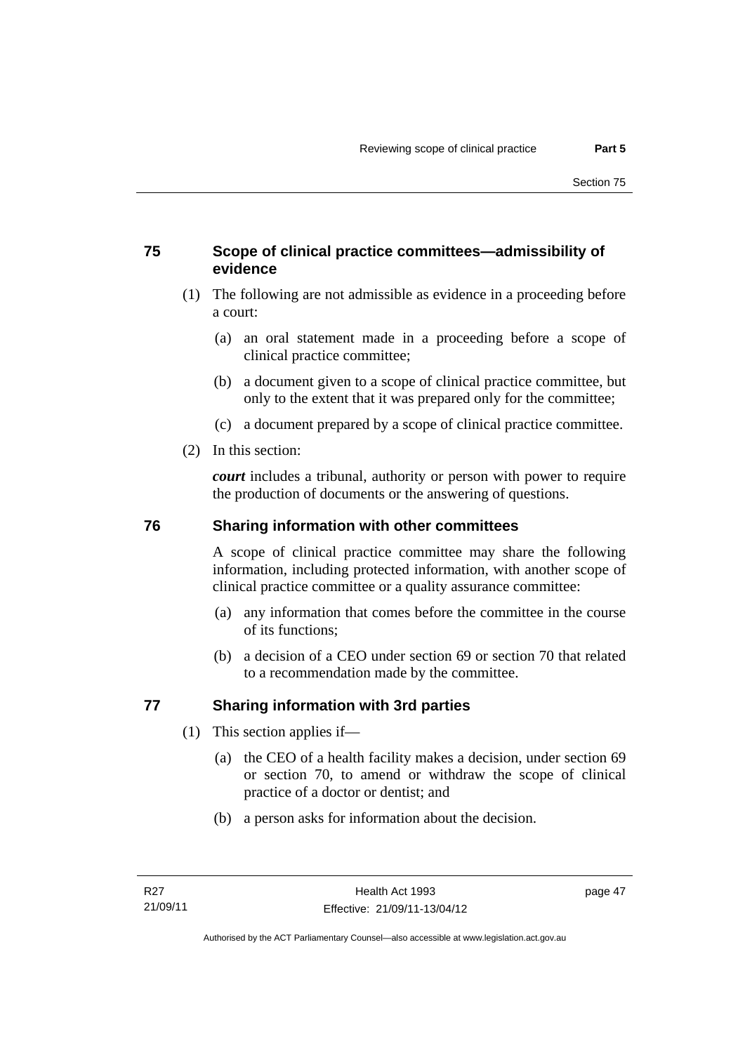## 75 Scope of clinical practice committees—admissibility of evidence

(1) The following are not admissible as evidence in a proceeding before a court:

(a) an oral statement made in a proceeding before a scope of clinical practice committee;

(b) a document given to a scope of clinical practice committee, but only to the extent that it was prepared only for the committee;

(c) a document prepared by a scope of clinical practice committee.

(2) In this section:

***court*** includes a tribunal, authority or person with power to require the production of documents or the answering of questions.

## 76 Sharing information with other committees

A scope of clinical practice committee may share the following information, including protected information, with another scope of clinical practice committee or a quality assurance committee:

(a) any information that comes before the committee in the course of its functions;

(b) a decision of a CEO under section 69 or section 70 that related to a recommendation made by the committee.

## 77 Sharing information with 3rd parties

(1) This section applies if—

(a) the CEO of a health facility makes a decision, under section 69 or section 70, to amend or withdraw the scope of clinical practice of a doctor or dentist; and

(b) a person asks for information about the decision.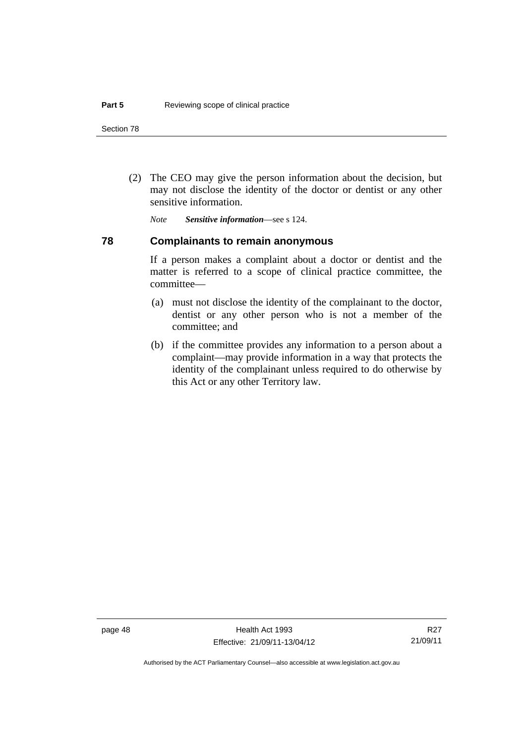(2) The CEO may give the person information about the decision, but may not disclose the identity of the doctor or dentist or any other sensitive information.

*Note* ***Sensitive information***—see s 124.

## 78 Complainants to remain anonymous

If a person makes a complaint about a doctor or dentist and the matter is referred to a scope of clinical practice committee, the committee—

(a) must not disclose the identity of the complainant to the doctor, dentist or any other person who is not a member of the committee; and

(b) if the committee provides any information to a person about a complaint—may provide information in a way that protects the identity of the complainant unless required to do otherwise by this Act or any other Territory law.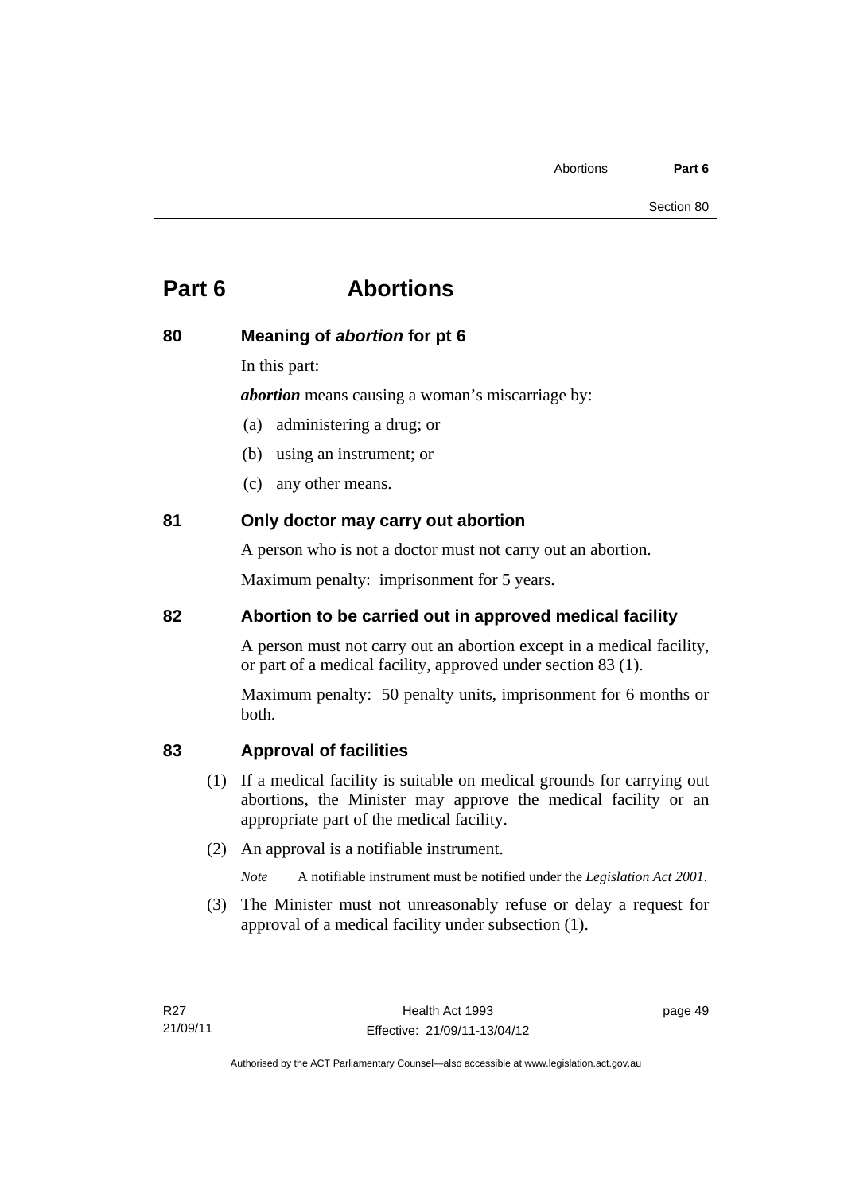# Part 6 Abortions

## 80 Meaning of *abortion* for pt 6

In this part:

***abortion*** means causing a woman's miscarriage by:

(a) administering a drug; or

(b) using an instrument; or

(c) any other means.

## 81 Only doctor may carry out abortion

A person who is not a doctor must not carry out an abortion.

Maximum penalty: imprisonment for 5 years.

## 82 Abortion to be carried out in approved medical facility

A person must not carry out an abortion except in a medical facility, or part of a medical facility, approved under section 83 (1).

Maximum penalty: 50 penalty units, imprisonment for 6 months or both.

## 83 Approval of facilities

(1) If a medical facility is suitable on medical grounds for carrying out abortions, the Minister may approve the medical facility or an appropriate part of the medical facility.

(2) An approval is a notifiable instrument.

*Note* A notifiable instrument must be notified under the *Legislation Act 2001*.

(3) The Minister must not unreasonably refuse or delay a request for approval of a medical facility under subsection (1).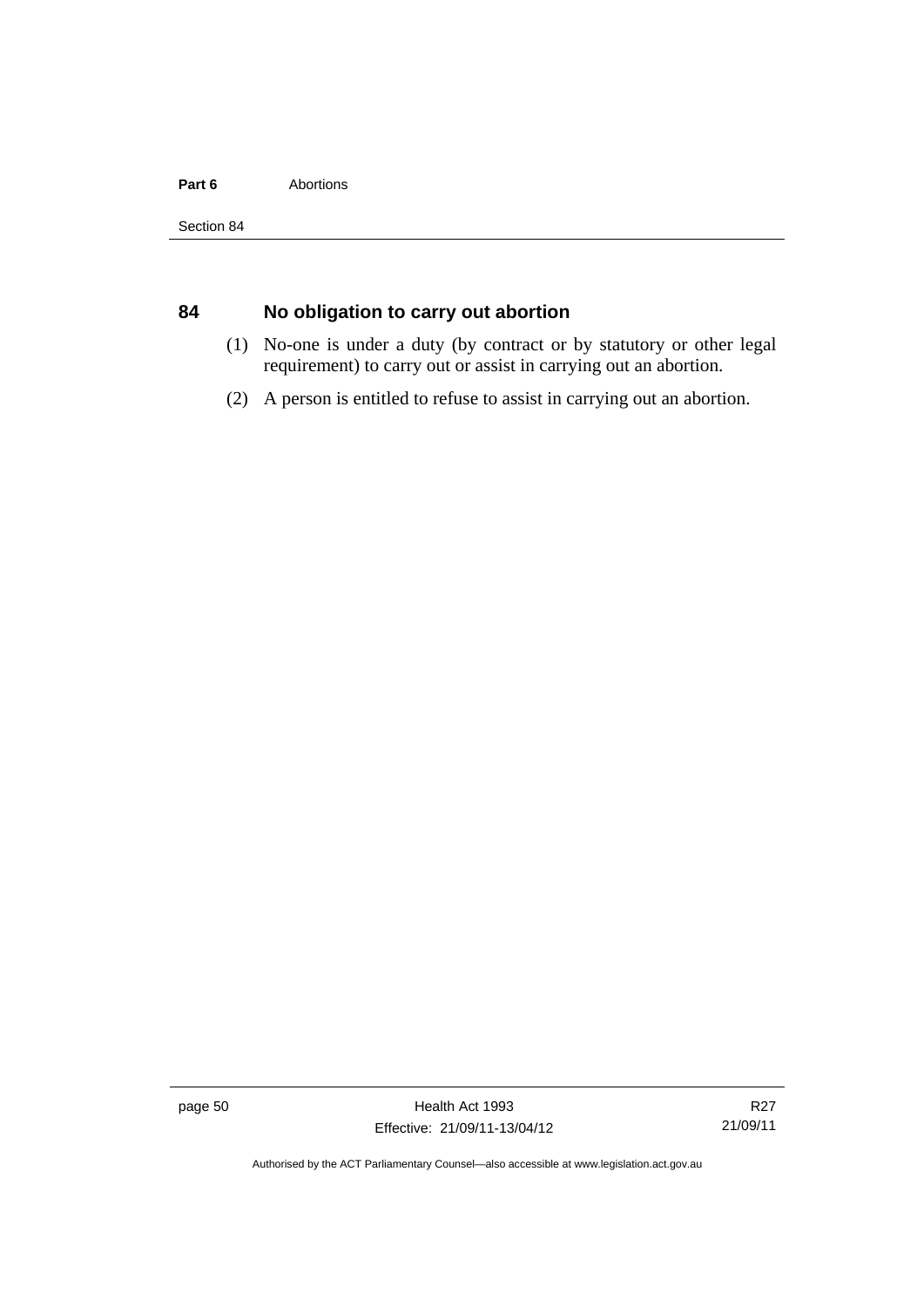## 84 No obligation to carry out abortion

(1) No-one is under a duty (by contract or by statutory or other legal requirement) to carry out or assist in carrying out an abortion.

(2) A person is entitled to refuse to assist in carrying out an abortion.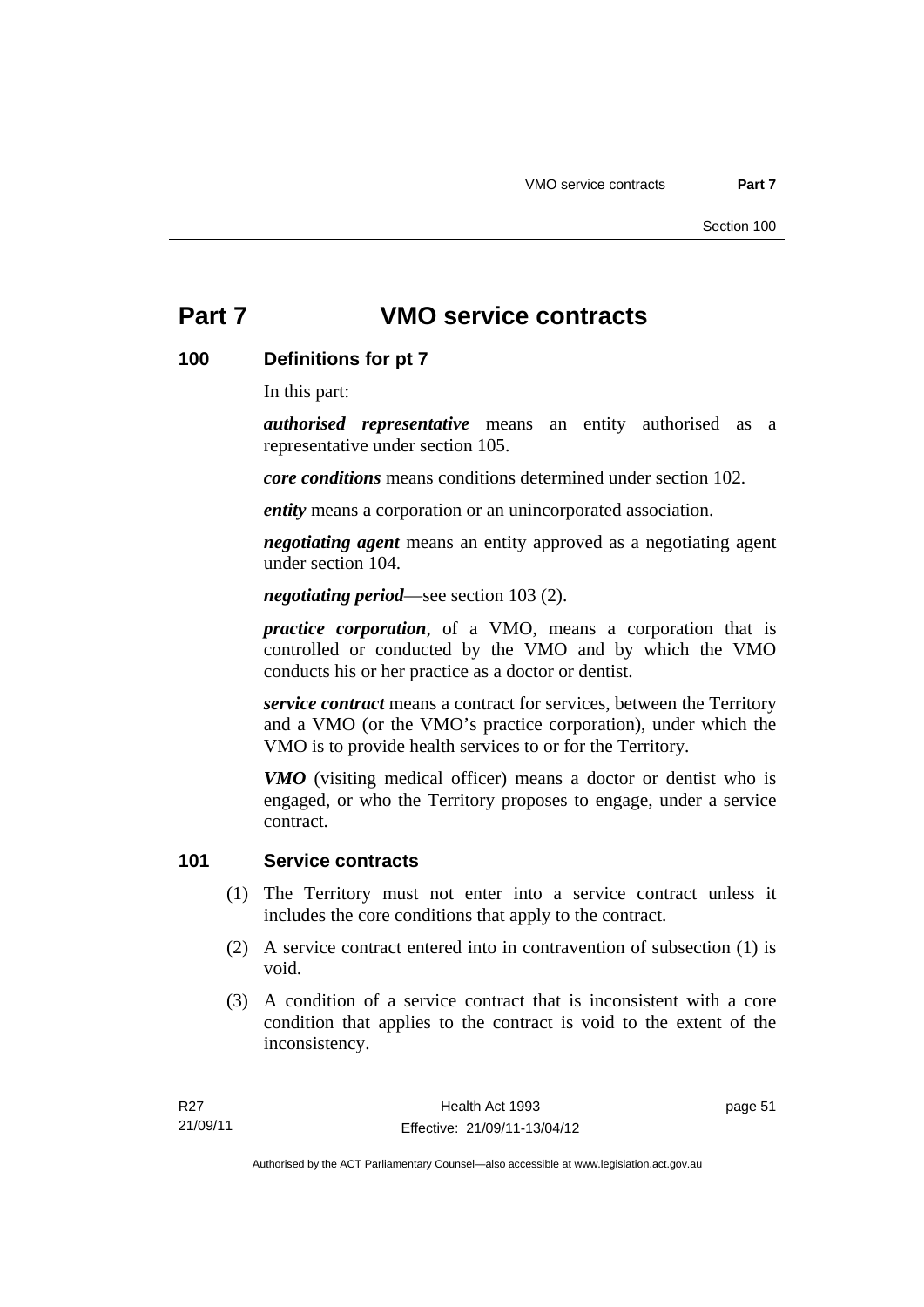# Part 7 VMO service contracts

## 100 Definitions for pt 7

In this part:

***authorised representative*** means an entity authorised as a representative under section 105.

***core conditions*** means conditions determined under section 102.

***entity*** means a corporation or an unincorporated association.

***negotiating agent*** means an entity approved as a negotiating agent under section 104.

***negotiating period***—see section 103 (2).

***practice corporation***, of a VMO, means a corporation that is controlled or conducted by the VMO and by which the VMO conducts his or her practice as a doctor or dentist.

***service contract*** means a contract for services, between the Territory and a VMO (or the VMO's practice corporation), under which the VMO is to provide health services to or for the Territory.

***VMO*** (visiting medical officer) means a doctor or dentist who is engaged, or who the Territory proposes to engage, under a service contract.

## 101 Service contracts

(1) The Territory must not enter into a service contract unless it includes the core conditions that apply to the contract.

(2) A service contract entered into in contravention of subsection (1) is void.

(3) A condition of a service contract that is inconsistent with a core condition that applies to the contract is void to the extent of the inconsistency.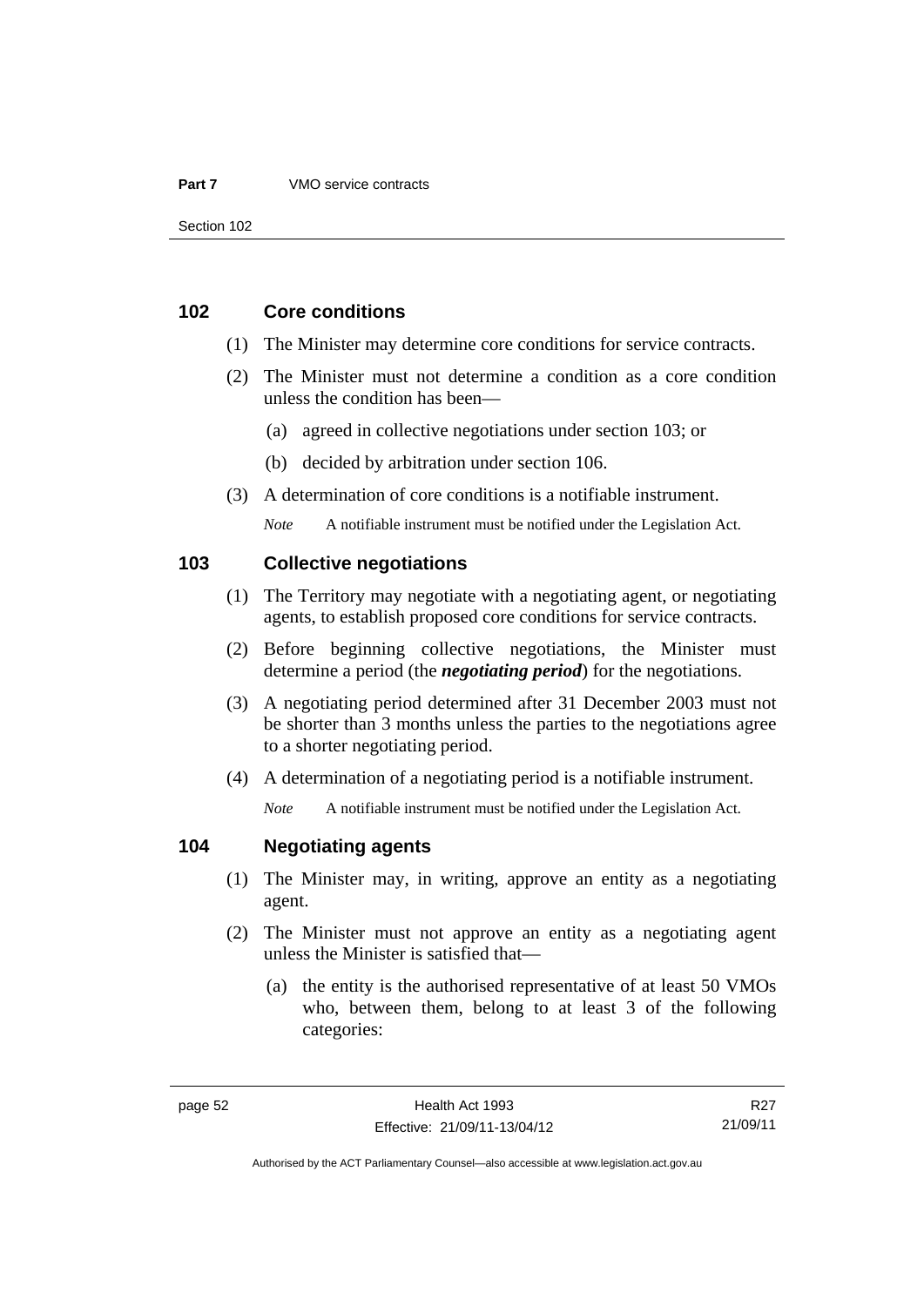## 102 Core conditions

(1) The Minister may determine core conditions for service contracts.

(2) The Minister must not determine a condition as a core condition unless the condition has been—

  (a) agreed in collective negotiations under section 103; or

  (b) decided by arbitration under section 106.

(3) A determination of core conditions is a notifiable instrument.

*Note* A notifiable instrument must be notified under the Legislation Act.

## 103 Collective negotiations

(1) The Territory may negotiate with a negotiating agent, or negotiating agents, to establish proposed core conditions for service contracts.

(2) Before beginning collective negotiations, the Minister must determine a period (the ***negotiating period***) for the negotiations.

(3) A negotiating period determined after 31 December 2003 must not be shorter than 3 months unless the parties to the negotiations agree to a shorter negotiating period.

(4) A determination of a negotiating period is a notifiable instrument.

*Note* A notifiable instrument must be notified under the Legislation Act.

## 104 Negotiating agents

(1) The Minister may, in writing, approve an entity as a negotiating agent.

(2) The Minister must not approve an entity as a negotiating agent unless the Minister is satisfied that—

  (a) the entity is the authorised representative of at least 50 VMOs who, between them, belong to at least 3 of the following categories: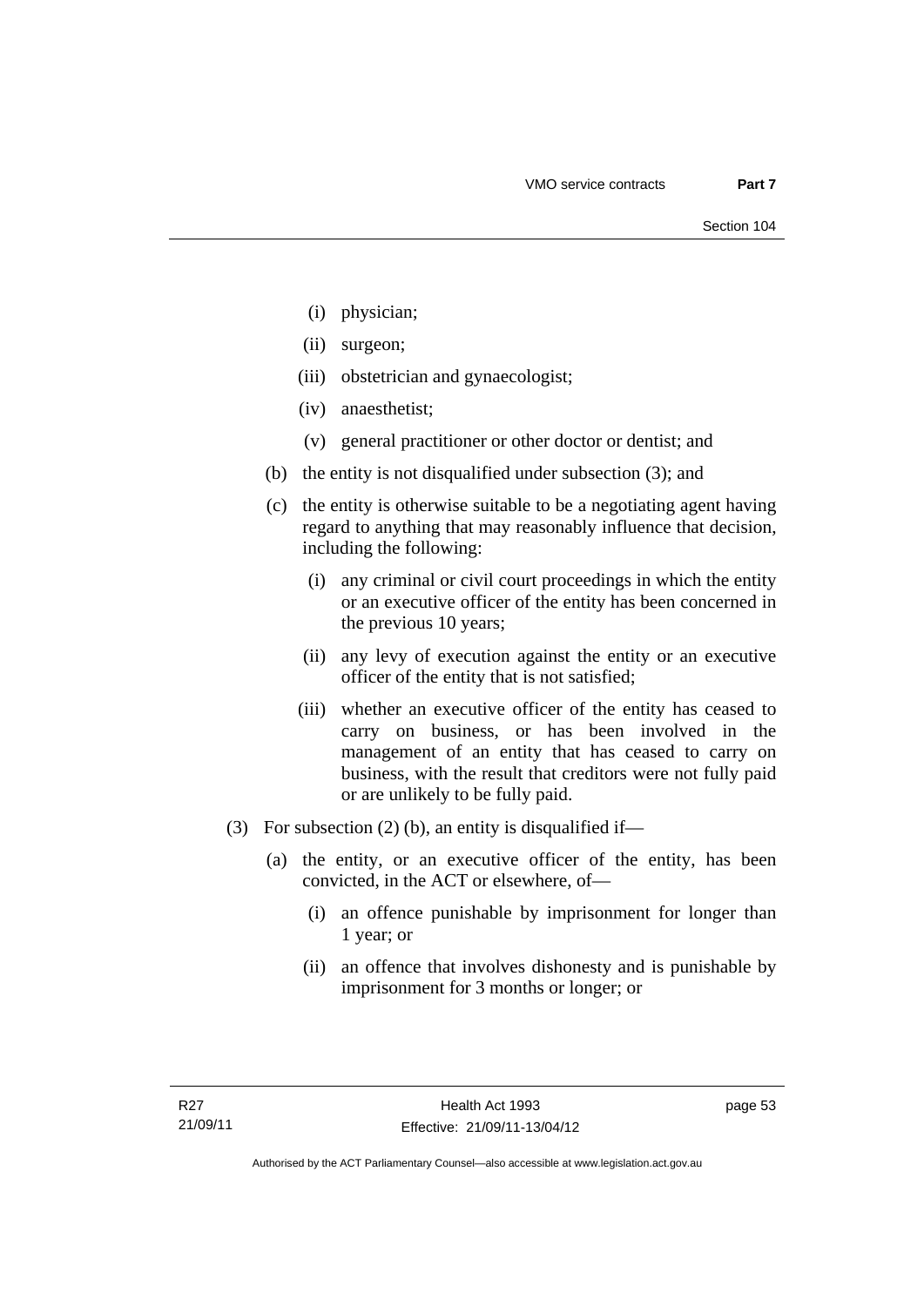(i) physician;

(ii) surgeon;

(iii) obstetrician and gynaecologist;

(iv) anaesthetist;

(v) general practitioner or other doctor or dentist; and

(b) the entity is not disqualified under subsection (3); and

(c) the entity is otherwise suitable to be a negotiating agent having regard to anything that may reasonably influence that decision, including the following:

(i) any criminal or civil court proceedings in which the entity or an executive officer of the entity has been concerned in the previous 10 years;

(ii) any levy of execution against the entity or an executive officer of the entity that is not satisfied;

(iii) whether an executive officer of the entity has ceased to carry on business, or has been involved in the management of an entity that has ceased to carry on business, with the result that creditors were not fully paid or are unlikely to be fully paid.

(3) For subsection (2) (b), an entity is disqualified if—

(a) the entity, or an executive officer of the entity, has been convicted, in the ACT or elsewhere, of—

(i) an offence punishable by imprisonment for longer than 1 year; or

(ii) an offence that involves dishonesty and is punishable by imprisonment for 3 months or longer; or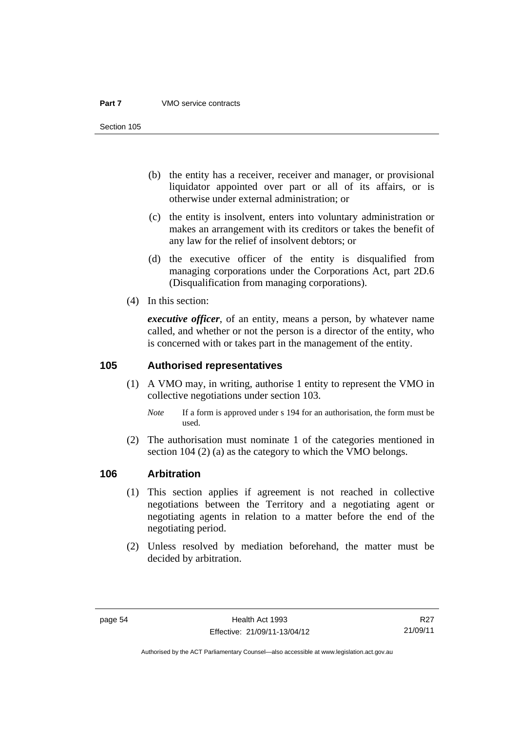(b) the entity has a receiver, receiver and manager, or provisional liquidator appointed over part or all of its affairs, or is otherwise under external administration; or

(c) the entity is insolvent, enters into voluntary administration or makes an arrangement with its creditors or takes the benefit of any law for the relief of insolvent debtors; or

(d) the executive officer of the entity is disqualified from managing corporations under the Corporations Act, part 2D.6 (Disqualification from managing corporations).

(4) In this section:

***executive officer***, of an entity, means a person, by whatever name called, and whether or not the person is a director of the entity, who is concerned with or takes part in the management of the entity.

## 105 Authorised representatives

(1) A VMO may, in writing, authorise 1 entity to represent the VMO in collective negotiations under section 103.

*Note* If a form is approved under s 194 for an authorisation, the form must be used.

(2) The authorisation must nominate 1 of the categories mentioned in section 104 (2) (a) as the category to which the VMO belongs.

## 106 Arbitration

(1) This section applies if agreement is not reached in collective negotiations between the Territory and a negotiating agent or negotiating agents in relation to a matter before the end of the negotiating period.

(2) Unless resolved by mediation beforehand, the matter must be decided by arbitration.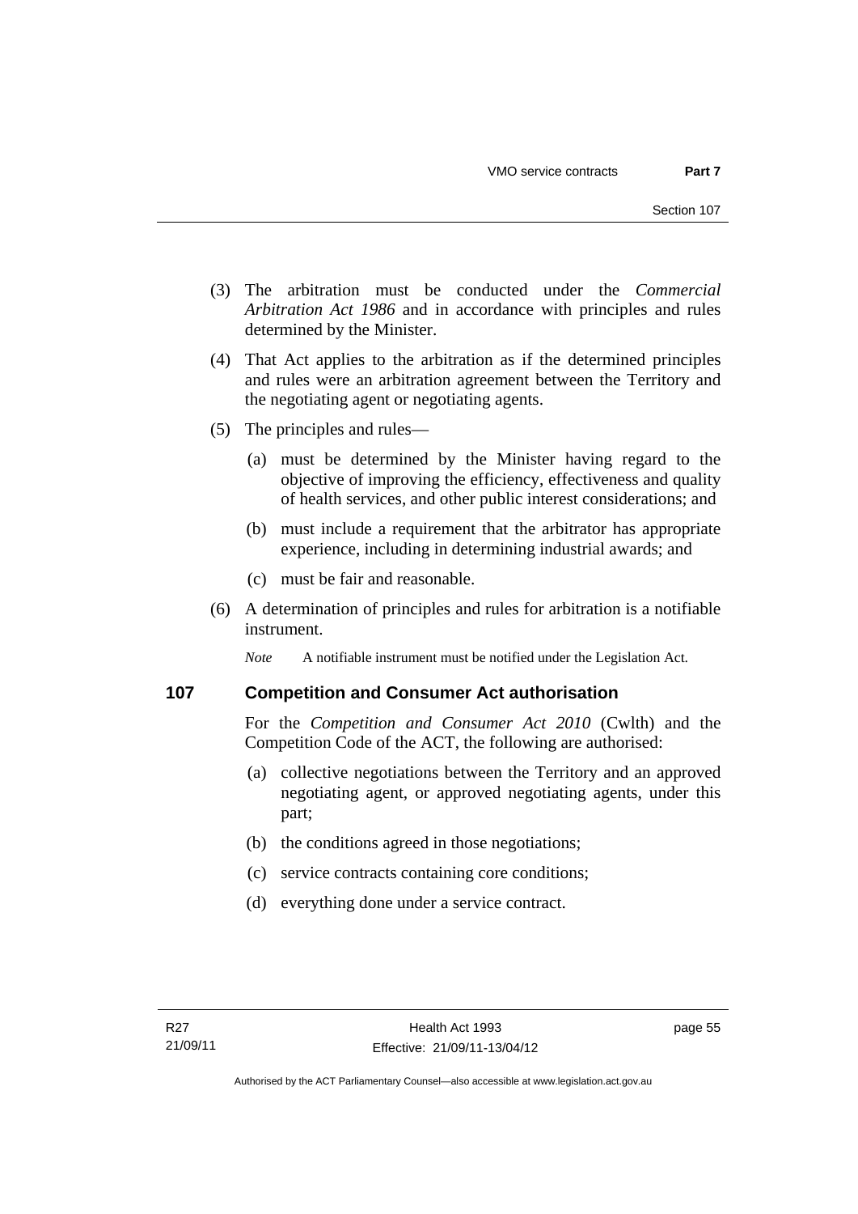(3) The arbitration must be conducted under the *Commercial Arbitration Act 1986* and in accordance with principles and rules determined by the Minister.

(4) That Act applies to the arbitration as if the determined principles and rules were an arbitration agreement between the Territory and the negotiating agent or negotiating agents.

(5) The principles and rules—

(a) must be determined by the Minister having regard to the objective of improving the efficiency, effectiveness and quality of health services, and other public interest considerations; and

(b) must include a requirement that the arbitrator has appropriate experience, including in determining industrial awards; and

(c) must be fair and reasonable.

(6) A determination of principles and rules for arbitration is a notifiable instrument.

*Note* A notifiable instrument must be notified under the Legislation Act.

## 107 Competition and Consumer Act authorisation

For the *Competition and Consumer Act 2010* (Cwlth) and the Competition Code of the ACT, the following are authorised:

(a) collective negotiations between the Territory and an approved negotiating agent, or approved negotiating agents, under this part;

(b) the conditions agreed in those negotiations;

(c) service contracts containing core conditions;

(d) everything done under a service contract.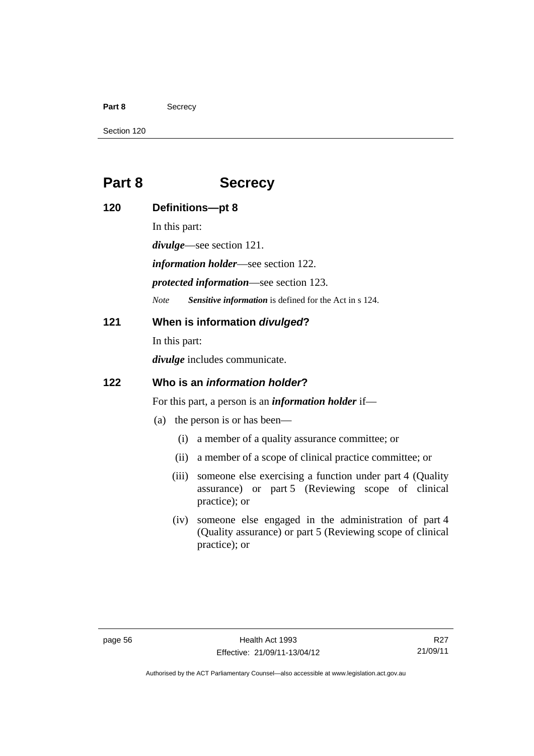# Part 8 Secrecy

## 120 Definitions—pt 8

In this part:

***divulge***—see section 121.

***information holder***—see section 122.

***protected information***—see section 123.

*Note* ***Sensitive information*** is defined for the Act in s 124.

## 121 When is information *divulged*?

In this part:

***divulge*** includes communicate.

## 122 Who is an *information holder*?

For this part, a person is an ***information holder*** if—

(a) the person is or has been—

(i) a member of a quality assurance committee; or

(ii) a member of a scope of clinical practice committee; or

(iii) someone else exercising a function under part 4 (Quality assurance) or part 5 (Reviewing scope of clinical practice); or

(iv) someone else engaged in the administration of part 4 (Quality assurance) or part 5 (Reviewing scope of clinical practice); or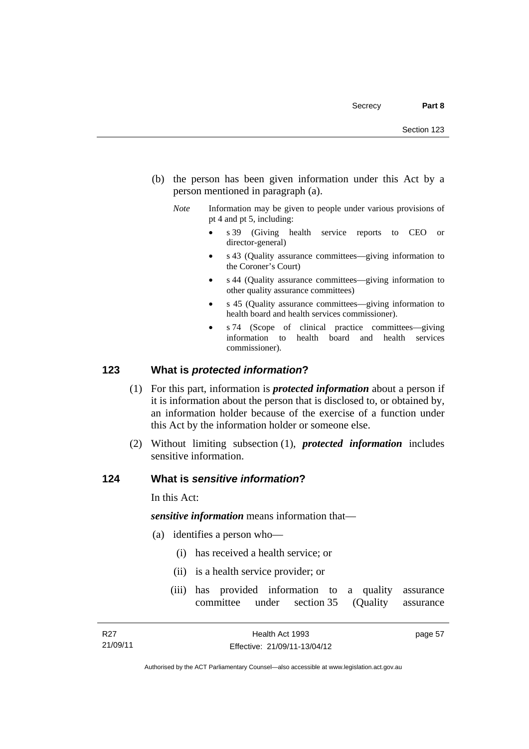(b) the person has been given information under this Act by a person mentioned in paragraph (a).

*Note* Information may be given to people under various provisions of pt 4 and pt 5, including:

- s 39 (Giving health service reports to CEO or director-general)
- s 43 (Quality assurance committees—giving information to the Coroner's Court)
- s 44 (Quality assurance committees—giving information to other quality assurance committees)
- s 45 (Quality assurance committees—giving information to health board and health services commissioner).
- s 74 (Scope of clinical practice committees—giving information to health board and health services commissioner).

## 123 What is *protected information*?

(1) For this part, information is ***protected information*** about a person if it is information about the person that is disclosed to, or obtained by, an information holder because of the exercise of a function under this Act by the information holder or someone else.

(2) Without limiting subsection (1), ***protected information*** includes sensitive information.

## 124 What is *sensitive information*?

In this Act:

***sensitive information*** means information that—

(a) identifies a person who—

(i) has received a health service; or

(ii) is a health service provider; or

(iii) has provided information to a quality assurance committee under section 35 (Quality assurance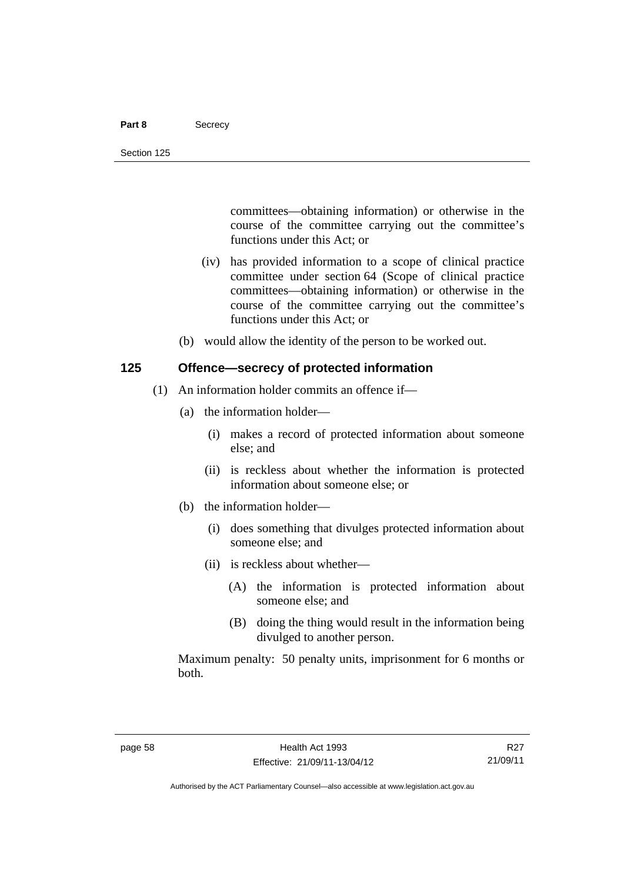committees—obtaining information) or otherwise in the course of the committee carrying out the committee's functions under this Act; or

(iv) has provided information to a scope of clinical practice committee under section 64 (Scope of clinical practice committees—obtaining information) or otherwise in the course of the committee carrying out the committee's functions under this Act; or

(b) would allow the identity of the person to be worked out.

## 125 Offence—secrecy of protected information

(1) An information holder commits an offence if—

(a) the information holder—

(i) makes a record of protected information about someone else; and

(ii) is reckless about whether the information is protected information about someone else; or

(b) the information holder—

(i) does something that divulges protected information about someone else; and

(ii) is reckless about whether—

(A) the information is protected information about someone else; and

(B) doing the thing would result in the information being divulged to another person.

Maximum penalty: 50 penalty units, imprisonment for 6 months or both.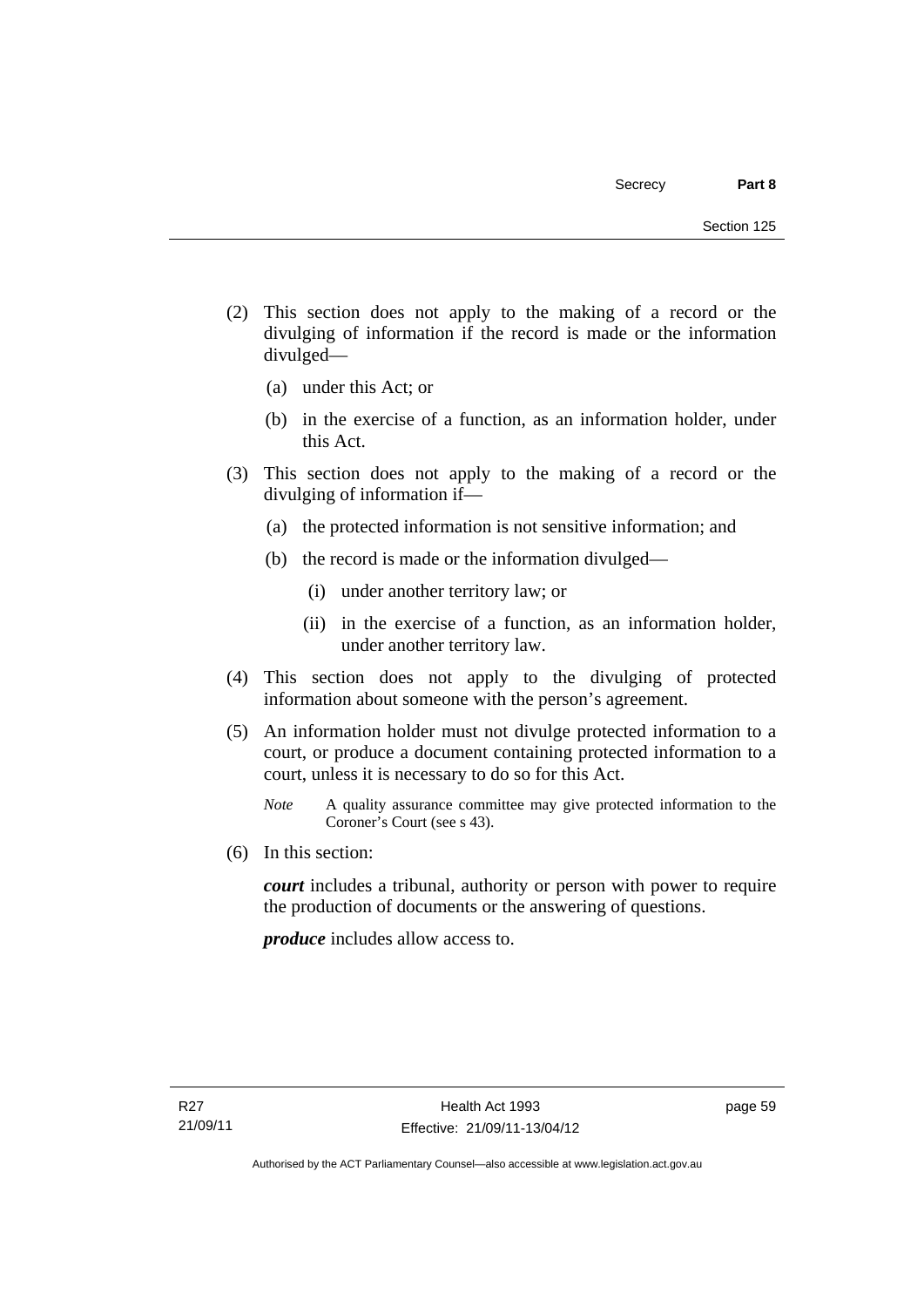(2) This section does not apply to the making of a record or the divulging of information if the record is made or the information divulged—

  (a) under this Act; or

  (b) in the exercise of a function, as an information holder, under this Act.

(3) This section does not apply to the making of a record or the divulging of information if—

  (a) the protected information is not sensitive information; and

  (b) the record is made or the information divulged—

    (i) under another territory law; or

    (ii) in the exercise of a function, as an information holder, under another territory law.

(4) This section does not apply to the divulging of protected information about someone with the person's agreement.

(5) An information holder must not divulge protected information to a court, or produce a document containing protected information to a court, unless it is necessary to do so for this Act.

*Note* A quality assurance committee may give protected information to the Coroner's Court (see s 43).

(6) In this section:

***court*** includes a tribunal, authority or person with power to require the production of documents or the answering of questions.

***produce*** includes allow access to.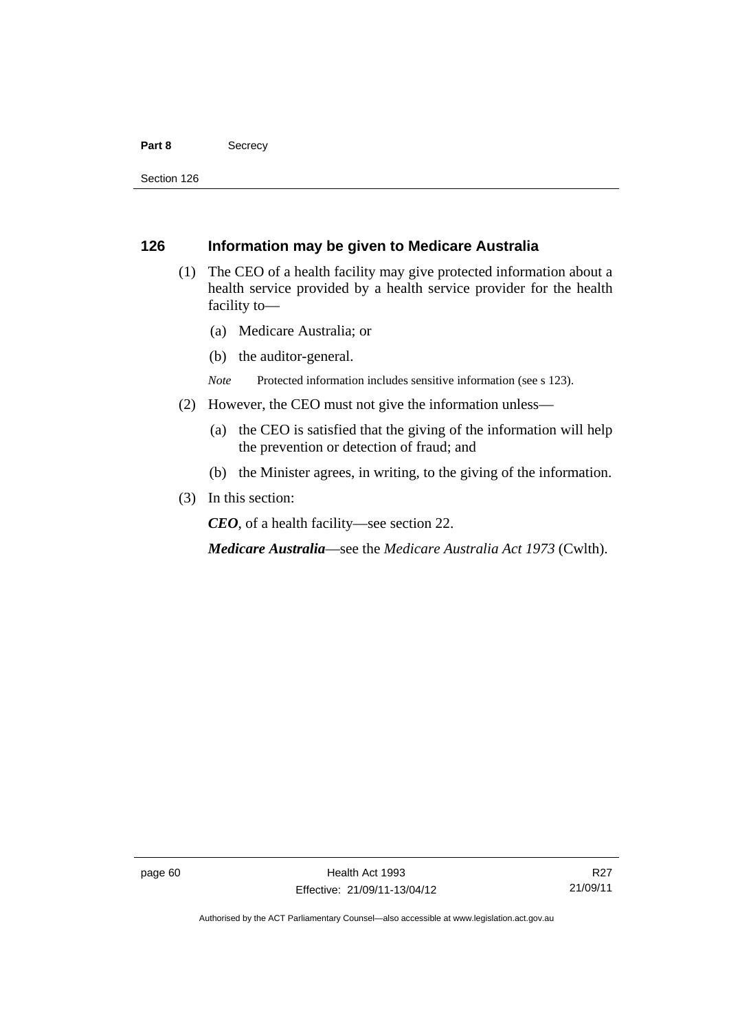### 126 Information may be given to Medicare Australia

(1) The CEO of a health facility may give protected information about a health service provided by a health service provider for the health facility to—

(a) Medicare Australia; or

(b) the auditor-general.

*Note* Protected information includes sensitive information (see s 123).

(2) However, the CEO must not give the information unless—

(a) the CEO is satisfied that the giving of the information will help the prevention or detection of fraud; and

(b) the Minister agrees, in writing, to the giving of the information.

(3) In this section:

***CEO***, of a health facility—see section 22.

***Medicare Australia***—see the *Medicare Australia Act 1973* (Cwlth).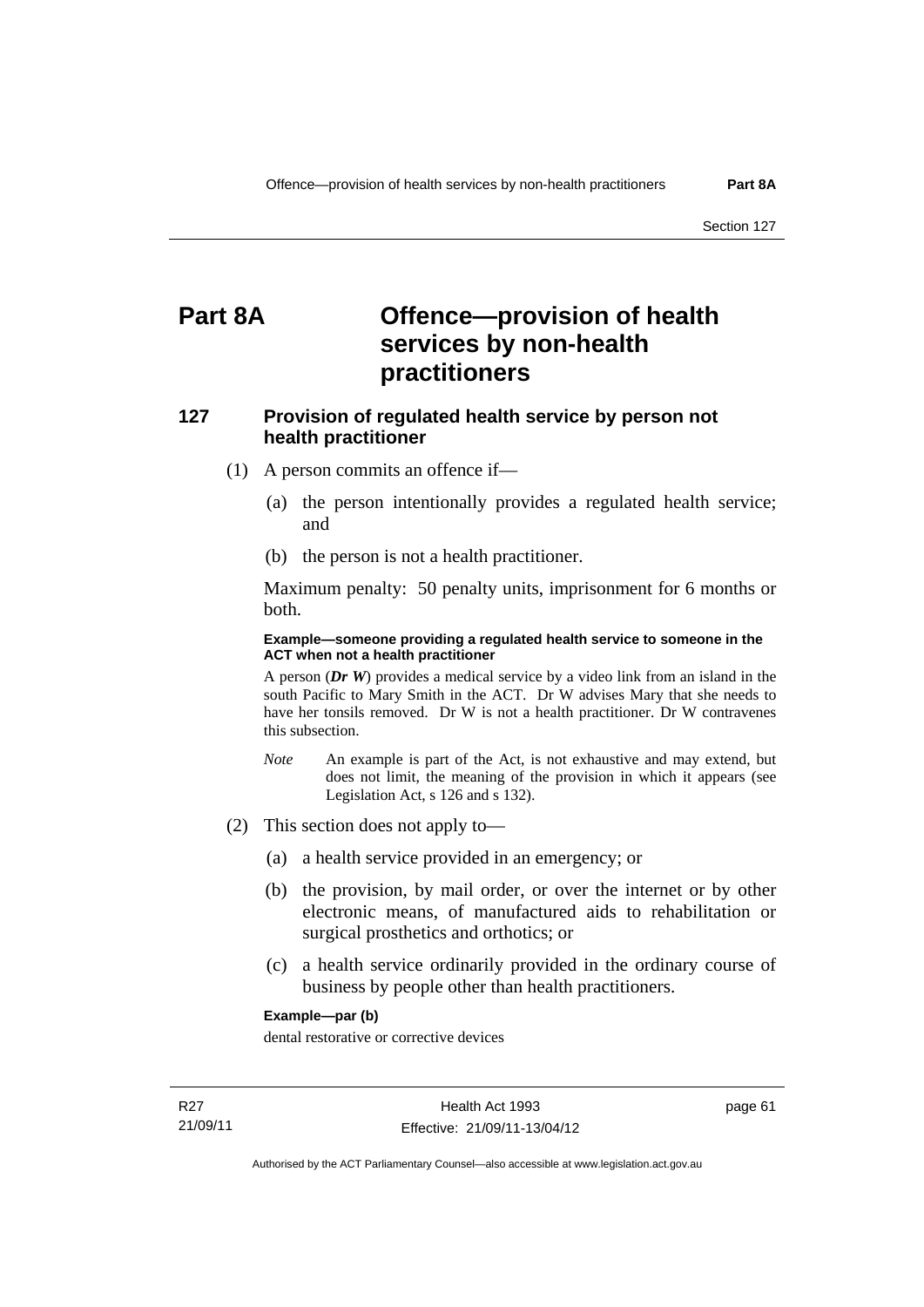# Part 8A Offence—provision of health services by non-health practitioners

## 127 Provision of regulated health service by person not health practitioner

(1) A person commits an offence if—

(a) the person intentionally provides a regulated health service; and

(b) the person is not a health practitioner.

Maximum penalty: 50 penalty units, imprisonment for 6 months or both.

**Example—someone providing a regulated health service to someone in the ACT when not a health practitioner**

A person (***Dr W***) provides a medical service by a video link from an island in the south Pacific to Mary Smith in the ACT. Dr W advises Mary that she needs to have her tonsils removed. Dr W is not a health practitioner. Dr W contravenes this subsection.

*Note* An example is part of the Act, is not exhaustive and may extend, but does not limit, the meaning of the provision in which it appears (see Legislation Act, s 126 and s 132).

(2) This section does not apply to—

(a) a health service provided in an emergency; or

(b) the provision, by mail order, or over the internet or by other electronic means, of manufactured aids to rehabilitation or surgical prosthetics and orthotics; or

(c) a health service ordinarily provided in the ordinary course of business by people other than health practitioners.

**Example—par (b)**

dental restorative or corrective devices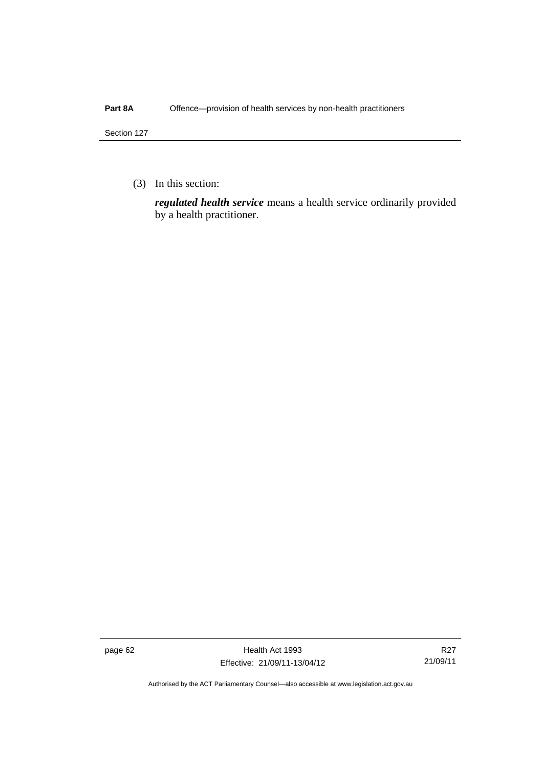(3) In this section:

***regulated health service*** means a health service ordinarily provided by a health practitioner.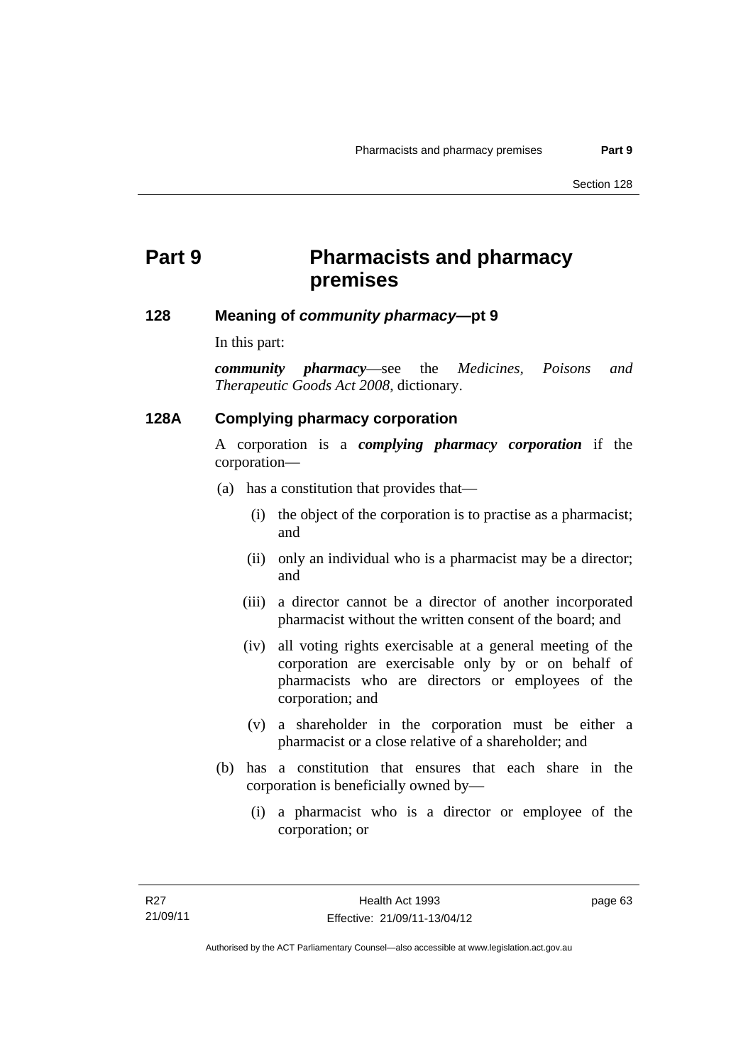# Part 9 Pharmacists and pharmacy premises

## 128 Meaning of *community pharmacy*—pt 9

In this part:

***community pharmacy***—see the *Medicines, Poisons and Therapeutic Goods Act 2008*, dictionary.

## 128A Complying pharmacy corporation

A corporation is a ***complying pharmacy corporation*** if the corporation—

(a) has a constitution that provides that—

  (i) the object of the corporation is to practise as a pharmacist; and

  (ii) only an individual who is a pharmacist may be a director; and

  (iii) a director cannot be a director of another incorporated pharmacist without the written consent of the board; and

  (iv) all voting rights exercisable at a general meeting of the corporation are exercisable only by or on behalf of pharmacists who are directors or employees of the corporation; and

  (v) a shareholder in the corporation must be either a pharmacist or a close relative of a shareholder; and

(b) has a constitution that ensures that each share in the corporation is beneficially owned by—

  (i) a pharmacist who is a director or employee of the corporation; or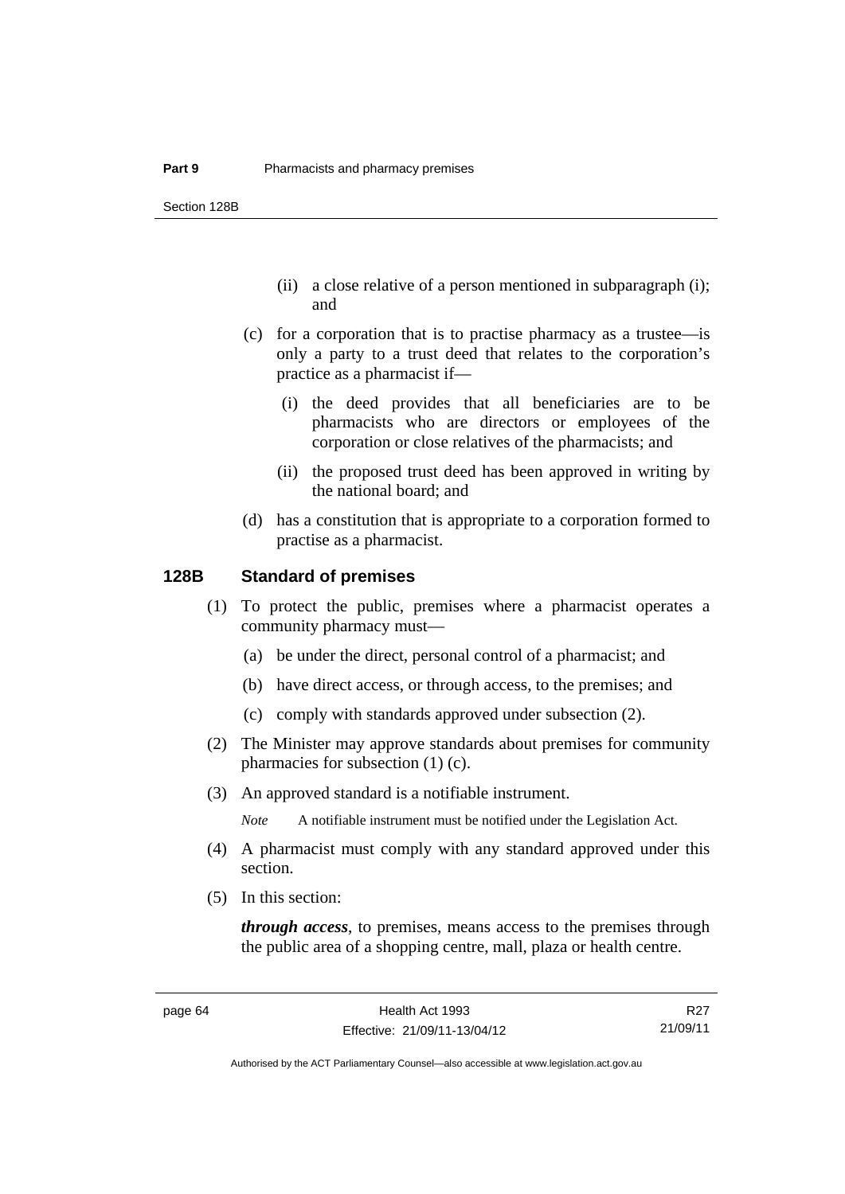(ii) a close relative of a person mentioned in subparagraph (i); and

(c) for a corporation that is to practise pharmacy as a trustee—is only a party to a trust deed that relates to the corporation's practice as a pharmacist if—

(i) the deed provides that all beneficiaries are to be pharmacists who are directors or employees of the corporation or close relatives of the pharmacists; and

(ii) the proposed trust deed has been approved in writing by the national board; and

(d) has a constitution that is appropriate to a corporation formed to practise as a pharmacist.

## 128B Standard of premises

(1) To protect the public, premises where a pharmacist operates a community pharmacy must—

(a) be under the direct, personal control of a pharmacist; and

(b) have direct access, or through access, to the premises; and

(c) comply with standards approved under subsection (2).

(2) The Minister may approve standards about premises for community pharmacies for subsection (1) (c).

(3) An approved standard is a notifiable instrument.

*Note* A notifiable instrument must be notified under the Legislation Act.

(4) A pharmacist must comply with any standard approved under this section.

(5) In this section:

***through access***, to premises, means access to the premises through the public area of a shopping centre, mall, plaza or health centre.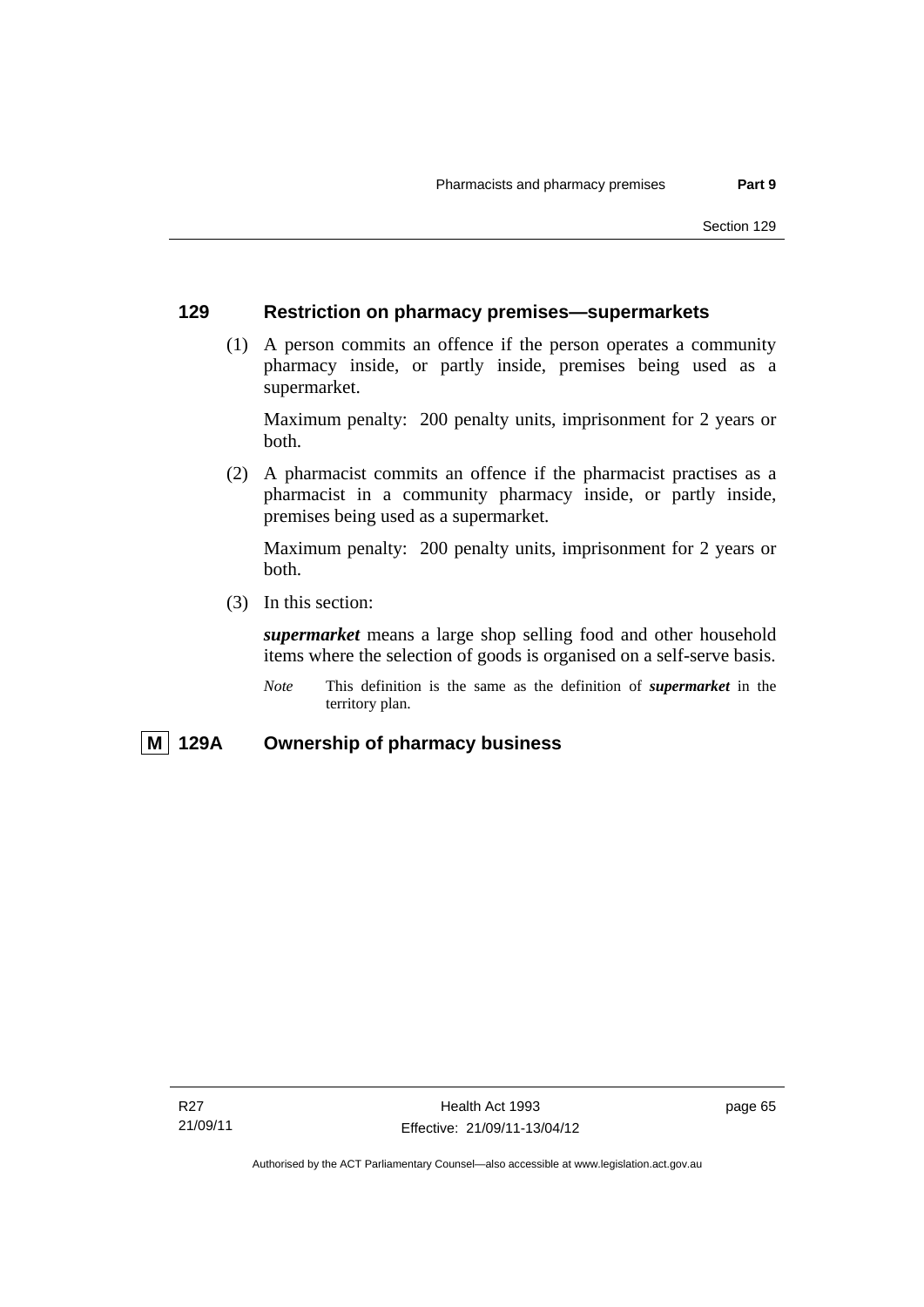## 129 Restriction on pharmacy premises—supermarkets

(1) A person commits an offence if the person operates a community pharmacy inside, or partly inside, premises being used as a supermarket.

Maximum penalty: 200 penalty units, imprisonment for 2 years or both.

(2) A pharmacist commits an offence if the pharmacist practises as a pharmacist in a community pharmacy inside, or partly inside, premises being used as a supermarket.

Maximum penalty: 200 penalty units, imprisonment for 2 years or both.

(3) In this section:

***supermarket*** means a large shop selling food and other household items where the selection of goods is organised on a self-serve basis.

*Note* This definition is the same as the definition of ***supermarket*** in the territory plan.

## M 129A Ownership of pharmacy business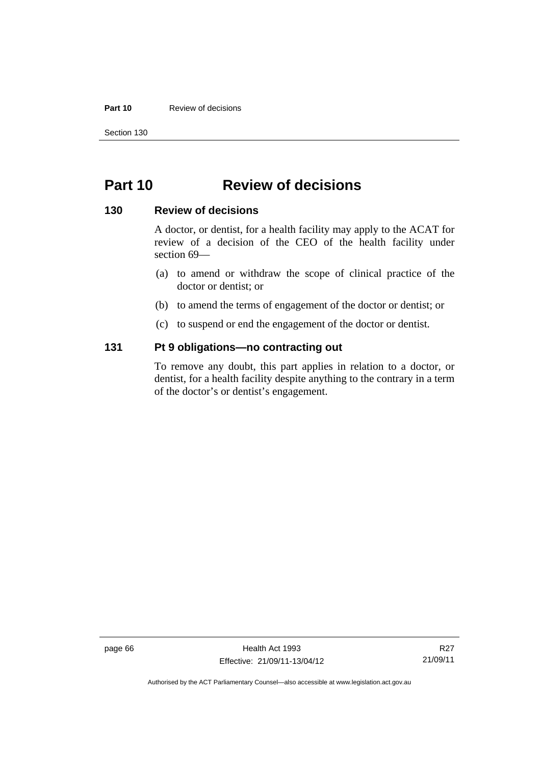# Part 10 Review of decisions

## 130 Review of decisions

A doctor, or dentist, for a health facility may apply to the ACAT for review of a decision of the CEO of the health facility under section 69—

(a) to amend or withdraw the scope of clinical practice of the doctor or dentist; or

(b) to amend the terms of engagement of the doctor or dentist; or

(c) to suspend or end the engagement of the doctor or dentist.

## 131 Pt 9 obligations—no contracting out

To remove any doubt, this part applies in relation to a doctor, or dentist, for a health facility despite anything to the contrary in a term of the doctor's or dentist's engagement.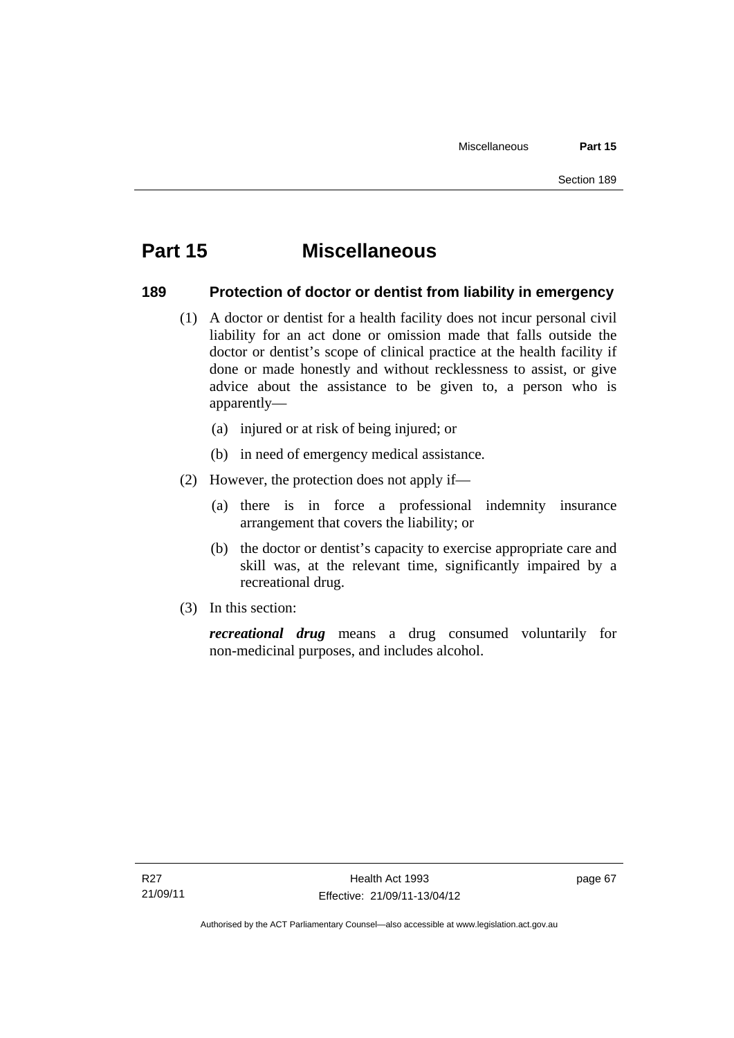# Part 15 Miscellaneous

## 189 Protection of doctor or dentist from liability in emergency

(1) A doctor or dentist for a health facility does not incur personal civil liability for an act done or omission made that falls outside the doctor or dentist's scope of clinical practice at the health facility if done or made honestly and without recklessness to assist, or give advice about the assistance to be given to, a person who is apparently—

(a) injured or at risk of being injured; or

(b) in need of emergency medical assistance.

(2) However, the protection does not apply if—

(a) there is in force a professional indemnity insurance arrangement that covers the liability; or

(b) the doctor or dentist's capacity to exercise appropriate care and skill was, at the relevant time, significantly impaired by a recreational drug.

(3) In this section:

***recreational drug*** means a drug consumed voluntarily for non-medicinal purposes, and includes alcohol.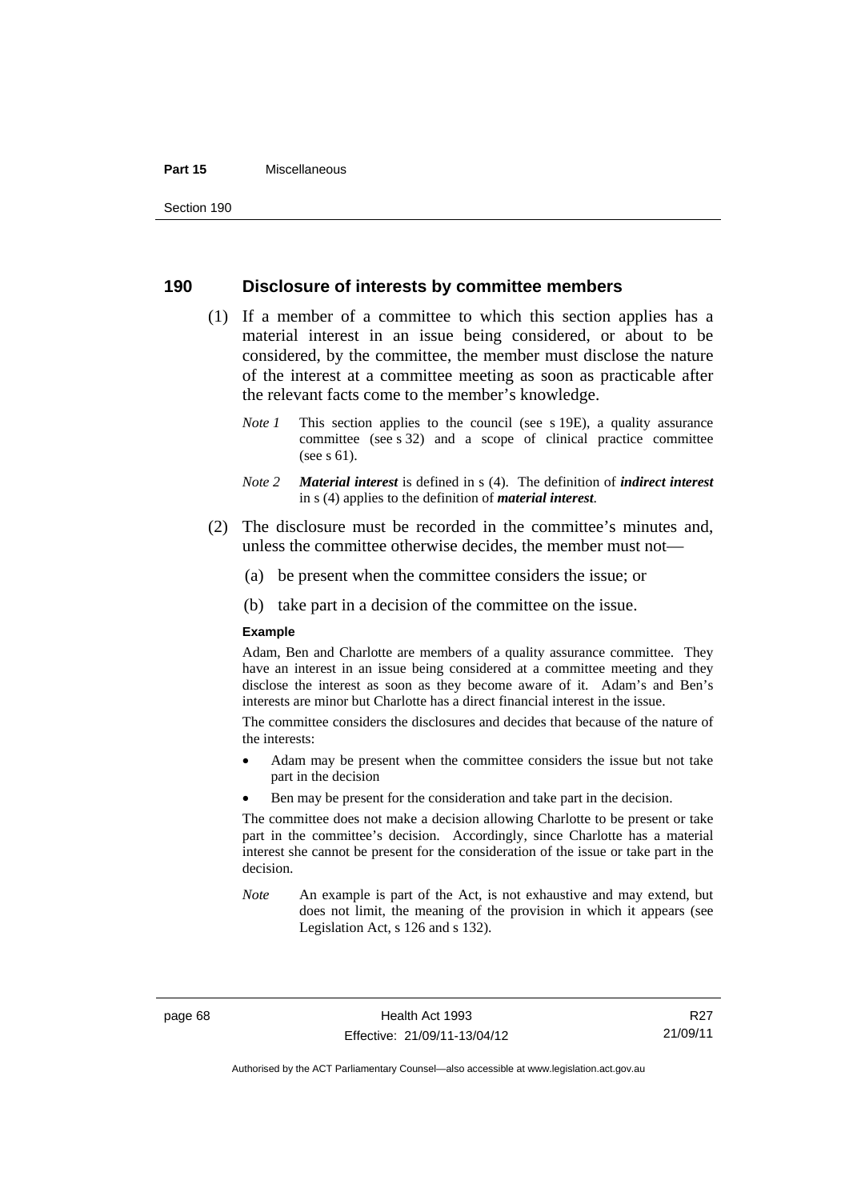## 190 Disclosure of interests by committee members

(1) If a member of a committee to which this section applies has a material interest in an issue being considered, or about to be considered, by the committee, the member must disclose the nature of the interest at a committee meeting as soon as practicable after the relevant facts come to the member's knowledge.

*Note 1* This section applies to the council (see s 19E), a quality assurance committee (see s 32) and a scope of clinical practice committee (see s 61).

*Note 2* ***Material interest*** is defined in s (4). The definition of ***indirect interest*** in s (4) applies to the definition of ***material interest***.

(2) The disclosure must be recorded in the committee's minutes and, unless the committee otherwise decides, the member must not—

(a) be present when the committee considers the issue; or

(b) take part in a decision of the committee on the issue.

**Example**

Adam, Ben and Charlotte are members of a quality assurance committee. They have an interest in an issue being considered at a committee meeting and they disclose the interest as soon as they become aware of it. Adam's and Ben's interests are minor but Charlotte has a direct financial interest in the issue.

The committee considers the disclosures and decides that because of the nature of the interests:

- Adam may be present when the committee considers the issue but not take part in the decision
- Ben may be present for the consideration and take part in the decision.

The committee does not make a decision allowing Charlotte to be present or take part in the committee's decision. Accordingly, since Charlotte has a material interest she cannot be present for the consideration of the issue or take part in the decision.

*Note* An example is part of the Act, is not exhaustive and may extend, but does not limit, the meaning of the provision in which it appears (see Legislation Act, s 126 and s 132).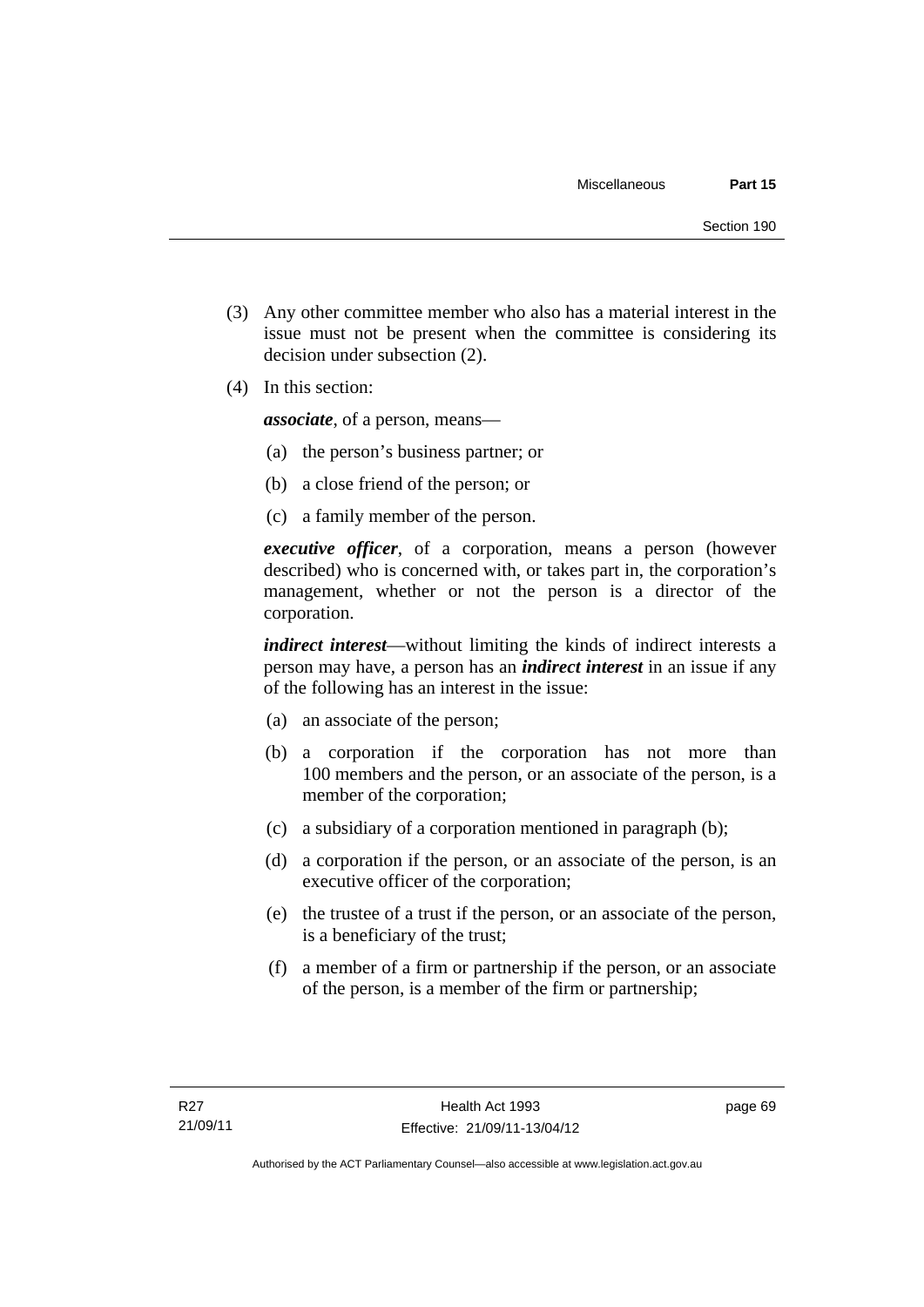(3) Any other committee member who also has a material interest in the issue must not be present when the committee is considering its decision under subsection (2).

(4) In this section:

***associate***, of a person, means—

(a) the person's business partner; or

(b) a close friend of the person; or

(c) a family member of the person.

***executive officer***, of a corporation, means a person (however described) who is concerned with, or takes part in, the corporation's management, whether or not the person is a director of the corporation.

***indirect interest***—without limiting the kinds of indirect interests a person may have, a person has an ***indirect interest*** in an issue if any of the following has an interest in the issue:

(a) an associate of the person;

(b) a corporation if the corporation has not more than 100 members and the person, or an associate of the person, is a member of the corporation;

(c) a subsidiary of a corporation mentioned in paragraph (b);

(d) a corporation if the person, or an associate of the person, is an executive officer of the corporation;

(e) the trustee of a trust if the person, or an associate of the person, is a beneficiary of the trust;

(f) a member of a firm or partnership if the person, or an associate of the person, is a member of the firm or partnership;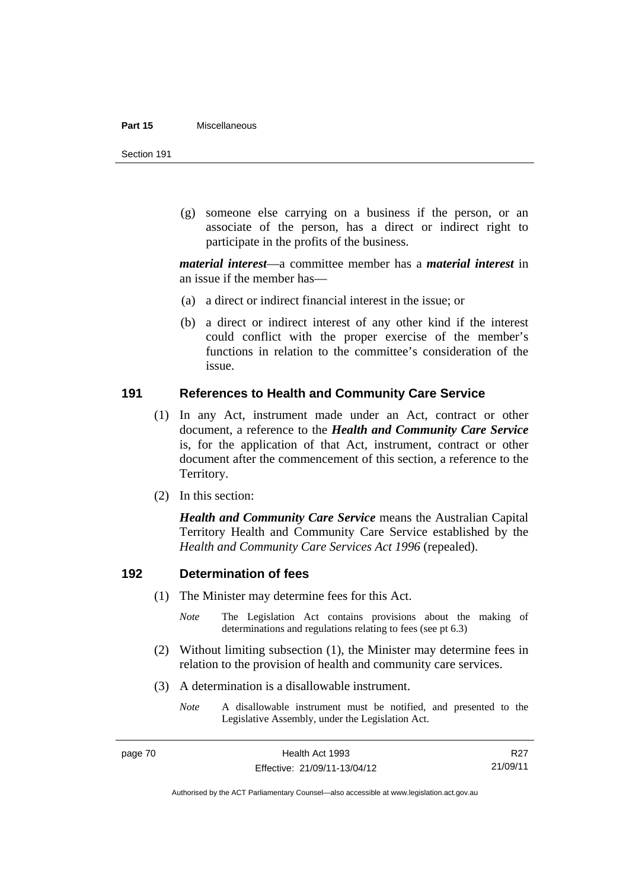(g) someone else carrying on a business if the person, or an associate of the person, has a direct or indirect right to participate in the profits of the business.

***material interest***—a committee member has a ***material interest*** in an issue if the member has—

(a) a direct or indirect financial interest in the issue; or

(b) a direct or indirect interest of any other kind if the interest could conflict with the proper exercise of the member's functions in relation to the committee's consideration of the issue.

## 191 References to Health and Community Care Service

(1) In any Act, instrument made under an Act, contract or other document, a reference to the ***Health and Community Care Service*** is, for the application of that Act, instrument, contract or other document after the commencement of this section, a reference to the Territory.

(2) In this section:

***Health and Community Care Service*** means the Australian Capital Territory Health and Community Care Service established by the *Health and Community Care Services Act 1996* (repealed).

## 192 Determination of fees

(1) The Minister may determine fees for this Act.

*Note* The Legislation Act contains provisions about the making of determinations and regulations relating to fees (see pt 6.3)

(2) Without limiting subsection (1), the Minister may determine fees in relation to the provision of health and community care services.

(3) A determination is a disallowable instrument.

*Note* A disallowable instrument must be notified, and presented to the Legislative Assembly, under the Legislation Act.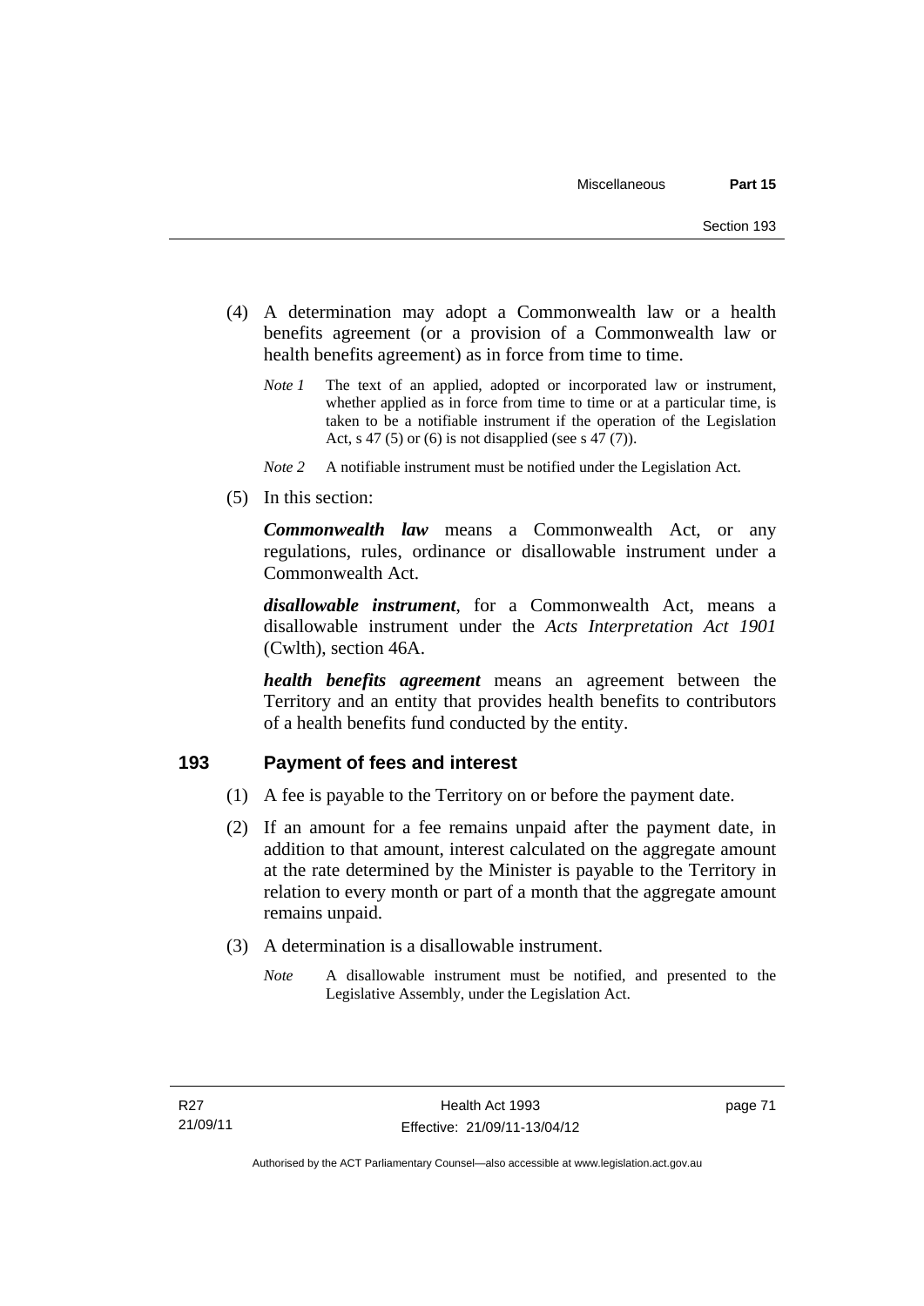(4) A determination may adopt a Commonwealth law or a health benefits agreement (or a provision of a Commonwealth law or health benefits agreement) as in force from time to time.

*Note 1* The text of an applied, adopted or incorporated law or instrument, whether applied as in force from time to time or at a particular time, is taken to be a notifiable instrument if the operation of the Legislation Act, s 47 (5) or (6) is not disapplied (see s 47 (7)).

*Note 2* A notifiable instrument must be notified under the Legislation Act.

(5) In this section:

***Commonwealth law*** means a Commonwealth Act, or any regulations, rules, ordinance or disallowable instrument under a Commonwealth Act.

***disallowable instrument***, for a Commonwealth Act, means a disallowable instrument under the *Acts Interpretation Act 1901* (Cwlth), section 46A.

***health benefits agreement*** means an agreement between the Territory and an entity that provides health benefits to contributors of a health benefits fund conducted by the entity.

## 193 Payment of fees and interest

(1) A fee is payable to the Territory on or before the payment date.

(2) If an amount for a fee remains unpaid after the payment date, in addition to that amount, interest calculated on the aggregate amount at the rate determined by the Minister is payable to the Territory in relation to every month or part of a month that the aggregate amount remains unpaid.

(3) A determination is a disallowable instrument.

*Note* A disallowable instrument must be notified, and presented to the Legislative Assembly, under the Legislation Act.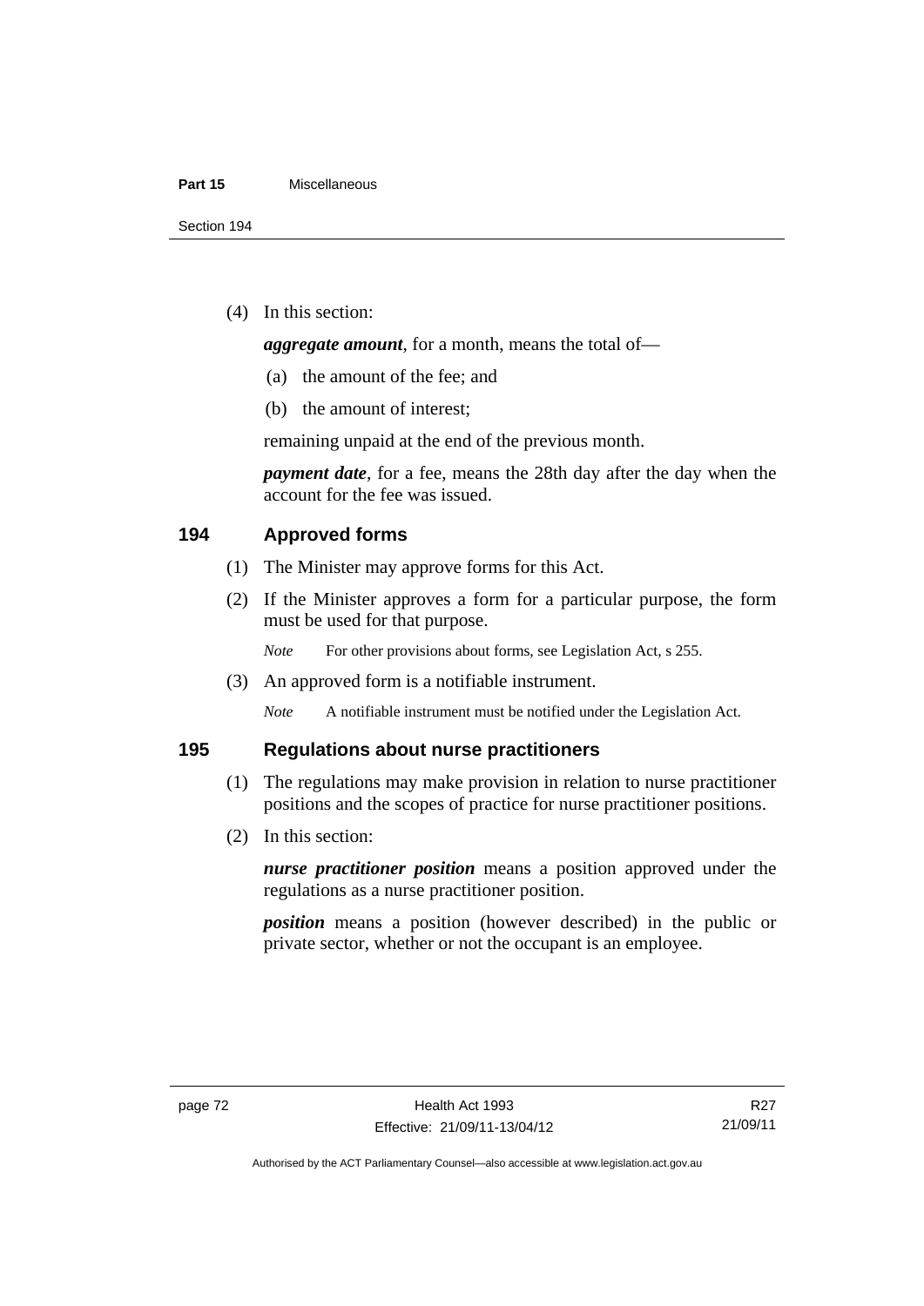(4) In this section:

***aggregate amount***, for a month, means the total of—

(a) the amount of the fee; and

(b) the amount of interest;

remaining unpaid at the end of the previous month.

***payment date***, for a fee, means the 28th day after the day when the account for the fee was issued.

### 194 Approved forms

(1) The Minister may approve forms for this Act.

(2) If the Minister approves a form for a particular purpose, the form must be used for that purpose.

*Note* For other provisions about forms, see Legislation Act, s 255.

(3) An approved form is a notifiable instrument.

*Note* A notifiable instrument must be notified under the Legislation Act.

### 195 Regulations about nurse practitioners

(1) The regulations may make provision in relation to nurse practitioner positions and the scopes of practice for nurse practitioner positions.

(2) In this section:

***nurse practitioner position*** means a position approved under the regulations as a nurse practitioner position.

***position*** means a position (however described) in the public or private sector, whether or not the occupant is an employee.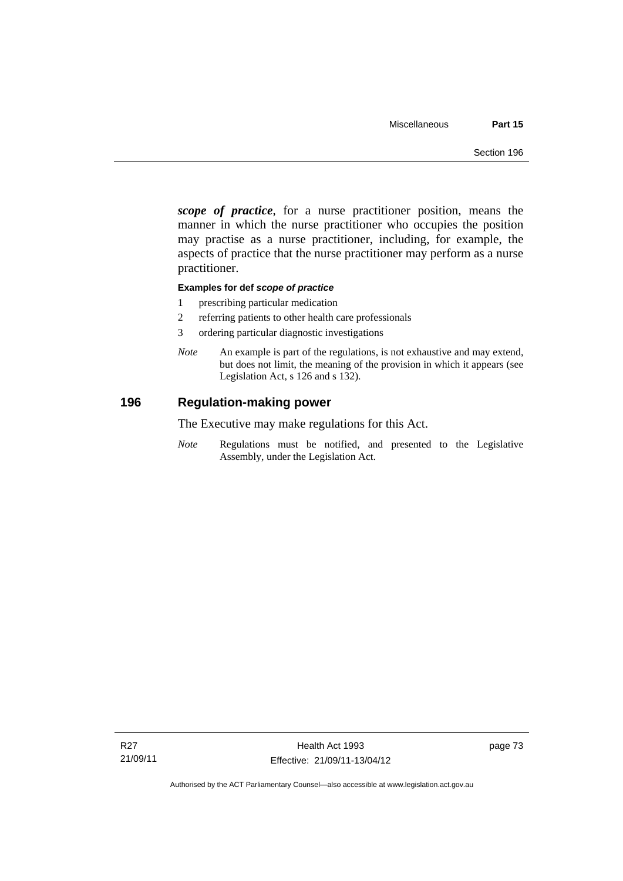***scope of practice***, for a nurse practitioner position, means the manner in which the nurse practitioner who occupies the position may practise as a nurse practitioner, including, for example, the aspects of practice that the nurse practitioner may perform as a nurse practitioner.

**Examples for def *scope of practice***

1. prescribing particular medication
2. referring patients to other health care professionals
3. ordering particular diagnostic investigations

*Note* An example is part of the regulations, is not exhaustive and may extend, but does not limit, the meaning of the provision in which it appears (see Legislation Act, s 126 and s 132).

## 196 Regulation-making power

The Executive may make regulations for this Act.

*Note* Regulations must be notified, and presented to the Legislative Assembly, under the Legislation Act.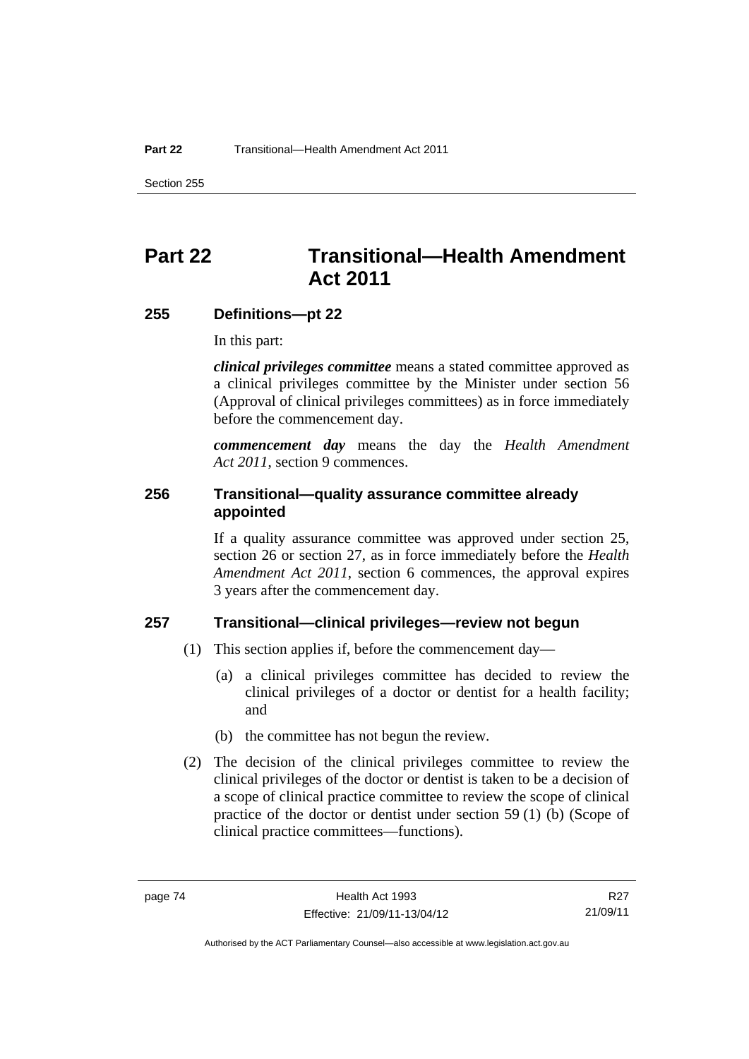# Part 22 Transitional—Health Amendment Act 2011

## 255 Definitions—pt 22

In this part:

***clinical privileges committee*** means a stated committee approved as a clinical privileges committee by the Minister under section 56 (Approval of clinical privileges committees) as in force immediately before the commencement day.

***commencement day*** means the day the *Health Amendment Act 2011*, section 9 commences.

## 256 Transitional—quality assurance committee already appointed

If a quality assurance committee was approved under section 25, section 26 or section 27, as in force immediately before the *Health Amendment Act 2011*, section 6 commences, the approval expires 3 years after the commencement day.

## 257 Transitional—clinical privileges—review not begun

(1) This section applies if, before the commencement day—

(a) a clinical privileges committee has decided to review the clinical privileges of a doctor or dentist for a health facility; and

(b) the committee has not begun the review.

(2) The decision of the clinical privileges committee to review the clinical privileges of the doctor or dentist is taken to be a decision of a scope of clinical practice committee to review the scope of clinical practice of the doctor or dentist under section 59 (1) (b) (Scope of clinical practice committees—functions).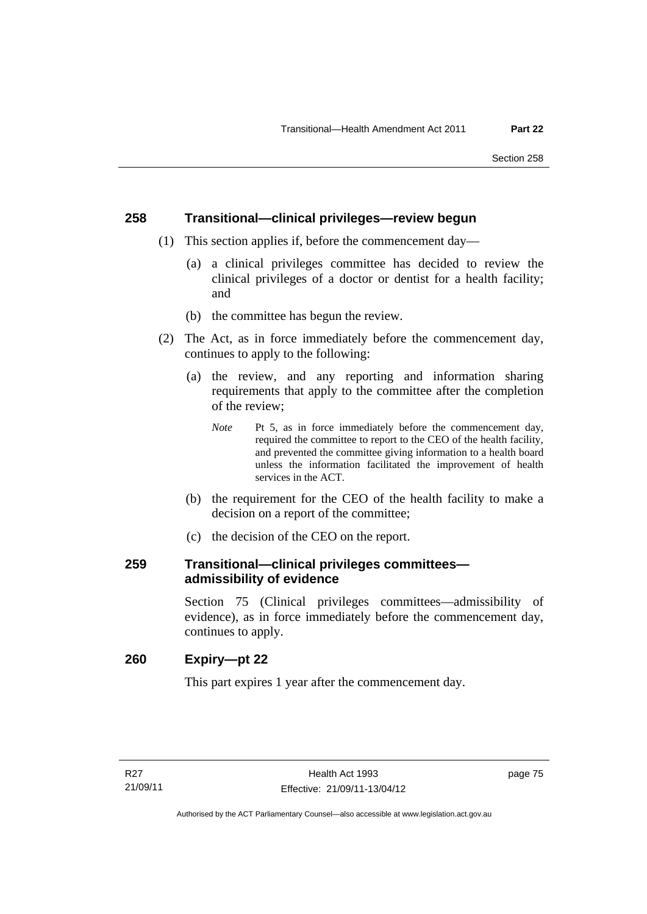### 258 Transitional—clinical privileges—review begun

(1) This section applies if, before the commencement day—

(a) a clinical privileges committee has decided to review the clinical privileges of a doctor or dentist for a health facility; and

(b) the committee has begun the review.

(2) The Act, as in force immediately before the commencement day, continues to apply to the following:

(a) the review, and any reporting and information sharing requirements that apply to the committee after the completion of the review;

*Note* Pt 5, as in force immediately before the commencement day, required the committee to report to the CEO of the health facility, and prevented the committee giving information to a health board unless the information facilitated the improvement of health services in the ACT.

(b) the requirement for the CEO of the health facility to make a decision on a report of the committee;

(c) the decision of the CEO on the report.

### 259 Transitional—clinical privileges committees—admissibility of evidence

Section 75 (Clinical privileges committees—admissibility of evidence), as in force immediately before the commencement day, continues to apply.

### 260 Expiry—pt 22

This part expires 1 year after the commencement day.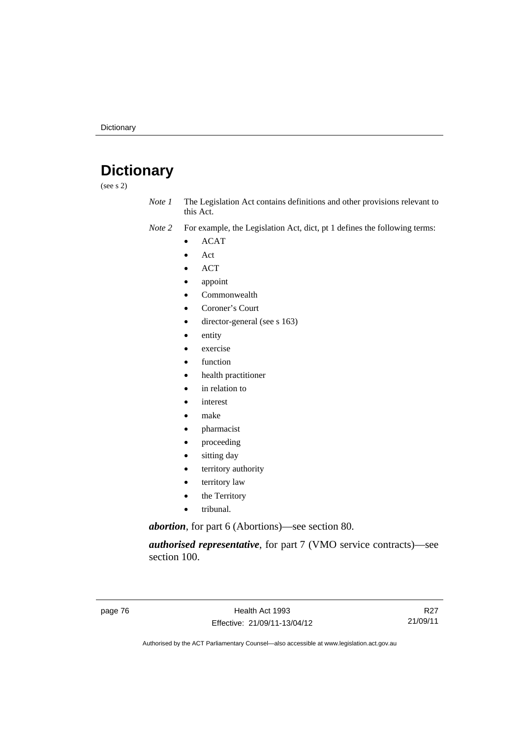# Dictionary

(see s 2)

*Note 1* The Legislation Act contains definitions and other provisions relevant to this Act.

*Note 2* For example, the Legislation Act, dict, pt 1 defines the following terms:

- ACAT
- Act
- ACT
- appoint
- Commonwealth
- Coroner's Court
- director-general (see s 163)
- entity
- exercise
- function
- health practitioner
- in relation to
- interest
- make
- pharmacist
- proceeding
- sitting day
- territory authority
- territory law
- the Territory
- tribunal.

***abortion***, for part 6 (Abortions)—see section 80.

***authorised representative***, for part 7 (VMO service contracts)—see section 100.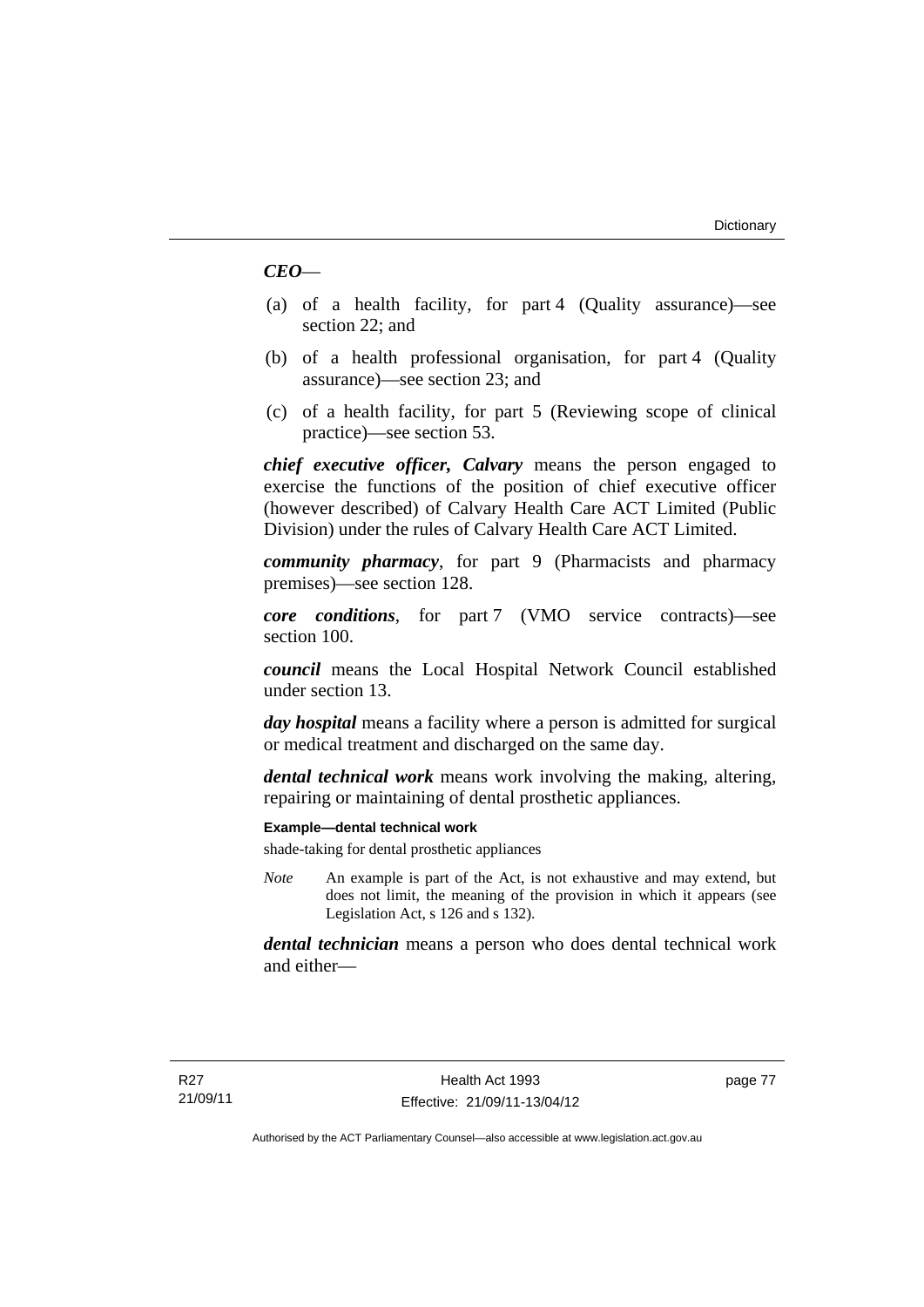***CEO***—

(a) of a health facility, for part 4 (Quality assurance)—see section 22; and

(b) of a health professional organisation, for part 4 (Quality assurance)—see section 23; and

(c) of a health facility, for part 5 (Reviewing scope of clinical practice)—see section 53.

***chief executive officer, Calvary*** means the person engaged to exercise the functions of the position of chief executive officer (however described) of Calvary Health Care ACT Limited (Public Division) under the rules of Calvary Health Care ACT Limited.

***community pharmacy***, for part 9 (Pharmacists and pharmacy premises)—see section 128.

***core conditions***, for part 7 (VMO service contracts)—see section 100.

***council*** means the Local Hospital Network Council established under section 13.

***day hospital*** means a facility where a person is admitted for surgical or medical treatment and discharged on the same day.

***dental technical work*** means work involving the making, altering, repairing or maintaining of dental prosthetic appliances.

**Example—dental technical work**

shade-taking for dental prosthetic appliances

*Note* An example is part of the Act, is not exhaustive and may extend, but does not limit, the meaning of the provision in which it appears (see Legislation Act, s 126 and s 132).

***dental technician*** means a person who does dental technical work and either—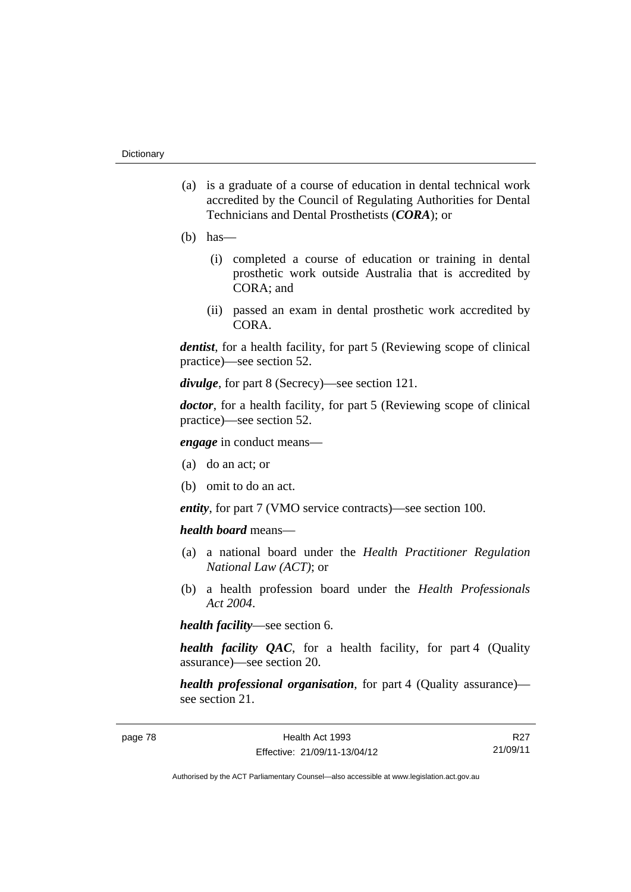(a) is a graduate of a course of education in dental technical work accredited by the Council of Regulating Authorities for Dental Technicians and Dental Prosthetists (***CORA***); or

(b) has—

  (i) completed a course of education or training in dental prosthetic work outside Australia that is accredited by CORA; and

  (ii) passed an exam in dental prosthetic work accredited by CORA.

***dentist***, for a health facility, for part 5 (Reviewing scope of clinical practice)—see section 52.

***divulge***, for part 8 (Secrecy)—see section 121.

***doctor***, for a health facility, for part 5 (Reviewing scope of clinical practice)—see section 52.

***engage*** in conduct means—

(a) do an act; or

(b) omit to do an act.

***entity***, for part 7 (VMO service contracts)—see section 100.

***health board*** means—

(a) a national board under the *Health Practitioner Regulation National Law (ACT)*; or

(b) a health profession board under the *Health Professionals Act 2004*.

***health facility***—see section 6.

***health facility QAC***, for a health facility, for part 4 (Quality assurance)—see section 20.

***health professional organisation***, for part 4 (Quality assurance)—see section 21.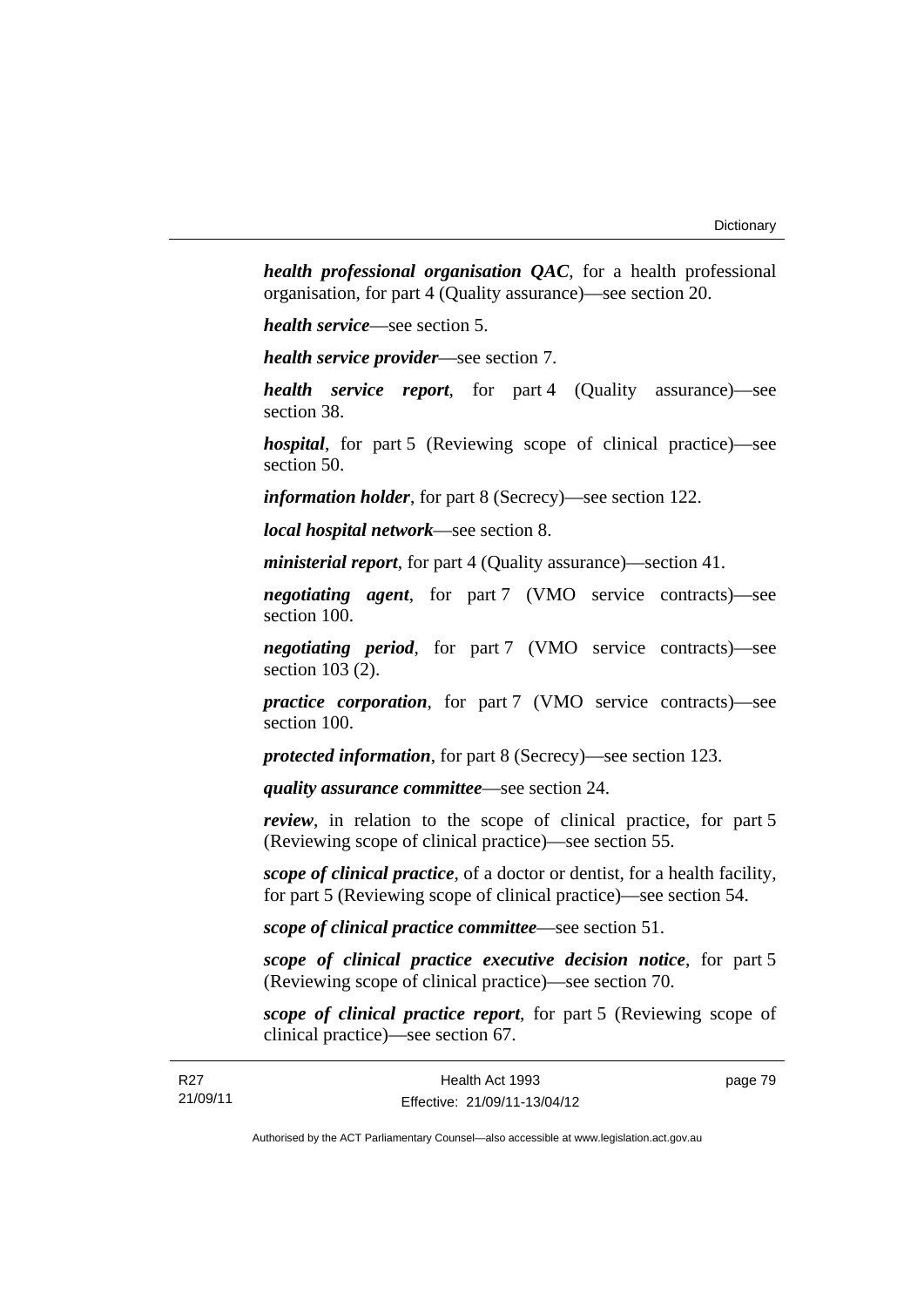***health professional organisation QAC***, for a health professional organisation, for part 4 (Quality assurance)—see section 20.

***health service***—see section 5.

***health service provider***—see section 7.

***health service report***, for part 4 (Quality assurance)—see section 38.

***hospital***, for part 5 (Reviewing scope of clinical practice)—see section 50.

***information holder***, for part 8 (Secrecy)—see section 122.

***local hospital network***—see section 8.

***ministerial report***, for part 4 (Quality assurance)—section 41.

***negotiating agent***, for part 7 (VMO service contracts)—see section 100.

***negotiating period***, for part 7 (VMO service contracts)—see section 103 (2).

***practice corporation***, for part 7 (VMO service contracts)—see section 100.

***protected information***, for part 8 (Secrecy)—see section 123.

***quality assurance committee***—see section 24.

***review***, in relation to the scope of clinical practice, for part 5 (Reviewing scope of clinical practice)—see section 55.

***scope of clinical practice***, of a doctor or dentist, for a health facility, for part 5 (Reviewing scope of clinical practice)—see section 54.

***scope of clinical practice committee***—see section 51.

***scope of clinical practice executive decision notice***, for part 5 (Reviewing scope of clinical practice)—see section 70.

***scope of clinical practice report***, for part 5 (Reviewing scope of clinical practice)—see section 67.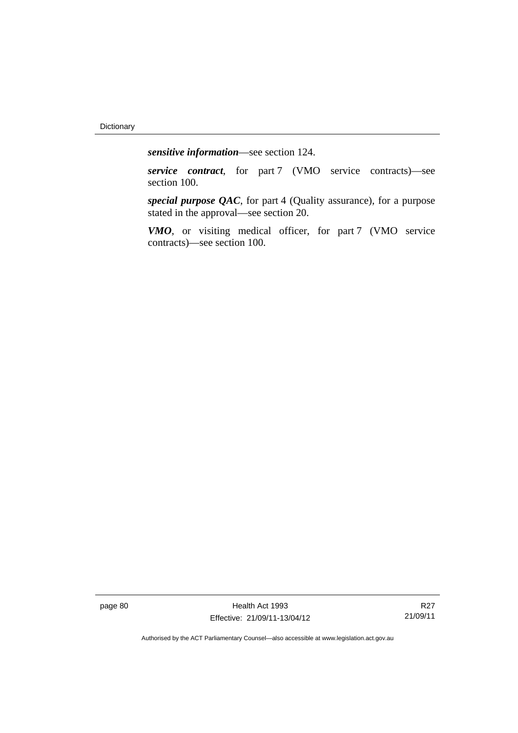***sensitive information***—see section 124.

***service contract***, for part 7 (VMO service contracts)—see section 100.

***special purpose QAC***, for part 4 (Quality assurance), for a purpose stated in the approval—see section 20.

***VMO***, or visiting medical officer, for part 7 (VMO service contracts)—see section 100.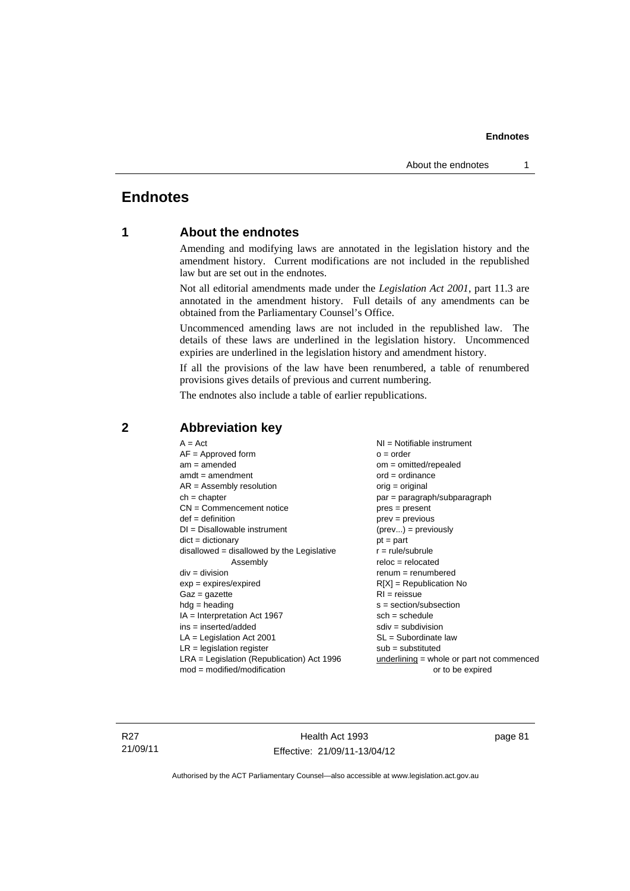# Endnotes

## 1 About the endnotes

Amending and modifying laws are annotated in the legislation history and the amendment history. Current modifications are not included in the republished law but are set out in the endnotes.

Not all editorial amendments made under the *Legislation Act 2001*, part 11.3 are annotated in the amendment history. Full details of any amendments can be obtained from the Parliamentary Counsel's Office.

Uncommenced amending laws are not included in the republished law. The details of these laws are underlined in the legislation history. Uncommenced expiries are underlined in the legislation history and amendment history.

If all the provisions of the law have been renumbered, a table of renumbered provisions gives details of previous and current numbering.

The endnotes also include a table of earlier republications.

## 2 Abbreviation key

A = Act
AF = Approved form
am = amended
amdt = amendment
AR = Assembly resolution
ch = chapter
CN = Commencement notice
def = definition
DI = Disallowable instrument
dict = dictionary
disallowed = disallowed by the Legislative Assembly
div = division
exp = expires/expired
Gaz = gazette
hdg = heading
IA = Interpretation Act 1967
ins = inserted/added
LA = Legislation Act 2001
LR = legislation register
LRA = Legislation (Republication) Act 1996
mod = modified/modification
NI = Notifiable instrument
o = order
om = omitted/repealed
ord = ordinance
orig = original
par = paragraph/subparagraph
pres = present
prev = previous
(prev...) = previously
pt = part
r = rule/subrule
reloc = relocated
renum = renumbered
R[X] = Republication No
RI = reissue
s = section/subsection
sch = schedule
sdiv = subdivision
SL = Subordinate law
sub = substituted
<u>underlining</u> = whole or part not commenced or to be expired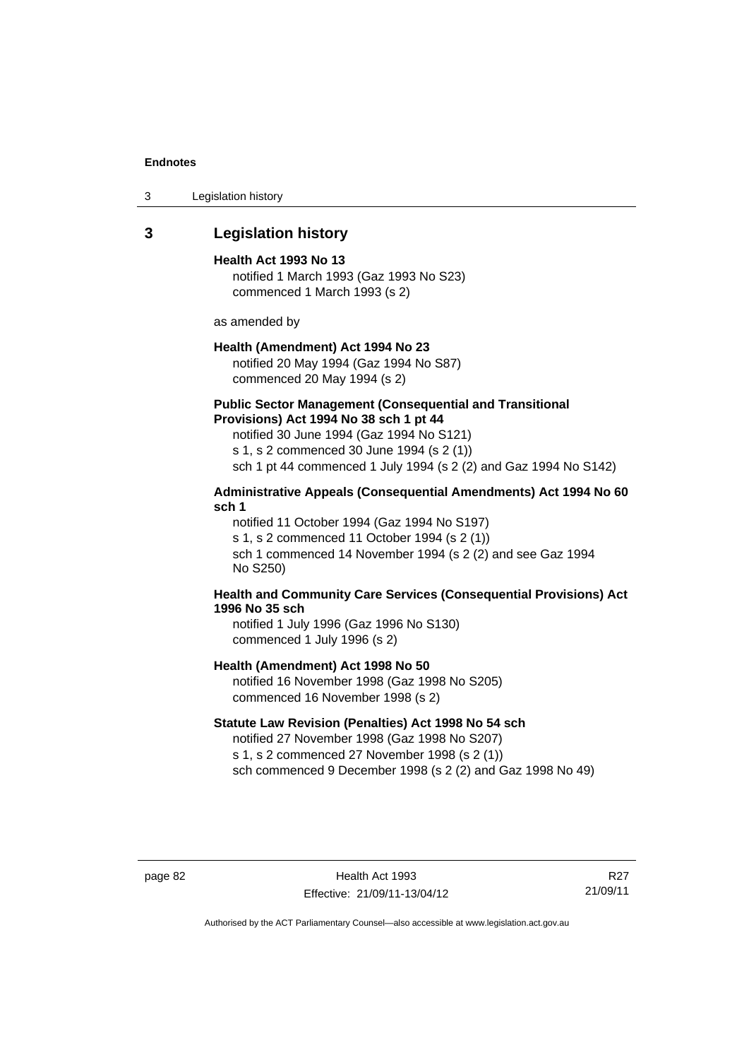## 3 Legislation history

**Health Act 1993 No 13**
notified 1 March 1993 (Gaz 1993 No S23)
commenced 1 March 1993 (s 2)

as amended by

**Health (Amendment) Act 1994 No 23**
notified 20 May 1994 (Gaz 1994 No S87)
commenced 20 May 1994 (s 2)

**Public Sector Management (Consequential and Transitional Provisions) Act 1994 No 38 sch 1 pt 44**
notified 30 June 1994 (Gaz 1994 No S121)
s 1, s 2 commenced 30 June 1994 (s 2 (1))
sch 1 pt 44 commenced 1 July 1994 (s 2 (2) and Gaz 1994 No S142)

**Administrative Appeals (Consequential Amendments) Act 1994 No 60 sch 1**
notified 11 October 1994 (Gaz 1994 No S197)
s 1, s 2 commenced 11 October 1994 (s 2 (1))
sch 1 commenced 14 November 1994 (s 2 (2) and see Gaz 1994 No S250)

**Health and Community Care Services (Consequential Provisions) Act 1996 No 35 sch**
notified 1 July 1996 (Gaz 1996 No S130)
commenced 1 July 1996 (s 2)

**Health (Amendment) Act 1998 No 50**
notified 16 November 1998 (Gaz 1998 No S205)
commenced 16 November 1998 (s 2)

**Statute Law Revision (Penalties) Act 1998 No 54 sch**
notified 27 November 1998 (Gaz 1998 No S207)
s 1, s 2 commenced 27 November 1998 (s 2 (1))
sch commenced 9 December 1998 (s 2 (2) and Gaz 1998 No 49)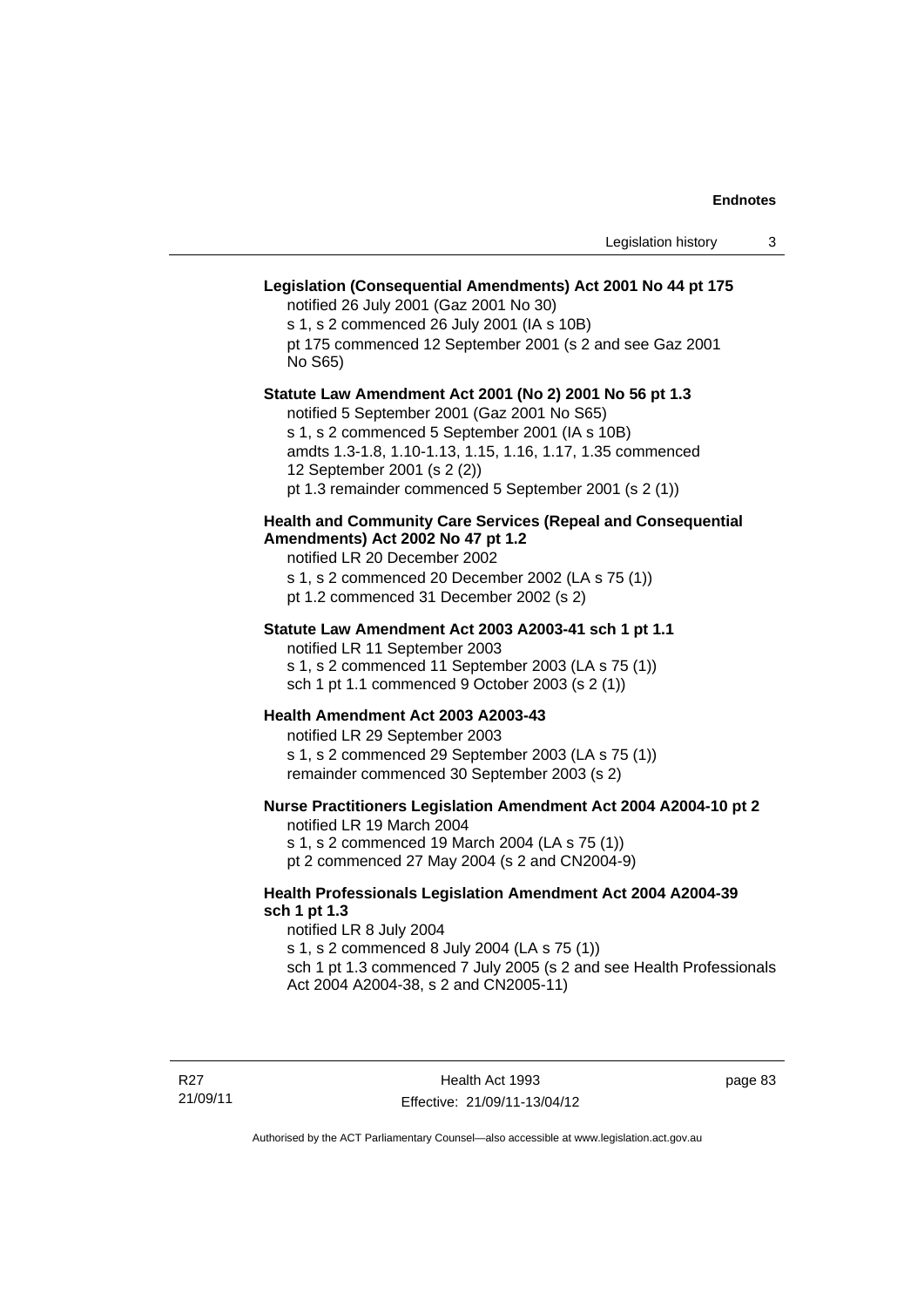**Legislation (Consequential Amendments) Act 2001 No 44 pt 175**

notified 26 July 2001 (Gaz 2001 No 30)
s 1, s 2 commenced 26 July 2001 (IA s 10B)
pt 175 commenced 12 September 2001 (s 2 and see Gaz 2001 No S65)

**Statute Law Amendment Act 2001 (No 2) 2001 No 56 pt 1.3**

notified 5 September 2001 (Gaz 2001 No S65)
s 1, s 2 commenced 5 September 2001 (IA s 10B)
amdts 1.3-1.8, 1.10-1.13, 1.15, 1.16, 1.17, 1.35 commenced 12 September 2001 (s 2 (2))
pt 1.3 remainder commenced 5 September 2001 (s 2 (1))

**Health and Community Care Services (Repeal and Consequential Amendments) Act 2002 No 47 pt 1.2**

notified LR 20 December 2002
s 1, s 2 commenced 20 December 2002 (LA s 75 (1))
pt 1.2 commenced 31 December 2002 (s 2)

**Statute Law Amendment Act 2003 A2003-41 sch 1 pt 1.1**

notified LR 11 September 2003
s 1, s 2 commenced 11 September 2003 (LA s 75 (1))
sch 1 pt 1.1 commenced 9 October 2003 (s 2 (1))

**Health Amendment Act 2003 A2003-43**

notified LR 29 September 2003
s 1, s 2 commenced 29 September 2003 (LA s 75 (1))
remainder commenced 30 September 2003 (s 2)

**Nurse Practitioners Legislation Amendment Act 2004 A2004-10 pt 2**

notified LR 19 March 2004
s 1, s 2 commenced 19 March 2004 (LA s 75 (1))
pt 2 commenced 27 May 2004 (s 2 and CN2004-9)

**Health Professionals Legislation Amendment Act 2004 A2004-39 sch 1 pt 1.3**

notified LR 8 July 2004
s 1, s 2 commenced 8 July 2004 (LA s 75 (1))
sch 1 pt 1.3 commenced 7 July 2005 (s 2 and see Health Professionals Act 2004 A2004-38, s 2 and CN2005-11)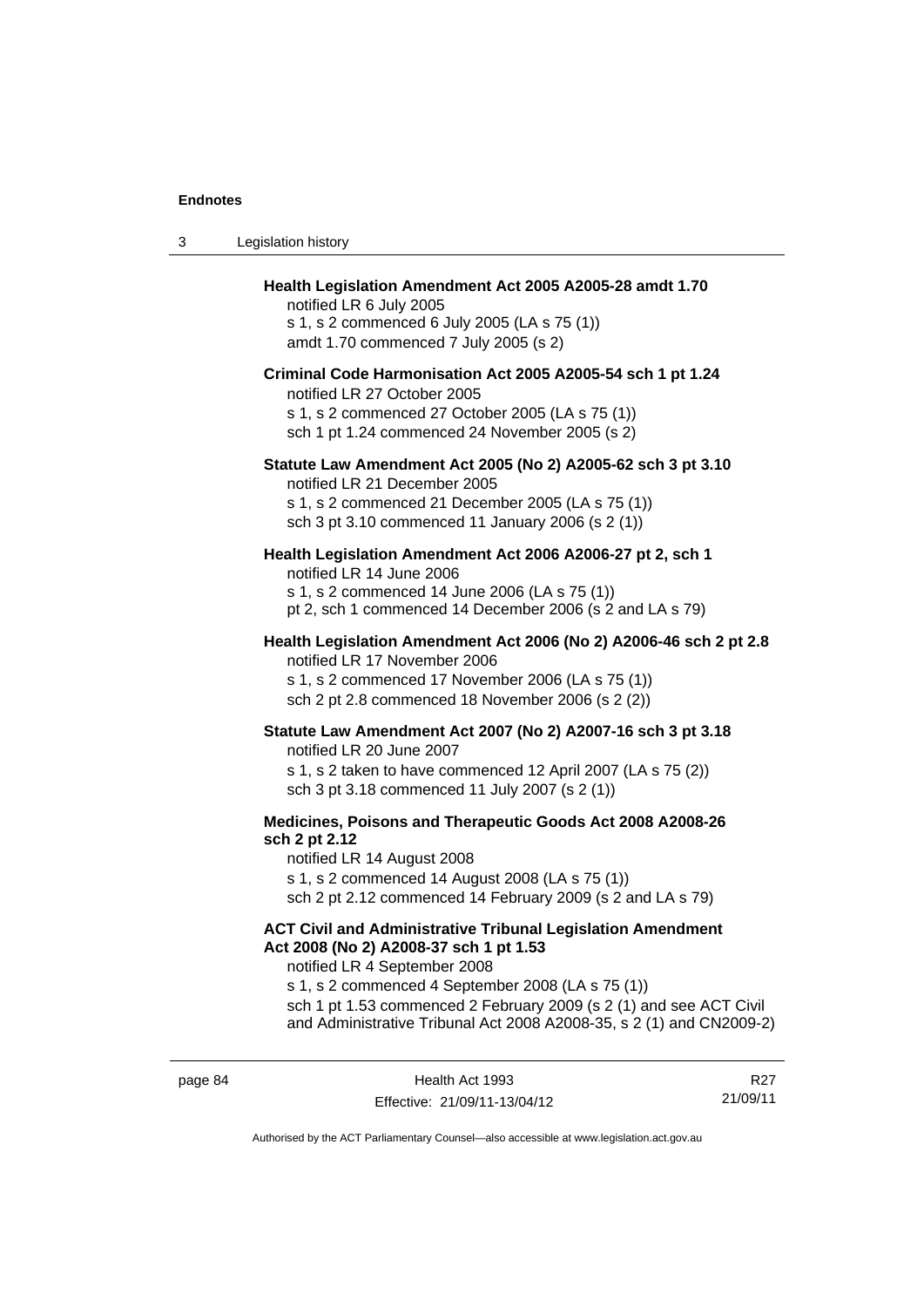**Health Legislation Amendment Act 2005 A2005-28 amdt 1.70**
notified LR 6 July 2005
s 1, s 2 commenced 6 July 2005 (LA s 75 (1))
amdt 1.70 commenced 7 July 2005 (s 2)

**Criminal Code Harmonisation Act 2005 A2005-54 sch 1 pt 1.24**
notified LR 27 October 2005
s 1, s 2 commenced 27 October 2005 (LA s 75 (1))
sch 1 pt 1.24 commenced 24 November 2005 (s 2)

**Statute Law Amendment Act 2005 (No 2) A2005-62 sch 3 pt 3.10**
notified LR 21 December 2005
s 1, s 2 commenced 21 December 2005 (LA s 75 (1))
sch 3 pt 3.10 commenced 11 January 2006 (s 2 (1))

**Health Legislation Amendment Act 2006 A2006-27 pt 2, sch 1**
notified LR 14 June 2006
s 1, s 2 commenced 14 June 2006 (LA s 75 (1))
pt 2, sch 1 commenced 14 December 2006 (s 2 and LA s 79)

**Health Legislation Amendment Act 2006 (No 2) A2006-46 sch 2 pt 2.8**
notified LR 17 November 2006
s 1, s 2 commenced 17 November 2006 (LA s 75 (1))
sch 2 pt 2.8 commenced 18 November 2006 (s 2 (2))

**Statute Law Amendment Act 2007 (No 2) A2007-16 sch 3 pt 3.18**
notified LR 20 June 2007
s 1, s 2 taken to have commenced 12 April 2007 (LA s 75 (2))
sch 3 pt 3.18 commenced 11 July 2007 (s 2 (1))

**Medicines, Poisons and Therapeutic Goods Act 2008 A2008-26 sch 2 pt 2.12**
notified LR 14 August 2008
s 1, s 2 commenced 14 August 2008 (LA s 75 (1))
sch 2 pt 2.12 commenced 14 February 2009 (s 2 and LA s 79)

**ACT Civil and Administrative Tribunal Legislation Amendment Act 2008 (No 2) A2008-37 sch 1 pt 1.53**
notified LR 4 September 2008
s 1, s 2 commenced 4 September 2008 (LA s 75 (1))
sch 1 pt 1.53 commenced 2 February 2009 (s 2 (1) and see ACT Civil and Administrative Tribunal Act 2008 A2008-35, s 2 (1) and CN2009-2)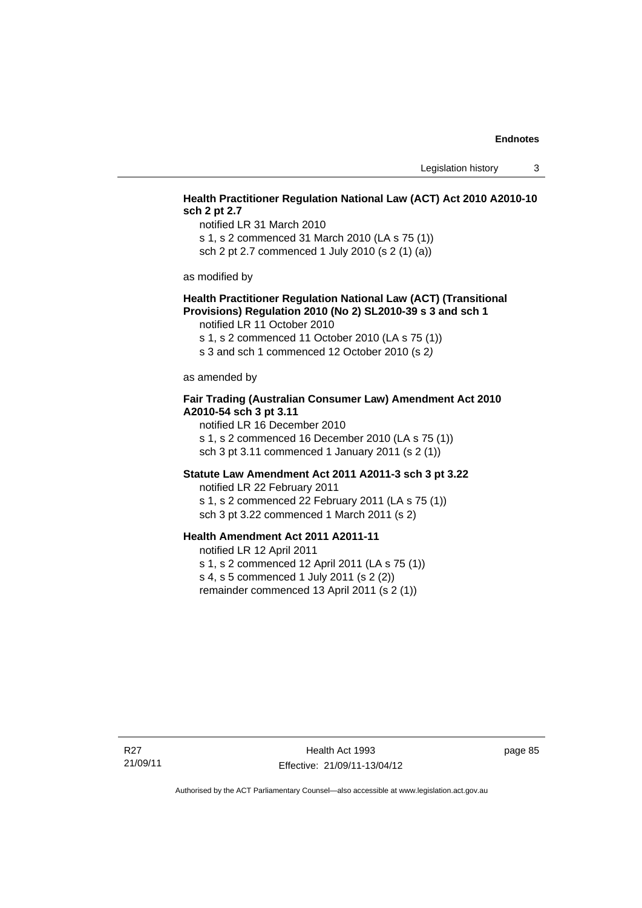**Health Practitioner Regulation National Law (ACT) Act 2010 A2010-10 sch 2 pt 2.7**

notified LR 31 March 2010

s 1, s 2 commenced 31 March 2010 (LA s 75 (1))

sch 2 pt 2.7 commenced 1 July 2010 (s 2 (1) (a))

as modified by

**Health Practitioner Regulation National Law (ACT) (Transitional Provisions) Regulation 2010 (No 2) SL2010-39 s 3 and sch 1**

notified LR 11 October 2010

s 1, s 2 commenced 11 October 2010 (LA s 75 (1))

s 3 and sch 1 commenced 12 October 2010 (s 2)

as amended by

**Fair Trading (Australian Consumer Law) Amendment Act 2010 A2010-54 sch 3 pt 3.11**

notified LR 16 December 2010

s 1, s 2 commenced 16 December 2010 (LA s 75 (1))

sch 3 pt 3.11 commenced 1 January 2011 (s 2 (1))

**Statute Law Amendment Act 2011 A2011-3 sch 3 pt 3.22**

notified LR 22 February 2011

s 1, s 2 commenced 22 February 2011 (LA s 75 (1))

sch 3 pt 3.22 commenced 1 March 2011 (s 2)

**Health Amendment Act 2011 A2011-11**

notified LR 12 April 2011

s 1, s 2 commenced 12 April 2011 (LA s 75 (1))

s 4, s 5 commenced 1 July 2011 (s 2 (2))

remainder commenced 13 April 2011 (s 2 (1))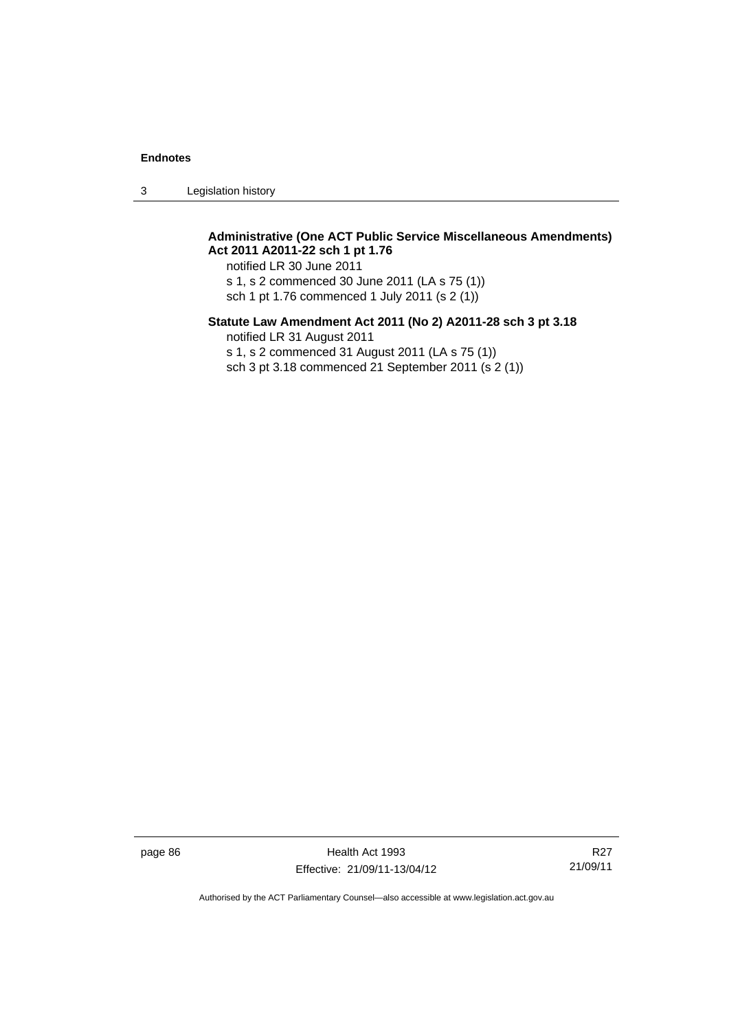**Administrative (One ACT Public Service Miscellaneous Amendments) Act 2011 A2011-22 sch 1 pt 1.76**

notified LR 30 June 2011

s 1, s 2 commenced 30 June 2011 (LA s 75 (1))

sch 1 pt 1.76 commenced 1 July 2011 (s 2 (1))

**Statute Law Amendment Act 2011 (No 2) A2011-28 sch 3 pt 3.18**

notified LR 31 August 2011

s 1, s 2 commenced 31 August 2011 (LA s 75 (1))

sch 3 pt 3.18 commenced 21 September 2011 (s 2 (1))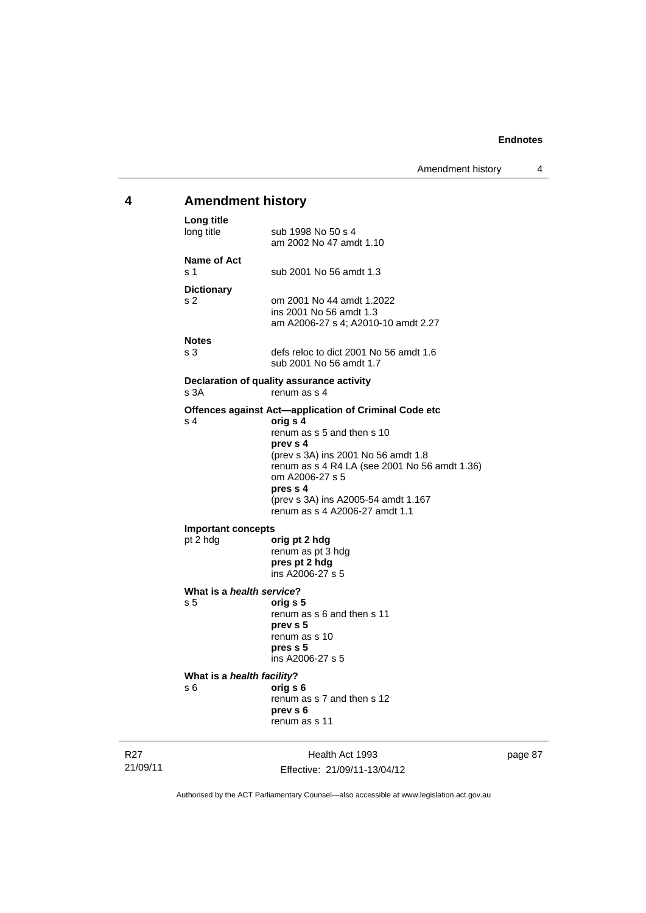## 4 Amendment history

**Long title**
long title sub 1998 No 50 s 4
am 2002 No 47 amdt 1.10

**Name of Act**
s 1 sub 2001 No 56 amdt 1.3

**Dictionary**
s 2 om 2001 No 44 amdt 1.2022
ins 2001 No 56 amdt 1.3
am A2006-27 s 4; A2010-10 amdt 2.27

**Notes**
s 3 defs reloc to dict 2001 No 56 amdt 1.6
sub 2001 No 56 amdt 1.7

**Declaration of quality assurance activity**
s 3A renum as s 4

**Offences against Act—application of Criminal Code etc**
s 4 **orig s 4**
renum as s 5 and then s 10
**prev s 4**
(prev s 3A) ins 2001 No 56 amdt 1.8
renum as s 4 R4 LA (see 2001 No 56 amdt 1.36)
om A2006-27 s 5
**pres s 4**
(prev s 3A) ins A2005-54 amdt 1.167
renum as s 4 A2006-27 amdt 1.1

**Important concepts**
pt 2 hdg **orig pt 2 hdg**
renum as pt 3 hdg
**pres pt 2 hdg**
ins A2006-27 s 5

**What is a *health service*?**
s 5 **orig s 5**
renum as s 6 and then s 11
**prev s 5**
renum as s 10
**pres s 5**
ins A2006-27 s 5

**What is a *health facility*?**
s 6 **orig s 6**
renum as s 7 and then s 12
**prev s 6**
renum as s 11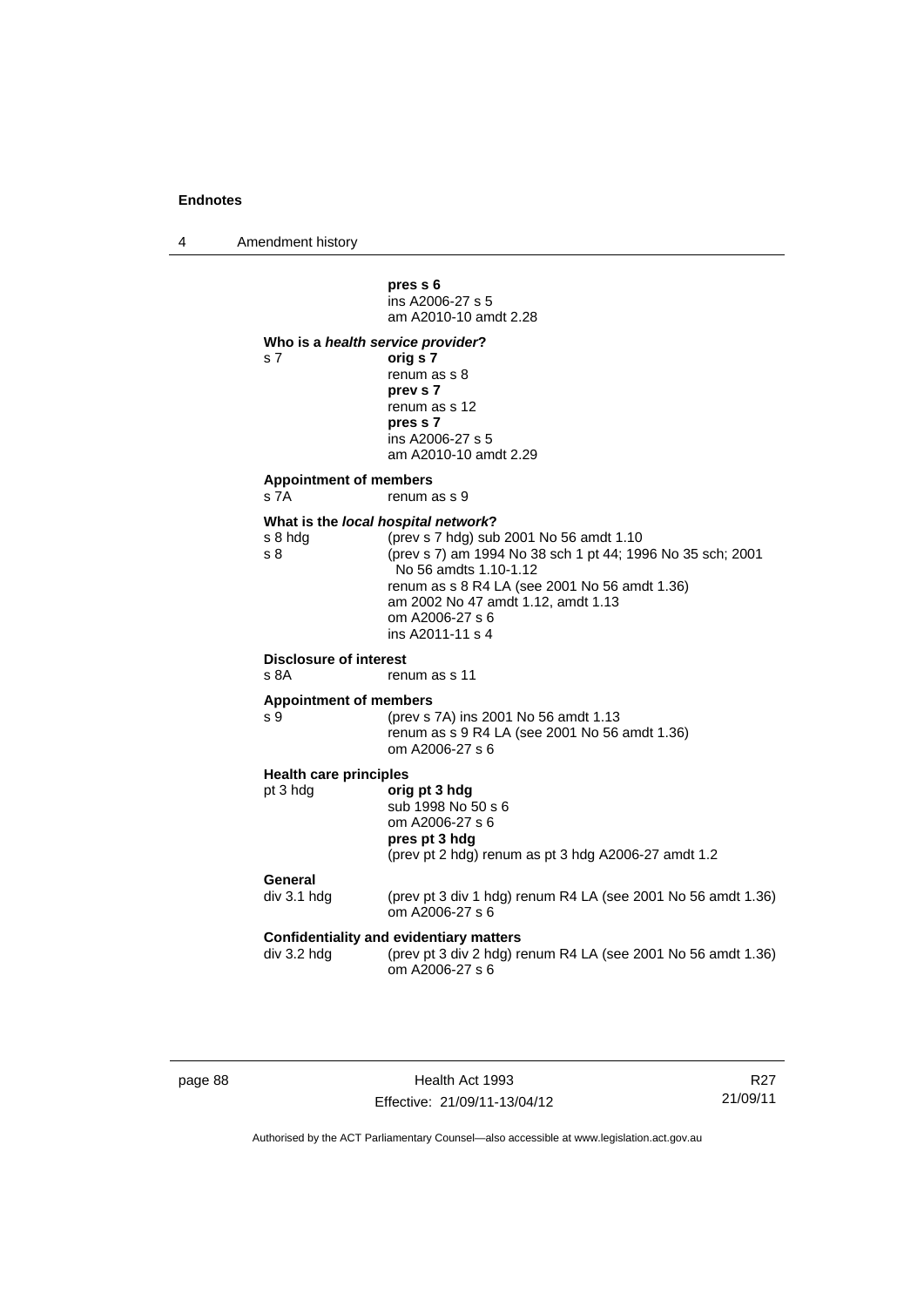**pres s 6**
ins A2006-27 s 5
am A2010-10 amdt 2.28

**Who is a *health service provider*?**

s 7 **orig s 7**
renum as s 8
**prev s 7**
renum as s 12
**pres s 7**
ins A2006-27 s 5
am A2010-10 amdt 2.29

**Appointment of members**

s 7A renum as s 9

**What is the *local hospital network*?**

s 8 hdg (prev s 7 hdg) sub 2001 No 56 amdt 1.10

s 8 (prev s 7) am 1994 No 38 sch 1 pt 44; 1996 No 35 sch; 2001 No 56 amdts 1.10-1.12
renum as s 8 R4 LA (see 2001 No 56 amdt 1.36)
am 2002 No 47 amdt 1.12, amdt 1.13
om A2006-27 s 6
ins A2011-11 s 4

**Disclosure of interest**

s 8A renum as s 11

**Appointment of members**

s 9 (prev s 7A) ins 2001 No 56 amdt 1.13
renum as s 9 R4 LA (see 2001 No 56 amdt 1.36)
om A2006-27 s 6

**Health care principles**

pt 3 hdg **orig pt 3 hdg**
sub 1998 No 50 s 6
om A2006-27 s 6
**pres pt 3 hdg**
(prev pt 2 hdg) renum as pt 3 hdg A2006-27 amdt 1.2

**General**

div 3.1 hdg (prev pt 3 div 1 hdg) renum R4 LA (see 2001 No 56 amdt 1.36)
om A2006-27 s 6

**Confidentiality and evidentiary matters**

div 3.2 hdg (prev pt 3 div 2 hdg) renum R4 LA (see 2001 No 56 amdt 1.36)
om A2006-27 s 6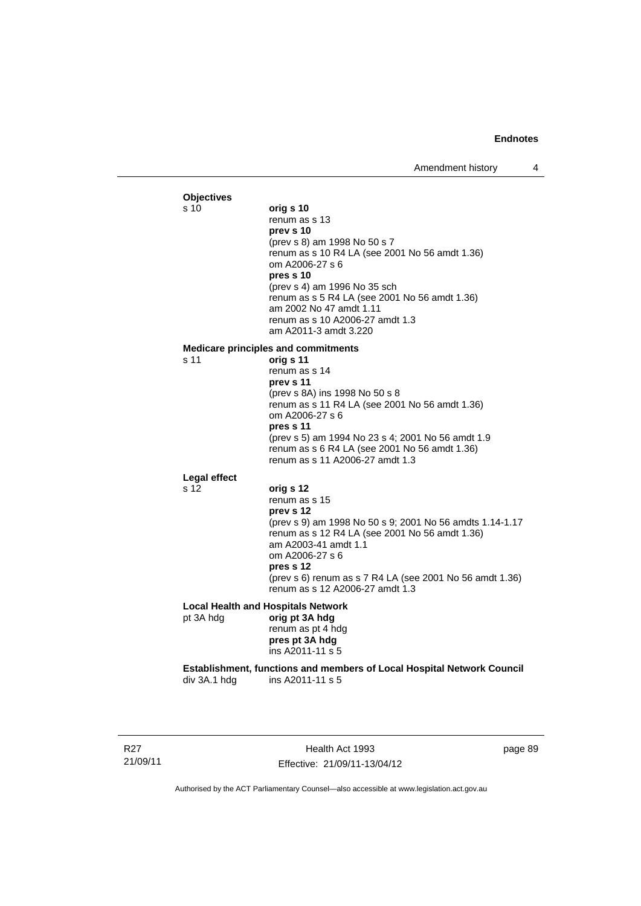**Objectives**

s 10 **orig s 10**
renum as s 13
**prev s 10**
(prev s 8) am 1998 No 50 s 7
renum as s 10 R4 LA (see 2001 No 56 amdt 1.36)
om A2006-27 s 6
**pres s 10**
(prev s 4) am 1996 No 35 sch
renum as s 5 R4 LA (see 2001 No 56 amdt 1.36)
am 2002 No 47 amdt 1.11
renum as s 10 A2006-27 amdt 1.3
am A2011-3 amdt 3.220

**Medicare principles and commitments**

s 11 **orig s 11**
renum as s 14
**prev s 11**
(prev s 8A) ins 1998 No 50 s 8
renum as s 11 R4 LA (see 2001 No 56 amdt 1.36)
om A2006-27 s 6
**pres s 11**
(prev s 5) am 1994 No 23 s 4; 2001 No 56 amdt 1.9
renum as s 6 R4 LA (see 2001 No 56 amdt 1.36)
renum as s 11 A2006-27 amdt 1.3

**Legal effect**

s 12 **orig s 12**
renum as s 15
**prev s 12**
(prev s 9) am 1998 No 50 s 9; 2001 No 56 amdts 1.14-1.17
renum as s 12 R4 LA (see 2001 No 56 amdt 1.36)
am A2003-41 amdt 1.1
om A2006-27 s 6
**pres s 12**
(prev s 6) renum as s 7 R4 LA (see 2001 No 56 amdt 1.36)
renum as s 12 A2006-27 amdt 1.3

**Local Health and Hospitals Network**

pt 3A hdg **orig pt 3A hdg**
renum as pt 4 hdg
**pres pt 3A hdg**
ins A2011-11 s 5

**Establishment, functions and members of Local Hospital Network Council**

div 3A.1 hdg ins A2011-11 s 5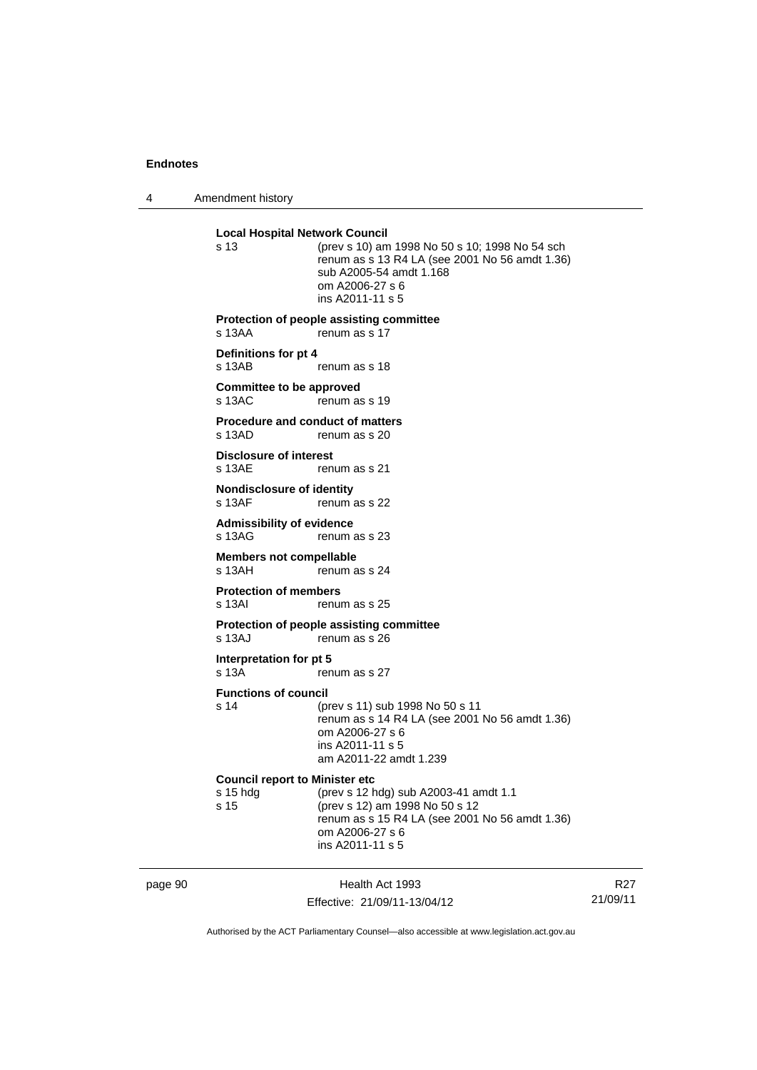**Local Hospital Network Council**

s 13 (prev s 10) am 1998 No 50 s 10; 1998 No 54 sch
renum as s 13 R4 LA (see 2001 No 56 amdt 1.36)
sub A2005-54 amdt 1.168
om A2006-27 s 6
ins A2011-11 s 5

**Protection of people assisting committee**

s 13AA renum as s 17

**Definitions for pt 4**

s 13AB renum as s 18

**Committee to be approved**

s 13AC renum as s 19

**Procedure and conduct of matters**

s 13AD renum as s 20

**Disclosure of interest**

s 13AE renum as s 21

**Nondisclosure of identity**

s 13AF renum as s 22

**Admissibility of evidence**

s 13AG renum as s 23

**Members not compellable**

s 13AH renum as s 24

**Protection of members**

s 13AI renum as s 25

**Protection of people assisting committee**

s 13AJ renum as s 26

**Interpretation for pt 5**

s 13A renum as s 27

**Functions of council**

s 14 (prev s 11) sub 1998 No 50 s 11
renum as s 14 R4 LA (see 2001 No 56 amdt 1.36)
om A2006-27 s 6
ins A2011-11 s 5
am A2011-22 amdt 1.239

**Council report to Minister etc**

s 15 hdg (prev s 12 hdg) sub A2003-41 amdt 1.1

s 15 (prev s 12) am 1998 No 50 s 12
renum as s 15 R4 LA (see 2001 No 56 amdt 1.36)
om A2006-27 s 6
ins A2011-11 s 5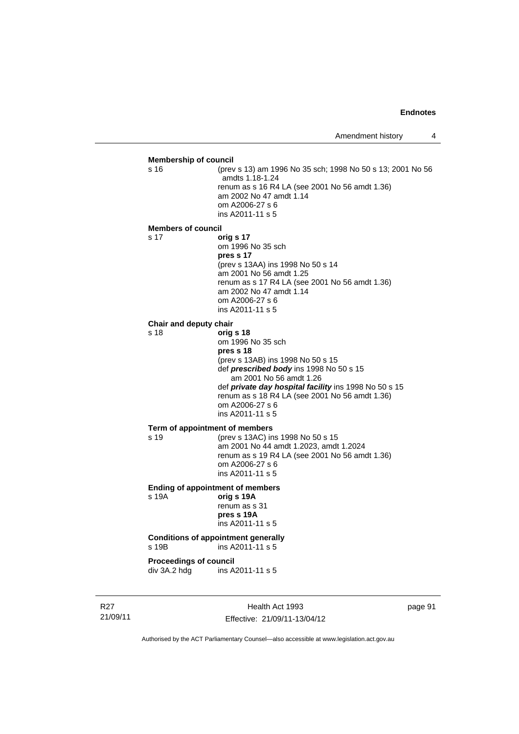**Membership of council**

s 16 (prev s 13) am 1996 No 35 sch; 1998 No 50 s 13; 2001 No 56 amdts 1.18-1.24
renum as s 16 R4 LA (see 2001 No 56 amdt 1.36)
am 2002 No 47 amdt 1.14
om A2006-27 s 6
ins A2011-11 s 5

**Members of council**

s 17 **orig s 17**
om 1996 No 35 sch
**pres s 17**
(prev s 13AA) ins 1998 No 50 s 14
am 2001 No 56 amdt 1.25
renum as s 17 R4 LA (see 2001 No 56 amdt 1.36)
am 2002 No 47 amdt 1.14
om A2006-27 s 6
ins A2011-11 s 5

**Chair and deputy chair**

s 18 **orig s 18**
om 1996 No 35 sch
**pres s 18**
(prev s 13AB) ins 1998 No 50 s 15
def ***prescribed body*** ins 1998 No 50 s 15
am 2001 No 56 amdt 1.26
def ***private day hospital facility*** ins 1998 No 50 s 15
renum as s 18 R4 LA (see 2001 No 56 amdt 1.36)
om A2006-27 s 6
ins A2011-11 s 5

**Term of appointment of members**

s 19 (prev s 13AC) ins 1998 No 50 s 15
am 2001 No 44 amdt 1.2023, amdt 1.2024
renum as s 19 R4 LA (see 2001 No 56 amdt 1.36)
om A2006-27 s 6
ins A2011-11 s 5

**Ending of appointment of members**

s 19A **orig s 19A**
renum as s 31
**pres s 19A**
ins A2011-11 s 5

**Conditions of appointment generally**

s 19B ins A2011-11 s 5

**Proceedings of council**

div 3A.2 hdg ins A2011-11 s 5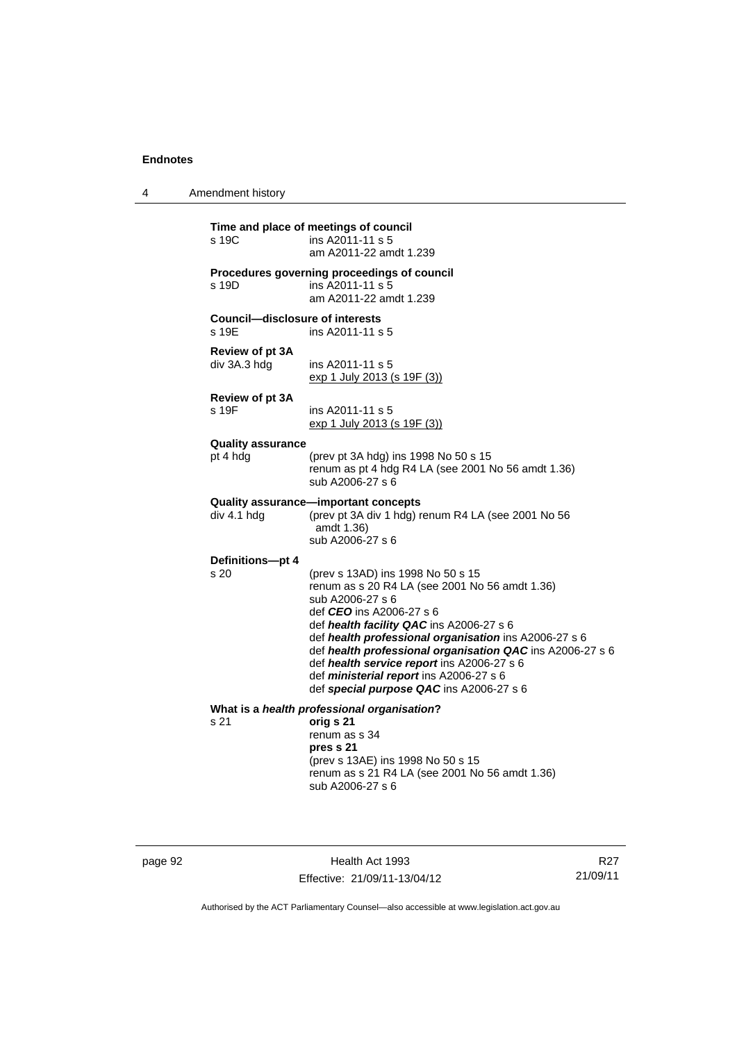**Time and place of meetings of council**

s 19C ins A2011-11 s 5
am A2011-22 amdt 1.239

**Procedures governing proceedings of council**

s 19D ins A2011-11 s 5
am A2011-22 amdt 1.239

**Council—disclosure of interests**

s 19E ins A2011-11 s 5

**Review of pt 3A**

div 3A.3 hdg ins A2011-11 s 5
exp 1 July 2013 (s 19F (3))

**Review of pt 3A**

s 19F ins A2011-11 s 5
exp 1 July 2013 (s 19F (3))

**Quality assurance**

pt 4 hdg (prev pt 3A hdg) ins 1998 No 50 s 15
renum as pt 4 hdg R4 LA (see 2001 No 56 amdt 1.36)
sub A2006-27 s 6

**Quality assurance—important concepts**

div 4.1 hdg (prev pt 3A div 1 hdg) renum R4 LA (see 2001 No 56 amdt 1.36)
sub A2006-27 s 6

**Definitions—pt 4**

s 20 (prev s 13AD) ins 1998 No 50 s 15
renum as s 20 R4 LA (see 2001 No 56 amdt 1.36)
sub A2006-27 s 6
def ***CEO*** ins A2006-27 s 6
def ***health facility QAC*** ins A2006-27 s 6
def ***health professional organisation*** ins A2006-27 s 6
def ***health professional organisation QAC*** ins A2006-27 s 6
def ***health service report*** ins A2006-27 s 6
def ***ministerial report*** ins A2006-27 s 6
def ***special purpose QAC*** ins A2006-27 s 6

**What is a *health professional organisation*?**

s 21 **orig s 21**
renum as s 34
**pres s 21**
(prev s 13AE) ins 1998 No 50 s 15
renum as s 21 R4 LA (see 2001 No 56 amdt 1.36)
sub A2006-27 s 6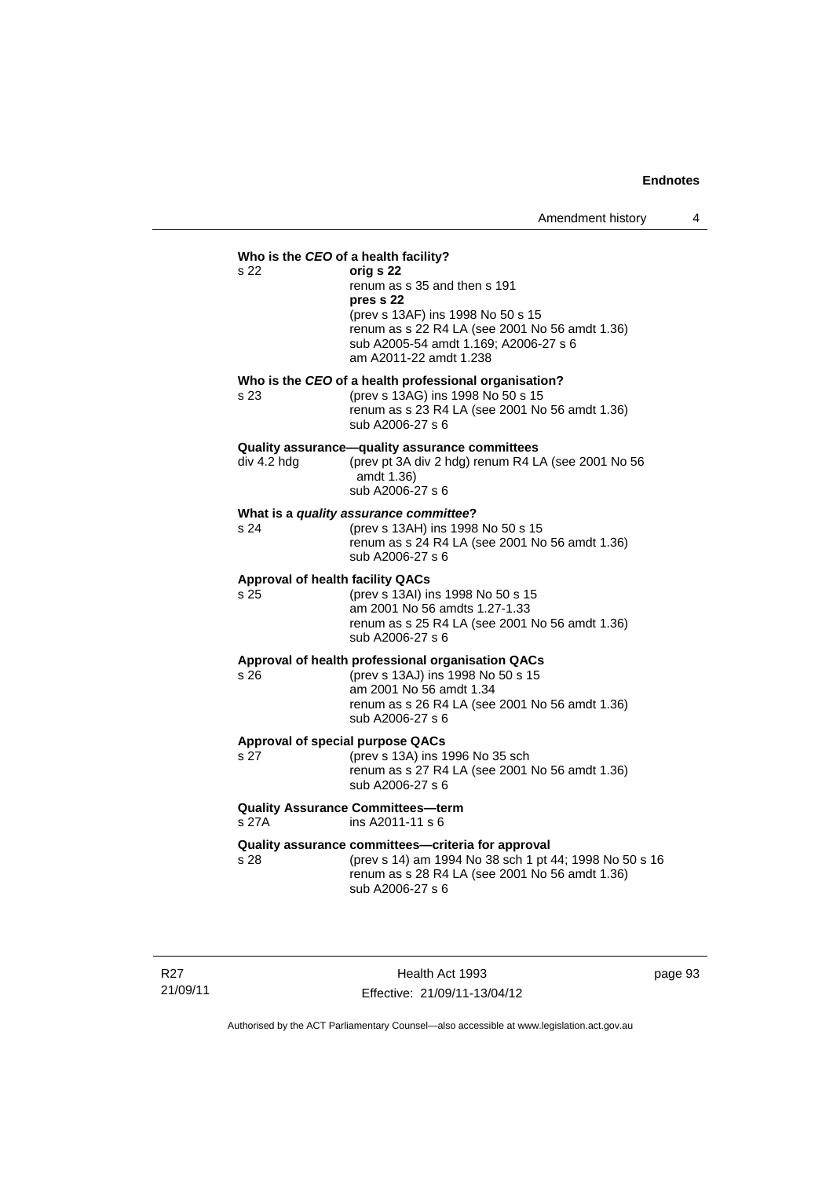**Who is the *CEO* of a health facility?**

s 22 — **orig s 22**
renum as s 35 and then s 191
**pres s 22**
(prev s 13AF) ins 1998 No 50 s 15
renum as s 22 R4 LA (see 2001 No 56 amdt 1.36)
sub A2005-54 amdt 1.169; A2006-27 s 6
am A2011-22 amdt 1.238

**Who is the *CEO* of a health professional organisation?**

s 23 — (prev s 13AG) ins 1998 No 50 s 15
renum as s 23 R4 LA (see 2001 No 56 amdt 1.36)
sub A2006-27 s 6

**Quality assurance—quality assurance committees**

div 4.2 hdg — (prev pt 3A div 2 hdg) renum R4 LA (see 2001 No 56 amdt 1.36)
sub A2006-27 s 6

**What is a *quality assurance committee*?**

s 24 — (prev s 13AH) ins 1998 No 50 s 15
renum as s 24 R4 LA (see 2001 No 56 amdt 1.36)
sub A2006-27 s 6

**Approval of health facility QACs**

s 25 — (prev s 13AI) ins 1998 No 50 s 15
am 2001 No 56 amdts 1.27-1.33
renum as s 25 R4 LA (see 2001 No 56 amdt 1.36)
sub A2006-27 s 6

**Approval of health professional organisation QACs**

s 26 — (prev s 13AJ) ins 1998 No 50 s 15
am 2001 No 56 amdt 1.34
renum as s 26 R4 LA (see 2001 No 56 amdt 1.36)
sub A2006-27 s 6

**Approval of special purpose QACs**

s 27 — (prev s 13A) ins 1996 No 35 sch
renum as s 27 R4 LA (see 2001 No 56 amdt 1.36)
sub A2006-27 s 6

**Quality Assurance Committees—term**

s 27A — ins A2011-11 s 6

**Quality assurance committees—criteria for approval**

s 28 — (prev s 14) am 1994 No 38 sch 1 pt 44; 1998 No 50 s 16
renum as s 28 R4 LA (see 2001 No 56 amdt 1.36)
sub A2006-27 s 6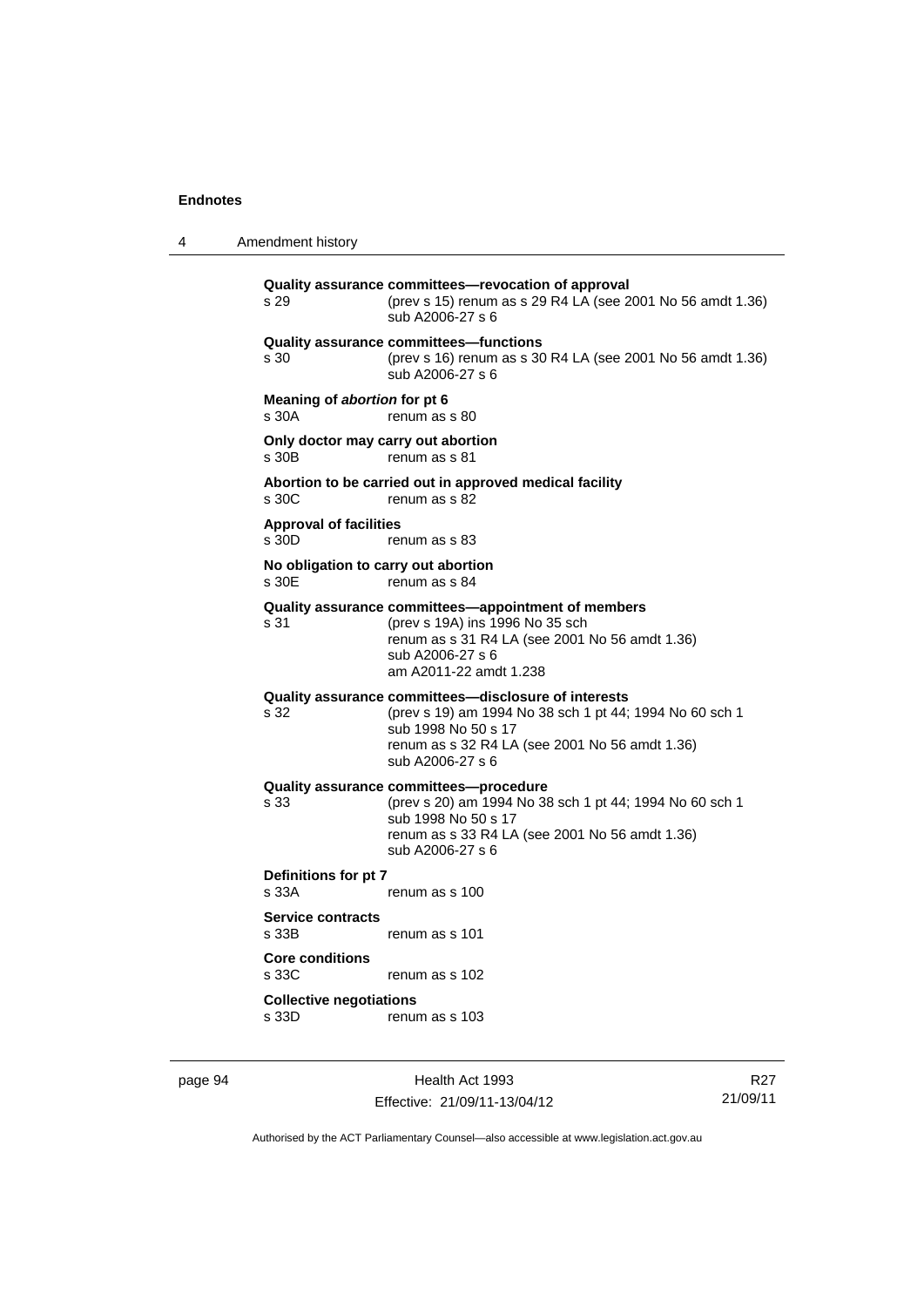**Quality assurance committees—revocation of approval**
s 29 (prev s 15) renum as s 29 R4 LA (see 2001 No 56 amdt 1.36)
sub A2006-27 s 6

**Quality assurance committees—functions**
s 30 (prev s 16) renum as s 30 R4 LA (see 2001 No 56 amdt 1.36)
sub A2006-27 s 6

**Meaning of *abortion* for pt 6**
s 30A renum as s 80

**Only doctor may carry out abortion**
s 30B renum as s 81

**Abortion to be carried out in approved medical facility**
s 30C renum as s 82

**Approval of facilities**
s 30D renum as s 83

**No obligation to carry out abortion**
s 30E renum as s 84

**Quality assurance committees—appointment of members**
s 31 (prev s 19A) ins 1996 No 35 sch
renum as s 31 R4 LA (see 2001 No 56 amdt 1.36)
sub A2006-27 s 6
am A2011-22 amdt 1.238

**Quality assurance committees—disclosure of interests**
s 32 (prev s 19) am 1994 No 38 sch 1 pt 44; 1994 No 60 sch 1
sub 1998 No 50 s 17
renum as s 32 R4 LA (see 2001 No 56 amdt 1.36)
sub A2006-27 s 6

**Quality assurance committees—procedure**
s 33 (prev s 20) am 1994 No 38 sch 1 pt 44; 1994 No 60 sch 1
sub 1998 No 50 s 17
renum as s 33 R4 LA (see 2001 No 56 amdt 1.36)
sub A2006-27 s 6

**Definitions for pt 7**
s 33A renum as s 100

**Service contracts**
s 33B renum as s 101

**Core conditions**
s 33C renum as s 102

**Collective negotiations**
s 33D renum as s 103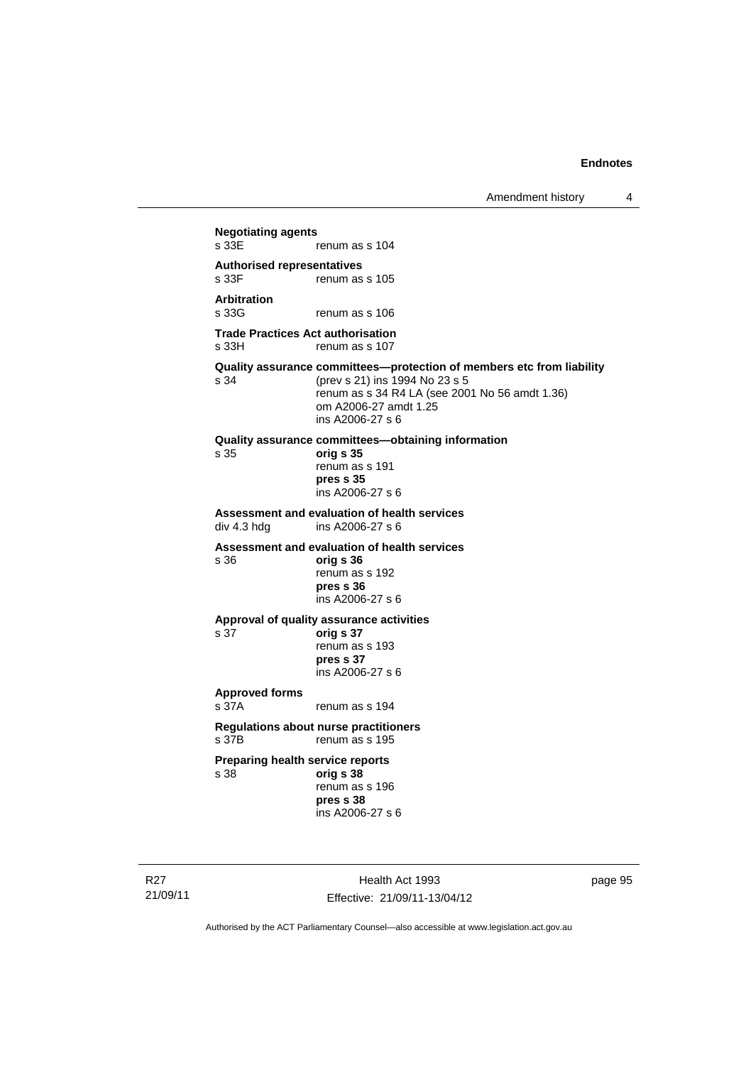**Negotiating agents**
s 33E renum as s 104

**Authorised representatives**
s 33F renum as s 105

**Arbitration**
s 33G renum as s 106

**Trade Practices Act authorisation**
s 33H renum as s 107

**Quality assurance committees—protection of members etc from liability**
s 34 (prev s 21) ins 1994 No 23 s 5
renum as s 34 R4 LA (see 2001 No 56 amdt 1.36)
om A2006-27 amdt 1.25
ins A2006-27 s 6

**Quality assurance committees—obtaining information**
s 35 **orig s 35**
renum as s 191
**pres s 35**
ins A2006-27 s 6

**Assessment and evaluation of health services**
div 4.3 hdg ins A2006-27 s 6

**Assessment and evaluation of health services**
s 36 **orig s 36**
renum as s 192
**pres s 36**
ins A2006-27 s 6

**Approval of quality assurance activities**
s 37 **orig s 37**
renum as s 193
**pres s 37**
ins A2006-27 s 6

**Approved forms**
s 37A renum as s 194

**Regulations about nurse practitioners**
s 37B renum as s 195

**Preparing health service reports**
s 38 **orig s 38**
renum as s 196
**pres s 38**
ins A2006-27 s 6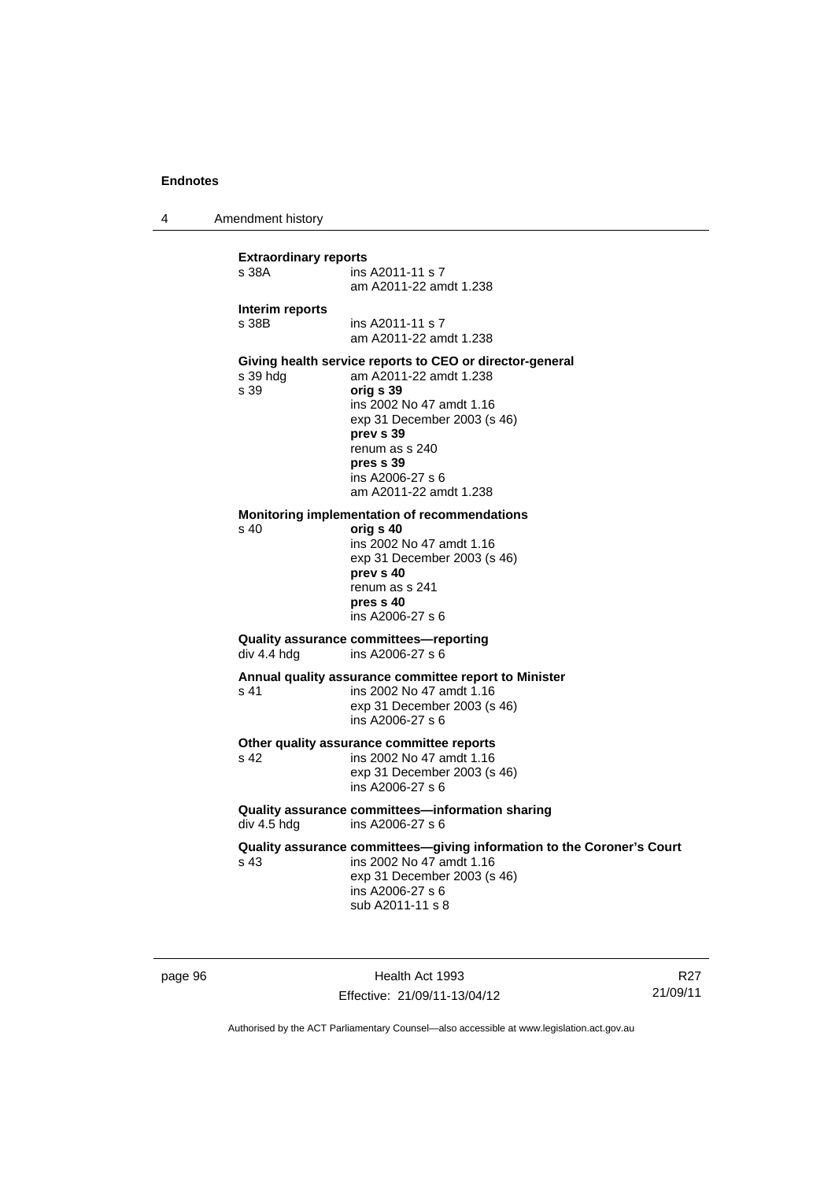**Extraordinary reports**

s 38A ins A2011-11 s 7
am A2011-22 amdt 1.238

**Interim reports**

s 38B ins A2011-11 s 7
am A2011-22 amdt 1.238

**Giving health service reports to CEO or director-general**

s 39 hdg am A2011-22 amdt 1.238
s 39 **orig s 39**
ins 2002 No 47 amdt 1.16
exp 31 December 2003 (s 46)
**prev s 39**
renum as s 240
**pres s 39**
ins A2006-27 s 6
am A2011-22 amdt 1.238

**Monitoring implementation of recommendations**

s 40 **orig s 40**
ins 2002 No 47 amdt 1.16
exp 31 December 2003 (s 46)
**prev s 40**
renum as s 241
**pres s 40**
ins A2006-27 s 6

**Quality assurance committees—reporting**

div 4.4 hdg ins A2006-27 s 6

**Annual quality assurance committee report to Minister**

s 41 ins 2002 No 47 amdt 1.16
exp 31 December 2003 (s 46)
ins A2006-27 s 6

**Other quality assurance committee reports**

s 42 ins 2002 No 47 amdt 1.16
exp 31 December 2003 (s 46)
ins A2006-27 s 6

**Quality assurance committees—information sharing**

div 4.5 hdg ins A2006-27 s 6

**Quality assurance committees—giving information to the Coroner's Court**

s 43 ins 2002 No 47 amdt 1.16
exp 31 December 2003 (s 46)
ins A2006-27 s 6
sub A2011-11 s 8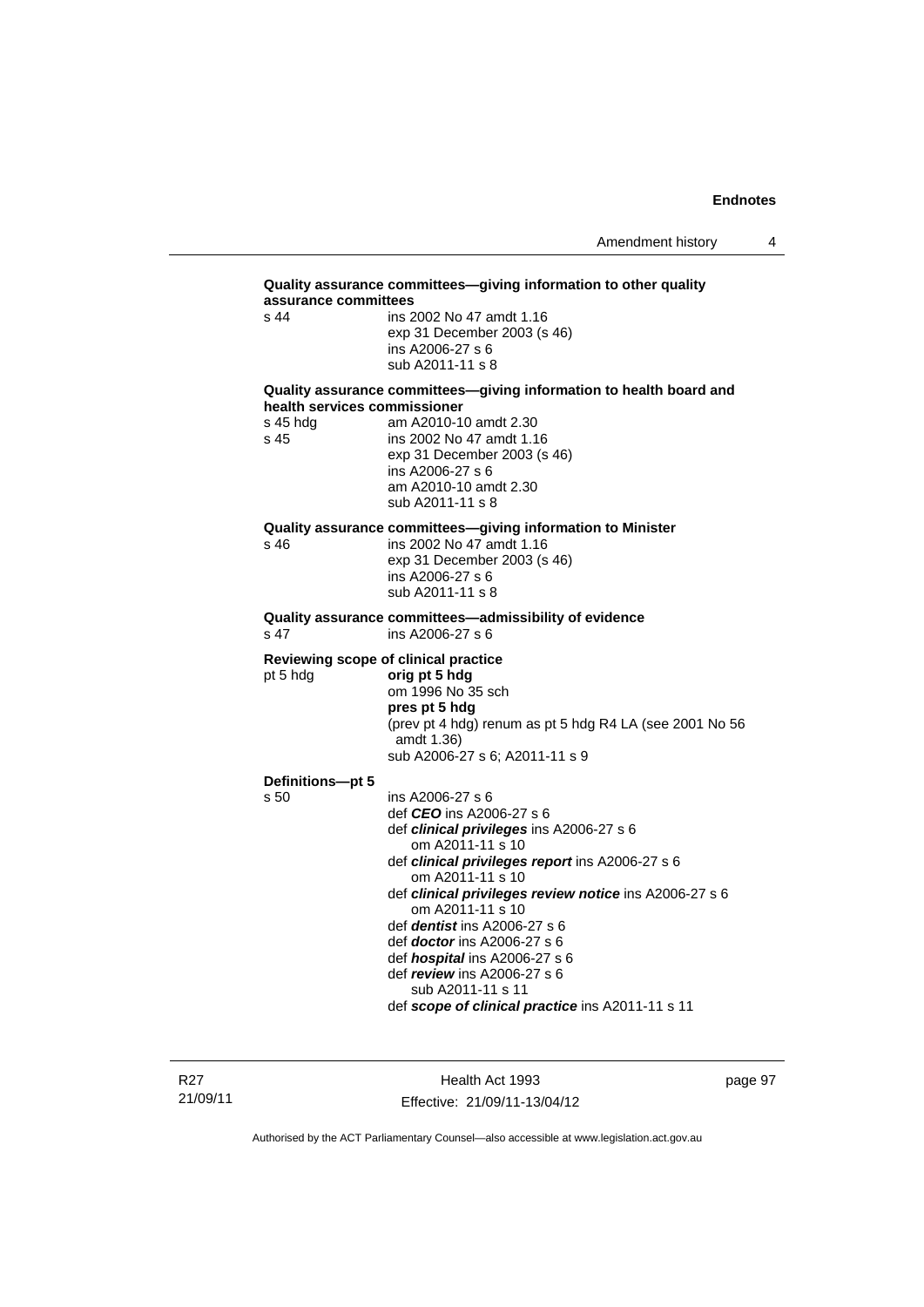**Quality assurance committees—giving information to other quality assurance committees**

s 44 ins 2002 No 47 amdt 1.16
exp 31 December 2003 (s 46)
ins A2006-27 s 6
sub A2011-11 s 8

**Quality assurance committees—giving information to health board and health services commissioner**

s 45 hdg am A2010-10 amdt 2.30
s 45 ins 2002 No 47 amdt 1.16
exp 31 December 2003 (s 46)
ins A2006-27 s 6
am A2010-10 amdt 2.30
sub A2011-11 s 8

**Quality assurance committees—giving information to Minister**

s 46 ins 2002 No 47 amdt 1.16
exp 31 December 2003 (s 46)
ins A2006-27 s 6
sub A2011-11 s 8

**Quality assurance committees—admissibility of evidence**

s 47 ins A2006-27 s 6

**Reviewing scope of clinical practice**

pt 5 hdg **orig pt 5 hdg**
om 1996 No 35 sch
**pres pt 5 hdg**
(prev pt 4 hdg) renum as pt 5 hdg R4 LA (see 2001 No 56 amdt 1.36)
sub A2006-27 s 6; A2011-11 s 9

**Definitions—pt 5**

s 50 ins A2006-27 s 6
def ***CEO*** ins A2006-27 s 6
def ***clinical privileges*** ins A2006-27 s 6
om A2011-11 s 10
def ***clinical privileges report*** ins A2006-27 s 6
om A2011-11 s 10
def ***clinical privileges review notice*** ins A2006-27 s 6
om A2011-11 s 10
def ***dentist*** ins A2006-27 s 6
def ***doctor*** ins A2006-27 s 6
def ***hospital*** ins A2006-27 s 6
def ***review*** ins A2006-27 s 6
sub A2011-11 s 11
def ***scope of clinical practice*** ins A2011-11 s 11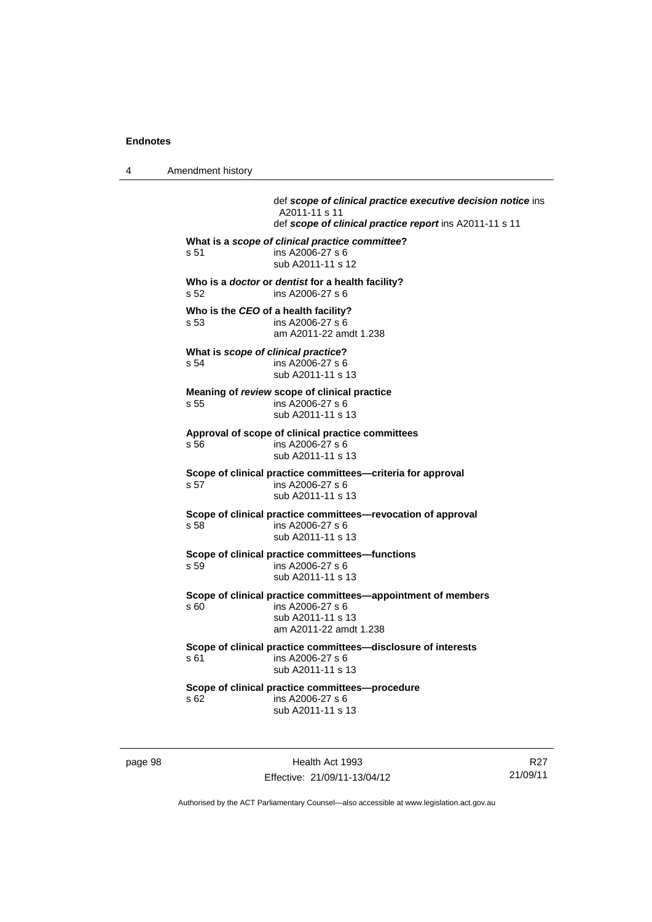def ***scope of clinical practice executive decision notice*** ins A2011-11 s 11
def ***scope of clinical practice report*** ins A2011-11 s 11

**What is a *scope of clinical practice committee*?**
s 51 ins A2006-27 s 6
sub A2011-11 s 12

**Who is a *doctor* or *dentist* for a health facility?**
s 52 ins A2006-27 s 6

**Who is the *CEO* of a health facility?**
s 53 ins A2006-27 s 6
am A2011-22 amdt 1.238

**What is *scope of clinical practice*?**
s 54 ins A2006-27 s 6
sub A2011-11 s 13

**Meaning of *review* scope of clinical practice**
s 55 ins A2006-27 s 6
sub A2011-11 s 13

**Approval of scope of clinical practice committees**
s 56 ins A2006-27 s 6
sub A2011-11 s 13

**Scope of clinical practice committees—criteria for approval**
s 57 ins A2006-27 s 6
sub A2011-11 s 13

**Scope of clinical practice committees—revocation of approval**
s 58 ins A2006-27 s 6
sub A2011-11 s 13

**Scope of clinical practice committees—functions**
s 59 ins A2006-27 s 6
sub A2011-11 s 13

**Scope of clinical practice committees—appointment of members**
s 60 ins A2006-27 s 6
sub A2011-11 s 13
am A2011-22 amdt 1.238

**Scope of clinical practice committees—disclosure of interests**
s 61 ins A2006-27 s 6
sub A2011-11 s 13

**Scope of clinical practice committees—procedure**
s 62 ins A2006-27 s 6
sub A2011-11 s 13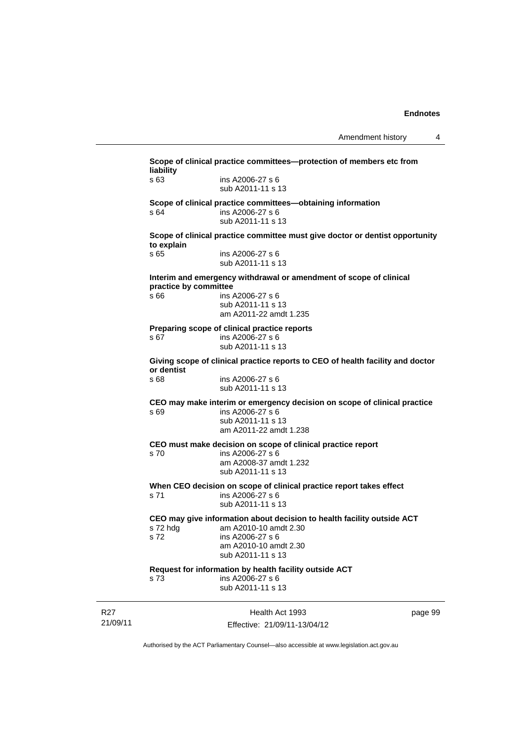**Scope of clinical practice committees—protection of members etc from liability**

s 63 ins A2006-27 s 6
sub A2011-11 s 13

**Scope of clinical practice committees—obtaining information**

s 64 ins A2006-27 s 6
sub A2011-11 s 13

**Scope of clinical practice committee must give doctor or dentist opportunity to explain**

s 65 ins A2006-27 s 6
sub A2011-11 s 13

**Interim and emergency withdrawal or amendment of scope of clinical practice by committee**

s 66 ins A2006-27 s 6
sub A2011-11 s 13
am A2011-22 amdt 1.235

**Preparing scope of clinical practice reports**

s 67 ins A2006-27 s 6
sub A2011-11 s 13

**Giving scope of clinical practice reports to CEO of health facility and doctor or dentist**

s 68 ins A2006-27 s 6
sub A2011-11 s 13

**CEO may make interim or emergency decision on scope of clinical practice**

s 69 ins A2006-27 s 6
sub A2011-11 s 13
am A2011-22 amdt 1.238

**CEO must make decision on scope of clinical practice report**

s 70 ins A2006-27 s 6
am A2008-37 amdt 1.232
sub A2011-11 s 13

**When CEO decision on scope of clinical practice report takes effect**

s 71 ins A2006-27 s 6
sub A2011-11 s 13

**CEO may give information about decision to health facility outside ACT**

s 72 hdg am A2010-10 amdt 2.30
s 72 ins A2006-27 s 6
am A2010-10 amdt 2.30
sub A2011-11 s 13

**Request for information by health facility outside ACT**

s 73 ins A2006-27 s 6
sub A2011-11 s 13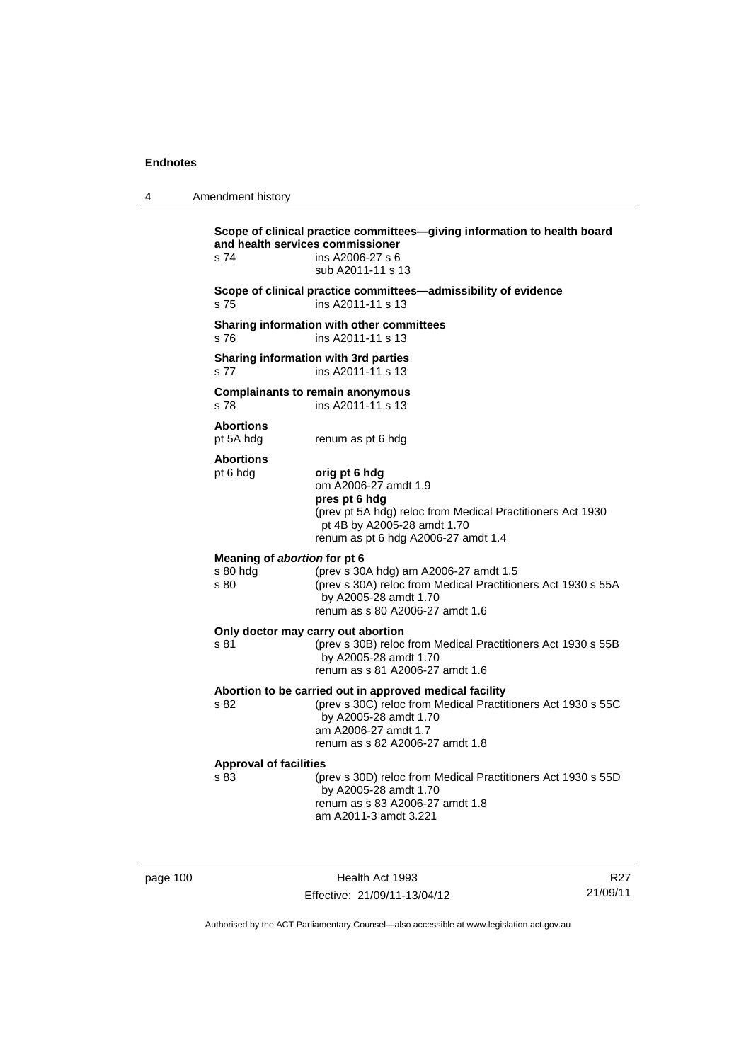**Scope of clinical practice committees—giving information to health board and health services commissioner**

s 74 — ins A2006-27 s 6
sub A2011-11 s 13

**Scope of clinical practice committees—admissibility of evidence**

s 75 — ins A2011-11 s 13

**Sharing information with other committees**

s 76 — ins A2011-11 s 13

**Sharing information with 3rd parties**

s 77 — ins A2011-11 s 13

**Complainants to remain anonymous**

s 78 — ins A2011-11 s 13

**Abortions**

pt 5A hdg — renum as pt 6 hdg

**Abortions**

pt 6 hdg — **orig pt 6 hdg**
om A2006-27 amdt 1.9
**pres pt 6 hdg**
(prev pt 5A hdg) reloc from Medical Practitioners Act 1930 pt 4B by A2005-28 amdt 1.70
renum as pt 6 hdg A2006-27 amdt 1.4

**Meaning of *abortion* for pt 6**

s 80 hdg — (prev s 30A hdg) am A2006-27 amdt 1.5

s 80 — (prev s 30A) reloc from Medical Practitioners Act 1930 s 55A by A2005-28 amdt 1.70
renum as s 80 A2006-27 amdt 1.6

**Only doctor may carry out abortion**

s 81 — (prev s 30B) reloc from Medical Practitioners Act 1930 s 55B by A2005-28 amdt 1.70
renum as s 81 A2006-27 amdt 1.6

**Abortion to be carried out in approved medical facility**

s 82 — (prev s 30C) reloc from Medical Practitioners Act 1930 s 55C by A2005-28 amdt 1.70
am A2006-27 amdt 1.7
renum as s 82 A2006-27 amdt 1.8

**Approval of facilities**

s 83 — (prev s 30D) reloc from Medical Practitioners Act 1930 s 55D by A2005-28 amdt 1.70
renum as s 83 A2006-27 amdt 1.8
am A2011-3 amdt 3.221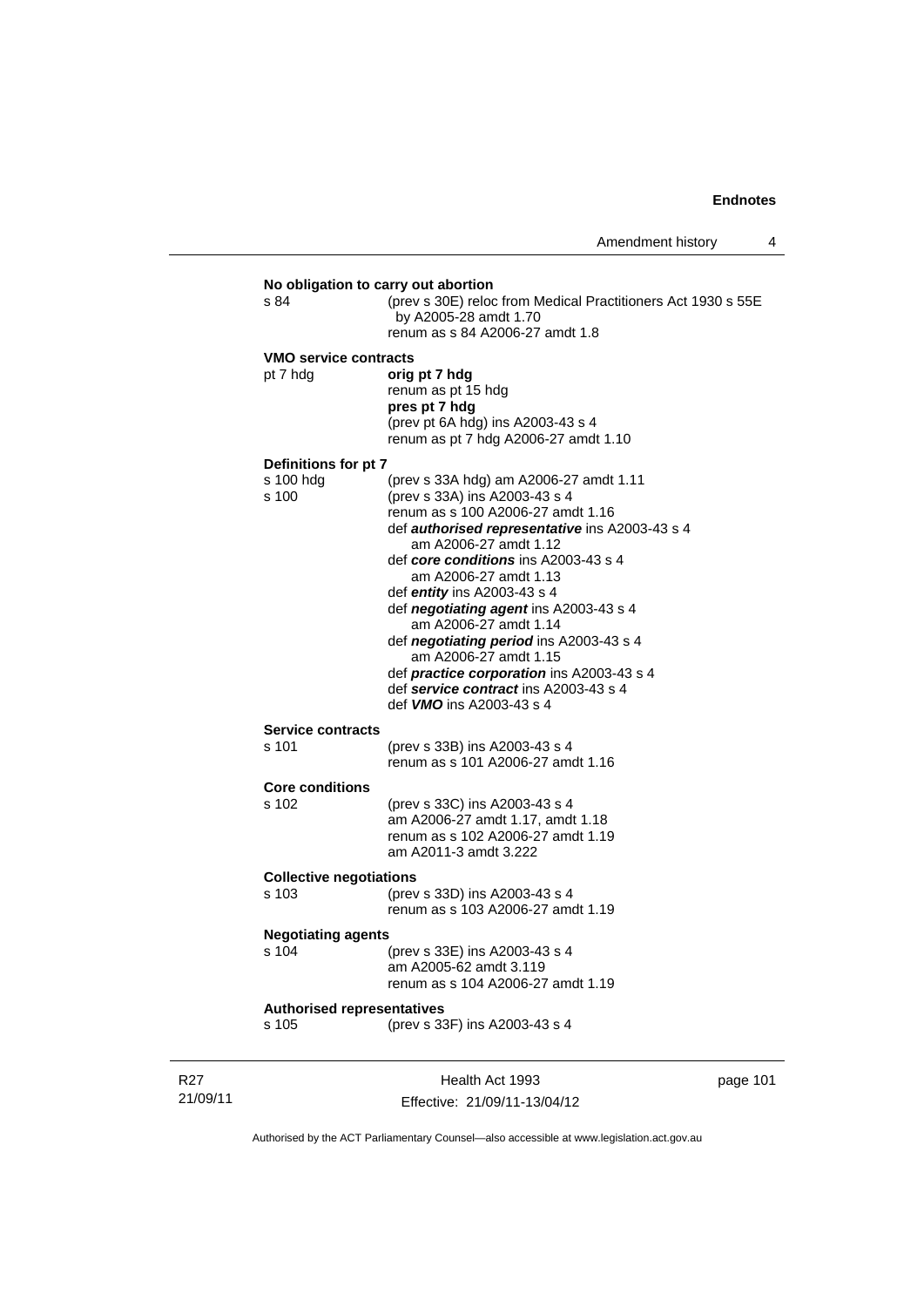**No obligation to carry out abortion**

s 84 (prev s 30E) reloc from Medical Practitioners Act 1930 s 55E by A2005-28 amdt 1.70
renum as s 84 A2006-27 amdt 1.8

**VMO service contracts**

pt 7 hdg **orig pt 7 hdg**
renum as pt 15 hdg
**pres pt 7 hdg**
(prev pt 6A hdg) ins A2003-43 s 4
renum as pt 7 hdg A2006-27 amdt 1.10

**Definitions for pt 7**

s 100 hdg (prev s 33A hdg) am A2006-27 amdt 1.11

s 100 (prev s 33A) ins A2003-43 s 4
renum as s 100 A2006-27 amdt 1.16
def ***authorised representative*** ins A2003-43 s 4
am A2006-27 amdt 1.12
def ***core conditions*** ins A2003-43 s 4
am A2006-27 amdt 1.13
def ***entity*** ins A2003-43 s 4
def ***negotiating agent*** ins A2003-43 s 4
am A2006-27 amdt 1.14
def ***negotiating period*** ins A2003-43 s 4
am A2006-27 amdt 1.15
def ***practice corporation*** ins A2003-43 s 4
def ***service contract*** ins A2003-43 s 4
def ***VMO*** ins A2003-43 s 4

**Service contracts**

s 101 (prev s 33B) ins A2003-43 s 4
renum as s 101 A2006-27 amdt 1.16

**Core conditions**

s 102 (prev s 33C) ins A2003-43 s 4
am A2006-27 amdt 1.17, amdt 1.18
renum as s 102 A2006-27 amdt 1.19
am A2011-3 amdt 3.222

**Collective negotiations**

s 103 (prev s 33D) ins A2003-43 s 4
renum as s 103 A2006-27 amdt 1.19

**Negotiating agents**

s 104 (prev s 33E) ins A2003-43 s 4
am A2005-62 amdt 3.119
renum as s 104 A2006-27 amdt 1.19

**Authorised representatives**

s 105 (prev s 33F) ins A2003-43 s 4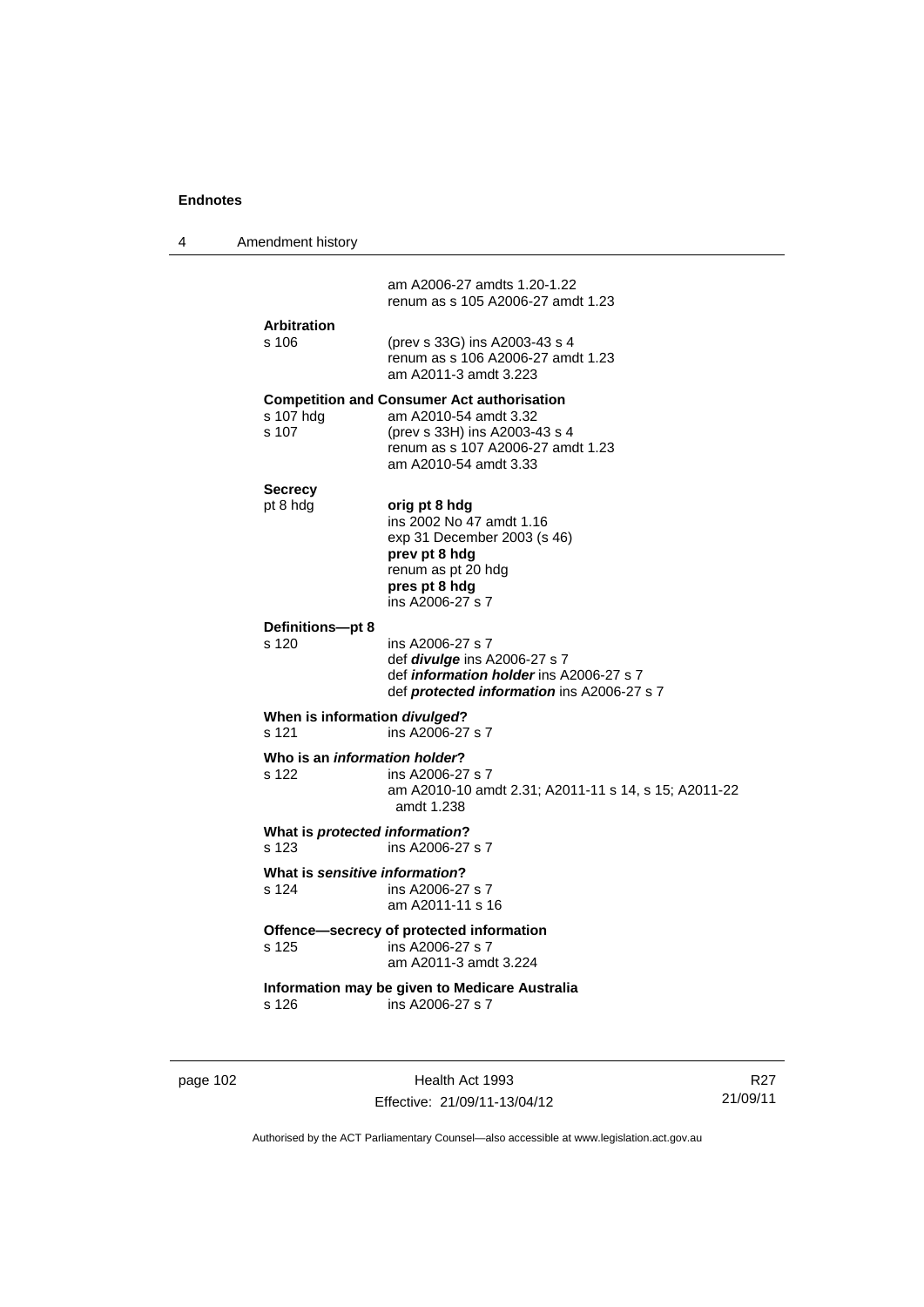am A2006-27 amdts 1.20-1.22
renum as s 105 A2006-27 amdt 1.23

**Arbitration**

s 106 (prev s 33G) ins A2003-43 s 4
renum as s 106 A2006-27 amdt 1.23
am A2011-3 amdt 3.223

**Competition and Consumer Act authorisation**

s 107 hdg am A2010-54 amdt 3.32

s 107 (prev s 33H) ins A2003-43 s 4
renum as s 107 A2006-27 amdt 1.23
am A2010-54 amdt 3.33

**Secrecy**

pt 8 hdg **orig pt 8 hdg**
ins 2002 No 47 amdt 1.16
exp 31 December 2003 (s 46)
**prev pt 8 hdg**
renum as pt 20 hdg
**pres pt 8 hdg**
ins A2006-27 s 7

**Definitions—pt 8**

s 120 ins A2006-27 s 7
def ***divulge*** ins A2006-27 s 7
def ***information holder*** ins A2006-27 s 7
def ***protected information*** ins A2006-27 s 7

**When is information *divulged*?**

s 121 ins A2006-27 s 7

**Who is an *information holder*?**

s 122 ins A2006-27 s 7
am A2010-10 amdt 2.31; A2011-11 s 14, s 15; A2011-22 amdt 1.238

**What is *protected information*?**

s 123 ins A2006-27 s 7

**What is *sensitive information*?**

s 124 ins A2006-27 s 7
am A2011-11 s 16

**Offence—secrecy of protected information**

s 125 ins A2006-27 s 7
am A2011-3 amdt 3.224

**Information may be given to Medicare Australia**

s 126 ins A2006-27 s 7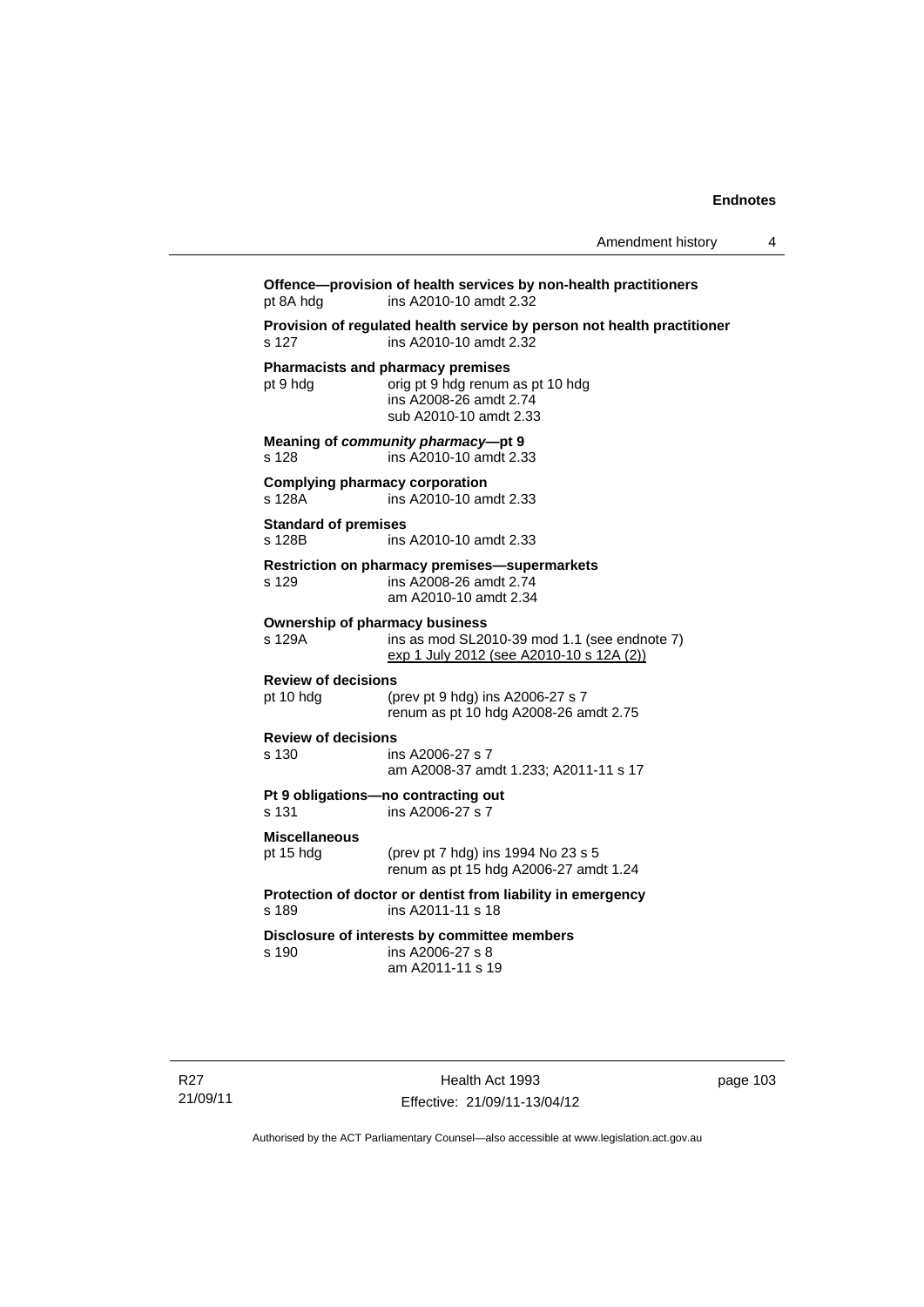**Offence—provision of health services by non-health practitioners**
pt 8A hdg ins A2010-10 amdt 2.32

**Provision of regulated health service by person not health practitioner**
s 127 ins A2010-10 amdt 2.32

**Pharmacists and pharmacy premises**
pt 9 hdg orig pt 9 hdg renum as pt 10 hdg
ins A2008-26 amdt 2.74
sub A2010-10 amdt 2.33

**Meaning of *community pharmacy*—pt 9**
s 128 ins A2010-10 amdt 2.33

**Complying pharmacy corporation**
s 128A ins A2010-10 amdt 2.33

**Standard of premises**
s 128B ins A2010-10 amdt 2.33

**Restriction on pharmacy premises—supermarkets**
s 129 ins A2008-26 amdt 2.74
am A2010-10 amdt 2.34

**Ownership of pharmacy business**
s 129A ins as mod SL2010-39 mod 1.1 (see endnote 7)
exp 1 July 2012 (see A2010-10 s 12A (2))

**Review of decisions**
pt 10 hdg (prev pt 9 hdg) ins A2006-27 s 7
renum as pt 10 hdg A2008-26 amdt 2.75

**Review of decisions**
s 130 ins A2006-27 s 7
am A2008-37 amdt 1.233; A2011-11 s 17

**Pt 9 obligations—no contracting out**
s 131 ins A2006-27 s 7

**Miscellaneous**
pt 15 hdg (prev pt 7 hdg) ins 1994 No 23 s 5
renum as pt 15 hdg A2006-27 amdt 1.24

**Protection of doctor or dentist from liability in emergency**
s 189 ins A2011-11 s 18

**Disclosure of interests by committee members**
s 190 ins A2006-27 s 8
am A2011-11 s 19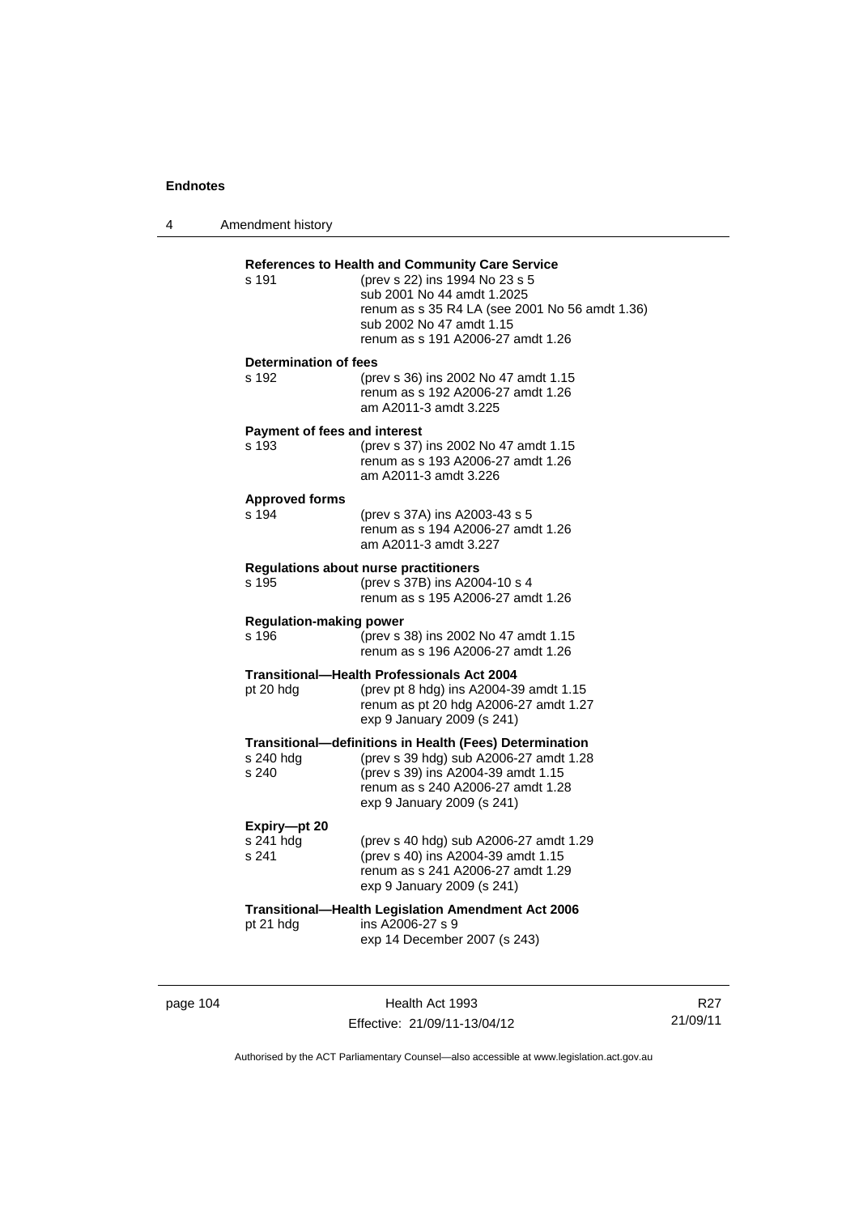**References to Health and Community Care Service**

s 191 (prev s 22) ins 1994 No 23 s 5
sub 2001 No 44 amdt 1.2025
renum as s 35 R4 LA (see 2001 No 56 amdt 1.36)
sub 2002 No 47 amdt 1.15
renum as s 191 A2006-27 amdt 1.26

**Determination of fees**

s 192 (prev s 36) ins 2002 No 47 amdt 1.15
renum as s 192 A2006-27 amdt 1.26
am A2011-3 amdt 3.225

**Payment of fees and interest**

s 193 (prev s 37) ins 2002 No 47 amdt 1.15
renum as s 193 A2006-27 amdt 1.26
am A2011-3 amdt 3.226

**Approved forms**

s 194 (prev s 37A) ins A2003-43 s 5
renum as s 194 A2006-27 amdt 1.26
am A2011-3 amdt 3.227

**Regulations about nurse practitioners**

s 195 (prev s 37B) ins A2004-10 s 4
renum as s 195 A2006-27 amdt 1.26

**Regulation-making power**

s 196 (prev s 38) ins 2002 No 47 amdt 1.15
renum as s 196 A2006-27 amdt 1.26

**Transitional—Health Professionals Act 2004**

pt 20 hdg (prev pt 8 hdg) ins A2004-39 amdt 1.15
renum as pt 20 hdg A2006-27 amdt 1.27
exp 9 January 2009 (s 241)

**Transitional—definitions in Health (Fees) Determination**

s 240 hdg (prev s 39 hdg) sub A2006-27 amdt 1.28
s 240 (prev s 39) ins A2004-39 amdt 1.15
renum as s 240 A2006-27 amdt 1.28
exp 9 January 2009 (s 241)

**Expiry—pt 20**

s 241 hdg (prev s 40 hdg) sub A2006-27 amdt 1.29
s 241 (prev s 40) ins A2004-39 amdt 1.15
renum as s 241 A2006-27 amdt 1.29
exp 9 January 2009 (s 241)

**Transitional—Health Legislation Amendment Act 2006**

pt 21 hdg ins A2006-27 s 9
exp 14 December 2007 (s 243)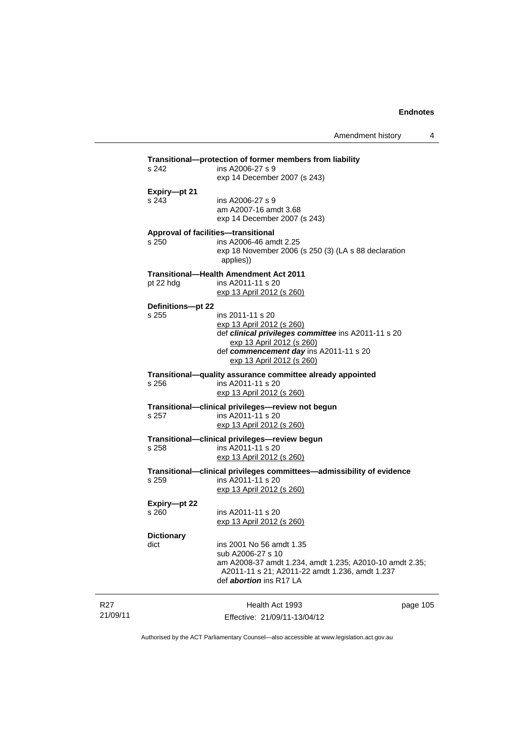**Transitional—protection of former members from liability**

s 242 ins A2006-27 s 9
exp 14 December 2007 (s 243)

**Expiry—pt 21**

s 243 ins A2006-27 s 9
am A2007-16 amdt 3.68
exp 14 December 2007 (s 243)

**Approval of facilities—transitional**

s 250 ins A2006-46 amdt 2.25
exp 18 November 2006 (s 250 (3) (LA s 88 declaration applies))

**Transitional—Health Amendment Act 2011**

pt 22 hdg ins A2011-11 s 20
exp 13 April 2012 (s 260)

**Definitions—pt 22**

s 255 ins 2011-11 s 20
exp 13 April 2012 (s 260)
def ***clinical privileges committee*** ins A2011-11 s 20
exp 13 April 2012 (s 260)
def ***commencement day*** ins A2011-11 s 20
exp 13 April 2012 (s 260)

**Transitional—quality assurance committee already appointed**

s 256 ins A2011-11 s 20
exp 13 April 2012 (s 260)

**Transitional—clinical privileges—review not begun**

s 257 ins A2011-11 s 20
exp 13 April 2012 (s 260)

**Transitional—clinical privileges—review begun**

s 258 ins A2011-11 s 20
exp 13 April 2012 (s 260)

**Transitional—clinical privileges committees—admissibility of evidence**

s 259 ins A2011-11 s 20
exp 13 April 2012 (s 260)

**Expiry—pt 22**

s 260 ins A2011-11 s 20
exp 13 April 2012 (s 260)

**Dictionary**

dict ins 2001 No 56 amdt 1.35
sub A2006-27 s 10
am A2008-37 amdt 1.234, amdt 1.235; A2010-10 amdt 2.35; A2011-11 s 21; A2011-22 amdt 1.236, amdt 1.237
def ***abortion*** ins R17 LA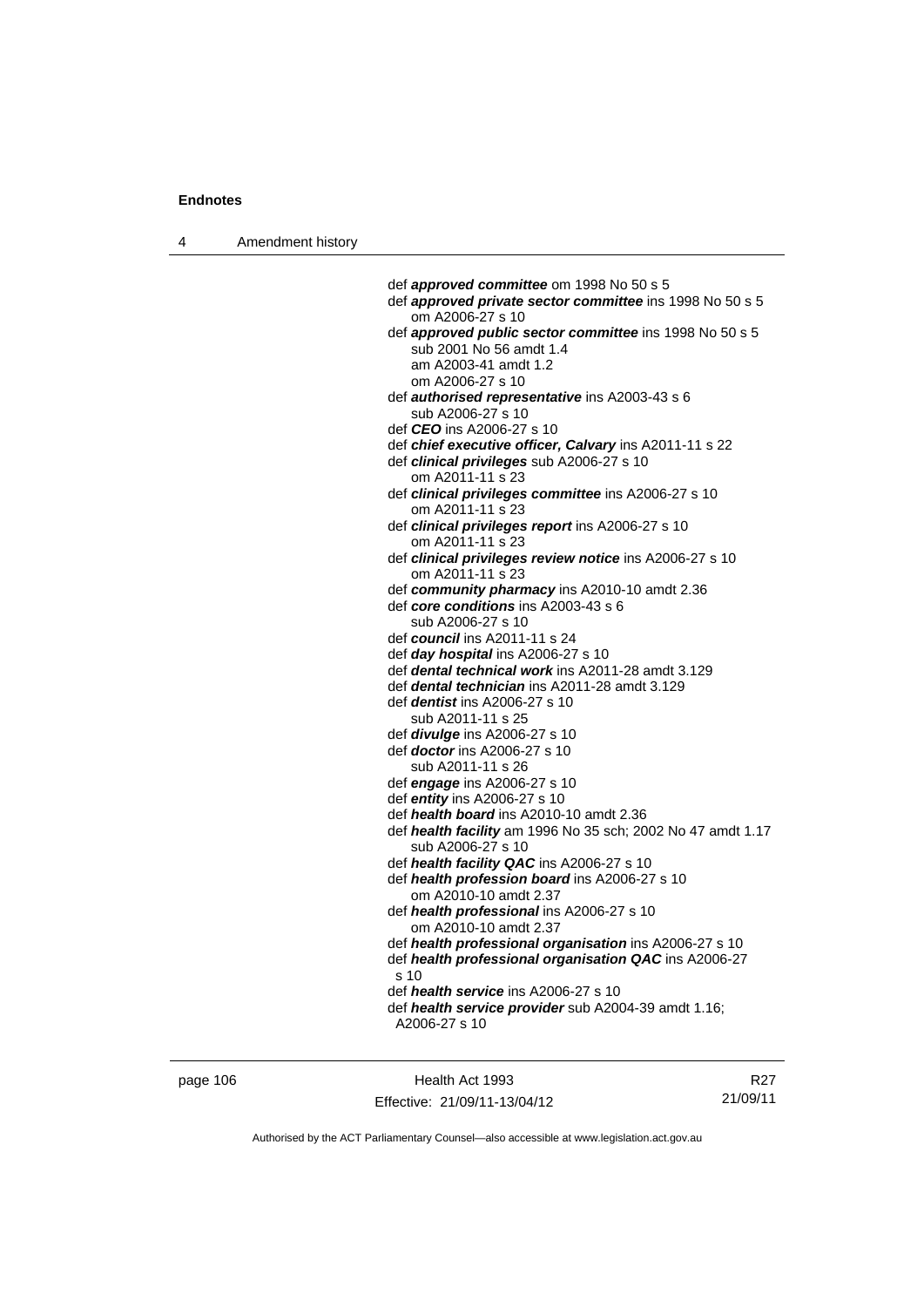def ***approved committee*** om 1998 No 50 s 5
def ***approved private sector committee*** ins 1998 No 50 s 5
om A2006-27 s 10
def ***approved public sector committee*** ins 1998 No 50 s 5
sub 2001 No 56 amdt 1.4
am A2003-41 amdt 1.2
om A2006-27 s 10
def ***authorised representative*** ins A2003-43 s 6
sub A2006-27 s 10
def ***CEO*** ins A2006-27 s 10
def ***chief executive officer, Calvary*** ins A2011-11 s 22
def ***clinical privileges*** sub A2006-27 s 10
om A2011-11 s 23
def ***clinical privileges committee*** ins A2006-27 s 10
om A2011-11 s 23
def ***clinical privileges report*** ins A2006-27 s 10
om A2011-11 s 23
def ***clinical privileges review notice*** ins A2006-27 s 10
om A2011-11 s 23
def ***community pharmacy*** ins A2010-10 amdt 2.36
def ***core conditions*** ins A2003-43 s 6
sub A2006-27 s 10
def ***council*** ins A2011-11 s 24
def ***day hospital*** ins A2006-27 s 10
def ***dental technical work*** ins A2011-28 amdt 3.129
def ***dental technician*** ins A2011-28 amdt 3.129
def ***dentist*** ins A2006-27 s 10
sub A2011-11 s 25
def ***divulge*** ins A2006-27 s 10
def ***doctor*** ins A2006-27 s 10
sub A2011-11 s 26
def ***engage*** ins A2006-27 s 10
def ***entity*** ins A2006-27 s 10
def ***health board*** ins A2010-10 amdt 2.36
def ***health facility*** am 1996 No 35 sch; 2002 No 47 amdt 1.17
sub A2006-27 s 10
def ***health facility QAC*** ins A2006-27 s 10
def ***health profession board*** ins A2006-27 s 10
om A2010-10 amdt 2.37
def ***health professional*** ins A2006-27 s 10
om A2010-10 amdt 2.37
def ***health professional organisation*** ins A2006-27 s 10
def ***health professional organisation QAC*** ins A2006-27 s 10
def ***health service*** ins A2006-27 s 10
def ***health service provider*** sub A2004-39 amdt 1.16; A2006-27 s 10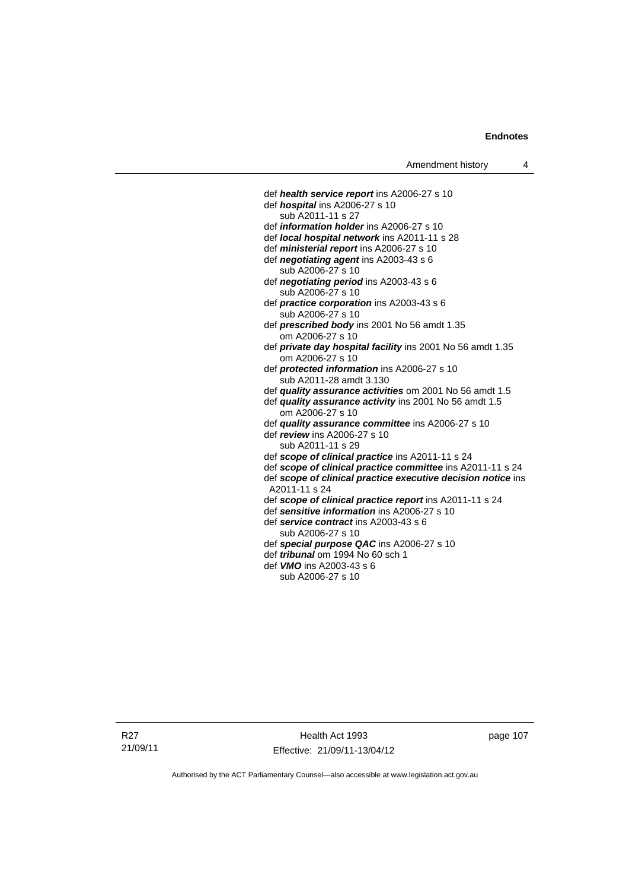def ***health service report*** ins A2006-27 s 10
def ***hospital*** ins A2006-27 s 10
  sub A2011-11 s 27
def ***information holder*** ins A2006-27 s 10
def ***local hospital network*** ins A2011-11 s 28
def ***ministerial report*** ins A2006-27 s 10
def ***negotiating agent*** ins A2003-43 s 6
  sub A2006-27 s 10
def ***negotiating period*** ins A2003-43 s 6
  sub A2006-27 s 10
def ***practice corporation*** ins A2003-43 s 6
  sub A2006-27 s 10
def ***prescribed body*** ins 2001 No 56 amdt 1.35
  om A2006-27 s 10
def ***private day hospital facility*** ins 2001 No 56 amdt 1.35
  om A2006-27 s 10
def ***protected information*** ins A2006-27 s 10
  sub A2011-28 amdt 3.130
def ***quality assurance activities*** om 2001 No 56 amdt 1.5
def ***quality assurance activity*** ins 2001 No 56 amdt 1.5
  om A2006-27 s 10
def ***quality assurance committee*** ins A2006-27 s 10
def ***review*** ins A2006-27 s 10
  sub A2011-11 s 29
def ***scope of clinical practice*** ins A2011-11 s 24
def ***scope of clinical practice committee*** ins A2011-11 s 24
def ***scope of clinical practice executive decision notice*** ins A2011-11 s 24
def ***scope of clinical practice report*** ins A2011-11 s 24
def ***sensitive information*** ins A2006-27 s 10
def ***service contract*** ins A2003-43 s 6
  sub A2006-27 s 10
def ***special purpose QAC*** ins A2006-27 s 10
def ***tribunal*** om 1994 No 60 sch 1
def ***VMO*** ins A2003-43 s 6
  sub A2006-27 s 10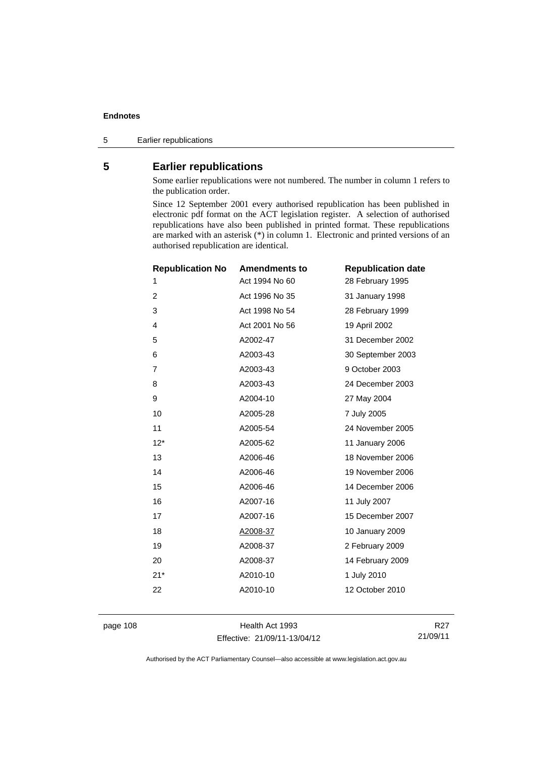## 5 Earlier republications

Some earlier republications were not numbered. The number in column 1 refers to the publication order.

Since 12 September 2001 every authorised republication has been published in electronic pdf format on the ACT legislation register. A selection of authorised republications have also been published in printed format. These republications are marked with an asterisk (*) in column 1. Electronic and printed versions of an authorised republication are identical.

| Republication No | Amendments to | Republication date |
|---|---|---|
| 1 | Act 1994 No 60 | 28 February 1995 |
| 2 | Act 1996 No 35 | 31 January 1998 |
| 3 | Act 1998 No 54 | 28 February 1999 |
| 4 | Act 2001 No 56 | 19 April 2002 |
| 5 | A2002-47 | 31 December 2002 |
| 6 | A2003-43 | 30 September 2003 |
| 7 | A2003-43 | 9 October 2003 |
| 8 | A2003-43 | 24 December 2003 |
| 9 | A2004-10 | 27 May 2004 |
| 10 | A2005-28 | 7 July 2005 |
| 11 | A2005-54 | 24 November 2005 |
| 12* | A2005-62 | 11 January 2006 |
| 13 | A2006-46 | 18 November 2006 |
| 14 | A2006-46 | 19 November 2006 |
| 15 | A2006-46 | 14 December 2006 |
| 16 | A2007-16 | 11 July 2007 |
| 17 | A2007-16 | 15 December 2007 |
| 18 | A2008-37 | 10 January 2009 |
| 19 | A2008-37 | 2 February 2009 |
| 20 | A2008-37 | 14 February 2009 |
| 21* | A2010-10 | 1 July 2010 |
| 22 | A2010-10 | 12 October 2010 |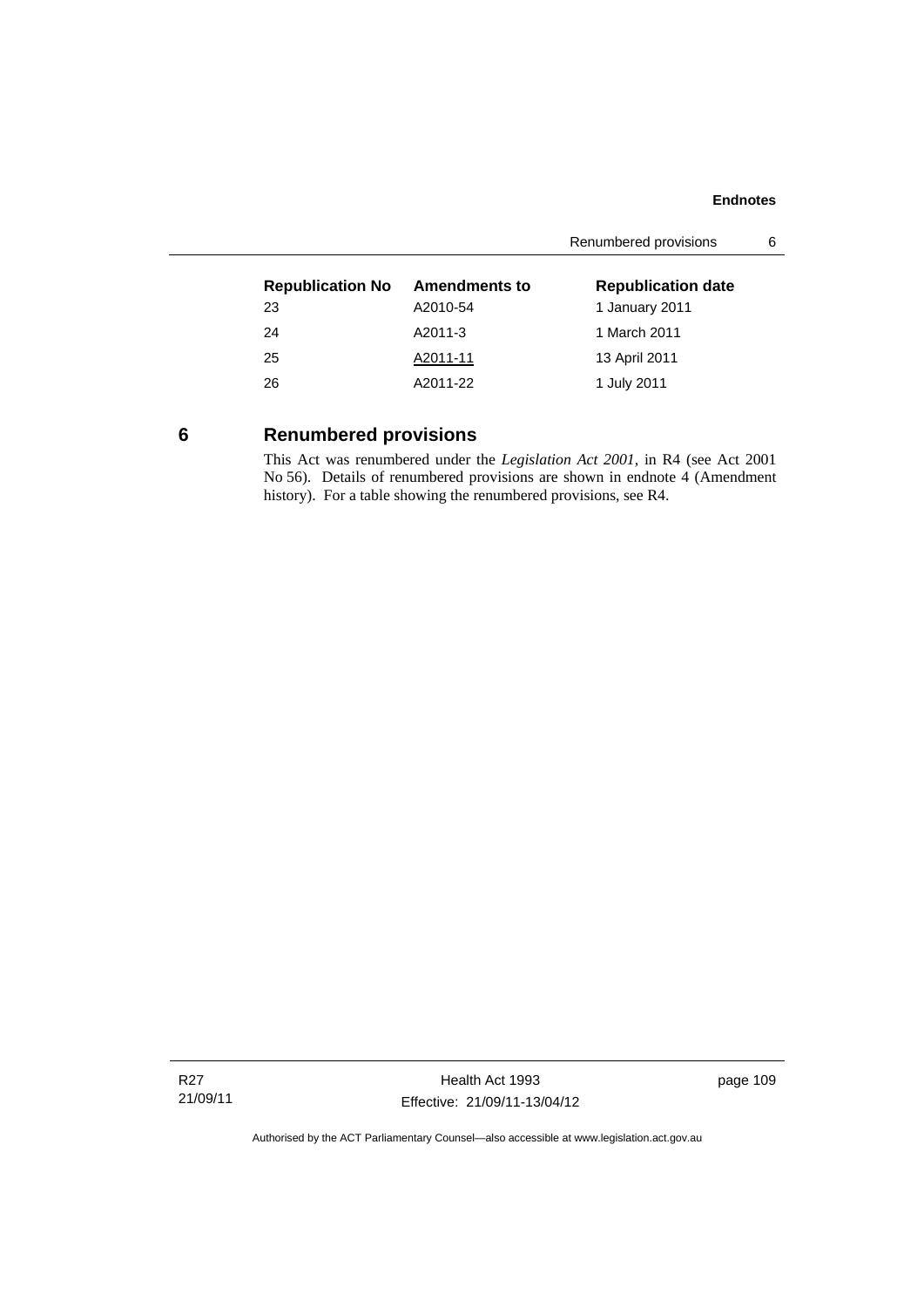| Republication No | Amendments to | Republication date |
| --- | --- | --- |
| 23 | A2010-54 | 1 January 2011 |
| 24 | A2011-3 | 1 March 2011 |
| 25 | A2011-11 | 13 April 2011 |
| 26 | A2011-22 | 1 July 2011 |

## 6 Renumbered provisions

This Act was renumbered under the *Legislation Act 2001*, in R4 (see Act 2001 No 56). Details of renumbered provisions are shown in endnote 4 (Amendment history). For a table showing the renumbered provisions, see R4.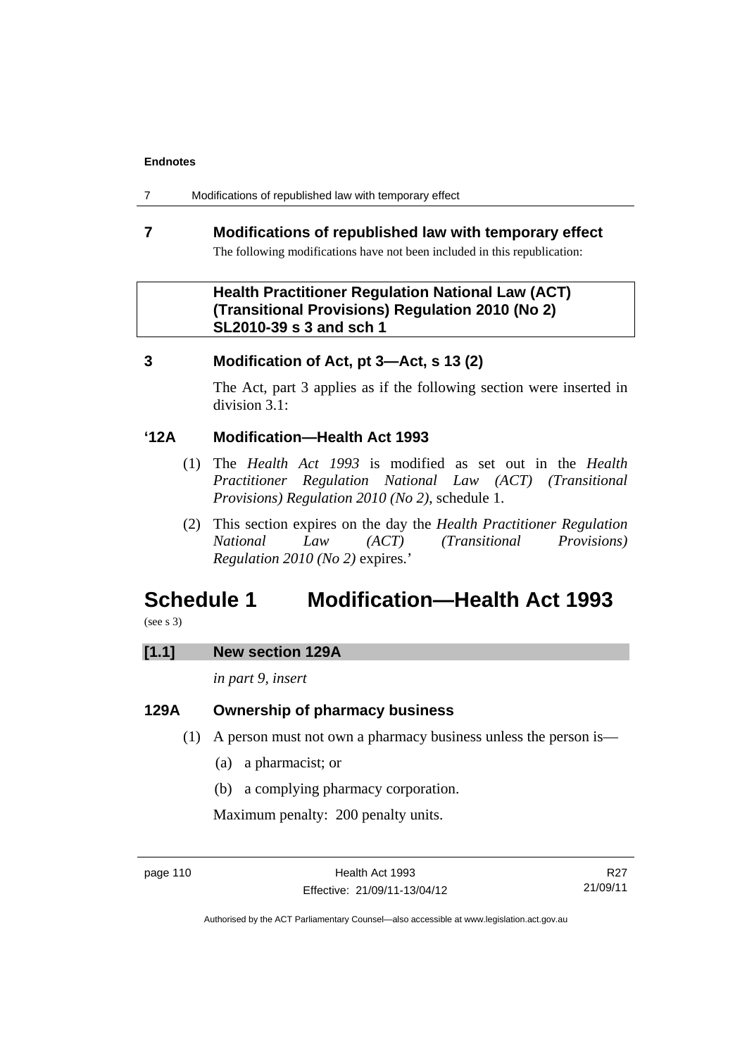## 7 Modifications of republished law with temporary effect

The following modifications have not been included in this republication:

**Health Practitioner Regulation National Law (ACT) (Transitional Provisions) Regulation 2010 (No 2) SL2010-39 s 3 and sch 1**

### 3 Modification of Act, pt 3—Act, s 13 (2)

The Act, part 3 applies as if the following section were inserted in division 3.1:

### '12A Modification—Health Act 1993

(1) The *Health Act 1993* is modified as set out in the *Health Practitioner Regulation National Law (ACT) (Transitional Provisions) Regulation 2010 (No 2)*, schedule 1.

(2) This section expires on the day the *Health Practitioner Regulation National Law (ACT) (Transitional Provisions) Regulation 2010 (No 2)* expires.'

# Schedule 1 Modification—Health Act 1993

(see s 3)

**[1.1] New section 129A**

*in part 9, insert*

### 129A Ownership of pharmacy business

(1) A person must not own a pharmacy business unless the person is—

(a) a pharmacist; or

(b) a complying pharmacy corporation.

Maximum penalty: 200 penalty units.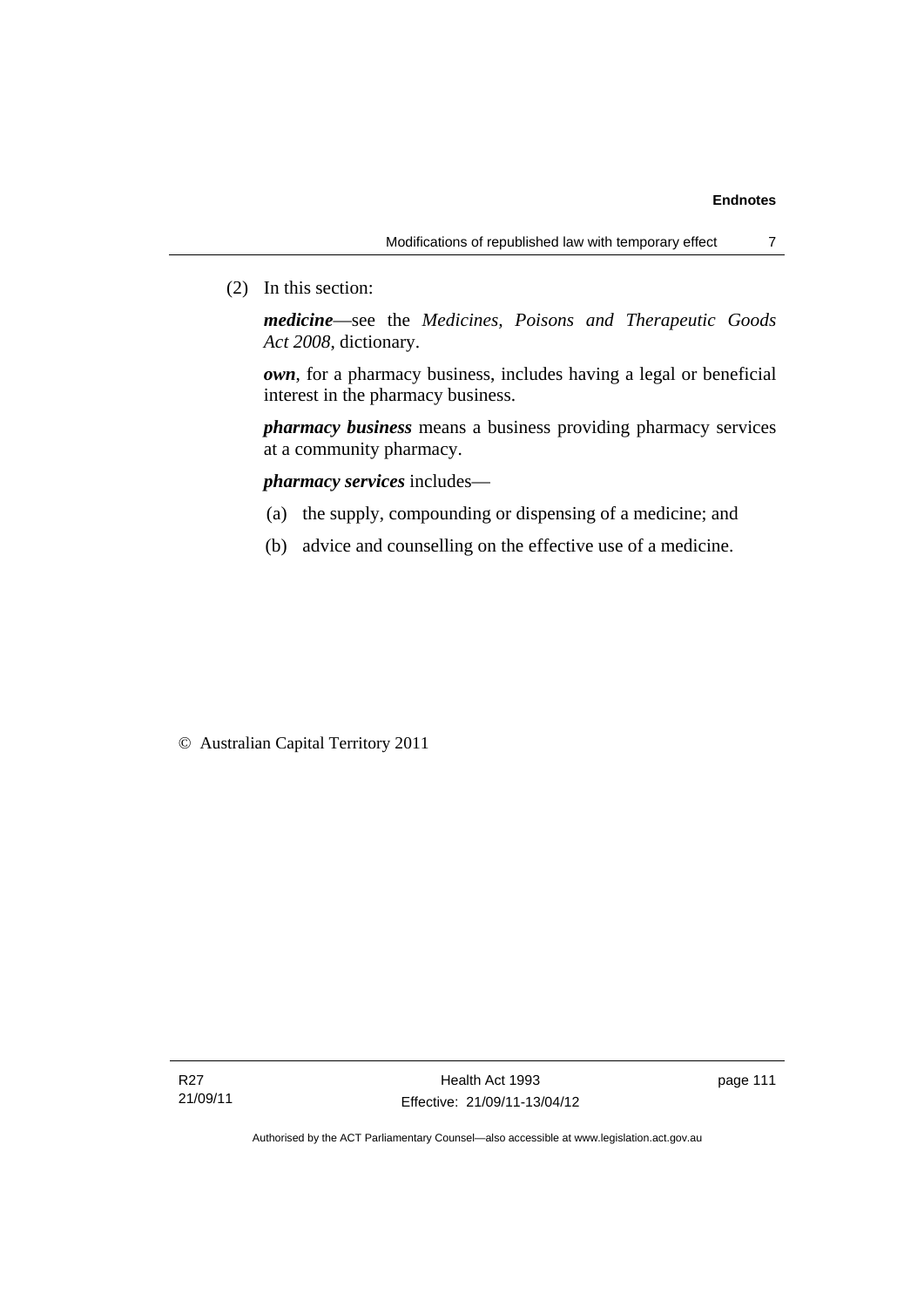(2) In this section:

***medicine***—see the *Medicines, Poisons and Therapeutic Goods Act 2008*, dictionary.

***own***, for a pharmacy business, includes having a legal or beneficial interest in the pharmacy business.

***pharmacy business*** means a business providing pharmacy services at a community pharmacy.

***pharmacy services*** includes—

(a) the supply, compounding or dispensing of a medicine; and

(b) advice and counselling on the effective use of a medicine.

© Australian Capital Territory 2011